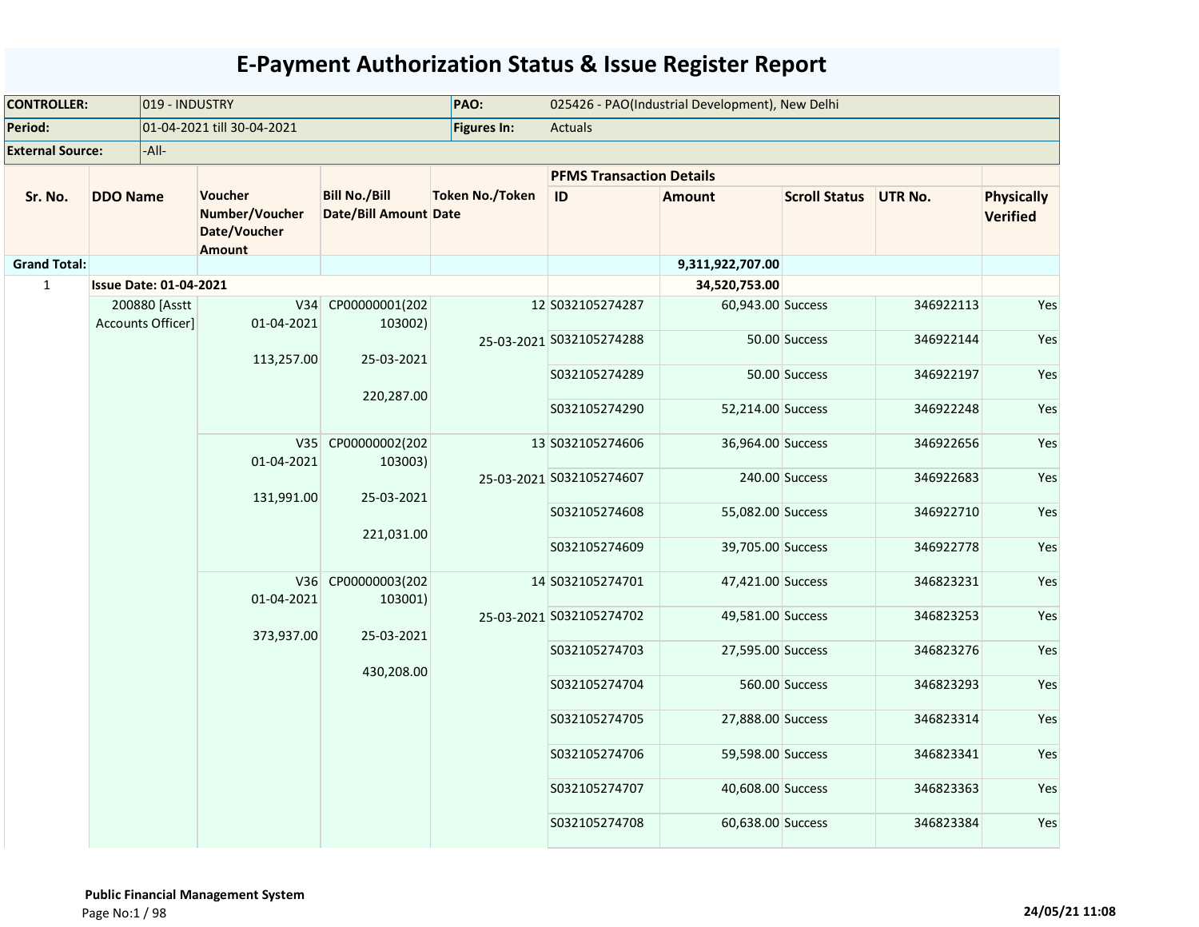# E-Payment Authorization Status & Issue Register Report

| | | | |
|---|---|---|---|
| **CONTROLLER:** | 019 - INDUSTRY | **PAO:** | 025426 - PAO(Industrial Development), New Delhi |
| **Period:** | 01-04-2021 till 30-04-2021 | **Figures In:** | Actuals |
| **External Source:** | -All- | | |

| Sr. No. | DDO Name | Voucher Number/Voucher Date/Voucher Amount | Bill No./Bill Date/Bill Amount | Token No./Token Date | PFMS Transaction Details ID | Amount | Scroll Status | UTR No. | Physically Verified |
|---|---|---|---|---|---|---|---|---|---|
| **Grand Total:** | | | | | | **9,311,922,707.00** | | | |
| 1 | **Issue Date: 01-04-2021** | | | | | **34,520,753.00** | | | |
| | 200880 [Asstt Accounts Officer] | V34 01-04-2021 113,257.00 | CP00000001(202103002) 25-03-2021 220,287.00 | 12 25-03-2021 | S032105274287 | 60,943.00 | Success | 346922113 | Yes |
| | | | | | S032105274288 | 50.00 | Success | 346922144 | Yes |
| | | | | | S032105274289 | 50.00 | Success | 346922197 | Yes |
| | | | | | S032105274290 | 52,214.00 | Success | 346922248 | Yes |
| | | V35 01-04-2021 131,991.00 | CP00000002(202103003) 25-03-2021 221,031.00 | 13 25-03-2021 | S032105274606 | 36,964.00 | Success | 346922656 | Yes |
| | | | | | S032105274607 | 240.00 | Success | 346922683 | Yes |
| | | | | | S032105274608 | 55,082.00 | Success | 346922710 | Yes |
| | | | | | S032105274609 | 39,705.00 | Success | 346922778 | Yes |
| | | V36 01-04-2021 373,937.00 | CP00000003(202103001) 25-03-2021 430,208.00 | 14 25-03-2021 | S032105274701 | 47,421.00 | Success | 346823231 | Yes |
| | | | | | S032105274702 | 49,581.00 | Success | 346823253 | Yes |
| | | | | | S032105274703 | 27,595.00 | Success | 346823276 | Yes |
| | | | | | S032105274704 | 560.00 | Success | 346823293 | Yes |
| | | | | | S032105274705 | 27,888.00 | Success | 346823314 | Yes |
| | | | | | S032105274706 | 59,598.00 | Success | 346823341 | Yes |
| | | | | | S032105274707 | 40,608.00 | Success | 346823363 | Yes |
| | | | | | S032105274708 | 60,638.00 | Success | 346823384 | Yes |

**Public Financial Management System**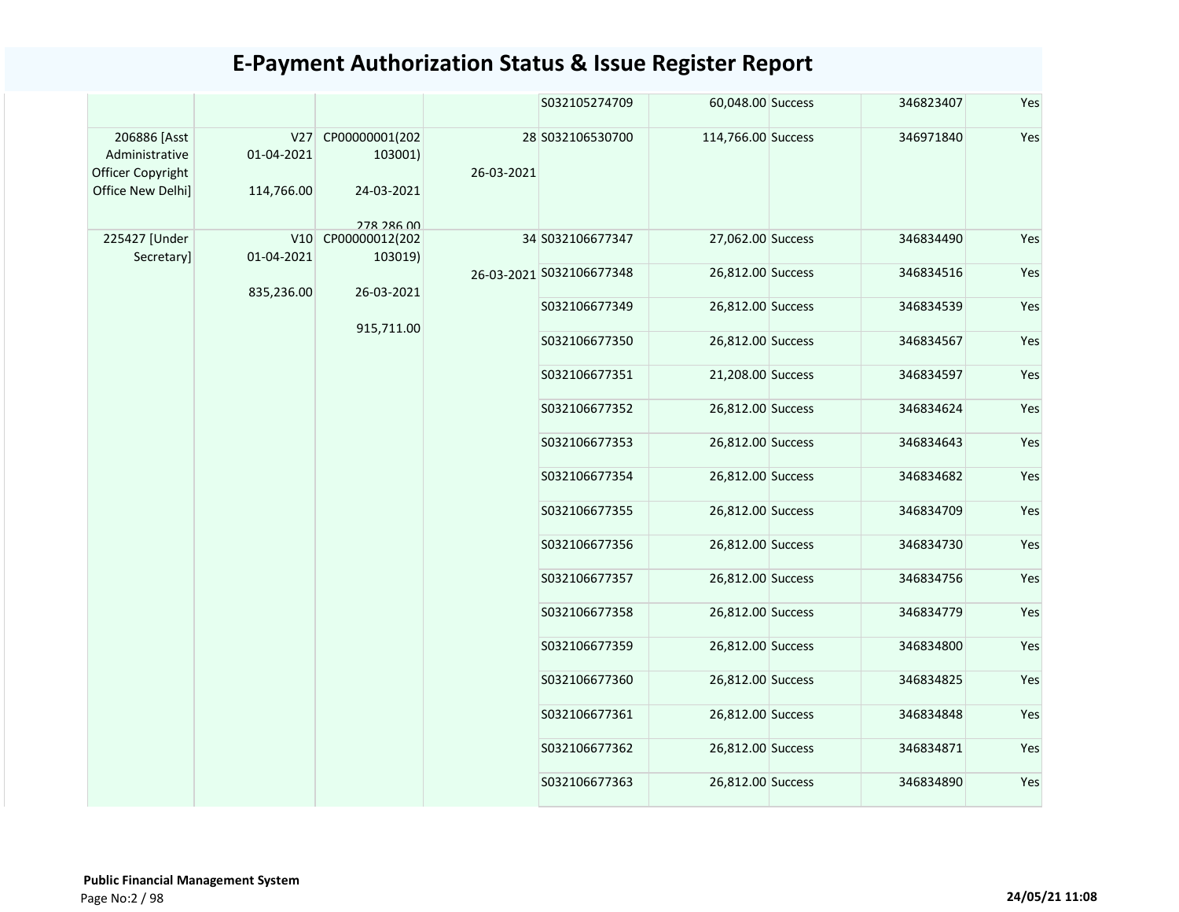# E-Payment Authorization Status & Issue Register Report

| | | | | | | | | |
|---|---|---|---|---|---|---|---|---|
| | | | | S032105274709 | 60,048.00 | Success | 346823407 | Yes |
| 206886 [Asst Administrative Officer Copyright Office New Delhi] | V27 01-04-2021 114,766.00 | CP00000001(202103001) 24-03-2021 278,286.00 | 28 26-03-2021 | S032106530700 | 114,766.00 | Success | 346971840 | Yes |
| 225427 [Under Secretary] | V10 01-04-2021 835,236.00 | CP00000012(202103019) 26-03-2021 915,711.00 | 34 26-03-2021 | S032106677347 | 27,062.00 | Success | 346834490 | Yes |
| | | | | S032106677348 | 26,812.00 | Success | 346834516 | Yes |
| | | | | S032106677349 | 26,812.00 | Success | 346834539 | Yes |
| | | | | S032106677350 | 26,812.00 | Success | 346834567 | Yes |
| | | | | S032106677351 | 21,208.00 | Success | 346834597 | Yes |
| | | | | S032106677352 | 26,812.00 | Success | 346834624 | Yes |
| | | | | S032106677353 | 26,812.00 | Success | 346834643 | Yes |
| | | | | S032106677354 | 26,812.00 | Success | 346834682 | Yes |
| | | | | S032106677355 | 26,812.00 | Success | 346834709 | Yes |
| | | | | S032106677356 | 26,812.00 | Success | 346834730 | Yes |
| | | | | S032106677357 | 26,812.00 | Success | 346834756 | Yes |
| | | | | S032106677358 | 26,812.00 | Success | 346834779 | Yes |
| | | | | S032106677359 | 26,812.00 | Success | 346834800 | Yes |
| | | | | S032106677360 | 26,812.00 | Success | 346834825 | Yes |
| | | | | S032106677361 | 26,812.00 | Success | 346834848 | Yes |
| | | | | S032106677362 | 26,812.00 | Success | 346834871 | Yes |
| | | | | S032106677363 | 26,812.00 | Success | 346834890 | Yes |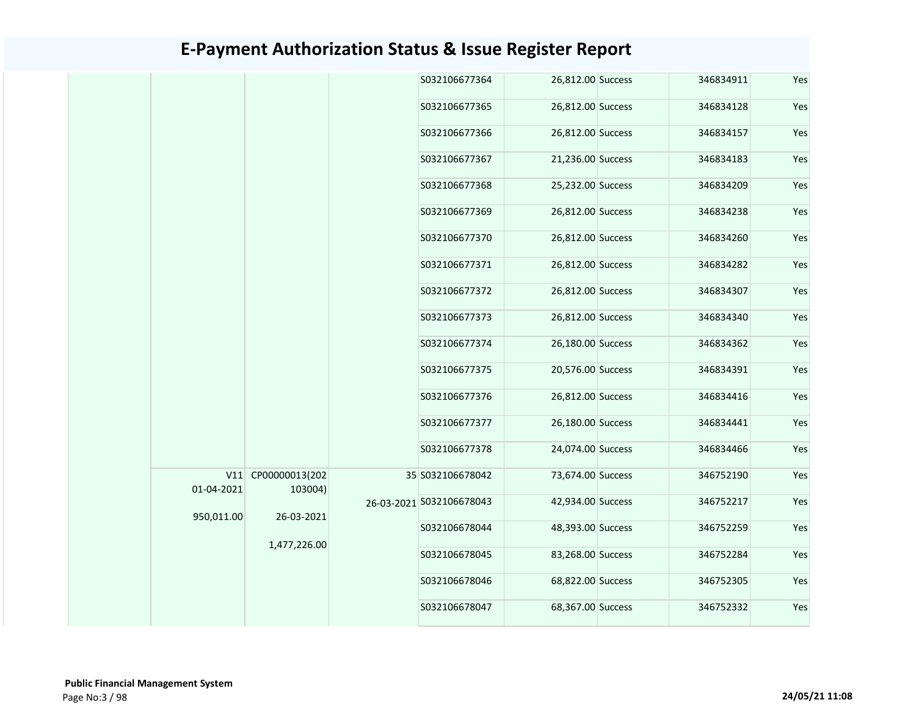# E-Payment Authorization Status & Issue Register Report

| | | | | | | | | |
|---|---|---|---|---|---|---|---|---|
| | | | | S032106677364 | 26,812.00 | Success | 346834911 | Yes |
| | | | | S032106677365 | 26,812.00 | Success | 346834128 | Yes |
| | | | | S032106677366 | 26,812.00 | Success | 346834157 | Yes |
| | | | | S032106677367 | 21,236.00 | Success | 346834183 | Yes |
| | | | | S032106677368 | 25,232.00 | Success | 346834209 | Yes |
| | | | | S032106677369 | 26,812.00 | Success | 346834238 | Yes |
| | | | | S032106677370 | 26,812.00 | Success | 346834260 | Yes |
| | | | | S032106677371 | 26,812.00 | Success | 346834282 | Yes |
| | | | | S032106677372 | 26,812.00 | Success | 346834307 | Yes |
| | | | | S032106677373 | 26,812.00 | Success | 346834340 | Yes |
| | | | | S032106677374 | 26,180.00 | Success | 346834362 | Yes |
| | | | | S032106677375 | 20,576.00 | Success | 346834391 | Yes |
| | | | | S032106677376 | 26,812.00 | Success | 346834416 | Yes |
| | | | | S032106677377 | 26,180.00 | Success | 346834441 | Yes |
| | | | | S032106677378 | 24,074.00 | Success | 346834466 | Yes |
| | V11 01-04-2021 950,011.00 | CP00000013(202103004) 26-03-2021 1,477,226.00 | 35 26-03-2021 | S032106678042 | 73,674.00 | Success | 346752190 | Yes |
| | | | | S032106678043 | 42,934.00 | Success | 346752217 | Yes |
| | | | | S032106678044 | 48,393.00 | Success | 346752259 | Yes |
| | | | | S032106678045 | 83,268.00 | Success | 346752284 | Yes |
| | | | | S032106678046 | 68,822.00 | Success | 346752305 | Yes |
| | | | | S032106678047 | 68,367.00 | Success | 346752332 | Yes |

**Public Financial Management System**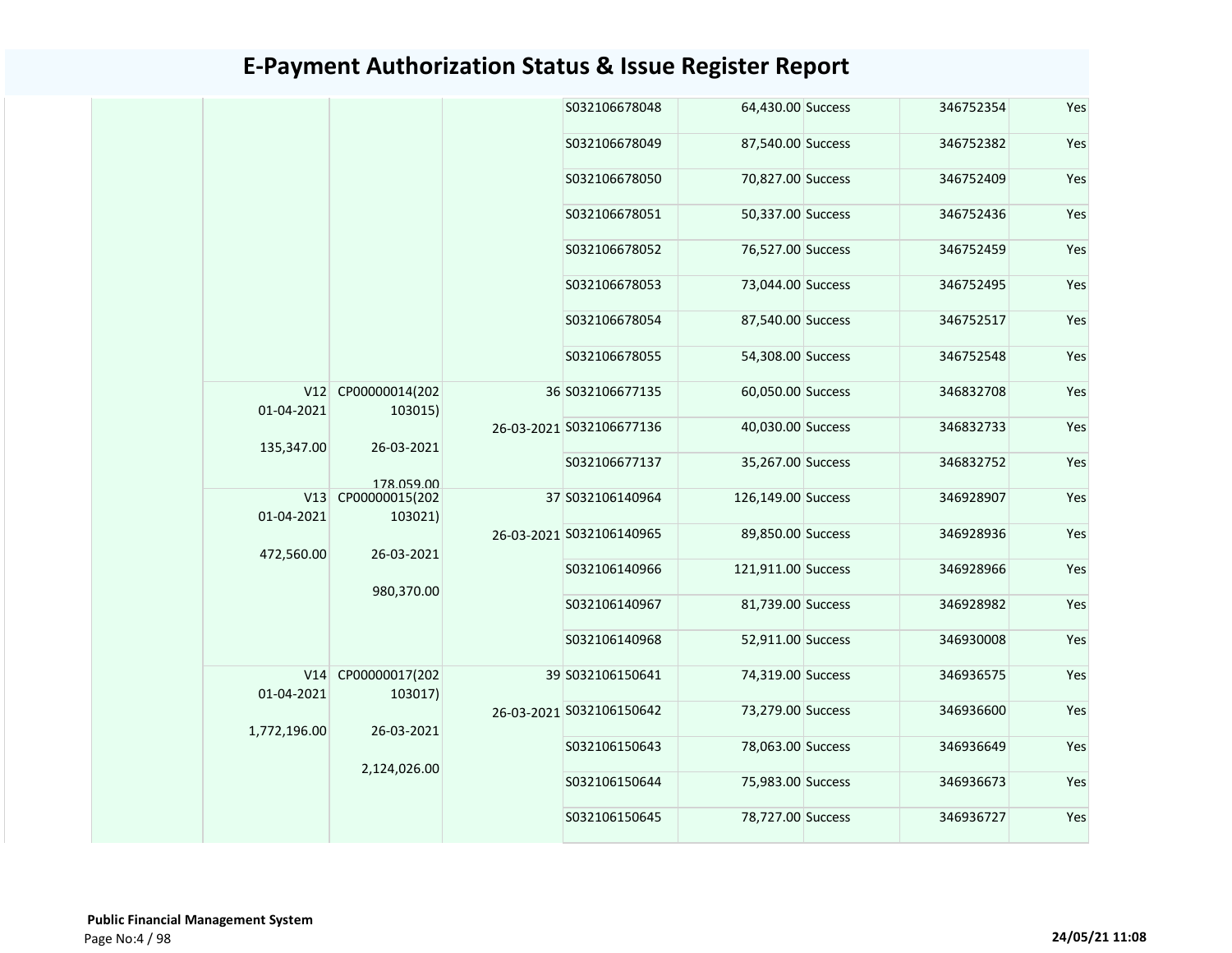# E-Payment Authorization Status & Issue Register Report

| | | | | | | | | |
|---|---|---|---|---|---|---|---|---|
| | | | | S032106678048 | 64,430.00 | Success | 346752354 | Yes |
| | | | | S032106678049 | 87,540.00 | Success | 346752382 | Yes |
| | | | | S032106678050 | 70,827.00 | Success | 346752409 | Yes |
| | | | | S032106678051 | 50,337.00 | Success | 346752436 | Yes |
| | | | | S032106678052 | 76,527.00 | Success | 346752459 | Yes |
| | | | | S032106678053 | 73,044.00 | Success | 346752495 | Yes |
| | | | | S032106678054 | 87,540.00 | Success | 346752517 | Yes |
| | | | | S032106678055 | 54,308.00 | Success | 346752548 | Yes |
| | V12 01-04-2021 135,347.00 | CP00000014(202103015) 26-03-2021 178,059.00 | 36 26-03-2021 | S032106677135 | 60,050.00 | Success | 346832708 | Yes |
| | | | | S032106677136 | 40,030.00 | Success | 346832733 | Yes |
| | | | | S032106677137 | 35,267.00 | Success | 346832752 | Yes |
| | V13 01-04-2021 472,560.00 | CP00000015(202103021) 26-03-2021 980,370.00 | 37 26-03-2021 | S032106140964 | 126,149.00 | Success | 346928907 | Yes |
| | | | | S032106140965 | 89,850.00 | Success | 346928936 | Yes |
| | | | | S032106140966 | 121,911.00 | Success | 346928966 | Yes |
| | | | | S032106140967 | 81,739.00 | Success | 346928982 | Yes |
| | | | | S032106140968 | 52,911.00 | Success | 346930008 | Yes |
| | V14 01-04-2021 1,772,196.00 | CP00000017(202103017) 26-03-2021 2,124,026.00 | 39 26-03-2021 | S032106150641 | 74,319.00 | Success | 346936575 | Yes |
| | | | | S032106150642 | 73,279.00 | Success | 346936600 | Yes |
| | | | | S032106150643 | 78,063.00 | Success | 346936649 | Yes |
| | | | | S032106150644 | 75,983.00 | Success | 346936673 | Yes |
| | | | | S032106150645 | 78,727.00 | Success | 346936727 | Yes |

**Public Financial Management System**

**24/05/21 11:08**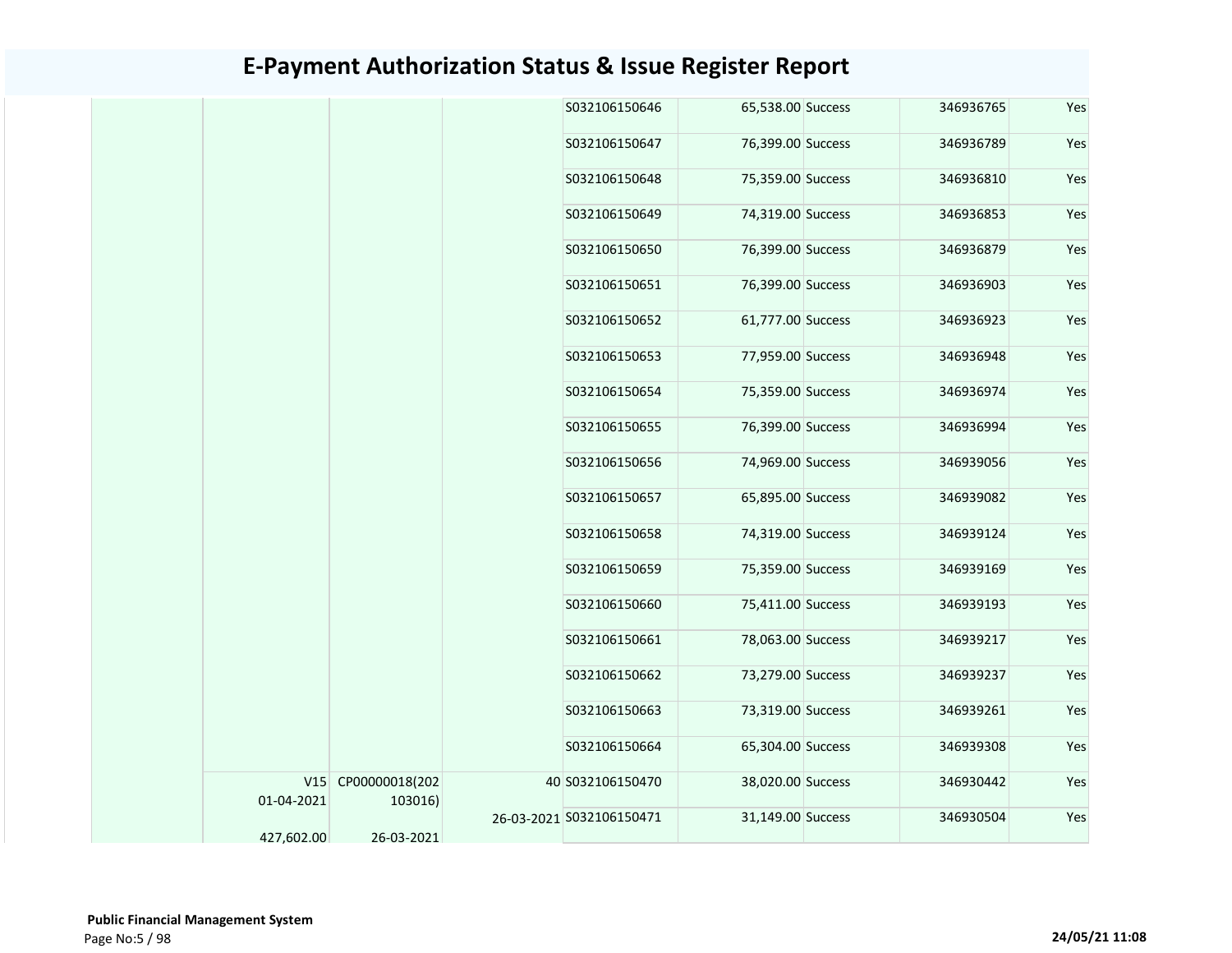# E-Payment Authorization Status & Issue Register Report

| | | | | | | | | |
|---|---|---|---|---|---|---|---|---|
| | | | | S032106150646 | 65,538.00 | Success | 346936765 | Yes |
| | | | | S032106150647 | 76,399.00 | Success | 346936789 | Yes |
| | | | | S032106150648 | 75,359.00 | Success | 346936810 | Yes |
| | | | | S032106150649 | 74,319.00 | Success | 346936853 | Yes |
| | | | | S032106150650 | 76,399.00 | Success | 346936879 | Yes |
| | | | | S032106150651 | 76,399.00 | Success | 346936903 | Yes |
| | | | | S032106150652 | 61,777.00 | Success | 346936923 | Yes |
| | | | | S032106150653 | 77,959.00 | Success | 346936948 | Yes |
| | | | | S032106150654 | 75,359.00 | Success | 346936974 | Yes |
| | | | | S032106150655 | 76,399.00 | Success | 346936994 | Yes |
| | | | | S032106150656 | 74,969.00 | Success | 346939056 | Yes |
| | | | | S032106150657 | 65,895.00 | Success | 346939082 | Yes |
| | | | | S032106150658 | 74,319.00 | Success | 346939124 | Yes |
| | | | | S032106150659 | 75,359.00 | Success | 346939169 | Yes |
| | | | | S032106150660 | 75,411.00 | Success | 346939193 | Yes |
| | | | | S032106150661 | 78,063.00 | Success | 346939217 | Yes |
| | | | | S032106150662 | 73,279.00 | Success | 346939237 | Yes |
| | | | | S032106150663 | 73,319.00 | Success | 346939261 | Yes |
| | | | | S032106150664 | 65,304.00 | Success | 346939308 | Yes |
| | V15 01-04-2021 427,602.00 | CP00000018(202103016) 26-03-2021 | 40 26-03-2021 | S032106150470 | 38,020.00 | Success | 346930442 | Yes |
| | | | | S032106150471 | 31,149.00 | Success | 346930504 | Yes |

**Public Financial Management System**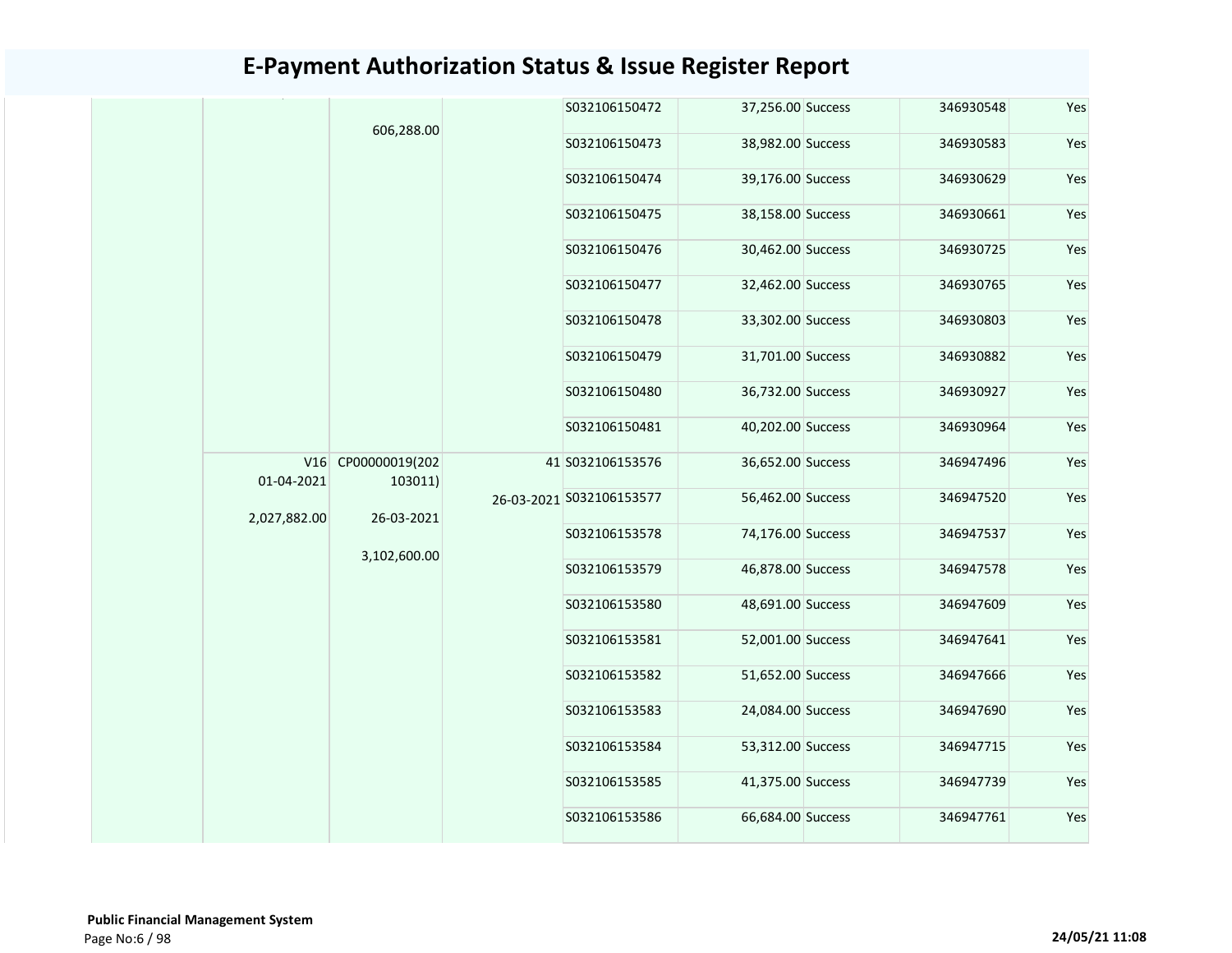# E-Payment Authorization Status & Issue Register Report

| | | | | | | | | |
|---|---|---|---|---|---|---|---|---|
| | | 606,288.00 | | S032106150472 | 37,256.00 | Success | 346930548 | Yes |
| | | | | S032106150473 | 38,982.00 | Success | 346930583 | Yes |
| | | | | S032106150474 | 39,176.00 | Success | 346930629 | Yes |
| | | | | S032106150475 | 38,158.00 | Success | 346930661 | Yes |
| | | | | S032106150476 | 30,462.00 | Success | 346930725 | Yes |
| | | | | S032106150477 | 32,462.00 | Success | 346930765 | Yes |
| | | | | S032106150478 | 33,302.00 | Success | 346930803 | Yes |
| | | | | S032106150479 | 31,701.00 | Success | 346930882 | Yes |
| | | | | S032106150480 | 36,732.00 | Success | 346930927 | Yes |
| | | | | S032106150481 | 40,202.00 | Success | 346930964 | Yes |
| | V16 01-04-2021 2,027,882.00 | CP00000019(202103011) 26-03-2021 3,102,600.00 | 41 26-03-2021 | S032106153576 | 36,652.00 | Success | 346947496 | Yes |
| | | | | S032106153577 | 56,462.00 | Success | 346947520 | Yes |
| | | | | S032106153578 | 74,176.00 | Success | 346947537 | Yes |
| | | | | S032106153579 | 46,878.00 | Success | 346947578 | Yes |
| | | | | S032106153580 | 48,691.00 | Success | 346947609 | Yes |
| | | | | S032106153581 | 52,001.00 | Success | 346947641 | Yes |
| | | | | S032106153582 | 51,652.00 | Success | 346947666 | Yes |
| | | | | S032106153583 | 24,084.00 | Success | 346947690 | Yes |
| | | | | S032106153584 | 53,312.00 | Success | 346947715 | Yes |
| | | | | S032106153585 | 41,375.00 | Success | 346947739 | Yes |
| | | | | S032106153586 | 66,684.00 | Success | 346947761 | Yes |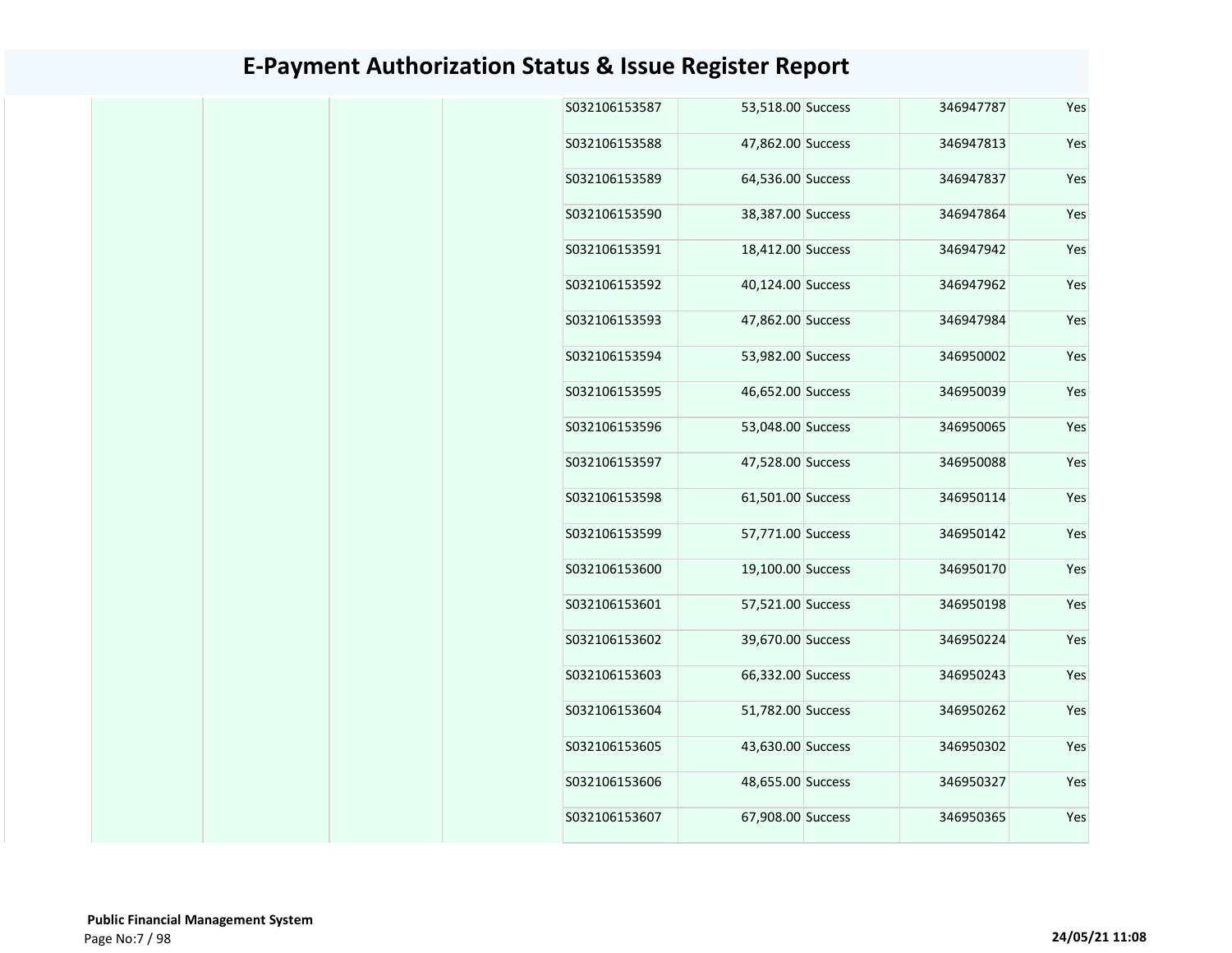# E-Payment Authorization Status & Issue Register Report

| | | | | | | | | |
|---|---|---|---|---|---|---|---|---|
| | | | | S032106153587 | 53,518.00 | Success | 346947787 | Yes |
| | | | | S032106153588 | 47,862.00 | Success | 346947813 | Yes |
| | | | | S032106153589 | 64,536.00 | Success | 346947837 | Yes |
| | | | | S032106153590 | 38,387.00 | Success | 346947864 | Yes |
| | | | | S032106153591 | 18,412.00 | Success | 346947942 | Yes |
| | | | | S032106153592 | 40,124.00 | Success | 346947962 | Yes |
| | | | | S032106153593 | 47,862.00 | Success | 346947984 | Yes |
| | | | | S032106153594 | 53,982.00 | Success | 346950002 | Yes |
| | | | | S032106153595 | 46,652.00 | Success | 346950039 | Yes |
| | | | | S032106153596 | 53,048.00 | Success | 346950065 | Yes |
| | | | | S032106153597 | 47,528.00 | Success | 346950088 | Yes |
| | | | | S032106153598 | 61,501.00 | Success | 346950114 | Yes |
| | | | | S032106153599 | 57,771.00 | Success | 346950142 | Yes |
| | | | | S032106153600 | 19,100.00 | Success | 346950170 | Yes |
| | | | | S032106153601 | 57,521.00 | Success | 346950198 | Yes |
| | | | | S032106153602 | 39,670.00 | Success | 346950224 | Yes |
| | | | | S032106153603 | 66,332.00 | Success | 346950243 | Yes |
| | | | | S032106153604 | 51,782.00 | Success | 346950262 | Yes |
| | | | | S032106153605 | 43,630.00 | Success | 346950302 | Yes |
| | | | | S032106153606 | 48,655.00 | Success | 346950327 | Yes |
| | | | | S032106153607 | 67,908.00 | Success | 346950365 | Yes |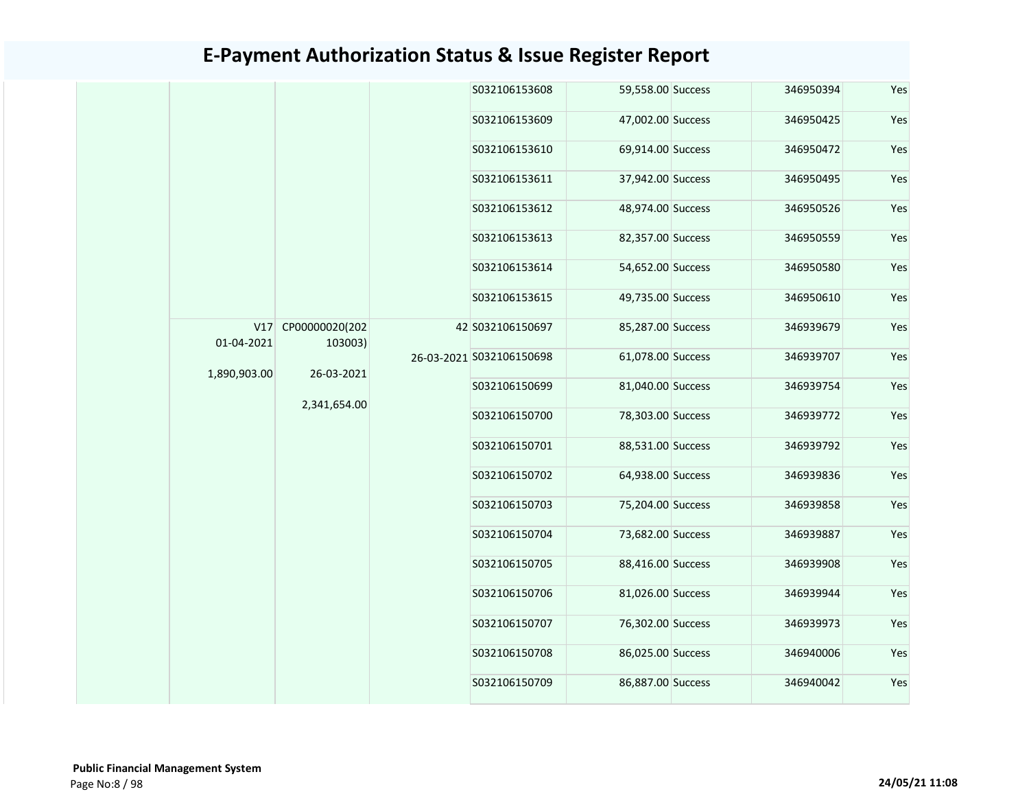# E-Payment Authorization Status & Issue Register Report

| | | | | | | | | |
|---|---|---|---|---|---|---|---|---|
| | | | | S032106153608 | 59,558.00 | Success | 346950394 | Yes |
| | | | | S032106153609 | 47,002.00 | Success | 346950425 | Yes |
| | | | | S032106153610 | 69,914.00 | Success | 346950472 | Yes |
| | | | | S032106153611 | 37,942.00 | Success | 346950495 | Yes |
| | | | | S032106153612 | 48,974.00 | Success | 346950526 | Yes |
| | | | | S032106153613 | 82,357.00 | Success | 346950559 | Yes |
| | | | | S032106153614 | 54,652.00 | Success | 346950580 | Yes |
| | | | | S032106153615 | 49,735.00 | Success | 346950610 | Yes |
| | V17 01-04-2021 1,890,903.00 | CP00000020(202103003) 26-03-2021 2,341,654.00 | 42 26-03-2021 | S032106150697 | 85,287.00 | Success | 346939679 | Yes |
| | | | | S032106150698 | 61,078.00 | Success | 346939707 | Yes |
| | | | | S032106150699 | 81,040.00 | Success | 346939754 | Yes |
| | | | | S032106150700 | 78,303.00 | Success | 346939772 | Yes |
| | | | | S032106150701 | 88,531.00 | Success | 346939792 | Yes |
| | | | | S032106150702 | 64,938.00 | Success | 346939836 | Yes |
| | | | | S032106150703 | 75,204.00 | Success | 346939858 | Yes |
| | | | | S032106150704 | 73,682.00 | Success | 346939887 | Yes |
| | | | | S032106150705 | 88,416.00 | Success | 346939908 | Yes |
| | | | | S032106150706 | 81,026.00 | Success | 346939944 | Yes |
| | | | | S032106150707 | 76,302.00 | Success | 346939973 | Yes |
| | | | | S032106150708 | 86,025.00 | Success | 346940006 | Yes |
| | | | | S032106150709 | 86,887.00 | Success | 346940042 | Yes |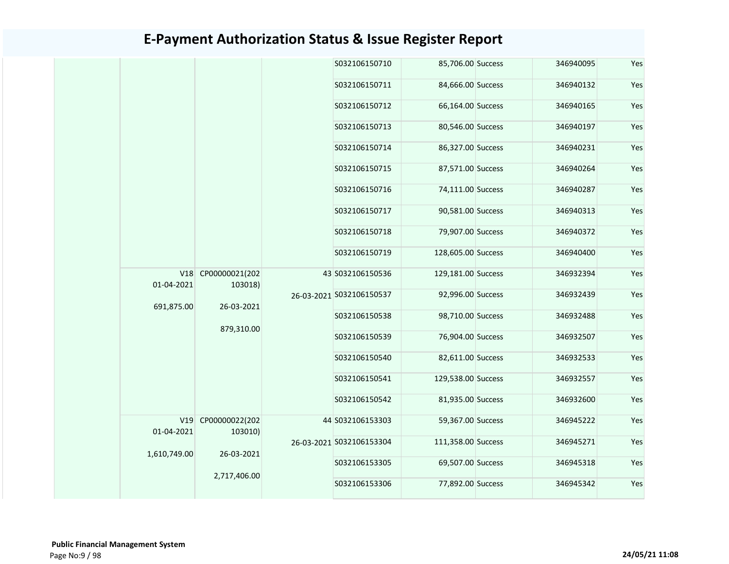# E-Payment Authorization Status & Issue Register Report

| | | | | | | | | |
|---|---|---|---|---|---|---|---|---|
| | | | | S032106150710 | 85,706.00 | Success | 346940095 | Yes |
| | | | | S032106150711 | 84,666.00 | Success | 346940132 | Yes |
| | | | | S032106150712 | 66,164.00 | Success | 346940165 | Yes |
| | | | | S032106150713 | 80,546.00 | Success | 346940197 | Yes |
| | | | | S032106150714 | 86,327.00 | Success | 346940231 | Yes |
| | | | | S032106150715 | 87,571.00 | Success | 346940264 | Yes |
| | | | | S032106150716 | 74,111.00 | Success | 346940287 | Yes |
| | | | | S032106150717 | 90,581.00 | Success | 346940313 | Yes |
| | | | | S032106150718 | 79,907.00 | Success | 346940372 | Yes |
| | | | | S032106150719 | 128,605.00 | Success | 346940400 | Yes |
| | V18 01-04-2021 691,875.00 | CP00000021(202103018) 26-03-2021 879,310.00 | 43 26-03-2021 | S032106150536 | 129,181.00 | Success | 346932394 | Yes |
| | | | | S032106150537 | 92,996.00 | Success | 346932439 | Yes |
| | | | | S032106150538 | 98,710.00 | Success | 346932488 | Yes |
| | | | | S032106150539 | 76,904.00 | Success | 346932507 | Yes |
| | | | | S032106150540 | 82,611.00 | Success | 346932533 | Yes |
| | | | | S032106150541 | 129,538.00 | Success | 346932557 | Yes |
| | | | | S032106150542 | 81,935.00 | Success | 346932600 | Yes |
| | V19 01-04-2021 1,610,749.00 | CP00000022(202103010) 26-03-2021 2,717,406.00 | 44 26-03-2021 | S032106153303 | 59,367.00 | Success | 346945222 | Yes |
| | | | | S032106153304 | 111,358.00 | Success | 346945271 | Yes |
| | | | | S032106153305 | 69,507.00 | Success | 346945318 | Yes |
| | | | | S032106153306 | 77,892.00 | Success | 346945342 | Yes |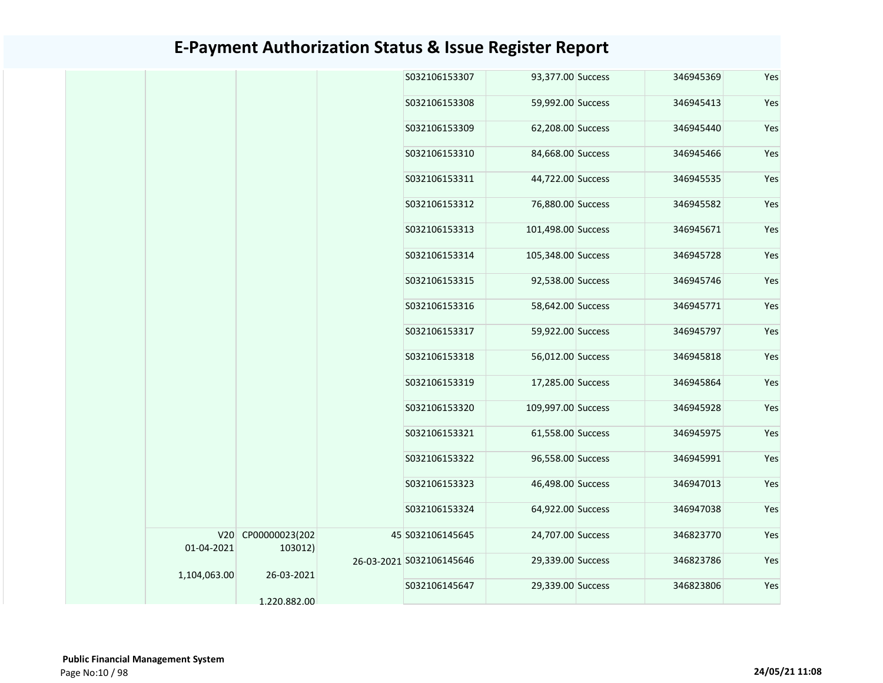# E-Payment Authorization Status & Issue Register Report

| | | | | | | | | |
|---|---|---|---|---|---|---|---|---|
| | | | | S032106153307 | 93,377.00 | Success | 346945369 | Yes |
| | | | | S032106153308 | 59,992.00 | Success | 346945413 | Yes |
| | | | | S032106153309 | 62,208.00 | Success | 346945440 | Yes |
| | | | | S032106153310 | 84,668.00 | Success | 346945466 | Yes |
| | | | | S032106153311 | 44,722.00 | Success | 346945535 | Yes |
| | | | | S032106153312 | 76,880.00 | Success | 346945582 | Yes |
| | | | | S032106153313 | 101,498.00 | Success | 346945671 | Yes |
| | | | | S032106153314 | 105,348.00 | Success | 346945728 | Yes |
| | | | | S032106153315 | 92,538.00 | Success | 346945746 | Yes |
| | | | | S032106153316 | 58,642.00 | Success | 346945771 | Yes |
| | | | | S032106153317 | 59,922.00 | Success | 346945797 | Yes |
| | | | | S032106153318 | 56,012.00 | Success | 346945818 | Yes |
| | | | | S032106153319 | 17,285.00 | Success | 346945864 | Yes |
| | | | | S032106153320 | 109,997.00 | Success | 346945928 | Yes |
| | | | | S032106153321 | 61,558.00 | Success | 346945975 | Yes |
| | | | | S032106153322 | 96,558.00 | Success | 346945991 | Yes |
| | | | | S032106153323 | 46,498.00 | Success | 346947013 | Yes |
| | | | | S032106153324 | 64,922.00 | Success | 346947038 | Yes |
| | V20 01-04-2021 1,104,063.00 | CP00000023(202103012) 26-03-2021 1,220,882.00 | 45 26-03-2021 | S032106145645 | 24,707.00 | Success | 346823770 | Yes |
| | | | | S032106145646 | 29,339.00 | Success | 346823786 | Yes |
| | | | | S032106145647 | 29,339.00 | Success | 346823806 | Yes |

**Public Financial Management System**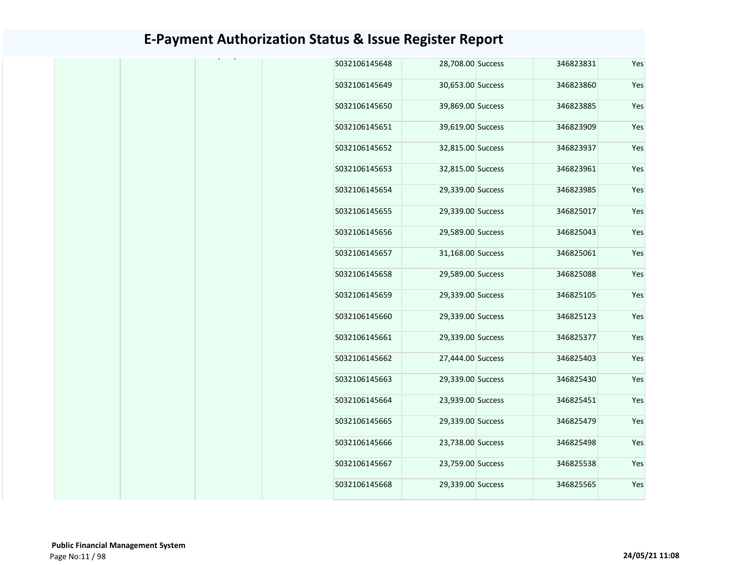# E-Payment Authorization Status & Issue Register Report

| | | | | | | | | |
|---|---|---|---|---|---|---|---|---|
| | | | | S032106145648 | 28,708.00 | Success | 346823831 | Yes |
| | | | | S032106145649 | 30,653.00 | Success | 346823860 | Yes |
| | | | | S032106145650 | 39,869.00 | Success | 346823885 | Yes |
| | | | | S032106145651 | 39,619.00 | Success | 346823909 | Yes |
| | | | | S032106145652 | 32,815.00 | Success | 346823937 | Yes |
| | | | | S032106145653 | 32,815.00 | Success | 346823961 | Yes |
| | | | | S032106145654 | 29,339.00 | Success | 346823985 | Yes |
| | | | | S032106145655 | 29,339.00 | Success | 346825017 | Yes |
| | | | | S032106145656 | 29,589.00 | Success | 346825043 | Yes |
| | | | | S032106145657 | 31,168.00 | Success | 346825061 | Yes |
| | | | | S032106145658 | 29,589.00 | Success | 346825088 | Yes |
| | | | | S032106145659 | 29,339.00 | Success | 346825105 | Yes |
| | | | | S032106145660 | 29,339.00 | Success | 346825123 | Yes |
| | | | | S032106145661 | 29,339.00 | Success | 346825377 | Yes |
| | | | | S032106145662 | 27,444.00 | Success | 346825403 | Yes |
| | | | | S032106145663 | 29,339.00 | Success | 346825430 | Yes |
| | | | | S032106145664 | 23,939.00 | Success | 346825451 | Yes |
| | | | | S032106145665 | 29,339.00 | Success | 346825479 | Yes |
| | | | | S032106145666 | 23,738.00 | Success | 346825498 | Yes |
| | | | | S032106145667 | 23,759.00 | Success | 346825538 | Yes |
| | | | | S032106145668 | 29,339.00 | Success | 346825565 | Yes |

**Public Financial Management System**

**24/05/21 11:08**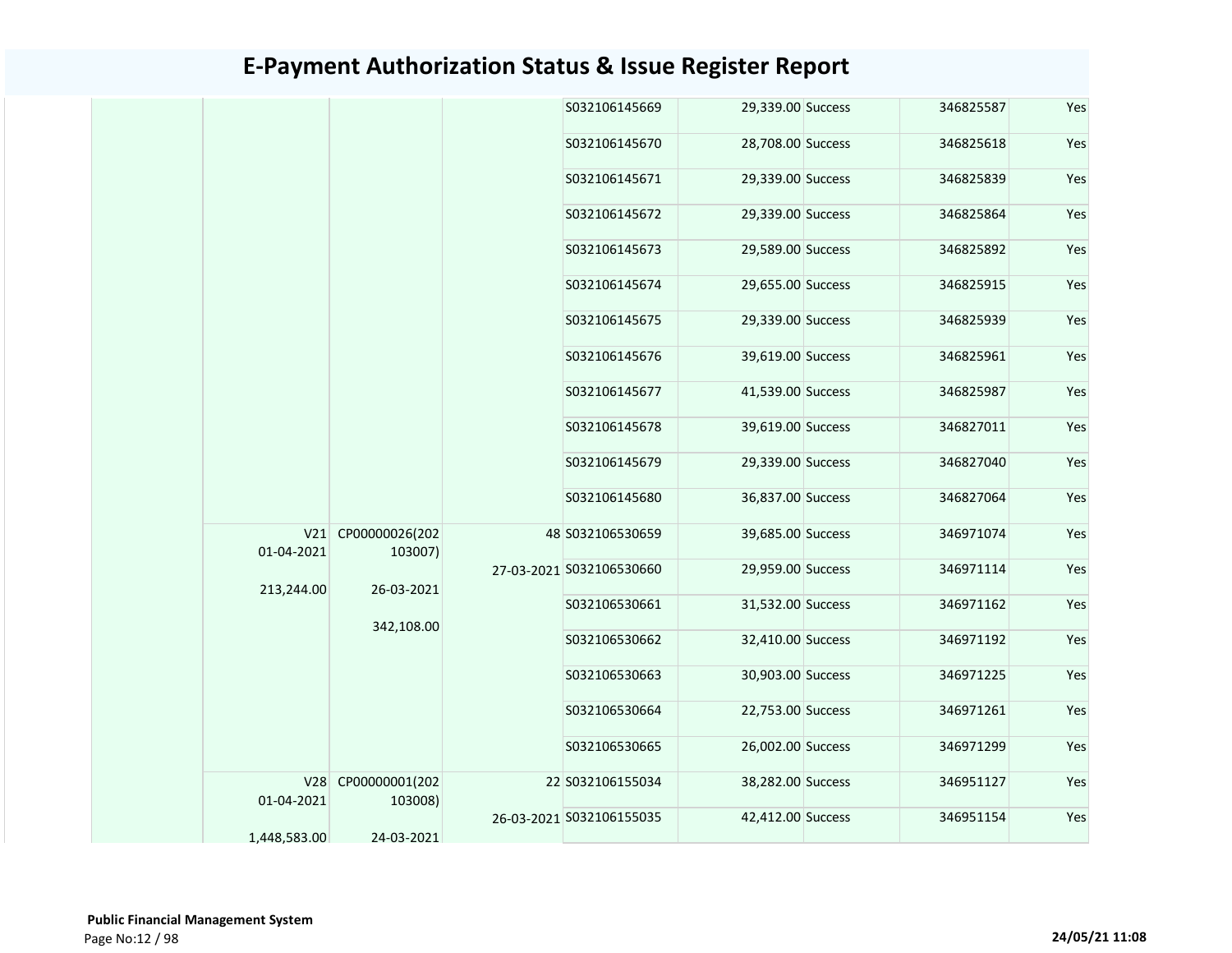# E-Payment Authorization Status & Issue Register Report

| | | | | | | | | |
|---|---|---|---|---|---|---|---|---|
| | | | | S032106145669 | 29,339.00 | Success | 346825587 | Yes |
| | | | | S032106145670 | 28,708.00 | Success | 346825618 | Yes |
| | | | | S032106145671 | 29,339.00 | Success | 346825839 | Yes |
| | | | | S032106145672 | 29,339.00 | Success | 346825864 | Yes |
| | | | | S032106145673 | 29,589.00 | Success | 346825892 | Yes |
| | | | | S032106145674 | 29,655.00 | Success | 346825915 | Yes |
| | | | | S032106145675 | 29,339.00 | Success | 346825939 | Yes |
| | | | | S032106145676 | 39,619.00 | Success | 346825961 | Yes |
| | | | | S032106145677 | 41,539.00 | Success | 346825987 | Yes |
| | | | | S032106145678 | 39,619.00 | Success | 346827011 | Yes |
| | | | | S032106145679 | 29,339.00 | Success | 346827040 | Yes |
| | | | | S032106145680 | 36,837.00 | Success | 346827064 | Yes |
| | V21 01-04-2021 213,244.00 | CP00000026(202103007) 26-03-2021 342,108.00 | 48 27-03-2021 | S032106530659 | 39,685.00 | Success | 346971074 | Yes |
| | | | | S032106530660 | 29,959.00 | Success | 346971114 | Yes |
| | | | | S032106530661 | 31,532.00 | Success | 346971162 | Yes |
| | | | | S032106530662 | 32,410.00 | Success | 346971192 | Yes |
| | | | | S032106530663 | 30,903.00 | Success | 346971225 | Yes |
| | | | | S032106530664 | 22,753.00 | Success | 346971261 | Yes |
| | | | | S032106530665 | 26,002.00 | Success | 346971299 | Yes |
| | V28 01-04-2021 1,448,583.00 | CP00000001(202103008) 24-03-2021 | 22 26-03-2021 | S032106155034 | 38,282.00 | Success | 346951127 | Yes |
| | | | | S032106155035 | 42,412.00 | Success | 346951154 | Yes |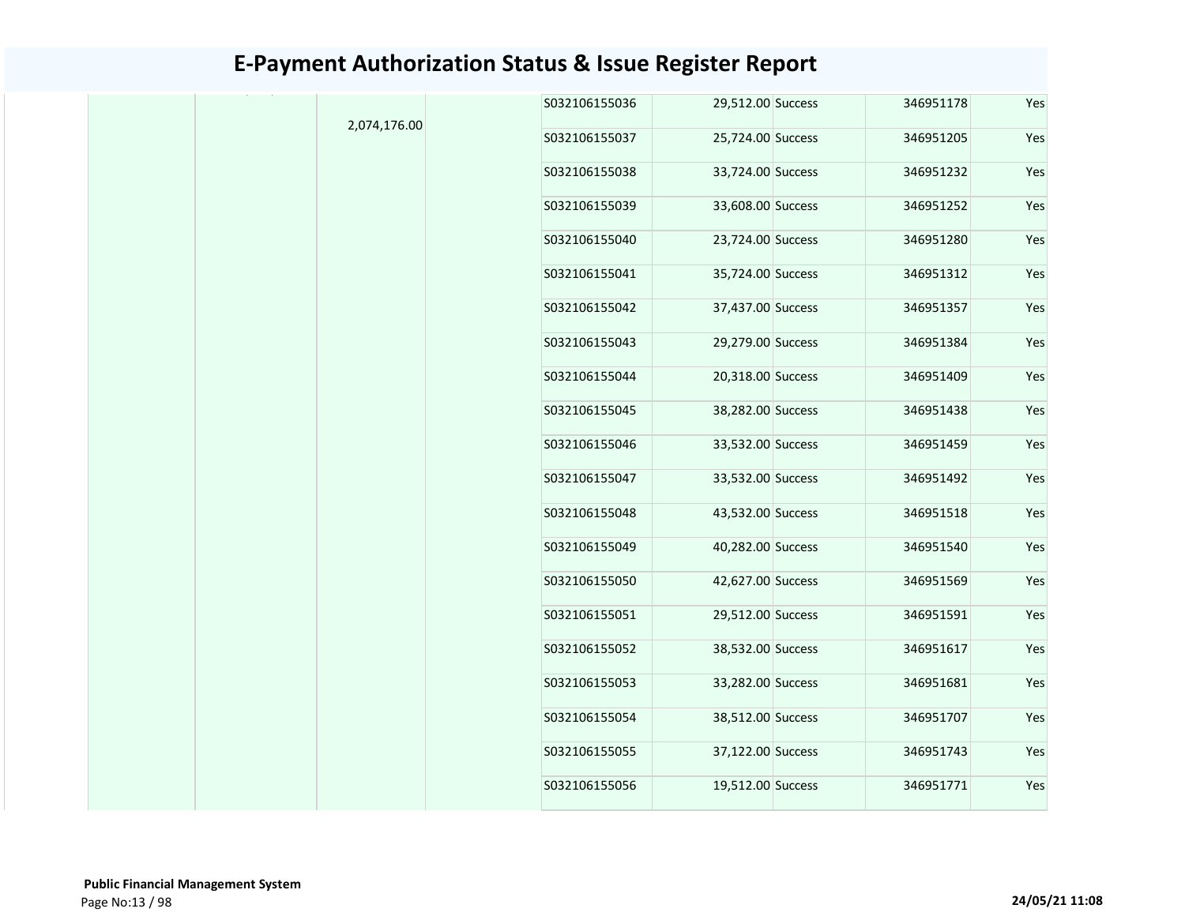# E-Payment Authorization Status & Issue Register Report

| | | | | | | | | |
|---|---|---|---|---|---|---|---|---|
| | | 2,074,176.00 | | S032106155036 | 29,512.00 | Success | 346951178 | Yes |
| | | | | S032106155037 | 25,724.00 | Success | 346951205 | Yes |
| | | | | S032106155038 | 33,724.00 | Success | 346951232 | Yes |
| | | | | S032106155039 | 33,608.00 | Success | 346951252 | Yes |
| | | | | S032106155040 | 23,724.00 | Success | 346951280 | Yes |
| | | | | S032106155041 | 35,724.00 | Success | 346951312 | Yes |
| | | | | S032106155042 | 37,437.00 | Success | 346951357 | Yes |
| | | | | S032106155043 | 29,279.00 | Success | 346951384 | Yes |
| | | | | S032106155044 | 20,318.00 | Success | 346951409 | Yes |
| | | | | S032106155045 | 38,282.00 | Success | 346951438 | Yes |
| | | | | S032106155046 | 33,532.00 | Success | 346951459 | Yes |
| | | | | S032106155047 | 33,532.00 | Success | 346951492 | Yes |
| | | | | S032106155048 | 43,532.00 | Success | 346951518 | Yes |
| | | | | S032106155049 | 40,282.00 | Success | 346951540 | Yes |
| | | | | S032106155050 | 42,627.00 | Success | 346951569 | Yes |
| | | | | S032106155051 | 29,512.00 | Success | 346951591 | Yes |
| | | | | S032106155052 | 38,532.00 | Success | 346951617 | Yes |
| | | | | S032106155053 | 33,282.00 | Success | 346951681 | Yes |
| | | | | S032106155054 | 38,512.00 | Success | 346951707 | Yes |
| | | | | S032106155055 | 37,122.00 | Success | 346951743 | Yes |
| | | | | S032106155056 | 19,512.00 | Success | 346951771 | Yes |

**Public Financial Management System**

24/05/21 11:08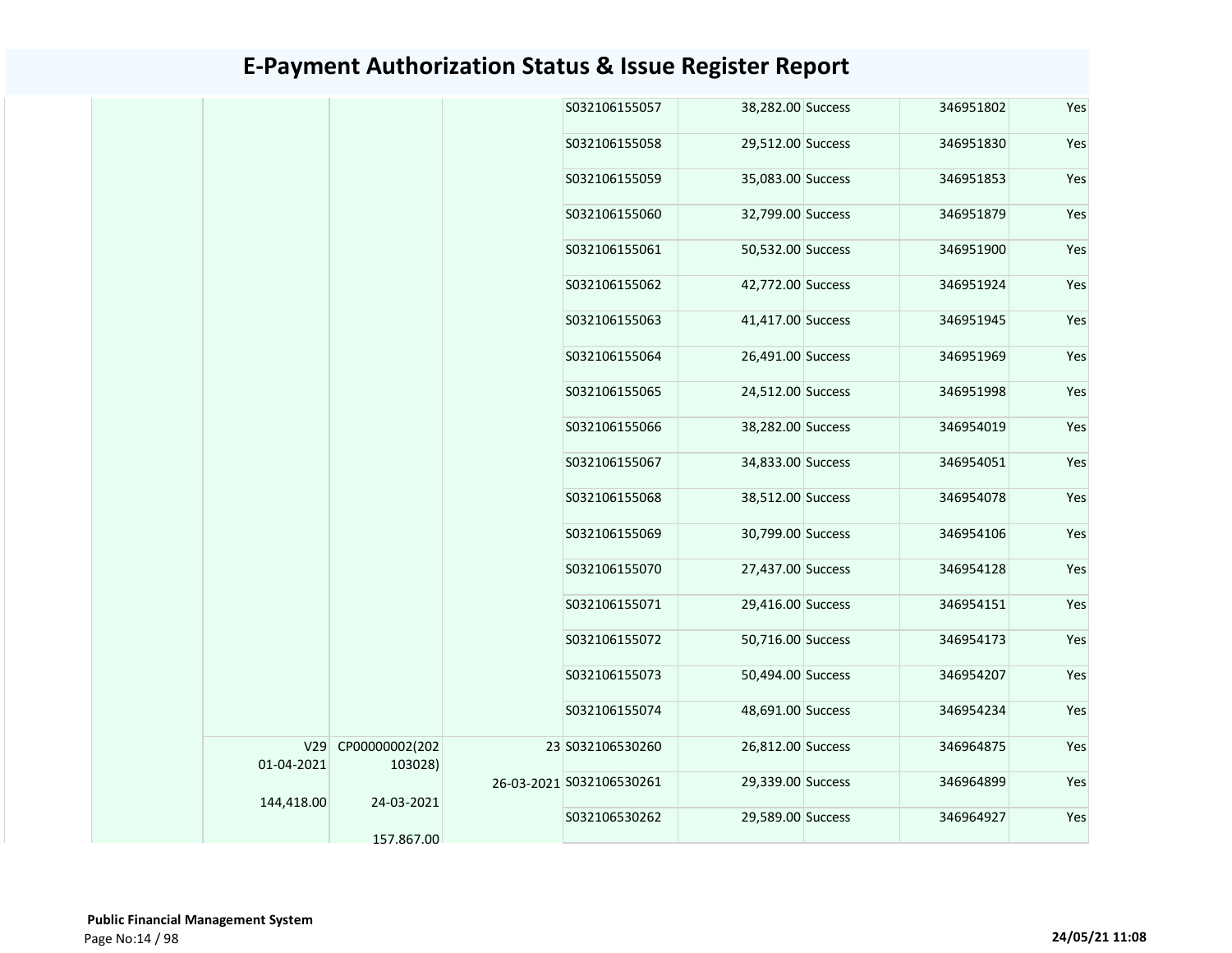# E-Payment Authorization Status & Issue Register Report

| | | | | | | | | |
|---|---|---|---|---|---|---|---|---|
| | | | | S032106155057 | 38,282.00 | Success | 346951802 | Yes |
| | | | | S032106155058 | 29,512.00 | Success | 346951830 | Yes |
| | | | | S032106155059 | 35,083.00 | Success | 346951853 | Yes |
| | | | | S032106155060 | 32,799.00 | Success | 346951879 | Yes |
| | | | | S032106155061 | 50,532.00 | Success | 346951900 | Yes |
| | | | | S032106155062 | 42,772.00 | Success | 346951924 | Yes |
| | | | | S032106155063 | 41,417.00 | Success | 346951945 | Yes |
| | | | | S032106155064 | 26,491.00 | Success | 346951969 | Yes |
| | | | | S032106155065 | 24,512.00 | Success | 346951998 | Yes |
| | | | | S032106155066 | 38,282.00 | Success | 346954019 | Yes |
| | | | | S032106155067 | 34,833.00 | Success | 346954051 | Yes |
| | | | | S032106155068 | 38,512.00 | Success | 346954078 | Yes |
| | | | | S032106155069 | 30,799.00 | Success | 346954106 | Yes |
| | | | | S032106155070 | 27,437.00 | Success | 346954128 | Yes |
| | | | | S032106155071 | 29,416.00 | Success | 346954151 | Yes |
| | | | | S032106155072 | 50,716.00 | Success | 346954173 | Yes |
| | | | | S032106155073 | 50,494.00 | Success | 346954207 | Yes |
| | | | | S032106155074 | 48,691.00 | Success | 346954234 | Yes |
| | V29 01-04-2021 144,418.00 | CP00000002(202103028) 24-03-2021 157,867.00 | 23 26-03-2021 | S032106530260 | 26,812.00 | Success | 346964875 | Yes |
| | | | | S032106530261 | 29,339.00 | Success | 346964899 | Yes |
| | | | | S032106530262 | 29,589.00 | Success | 346964927 | Yes |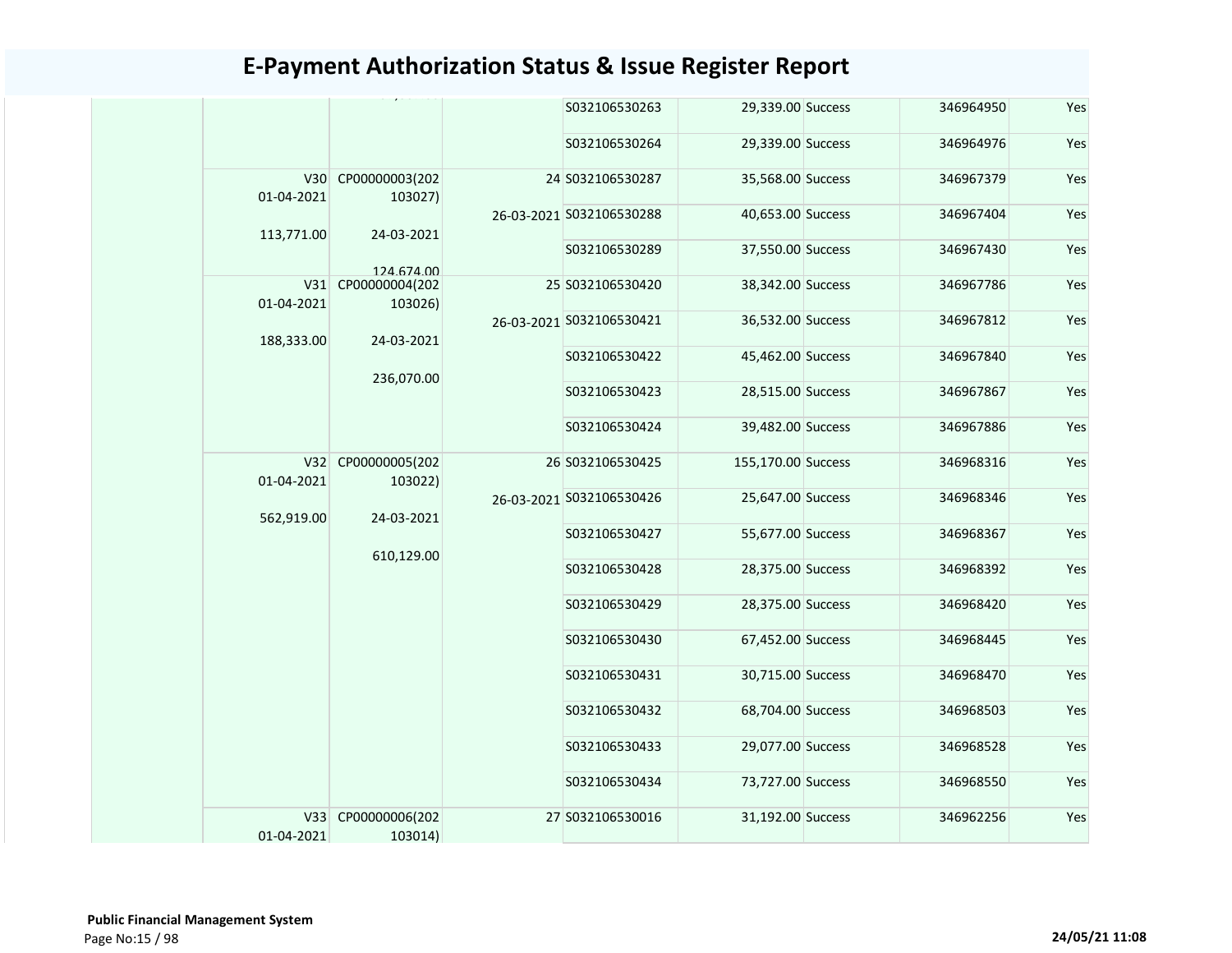# E-Payment Authorization Status & Issue Register Report

| | | | | | | | | |
|---|---|---|---|---|---|---|---|---|
| | | | | S032106530263 | 29,339.00 | Success | 346964950 | Yes |
| | | | | S032106530264 | 29,339.00 | Success | 346964976 | Yes |
| | V30 01-04-2021 113,771.00 | CP00000003(202103027) 24-03-2021 124,674.00 | 24 26-03-2021 | S032106530287 | 35,568.00 | Success | 346967379 | Yes |
| | | | | S032106530288 | 40,653.00 | Success | 346967404 | Yes |
| | | | | S032106530289 | 37,550.00 | Success | 346967430 | Yes |
| | V31 01-04-2021 188,333.00 | CP00000004(202103026) 24-03-2021 236,070.00 | 25 26-03-2021 | S032106530420 | 38,342.00 | Success | 346967786 | Yes |
| | | | | S032106530421 | 36,532.00 | Success | 346967812 | Yes |
| | | | | S032106530422 | 45,462.00 | Success | 346967840 | Yes |
| | | | | S032106530423 | 28,515.00 | Success | 346967867 | Yes |
| | | | | S032106530424 | 39,482.00 | Success | 346967886 | Yes |
| | V32 01-04-2021 562,919.00 | CP00000005(202103022) 24-03-2021 610,129.00 | 26 26-03-2021 | S032106530425 | 155,170.00 | Success | 346968316 | Yes |
| | | | | S032106530426 | 25,647.00 | Success | 346968346 | Yes |
| | | | | S032106530427 | 55,677.00 | Success | 346968367 | Yes |
| | | | | S032106530428 | 28,375.00 | Success | 346968392 | Yes |
| | | | | S032106530429 | 28,375.00 | Success | 346968420 | Yes |
| | | | | S032106530430 | 67,452.00 | Success | 346968445 | Yes |
| | | | | S032106530431 | 30,715.00 | Success | 346968470 | Yes |
| | | | | S032106530432 | 68,704.00 | Success | 346968503 | Yes |
| | | | | S032106530433 | 29,077.00 | Success | 346968528 | Yes |
| | | | | S032106530434 | 73,727.00 | Success | 346968550 | Yes |
| | V33 01-04-2021 | CP00000006(202103014) | 27 | S032106530016 | 31,192.00 | Success | 346962256 | Yes |

**Public Financial Management System**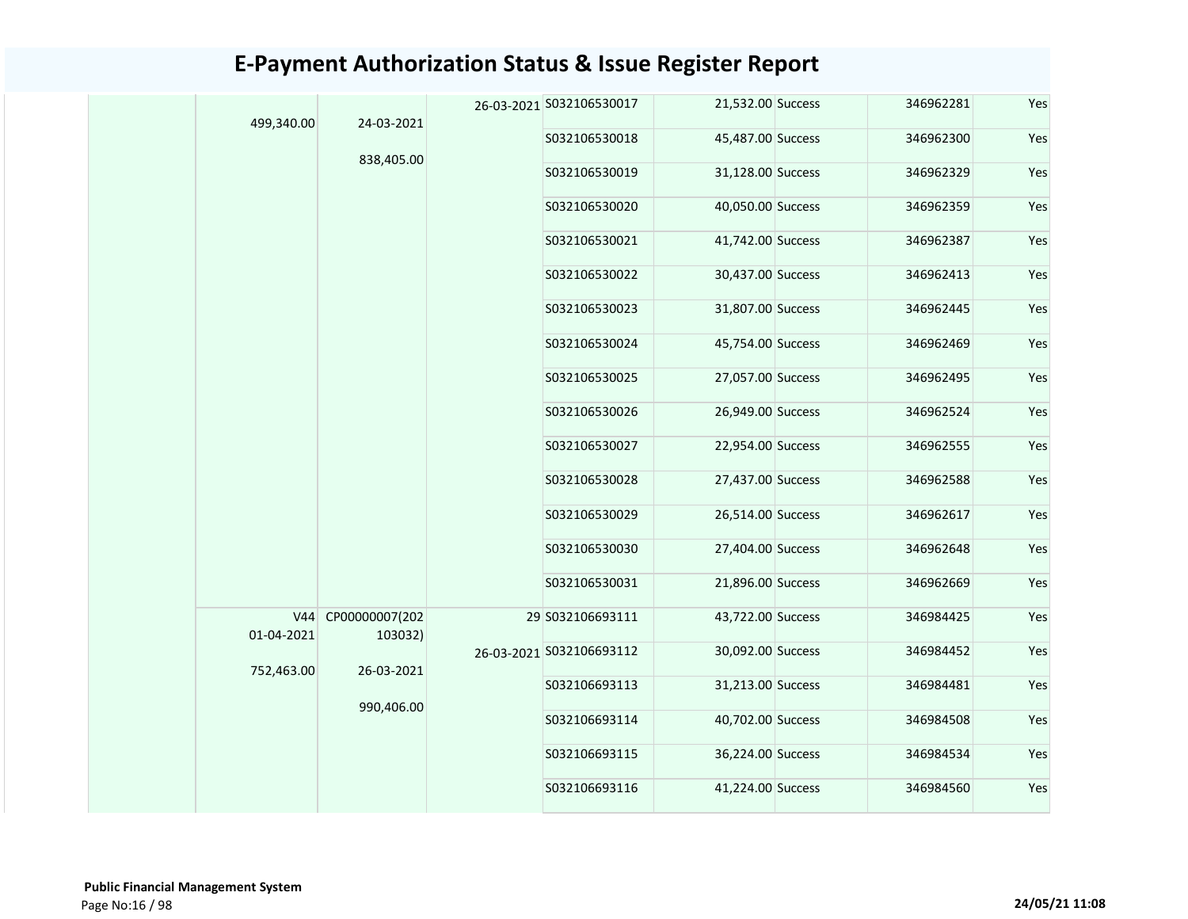# E-Payment Authorization Status & Issue Register Report

| | | | | | | | | |
|---|---|---|---|---|---|---|---|---|
| | 499,340.00 | 24-03-2021<br><br>838,405.00 | 26-03-2021 | S032106530017 | 21,532.00 | Success | 346962281 | Yes |
| | | | | S032106530018 | 45,487.00 | Success | 346962300 | Yes |
| | | | | S032106530019 | 31,128.00 | Success | 346962329 | Yes |
| | | | | S032106530020 | 40,050.00 | Success | 346962359 | Yes |
| | | | | S032106530021 | 41,742.00 | Success | 346962387 | Yes |
| | | | | S032106530022 | 30,437.00 | Success | 346962413 | Yes |
| | | | | S032106530023 | 31,807.00 | Success | 346962445 | Yes |
| | | | | S032106530024 | 45,754.00 | Success | 346962469 | Yes |
| | | | | S032106530025 | 27,057.00 | Success | 346962495 | Yes |
| | | | | S032106530026 | 26,949.00 | Success | 346962524 | Yes |
| | | | | S032106530027 | 22,954.00 | Success | 346962555 | Yes |
| | | | | S032106530028 | 27,437.00 | Success | 346962588 | Yes |
| | | | | S032106530029 | 26,514.00 | Success | 346962617 | Yes |
| | | | | S032106530030 | 27,404.00 | Success | 346962648 | Yes |
| | | | | S032106530031 | 21,896.00 | Success | 346962669 | Yes |
| | V44<br>01-04-2021<br><br>752,463.00 | CP00000007(202103032)<br><br>26-03-2021<br><br>990,406.00 | 29 | S032106693111 | 43,722.00 | Success | 346984425 | Yes |
| | | | 26-03-2021 | S032106693112 | 30,092.00 | Success | 346984452 | Yes |
| | | | | S032106693113 | 31,213.00 | Success | 346984481 | Yes |
| | | | | S032106693114 | 40,702.00 | Success | 346984508 | Yes |
| | | | | S032106693115 | 36,224.00 | Success | 346984534 | Yes |
| | | | | S032106693116 | 41,224.00 | Success | 346984560 | Yes |

**Public Financial Management System**

24/05/21 11:08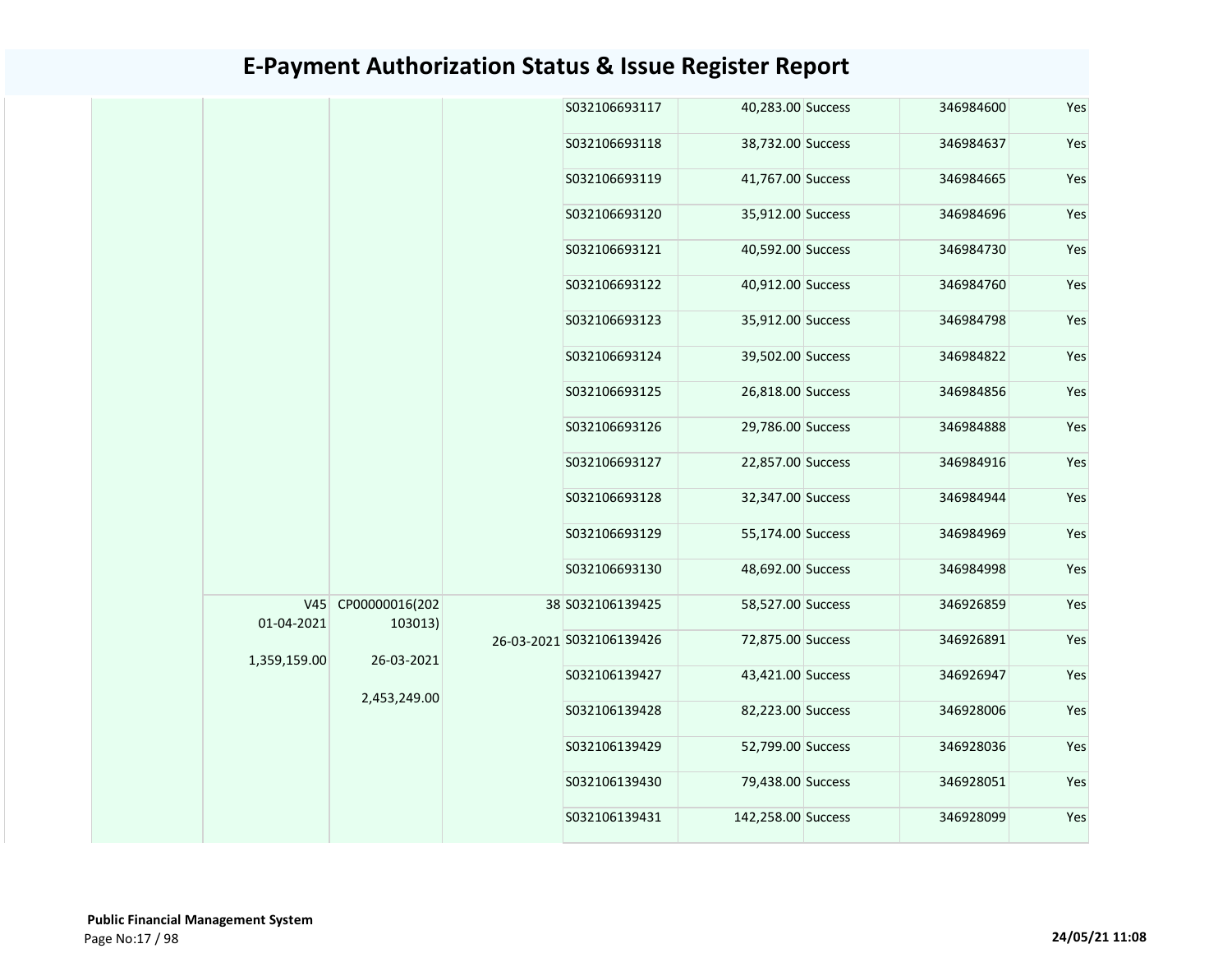# E-Payment Authorization Status & Issue Register Report

| | | | | | | | | |
|---|---|---|---|---|---|---|---|---|
| | | | | S032106693117 | 40,283.00 | Success | 346984600 | Yes |
| | | | | S032106693118 | 38,732.00 | Success | 346984637 | Yes |
| | | | | S032106693119 | 41,767.00 | Success | 346984665 | Yes |
| | | | | S032106693120 | 35,912.00 | Success | 346984696 | Yes |
| | | | | S032106693121 | 40,592.00 | Success | 346984730 | Yes |
| | | | | S032106693122 | 40,912.00 | Success | 346984760 | Yes |
| | | | | S032106693123 | 35,912.00 | Success | 346984798 | Yes |
| | | | | S032106693124 | 39,502.00 | Success | 346984822 | Yes |
| | | | | S032106693125 | 26,818.00 | Success | 346984856 | Yes |
| | | | | S032106693126 | 29,786.00 | Success | 346984888 | Yes |
| | | | | S032106693127 | 22,857.00 | Success | 346984916 | Yes |
| | | | | S032106693128 | 32,347.00 | Success | 346984944 | Yes |
| | | | | S032106693129 | 55,174.00 | Success | 346984969 | Yes |
| | | | | S032106693130 | 48,692.00 | Success | 346984998 | Yes |
| | V45 01-04-2021 1,359,159.00 | CP00000016(202103013) 26-03-2021 2,453,249.00 | 38 26-03-2021 | S032106139425 | 58,527.00 | Success | 346926859 | Yes |
| | | | | S032106139426 | 72,875.00 | Success | 346926891 | Yes |
| | | | | S032106139427 | 43,421.00 | Success | 346926947 | Yes |
| | | | | S032106139428 | 82,223.00 | Success | 346928006 | Yes |
| | | | | S032106139429 | 52,799.00 | Success | 346928036 | Yes |
| | | | | S032106139430 | 79,438.00 | Success | 346928051 | Yes |
| | | | | S032106139431 | 142,258.00 | Success | 346928099 | Yes |

**Public Financial Management System**

24/05/21 11:08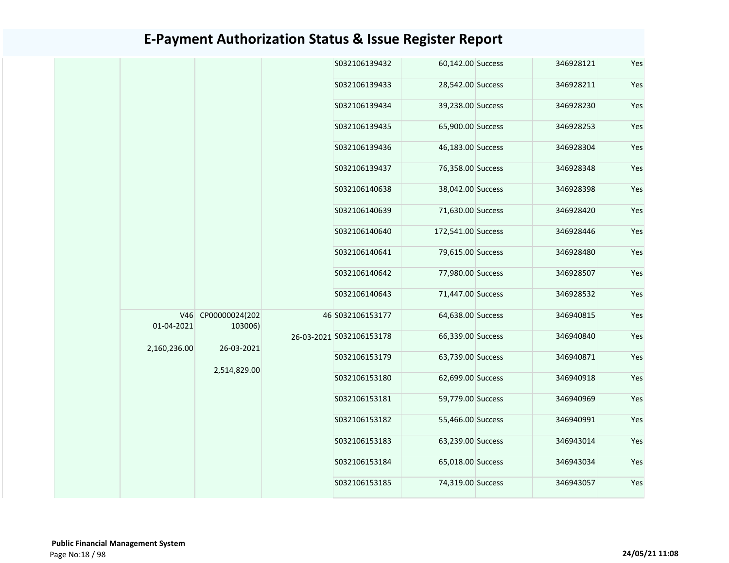# E-Payment Authorization Status & Issue Register Report

| | | | | | | | | |
|---|---|---|---|---|---|---|---|---|
| | | | | S032106139432 | 60,142.00 | Success | 346928121 | Yes |
| | | | | S032106139433 | 28,542.00 | Success | 346928211 | Yes |
| | | | | S032106139434 | 39,238.00 | Success | 346928230 | Yes |
| | | | | S032106139435 | 65,900.00 | Success | 346928253 | Yes |
| | | | | S032106139436 | 46,183.00 | Success | 346928304 | Yes |
| | | | | S032106139437 | 76,358.00 | Success | 346928348 | Yes |
| | | | | S032106140638 | 38,042.00 | Success | 346928398 | Yes |
| | | | | S032106140639 | 71,630.00 | Success | 346928420 | Yes |
| | | | | S032106140640 | 172,541.00 | Success | 346928446 | Yes |
| | | | | S032106140641 | 79,615.00 | Success | 346928480 | Yes |
| | | | | S032106140642 | 77,980.00 | Success | 346928507 | Yes |
| | | | | S032106140643 | 71,447.00 | Success | 346928532 | Yes |
| | V46 01-04-2021 2,160,236.00 | CP00000024(202103006) 26-03-2021 2,514,829.00 | 46 26-03-2021 | S032106153177 | 64,638.00 | Success | 346940815 | Yes |
| | | | | S032106153178 | 66,339.00 | Success | 346940840 | Yes |
| | | | | S032106153179 | 63,739.00 | Success | 346940871 | Yes |
| | | | | S032106153180 | 62,699.00 | Success | 346940918 | Yes |
| | | | | S032106153181 | 59,779.00 | Success | 346940969 | Yes |
| | | | | S032106153182 | 55,466.00 | Success | 346940991 | Yes |
| | | | | S032106153183 | 63,239.00 | Success | 346943014 | Yes |
| | | | | S032106153184 | 65,018.00 | Success | 346943034 | Yes |
| | | | | S032106153185 | 74,319.00 | Success | 346943057 | Yes |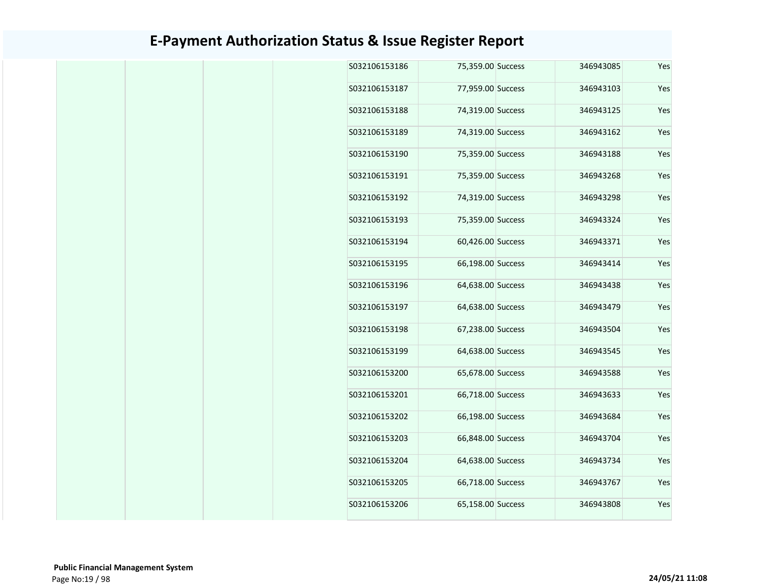# E-Payment Authorization Status & Issue Register Report

| | | | | | | | | |
|---|---|---|---|---|---|---|---|---|
| | | | | S032106153186 | 75,359.00 | Success | 346943085 | Yes |
| | | | | S032106153187 | 77,959.00 | Success | 346943103 | Yes |
| | | | | S032106153188 | 74,319.00 | Success | 346943125 | Yes |
| | | | | S032106153189 | 74,319.00 | Success | 346943162 | Yes |
| | | | | S032106153190 | 75,359.00 | Success | 346943188 | Yes |
| | | | | S032106153191 | 75,359.00 | Success | 346943268 | Yes |
| | | | | S032106153192 | 74,319.00 | Success | 346943298 | Yes |
| | | | | S032106153193 | 75,359.00 | Success | 346943324 | Yes |
| | | | | S032106153194 | 60,426.00 | Success | 346943371 | Yes |
| | | | | S032106153195 | 66,198.00 | Success | 346943414 | Yes |
| | | | | S032106153196 | 64,638.00 | Success | 346943438 | Yes |
| | | | | S032106153197 | 64,638.00 | Success | 346943479 | Yes |
| | | | | S032106153198 | 67,238.00 | Success | 346943504 | Yes |
| | | | | S032106153199 | 64,638.00 | Success | 346943545 | Yes |
| | | | | S032106153200 | 65,678.00 | Success | 346943588 | Yes |
| | | | | S032106153201 | 66,718.00 | Success | 346943633 | Yes |
| | | | | S032106153202 | 66,198.00 | Success | 346943684 | Yes |
| | | | | S032106153203 | 66,848.00 | Success | 346943704 | Yes |
| | | | | S032106153204 | 64,638.00 | Success | 346943734 | Yes |
| | | | | S032106153205 | 66,718.00 | Success | 346943767 | Yes |
| | | | | S032106153206 | 65,158.00 | Success | 346943808 | Yes |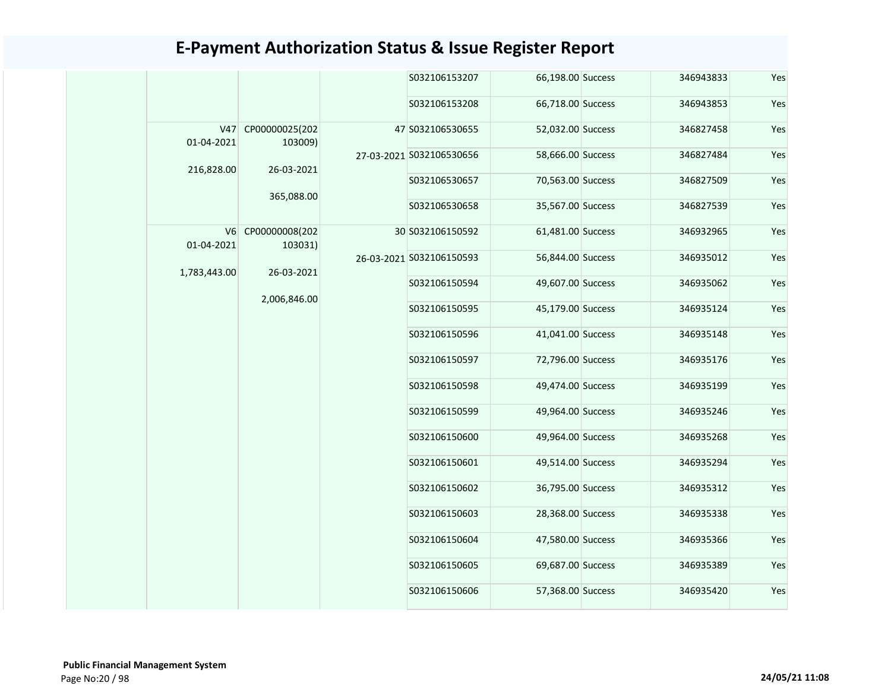# E-Payment Authorization Status & Issue Register Report

| | | | | | | | | |
|---|---|---|---|---|---|---|---|---|
| | | | | S032106153207 | 66,198.00 | Success | 346943833 | Yes |
| | | | | S032106153208 | 66,718.00 | Success | 346943853 | Yes |
| | V47 01-04-2021 216,828.00 | CP00000025(202103009) 26-03-2021 365,088.00 | 47 27-03-2021 | S032106530655 | 52,032.00 | Success | 346827458 | Yes |
| | | | | S032106530656 | 58,666.00 | Success | 346827484 | Yes |
| | | | | S032106530657 | 70,563.00 | Success | 346827509 | Yes |
| | | | | S032106530658 | 35,567.00 | Success | 346827539 | Yes |
| | V6 01-04-2021 1,783,443.00 | CP00000008(202103031) 26-03-2021 2,006,846.00 | 30 26-03-2021 | S032106150592 | 61,481.00 | Success | 346932965 | Yes |
| | | | | S032106150593 | 56,844.00 | Success | 346935012 | Yes |
| | | | | S032106150594 | 49,607.00 | Success | 346935062 | Yes |
| | | | | S032106150595 | 45,179.00 | Success | 346935124 | Yes |
| | | | | S032106150596 | 41,041.00 | Success | 346935148 | Yes |
| | | | | S032106150597 | 72,796.00 | Success | 346935176 | Yes |
| | | | | S032106150598 | 49,474.00 | Success | 346935199 | Yes |
| | | | | S032106150599 | 49,964.00 | Success | 346935246 | Yes |
| | | | | S032106150600 | 49,964.00 | Success | 346935268 | Yes |
| | | | | S032106150601 | 49,514.00 | Success | 346935294 | Yes |
| | | | | S032106150602 | 36,795.00 | Success | 346935312 | Yes |
| | | | | S032106150603 | 28,368.00 | Success | 346935338 | Yes |
| | | | | S032106150604 | 47,580.00 | Success | 346935366 | Yes |
| | | | | S032106150605 | 69,687.00 | Success | 346935389 | Yes |
| | | | | S032106150606 | 57,368.00 | Success | 346935420 | Yes |

**Public Financial Management System**

24/05/21 11:08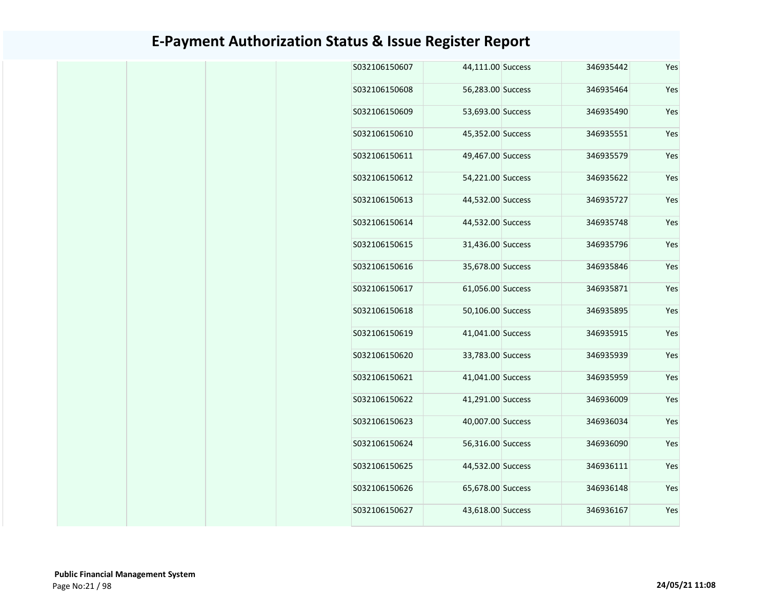# E-Payment Authorization Status & Issue Register Report

| | | | | | | | | |
|---|---|---|---|---|---|---|---|---|
| | | | | S032106150607 | 44,111.00 | Success | 346935442 | Yes |
| | | | | S032106150608 | 56,283.00 | Success | 346935464 | Yes |
| | | | | S032106150609 | 53,693.00 | Success | 346935490 | Yes |
| | | | | S032106150610 | 45,352.00 | Success | 346935551 | Yes |
| | | | | S032106150611 | 49,467.00 | Success | 346935579 | Yes |
| | | | | S032106150612 | 54,221.00 | Success | 346935622 | Yes |
| | | | | S032106150613 | 44,532.00 | Success | 346935727 | Yes |
| | | | | S032106150614 | 44,532.00 | Success | 346935748 | Yes |
| | | | | S032106150615 | 31,436.00 | Success | 346935796 | Yes |
| | | | | S032106150616 | 35,678.00 | Success | 346935846 | Yes |
| | | | | S032106150617 | 61,056.00 | Success | 346935871 | Yes |
| | | | | S032106150618 | 50,106.00 | Success | 346935895 | Yes |
| | | | | S032106150619 | 41,041.00 | Success | 346935915 | Yes |
| | | | | S032106150620 | 33,783.00 | Success | 346935939 | Yes |
| | | | | S032106150621 | 41,041.00 | Success | 346935959 | Yes |
| | | | | S032106150622 | 41,291.00 | Success | 346936009 | Yes |
| | | | | S032106150623 | 40,007.00 | Success | 346936034 | Yes |
| | | | | S032106150624 | 56,316.00 | Success | 346936090 | Yes |
| | | | | S032106150625 | 44,532.00 | Success | 346936111 | Yes |
| | | | | S032106150626 | 65,678.00 | Success | 346936148 | Yes |
| | | | | S032106150627 | 43,618.00 | Success | 346936167 | Yes |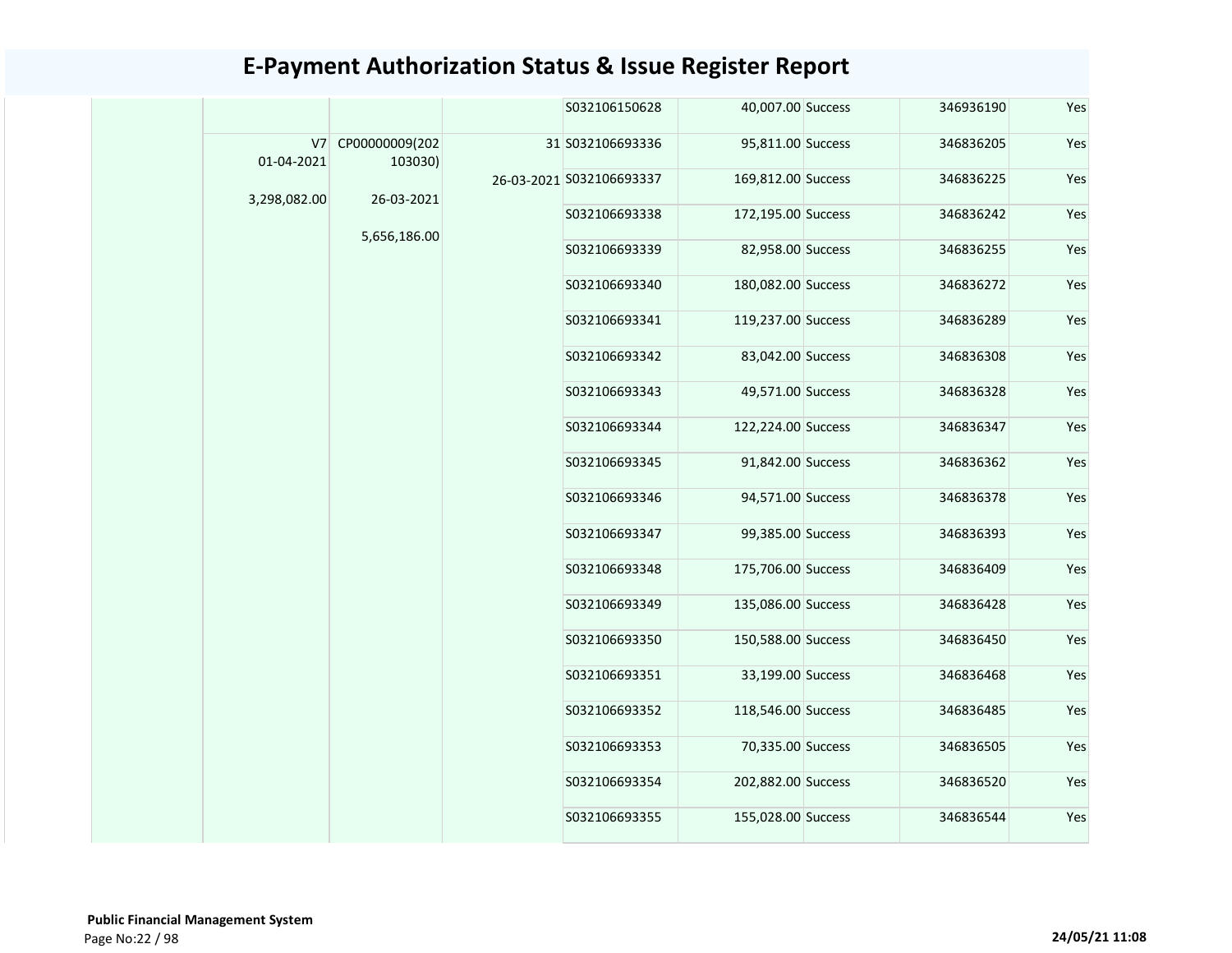# E-Payment Authorization Status & Issue Register Report

| | | | | | | | | |
|---|---|---|---|---|---|---|---|---|
| | | | | S032106150628 | 40,007.00 | Success | 346936190 | Yes |
| | V7 01-04-2021 3,298,082.00 | CP00000009(202103030) 26-03-2021 5,656,186.00 | 31 26-03-2021 | S032106693336 | 95,811.00 | Success | 346836205 | Yes |
| | | | | S032106693337 | 169,812.00 | Success | 346836225 | Yes |
| | | | | S032106693338 | 172,195.00 | Success | 346836242 | Yes |
| | | | | S032106693339 | 82,958.00 | Success | 346836255 | Yes |
| | | | | S032106693340 | 180,082.00 | Success | 346836272 | Yes |
| | | | | S032106693341 | 119,237.00 | Success | 346836289 | Yes |
| | | | | S032106693342 | 83,042.00 | Success | 346836308 | Yes |
| | | | | S032106693343 | 49,571.00 | Success | 346836328 | Yes |
| | | | | S032106693344 | 122,224.00 | Success | 346836347 | Yes |
| | | | | S032106693345 | 91,842.00 | Success | 346836362 | Yes |
| | | | | S032106693346 | 94,571.00 | Success | 346836378 | Yes |
| | | | | S032106693347 | 99,385.00 | Success | 346836393 | Yes |
| | | | | S032106693348 | 175,706.00 | Success | 346836409 | Yes |
| | | | | S032106693349 | 135,086.00 | Success | 346836428 | Yes |
| | | | | S032106693350 | 150,588.00 | Success | 346836450 | Yes |
| | | | | S032106693351 | 33,199.00 | Success | 346836468 | Yes |
| | | | | S032106693352 | 118,546.00 | Success | 346836485 | Yes |
| | | | | S032106693353 | 70,335.00 | Success | 346836505 | Yes |
| | | | | S032106693354 | 202,882.00 | Success | 346836520 | Yes |
| | | | | S032106693355 | 155,028.00 | Success | 346836544 | Yes |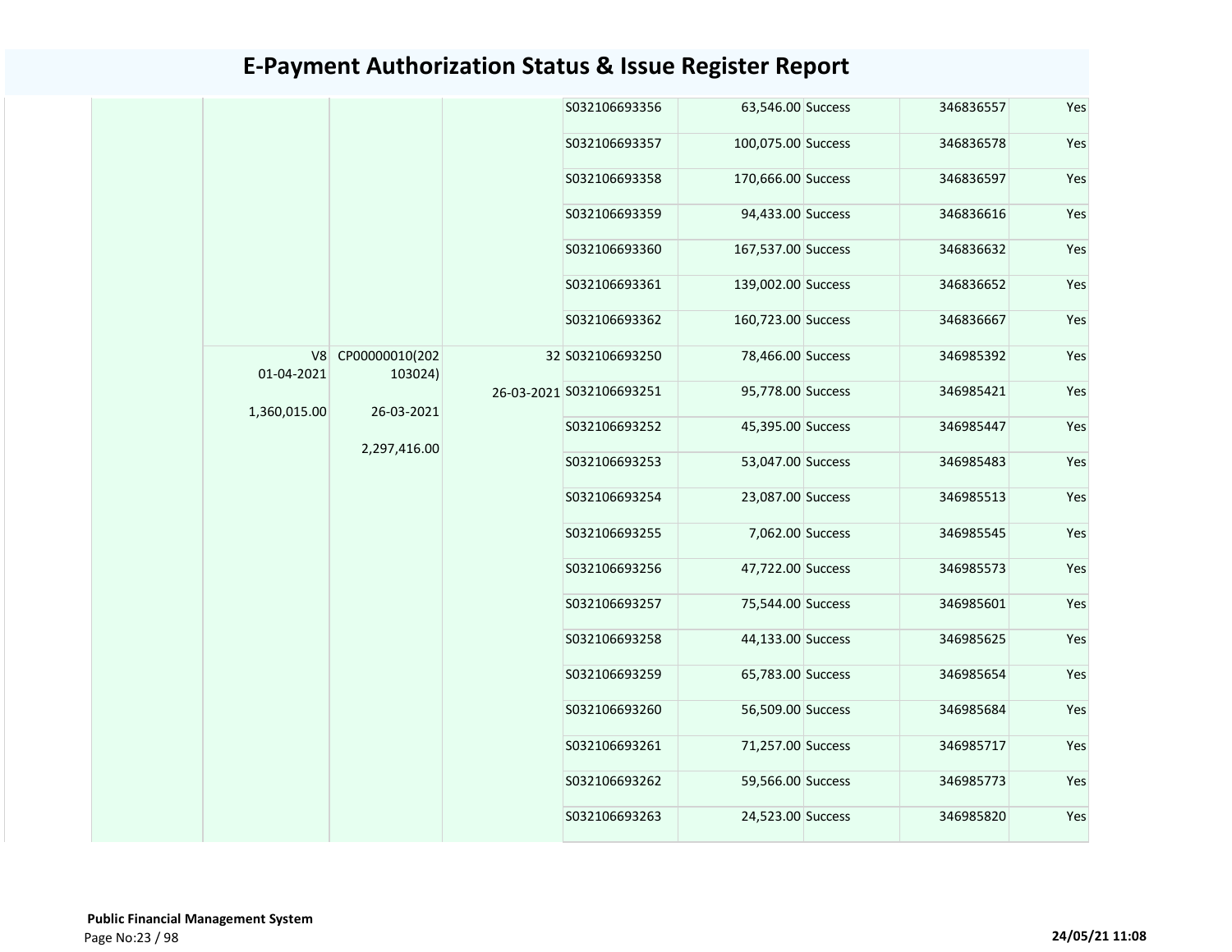# E-Payment Authorization Status & Issue Register Report

| | | | | | | | | |
|---|---|---|---|---|---|---|---|---|
| | | | | S032106693356 | 63,546.00 | Success | 346836557 | Yes |
| | | | | S032106693357 | 100,075.00 | Success | 346836578 | Yes |
| | | | | S032106693358 | 170,666.00 | Success | 346836597 | Yes |
| | | | | S032106693359 | 94,433.00 | Success | 346836616 | Yes |
| | | | | S032106693360 | 167,537.00 | Success | 346836632 | Yes |
| | | | | S032106693361 | 139,002.00 | Success | 346836652 | Yes |
| | | | | S032106693362 | 160,723.00 | Success | 346836667 | Yes |
| | V8 01-04-2021 1,360,015.00 | CP00000010(202103024) 26-03-2021 2,297,416.00 | 32 | S032106693250 | 78,466.00 | Success | 346985392 | Yes |
| | | | 26-03-2021 | S032106693251 | 95,778.00 | Success | 346985421 | Yes |
| | | | | S032106693252 | 45,395.00 | Success | 346985447 | Yes |
| | | | | S032106693253 | 53,047.00 | Success | 346985483 | Yes |
| | | | | S032106693254 | 23,087.00 | Success | 346985513 | Yes |
| | | | | S032106693255 | 7,062.00 | Success | 346985545 | Yes |
| | | | | S032106693256 | 47,722.00 | Success | 346985573 | Yes |
| | | | | S032106693257 | 75,544.00 | Success | 346985601 | Yes |
| | | | | S032106693258 | 44,133.00 | Success | 346985625 | Yes |
| | | | | S032106693259 | 65,783.00 | Success | 346985654 | Yes |
| | | | | S032106693260 | 56,509.00 | Success | 346985684 | Yes |
| | | | | S032106693261 | 71,257.00 | Success | 346985717 | Yes |
| | | | | S032106693262 | 59,566.00 | Success | 346985773 | Yes |
| | | | | S032106693263 | 24,523.00 | Success | 346985820 | Yes |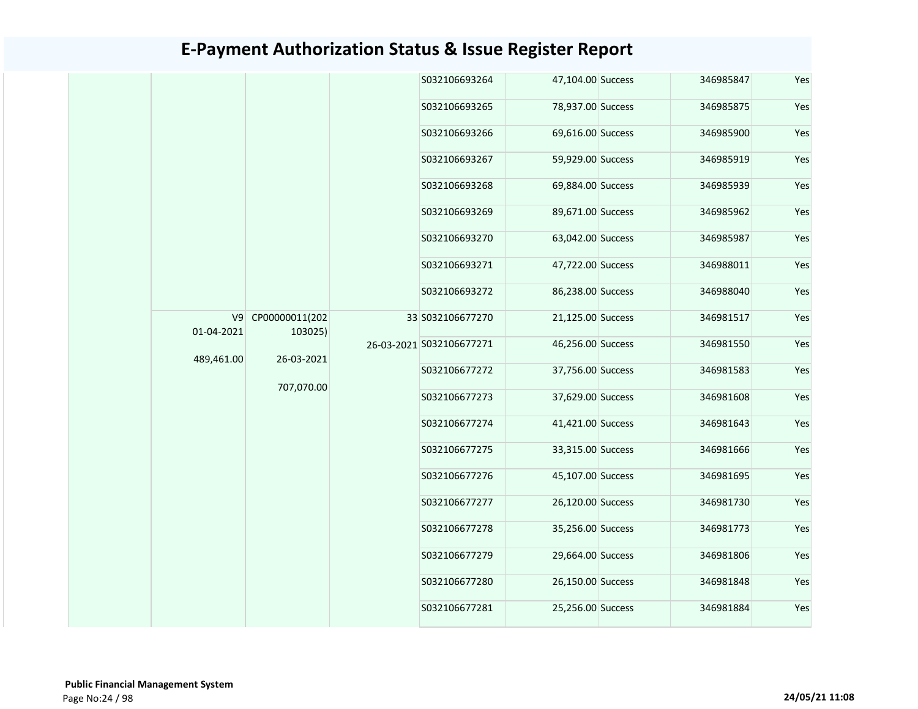# E-Payment Authorization Status & Issue Register Report

| | | | | | | | | |
|---|---|---|---|---|---|---|---|---|
| | | | | S032106693264 | 47,104.00 | Success | 346985847 | Yes |
| | | | | S032106693265 | 78,937.00 | Success | 346985875 | Yes |
| | | | | S032106693266 | 69,616.00 | Success | 346985900 | Yes |
| | | | | S032106693267 | 59,929.00 | Success | 346985919 | Yes |
| | | | | S032106693268 | 69,884.00 | Success | 346985939 | Yes |
| | | | | S032106693269 | 89,671.00 | Success | 346985962 | Yes |
| | | | | S032106693270 | 63,042.00 | Success | 346985987 | Yes |
| | | | | S032106693271 | 47,722.00 | Success | 346988011 | Yes |
| | | | | S032106693272 | 86,238.00 | Success | 346988040 | Yes |
| | V9 01-04-2021 489,461.00 | CP00000011(202103025) 26-03-2021 707,070.00 | 33 26-03-2021 | S032106677270 | 21,125.00 | Success | 346981517 | Yes |
| | | | | S032106677271 | 46,256.00 | Success | 346981550 | Yes |
| | | | | S032106677272 | 37,756.00 | Success | 346981583 | Yes |
| | | | | S032106677273 | 37,629.00 | Success | 346981608 | Yes |
| | | | | S032106677274 | 41,421.00 | Success | 346981643 | Yes |
| | | | | S032106677275 | 33,315.00 | Success | 346981666 | Yes |
| | | | | S032106677276 | 45,107.00 | Success | 346981695 | Yes |
| | | | | S032106677277 | 26,120.00 | Success | 346981730 | Yes |
| | | | | S032106677278 | 35,256.00 | Success | 346981773 | Yes |
| | | | | S032106677279 | 29,664.00 | Success | 346981806 | Yes |
| | | | | S032106677280 | 26,150.00 | Success | 346981848 | Yes |
| | | | | S032106677281 | 25,256.00 | Success | 346981884 | Yes |

**Public Financial Management System**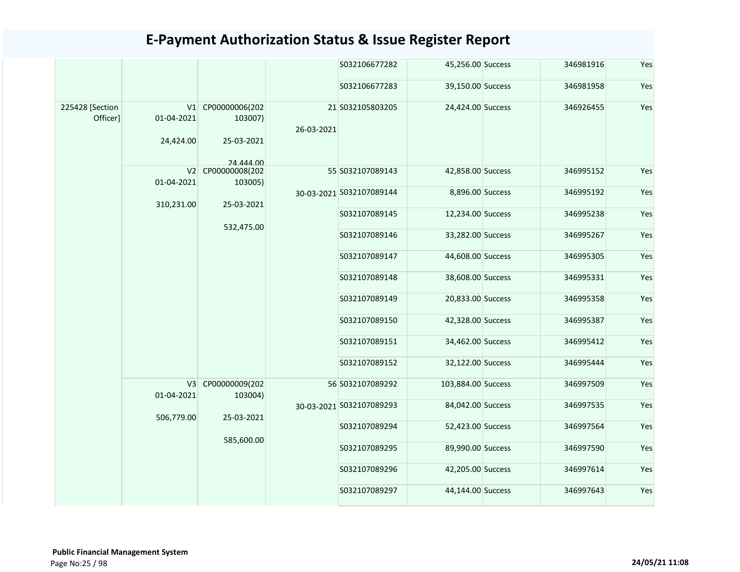# E-Payment Authorization Status & Issue Register Report

| | | | | | | | | |
|---|---|---|---|---|---|---|---|---|
| | | | | S032106677282 | 45,256.00 | Success | 346981916 | Yes |
| | | | | S032106677283 | 39,150.00 | Success | 346981958 | Yes |
| 225428 [Section Officer] | V1 01-04-2021 24,424.00 | CP00000006(202103007) 25-03-2021 24,444.00 | 21 26-03-2021 | S032105803205 | 24,424.00 | Success | 346926455 | Yes |
| | V2 01-04-2021 310,231.00 | CP00000008(202103005) 25-03-2021 532,475.00 | 55 30-03-2021 | S032107089143 | 42,858.00 | Success | 346995152 | Yes |
| | | | | S032107089144 | 8,896.00 | Success | 346995192 | Yes |
| | | | | S032107089145 | 12,234.00 | Success | 346995238 | Yes |
| | | | | S032107089146 | 33,282.00 | Success | 346995267 | Yes |
| | | | | S032107089147 | 44,608.00 | Success | 346995305 | Yes |
| | | | | S032107089148 | 38,608.00 | Success | 346995331 | Yes |
| | | | | S032107089149 | 20,833.00 | Success | 346995358 | Yes |
| | | | | S032107089150 | 42,328.00 | Success | 346995387 | Yes |
| | | | | S032107089151 | 34,462.00 | Success | 346995412 | Yes |
| | | | | S032107089152 | 32,122.00 | Success | 346995444 | Yes |
| | V3 01-04-2021 506,779.00 | CP00000009(202103004) 25-03-2021 585,600.00 | 56 30-03-2021 | S032107089292 | 103,884.00 | Success | 346997509 | Yes |
| | | | | S032107089293 | 84,042.00 | Success | 346997535 | Yes |
| | | | | S032107089294 | 52,423.00 | Success | 346997564 | Yes |
| | | | | S032107089295 | 89,990.00 | Success | 346997590 | Yes |
| | | | | S032107089296 | 42,205.00 | Success | 346997614 | Yes |
| | | | | S032107089297 | 44,144.00 | Success | 346997643 | Yes |

**Public Financial Management System**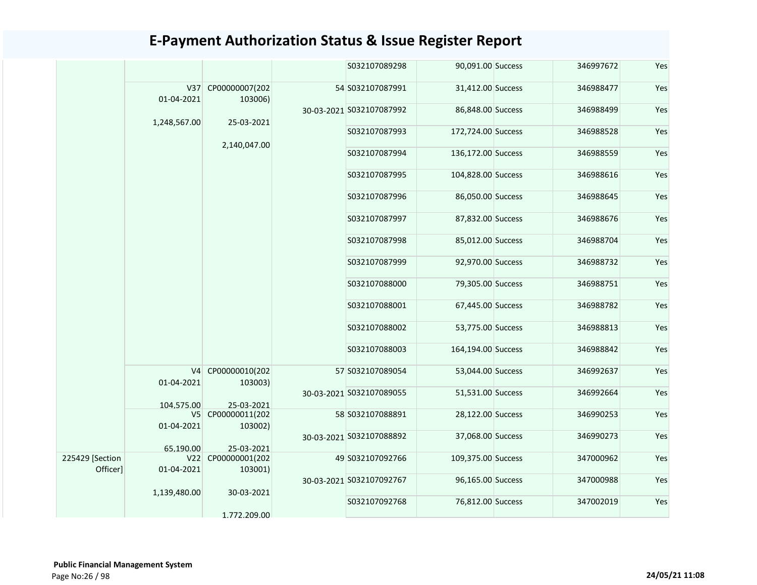# E-Payment Authorization Status & Issue Register Report

| | | | | | | | | |
|---|---|---|---|---|---|---|---|---|
| | | | | S032107089298 | 90,091.00 | Success | 346997672 | Yes |
| | V37 01-04-2021 1,248,567.00 | CP00000007(202103006) 25-03-2021 2,140,047.00 | 54 30-03-2021 | S032107087991 | 31,412.00 | Success | 346988477 | Yes |
| | | | | S032107087992 | 86,848.00 | Success | 346988499 | Yes |
| | | | | S032107087993 | 172,724.00 | Success | 346988528 | Yes |
| | | | | S032107087994 | 136,172.00 | Success | 346988559 | Yes |
| | | | | S032107087995 | 104,828.00 | Success | 346988616 | Yes |
| | | | | S032107087996 | 86,050.00 | Success | 346988645 | Yes |
| | | | | S032107087997 | 87,832.00 | Success | 346988676 | Yes |
| | | | | S032107087998 | 85,012.00 | Success | 346988704 | Yes |
| | | | | S032107087999 | 92,970.00 | Success | 346988732 | Yes |
| | | | | S032107088000 | 79,305.00 | Success | 346988751 | Yes |
| | | | | S032107088001 | 67,445.00 | Success | 346988782 | Yes |
| | | | | S032107088002 | 53,775.00 | Success | 346988813 | Yes |
| | | | | S032107088003 | 164,194.00 | Success | 346988842 | Yes |
| | V4 01-04-2021 104,575.00 | CP00000010(202103003) 25-03-2021 | 57 30-03-2021 | S032107089054 | 53,044.00 | Success | 346992637 | Yes |
| | | | | S032107089055 | 51,531.00 | Success | 346992664 | Yes |
| | V5 01-04-2021 65,190.00 | CP00000011(202103002) 25-03-2021 | 58 30-03-2021 | S032107088891 | 28,122.00 | Success | 346990253 | Yes |
| | | | | S032107088892 | 37,068.00 | Success | 346990273 | Yes |
| 225429 [Section Officer] | V22 01-04-2021 1,139,480.00 | CP00000001(202103001) 30-03-2021 1,772,209.00 | 49 30-03-2021 | S032107092766 | 109,375.00 | Success | 347000962 | Yes |
| | | | | S032107092767 | 96,165.00 | Success | 347000988 | Yes |
| | | | | S032107092768 | 76,812.00 | Success | 347002019 | Yes |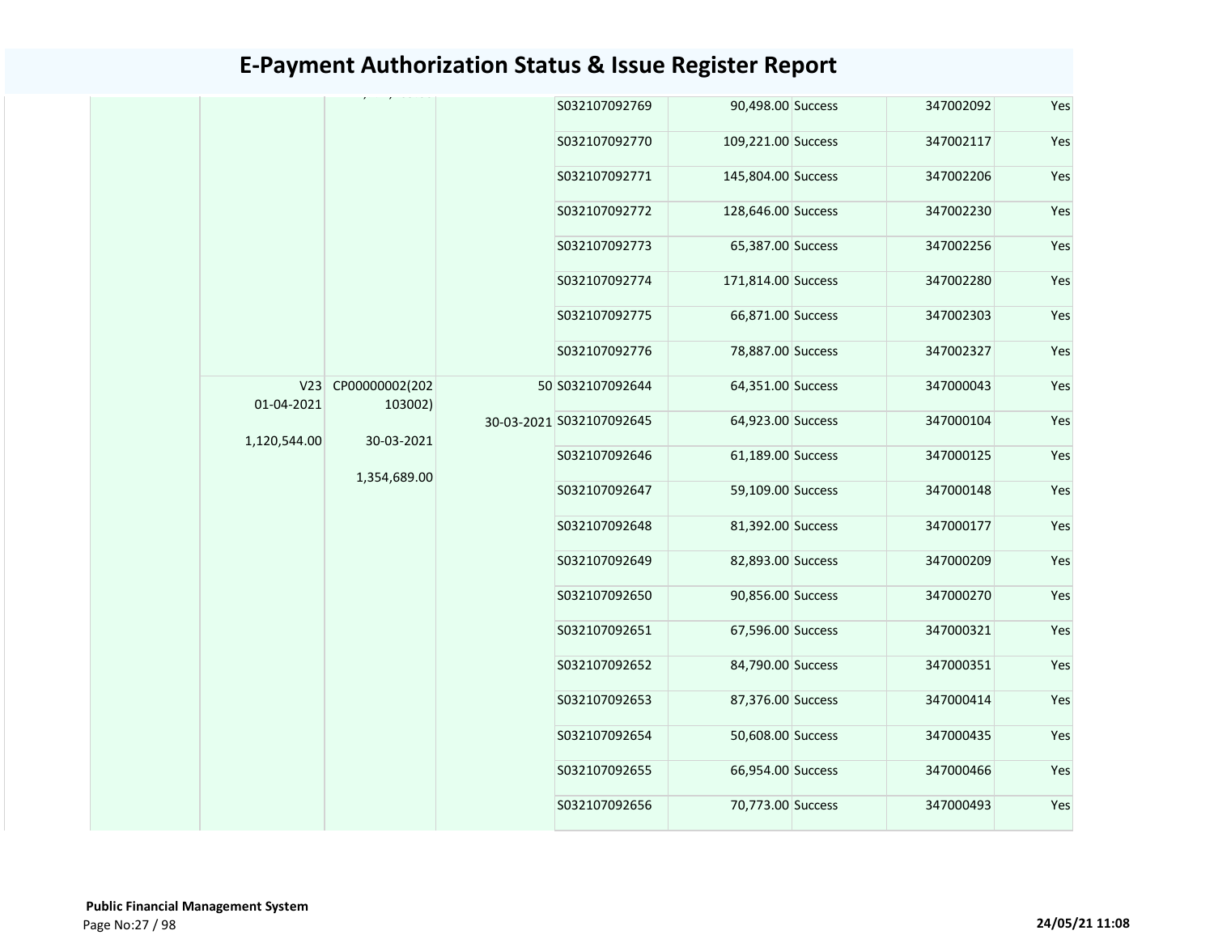# E-Payment Authorization Status & Issue Register Report

| | | | | | | | | |
|---|---|---|---|---|---|---|---|---|
| | | | | S032107092769 | 90,498.00 | Success | 347002092 | Yes |
| | | | | S032107092770 | 109,221.00 | Success | 347002117 | Yes |
| | | | | S032107092771 | 145,804.00 | Success | 347002206 | Yes |
| | | | | S032107092772 | 128,646.00 | Success | 347002230 | Yes |
| | | | | S032107092773 | 65,387.00 | Success | 347002256 | Yes |
| | | | | S032107092774 | 171,814.00 | Success | 347002280 | Yes |
| | | | | S032107092775 | 66,871.00 | Success | 347002303 | Yes |
| | | | | S032107092776 | 78,887.00 | Success | 347002327 | Yes |
| | V23 01-04-2021 1,120,544.00 | CP00000002(202103002) 30-03-2021 1,354,689.00 | 50 30-03-2021 | S032107092644 | 64,351.00 | Success | 347000043 | Yes |
| | | | | S032107092645 | 64,923.00 | Success | 347000104 | Yes |
| | | | | S032107092646 | 61,189.00 | Success | 347000125 | Yes |
| | | | | S032107092647 | 59,109.00 | Success | 347000148 | Yes |
| | | | | S032107092648 | 81,392.00 | Success | 347000177 | Yes |
| | | | | S032107092649 | 82,893.00 | Success | 347000209 | Yes |
| | | | | S032107092650 | 90,856.00 | Success | 347000270 | Yes |
| | | | | S032107092651 | 67,596.00 | Success | 347000321 | Yes |
| | | | | S032107092652 | 84,790.00 | Success | 347000351 | Yes |
| | | | | S032107092653 | 87,376.00 | Success | 347000414 | Yes |
| | | | | S032107092654 | 50,608.00 | Success | 347000435 | Yes |
| | | | | S032107092655 | 66,954.00 | Success | 347000466 | Yes |
| | | | | S032107092656 | 70,773.00 | Success | 347000493 | Yes |

**Public Financial Management System**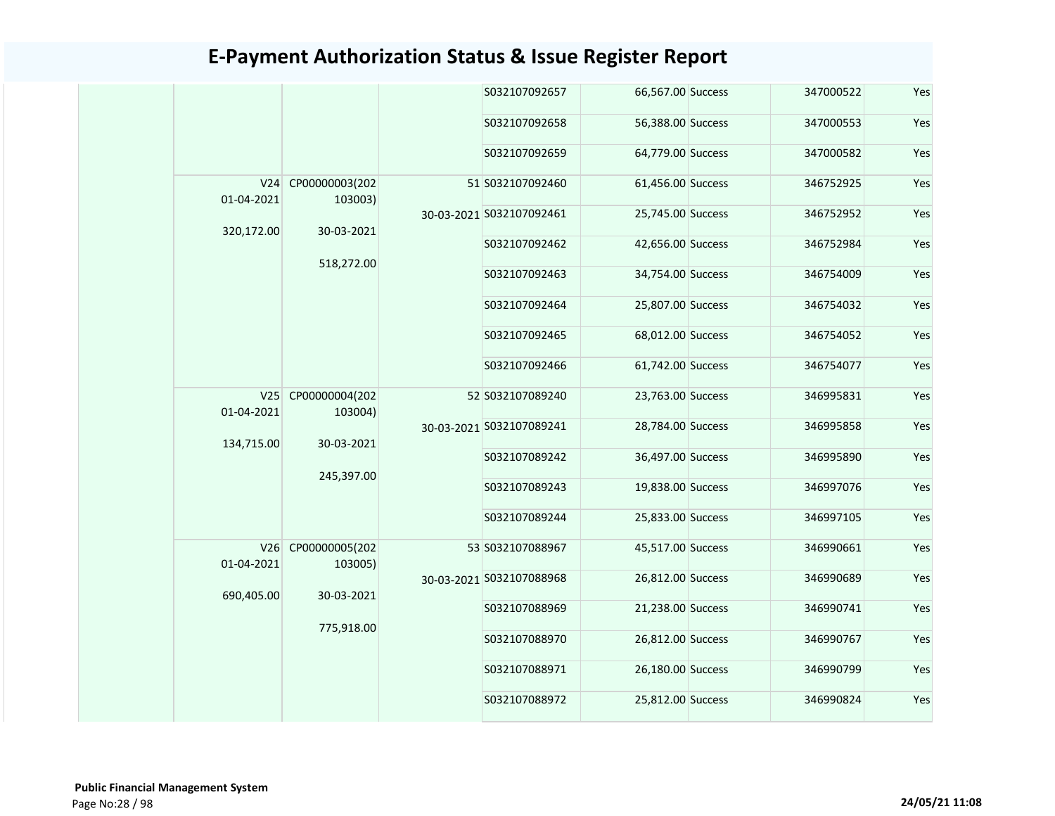# E-Payment Authorization Status & Issue Register Report

| | | | | | | | | |
|---|---|---|---|---|---|---|---|---|
| | | | | S032107092657 | 66,567.00 | Success | 347000522 | Yes |
| | | | | S032107092658 | 56,388.00 | Success | 347000553 | Yes |
| | | | | S032107092659 | 64,779.00 | Success | 347000582 | Yes |
| | V24 01-04-2021 320,172.00 | CP00000003(202103003) 30-03-2021 518,272.00 | 51 30-03-2021 | S032107092460 | 61,456.00 | Success | 346752925 | Yes |
| | | | | S032107092461 | 25,745.00 | Success | 346752952 | Yes |
| | | | | S032107092462 | 42,656.00 | Success | 346752984 | Yes |
| | | | | S032107092463 | 34,754.00 | Success | 346754009 | Yes |
| | | | | S032107092464 | 25,807.00 | Success | 346754032 | Yes |
| | | | | S032107092465 | 68,012.00 | Success | 346754052 | Yes |
| | | | | S032107092466 | 61,742.00 | Success | 346754077 | Yes |
| | V25 01-04-2021 134,715.00 | CP00000004(202103004) 30-03-2021 245,397.00 | 52 30-03-2021 | S032107089240 | 23,763.00 | Success | 346995831 | Yes |
| | | | | S032107089241 | 28,784.00 | Success | 346995858 | Yes |
| | | | | S032107089242 | 36,497.00 | Success | 346995890 | Yes |
| | | | | S032107089243 | 19,838.00 | Success | 346997076 | Yes |
| | | | | S032107089244 | 25,833.00 | Success | 346997105 | Yes |
| | V26 01-04-2021 690,405.00 | CP00000005(202103005) 30-03-2021 775,918.00 | 53 30-03-2021 | S032107088967 | 45,517.00 | Success | 346990661 | Yes |
| | | | | S032107088968 | 26,812.00 | Success | 346990689 | Yes |
| | | | | S032107088969 | 21,238.00 | Success | 346990741 | Yes |
| | | | | S032107088970 | 26,812.00 | Success | 346990767 | Yes |
| | | | | S032107088971 | 26,180.00 | Success | 346990799 | Yes |
| | | | | S032107088972 | 25,812.00 | Success | 346990824 | Yes |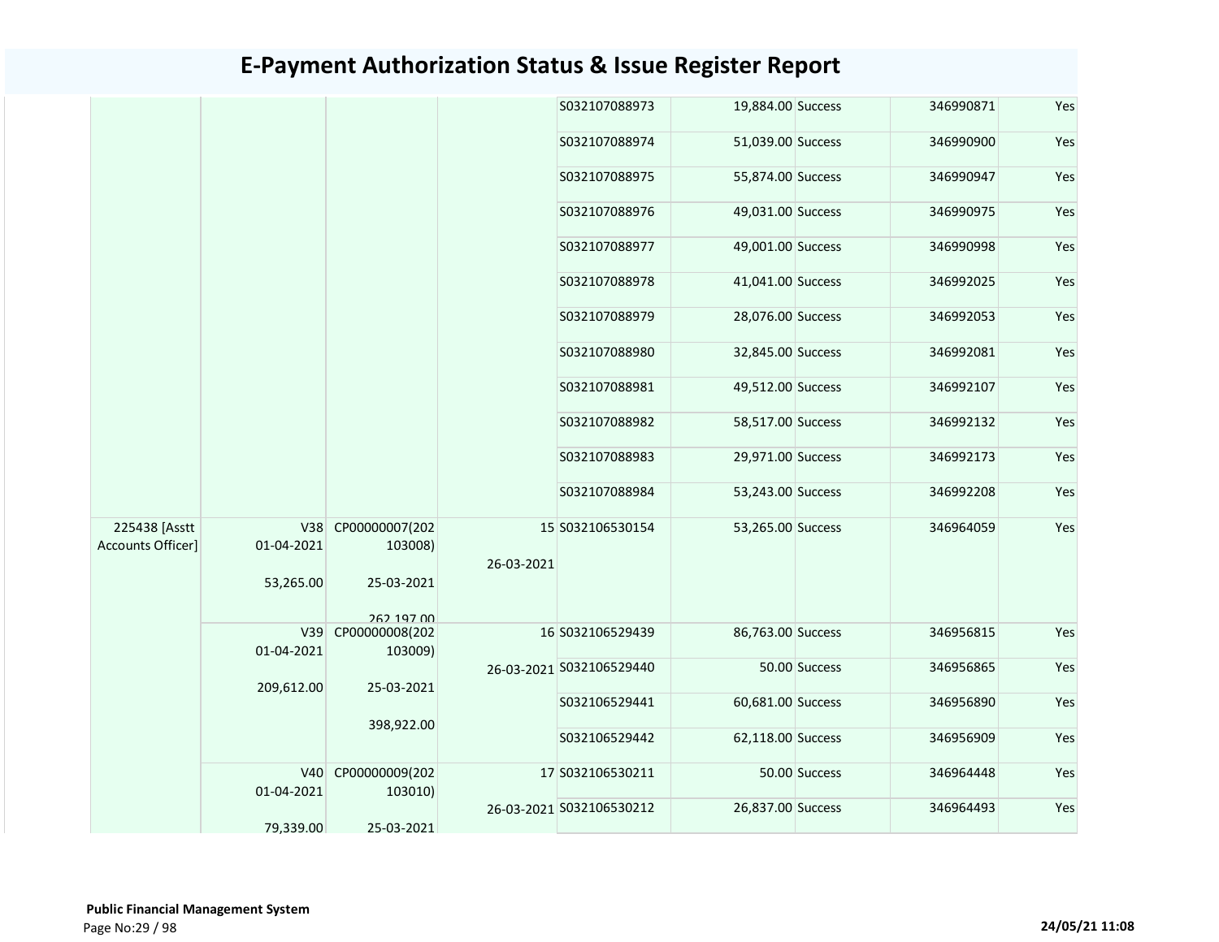# E-Payment Authorization Status & Issue Register Report

| | | | | | | | | |
|---|---|---|---|---|---|---|---|---|
| | | | | S032107088973 | 19,884.00 | Success | 346990871 | Yes |
| | | | | S032107088974 | 51,039.00 | Success | 346990900 | Yes |
| | | | | S032107088975 | 55,874.00 | Success | 346990947 | Yes |
| | | | | S032107088976 | 49,031.00 | Success | 346990975 | Yes |
| | | | | S032107088977 | 49,001.00 | Success | 346990998 | Yes |
| | | | | S032107088978 | 41,041.00 | Success | 346992025 | Yes |
| | | | | S032107088979 | 28,076.00 | Success | 346992053 | Yes |
| | | | | S032107088980 | 32,845.00 | Success | 346992081 | Yes |
| | | | | S032107088981 | 49,512.00 | Success | 346992107 | Yes |
| | | | | S032107088982 | 58,517.00 | Success | 346992132 | Yes |
| | | | | S032107088983 | 29,971.00 | Success | 346992173 | Yes |
| | | | | S032107088984 | 53,243.00 | Success | 346992208 | Yes |
| 225438 [Asstt Accounts Officer] | V38 01-04-2021 53,265.00 | CP00000007(202103008) 25-03-2021 262,197.00 | 15 26-03-2021 | S032106530154 | 53,265.00 | Success | 346964059 | Yes |
| | V39 01-04-2021 209,612.00 | CP00000008(202103009) 25-03-2021 398,922.00 | 16 26-03-2021 | S032106529439 | 86,763.00 | Success | 346956815 | Yes |
| | | | | S032106529440 | 50.00 | Success | 346956865 | Yes |
| | | | | S032106529441 | 60,681.00 | Success | 346956890 | Yes |
| | | | | S032106529442 | 62,118.00 | Success | 346956909 | Yes |
| | V40 01-04-2021 79,339.00 | CP00000009(202103010) 25-03-2021 | 17 26-03-2021 | S032106530211 | 50.00 | Success | 346964448 | Yes |
| | | | | S032106530212 | 26,837.00 | Success | 346964493 | Yes |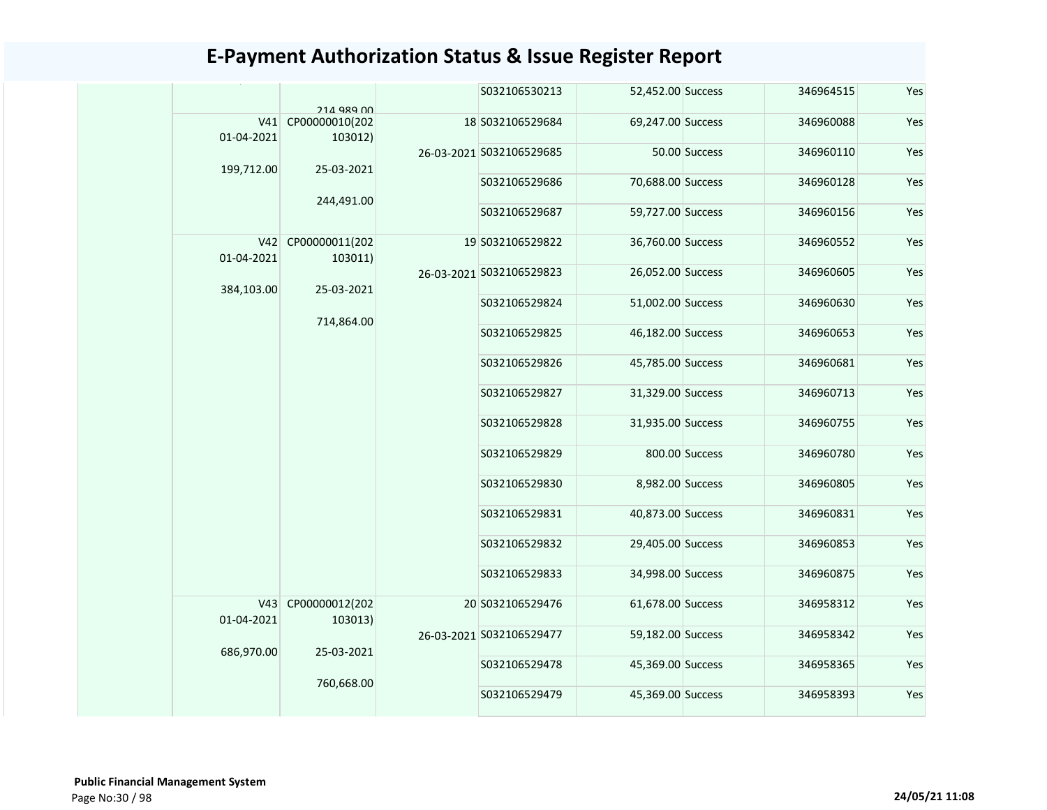# E-Payment Authorization Status & Issue Register Report

| | | | | | | | | |
|---|---|---|---|---|---|---|---|---|
| | | 214,989.00 | | S032106530213 | 52,452.00 | Success | 346964515 | Yes |
| | V41 01-04-2021 199,712.00 | CP00000010(202103012) 25-03-2021 244,491.00 | 18 26-03-2021 | S032106529684 | 69,247.00 | Success | 346960088 | Yes |
| | | | | S032106529685 | 50.00 | Success | 346960110 | Yes |
| | | | | S032106529686 | 70,688.00 | Success | 346960128 | Yes |
| | | | | S032106529687 | 59,727.00 | Success | 346960156 | Yes |
| | V42 01-04-2021 384,103.00 | CP00000011(202103011) 25-03-2021 714,864.00 | 19 26-03-2021 | S032106529822 | 36,760.00 | Success | 346960552 | Yes |
| | | | | S032106529823 | 26,052.00 | Success | 346960605 | Yes |
| | | | | S032106529824 | 51,002.00 | Success | 346960630 | Yes |
| | | | | S032106529825 | 46,182.00 | Success | 346960653 | Yes |
| | | | | S032106529826 | 45,785.00 | Success | 346960681 | Yes |
| | | | | S032106529827 | 31,329.00 | Success | 346960713 | Yes |
| | | | | S032106529828 | 31,935.00 | Success | 346960755 | Yes |
| | | | | S032106529829 | 800.00 | Success | 346960780 | Yes |
| | | | | S032106529830 | 8,982.00 | Success | 346960805 | Yes |
| | | | | S032106529831 | 40,873.00 | Success | 346960831 | Yes |
| | | | | S032106529832 | 29,405.00 | Success | 346960853 | Yes |
| | | | | S032106529833 | 34,998.00 | Success | 346960875 | Yes |
| | V43 01-04-2021 686,970.00 | CP00000012(202103013) 25-03-2021 760,668.00 | 20 26-03-2021 | S032106529476 | 61,678.00 | Success | 346958312 | Yes |
| | | | | S032106529477 | 59,182.00 | Success | 346958342 | Yes |
| | | | | S032106529478 | 45,369.00 | Success | 346958365 | Yes |
| | | | | S032106529479 | 45,369.00 | Success | 346958393 | Yes |

**Public Financial Management System**

24/05/21 11:08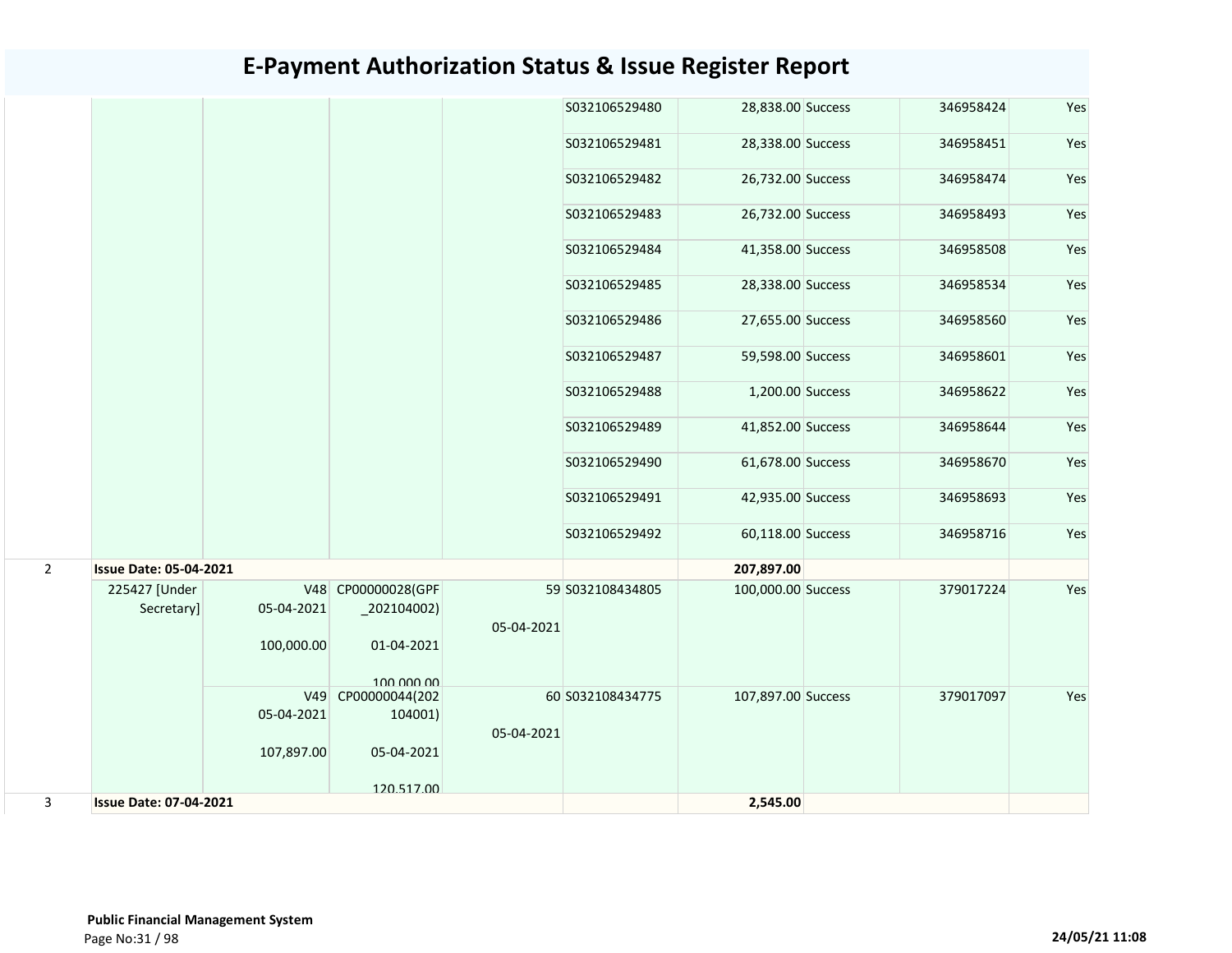# E-Payment Authorization Status & Issue Register Report

| | | | | | | | | | |
|---|---|---|---|---|---|---|---|---|---|
| | | | | | S032106529480 | 28,838.00 | Success | 346958424 | Yes |
| | | | | | S032106529481 | 28,338.00 | Success | 346958451 | Yes |
| | | | | | S032106529482 | 26,732.00 | Success | 346958474 | Yes |
| | | | | | S032106529483 | 26,732.00 | Success | 346958493 | Yes |
| | | | | | S032106529484 | 41,358.00 | Success | 346958508 | Yes |
| | | | | | S032106529485 | 28,338.00 | Success | 346958534 | Yes |
| | | | | | S032106529486 | 27,655.00 | Success | 346958560 | Yes |
| | | | | | S032106529487 | 59,598.00 | Success | 346958601 | Yes |
| | | | | | S032106529488 | 1,200.00 | Success | 346958622 | Yes |
| | | | | | S032106529489 | 41,852.00 | Success | 346958644 | Yes |
| | | | | | S032106529490 | 61,678.00 | Success | 346958670 | Yes |
| | | | | | S032106529491 | 42,935.00 | Success | 346958693 | Yes |
| | | | | | S032106529492 | 60,118.00 | Success | 346958716 | Yes |
| 2 | **Issue Date: 05-04-2021** | | | | | **207,897.00** | | | |
| | 225427 [Under Secretary] | V48 05-04-2021 100,000.00 | CP00000028(GPF_202104002) 01-04-2021 100,000.00 | 59 05-04-2021 | S032108434805 | 100,000.00 | Success | 379017224 | Yes |
| | | V49 05-04-2021 107,897.00 | CP00000044(202104001) 05-04-2021 120,517.00 | 60 05-04-2021 | S032108434775 | 107,897.00 | Success | 379017097 | Yes |
| 3 | **Issue Date: 07-04-2021** | | | | | **2,545.00** | | | |

**Public Financial Management System**

24/05/21 11:08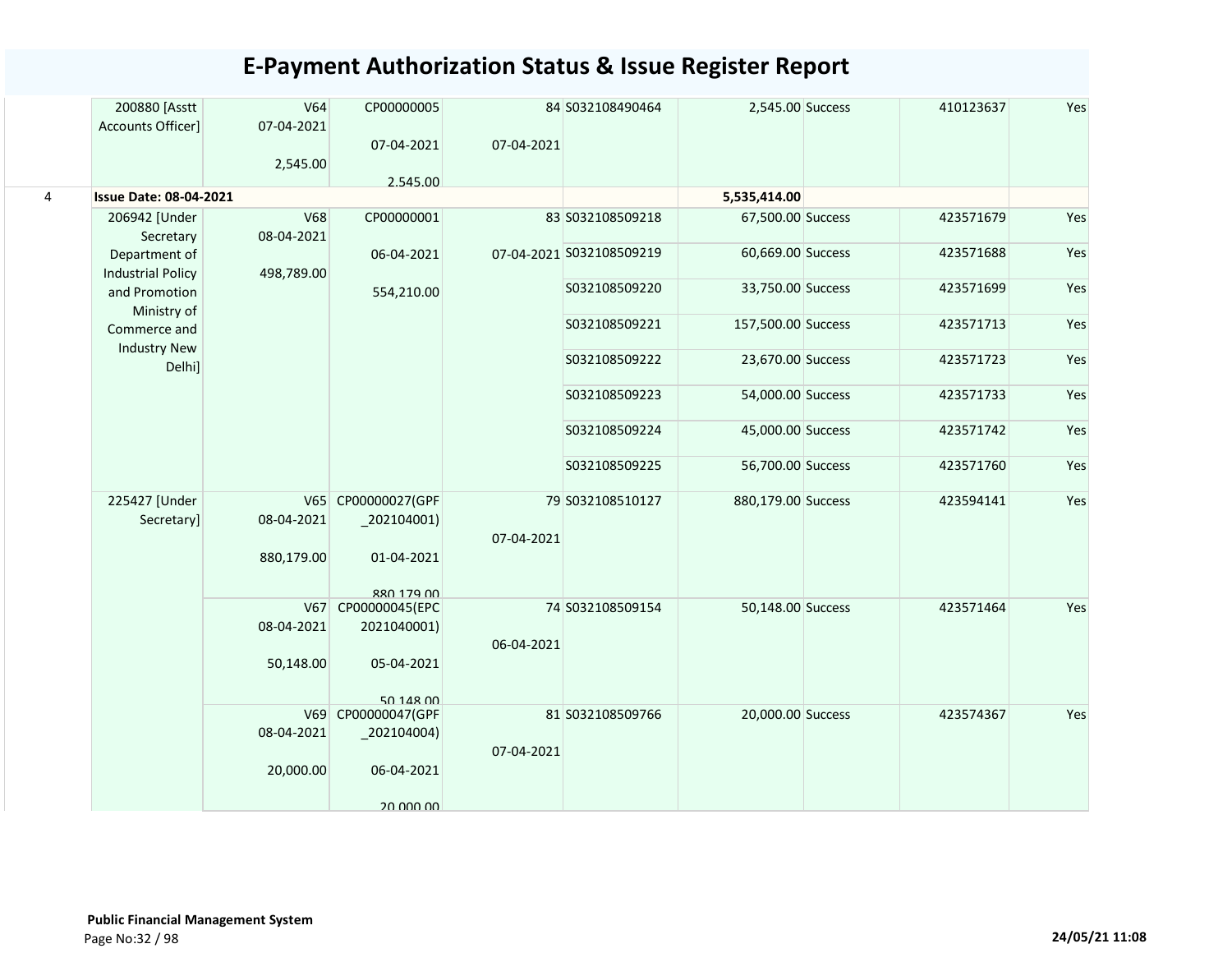# E-Payment Authorization Status & Issue Register Report

| | | | | | | | | | |
|---|---|---|---|---|---|---|---|---|---|
| | 200880 [Asstt Accounts Officer] | V64 07-04-2021 2,545.00 | CP00000005 07-04-2021 2,545.00 | 84 07-04-2021 | S032108490464 | 2,545.00 | Success | 410123637 | Yes |
| 4 | **Issue Date: 08-04-2021** | | | | | **5,535,414.00** | | | |
| | 206942 [Under Secretary Department of Industrial Policy and Promotion Ministry of Commerce and Industry New Delhi] | V68 08-04-2021 498,789.00 | CP00000001 06-04-2021 554,210.00 | 83 07-04-2021 | S032108509218 | 67,500.00 | Success | 423571679 | Yes |
| | | | | | S032108509219 | 60,669.00 | Success | 423571688 | Yes |
| | | | | | S032108509220 | 33,750.00 | Success | 423571699 | Yes |
| | | | | | S032108509221 | 157,500.00 | Success | 423571713 | Yes |
| | | | | | S032108509222 | 23,670.00 | Success | 423571723 | Yes |
| | | | | | S032108509223 | 54,000.00 | Success | 423571733 | Yes |
| | | | | | S032108509224 | 45,000.00 | Success | 423571742 | Yes |
| | | | | | S032108509225 | 56,700.00 | Success | 423571760 | Yes |
| | 225427 [Under Secretary] | V65 08-04-2021 880,179.00 | CP00000027(GPF_202104001) 01-04-2021 880,179.00 | 79 07-04-2021 | S032108510127 | 880,179.00 | Success | 423594141 | Yes |
| | | V67 08-04-2021 50,148.00 | CP00000045(EPC2021040001) 05-04-2021 50,148.00 | 74 06-04-2021 | S032108509154 | 50,148.00 | Success | 423571464 | Yes |
| | | V69 08-04-2021 20,000.00 | CP00000047(GPF_202104004) 06-04-2021 20,000.00 | 81 07-04-2021 | S032108509766 | 20,000.00 | Success | 423574367 | Yes |

**Public Financial Management System**

Page No:32 / 98

**24/05/21 11:08**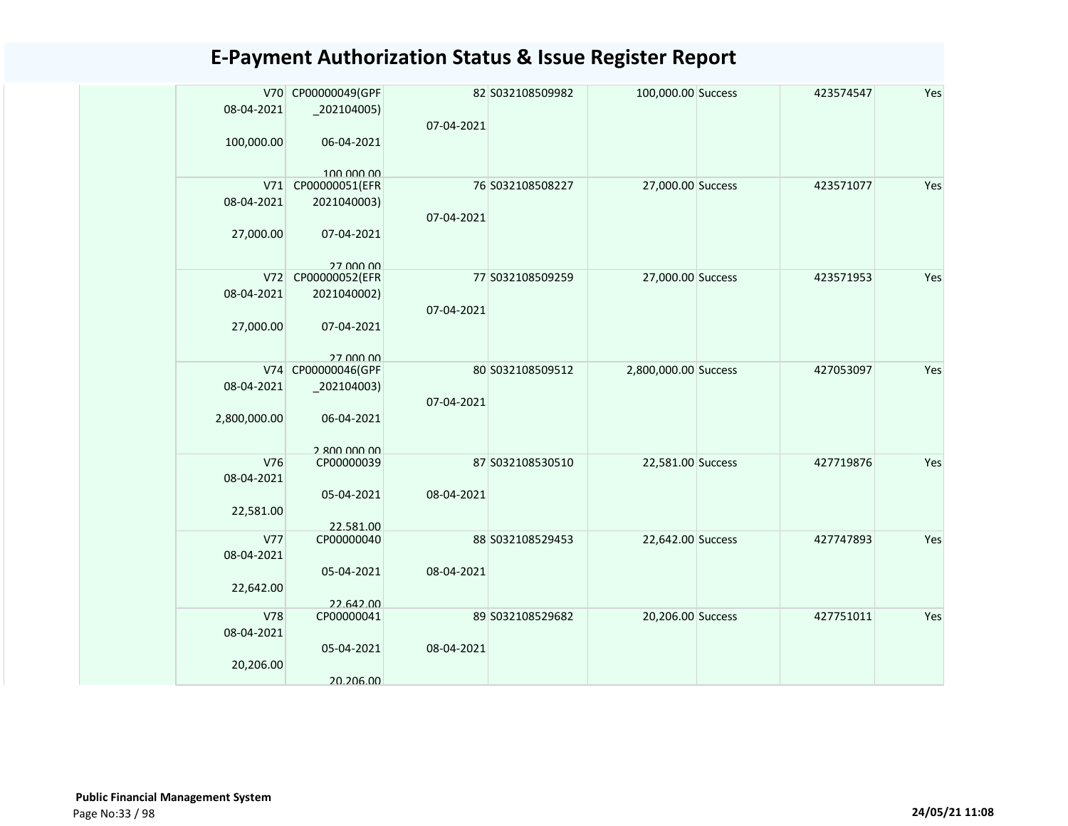# E-Payment Authorization Status & Issue Register Report

| | | | | | | | |
|---|---|---|---|---|---|---|---|
| V70 08-04-2021 100,000.00 | CP00000049(GPF _202104005) 06-04-2021 100,000.00 | 82 07-04-2021 | S032108509982 | 100,000.00 | Success | 423574547 | Yes |
| V71 08-04-2021 27,000.00 | CP00000051(EFR 2021040003) 07-04-2021 27,000.00 | 76 07-04-2021 | S032108508227 | 27,000.00 | Success | 423571077 | Yes |
| V72 08-04-2021 27,000.00 | CP00000052(EFR 2021040002) 07-04-2021 27,000.00 | 77 07-04-2021 | S032108509259 | 27,000.00 | Success | 423571953 | Yes |
| V74 08-04-2021 2,800,000.00 | CP00000046(GPF _202104003) 06-04-2021 2,800,000.00 | 80 07-04-2021 | S032108509512 | 2,800,000.00 | Success | 427053097 | Yes |
| V76 08-04-2021 22,581.00 | CP00000039 05-04-2021 22,581.00 | 87 08-04-2021 | S032108530510 | 22,581.00 | Success | 427719876 | Yes |
| V77 08-04-2021 22,642.00 | CP00000040 05-04-2021 22,642.00 | 88 08-04-2021 | S032108529453 | 22,642.00 | Success | 427747893 | Yes |
| V78 08-04-2021 20,206.00 | CP00000041 05-04-2021 20,206.00 | 89 08-04-2021 | S032108529682 | 20,206.00 | Success | 427751011 | Yes |

**Public Financial Management System**

24/05/21 11:08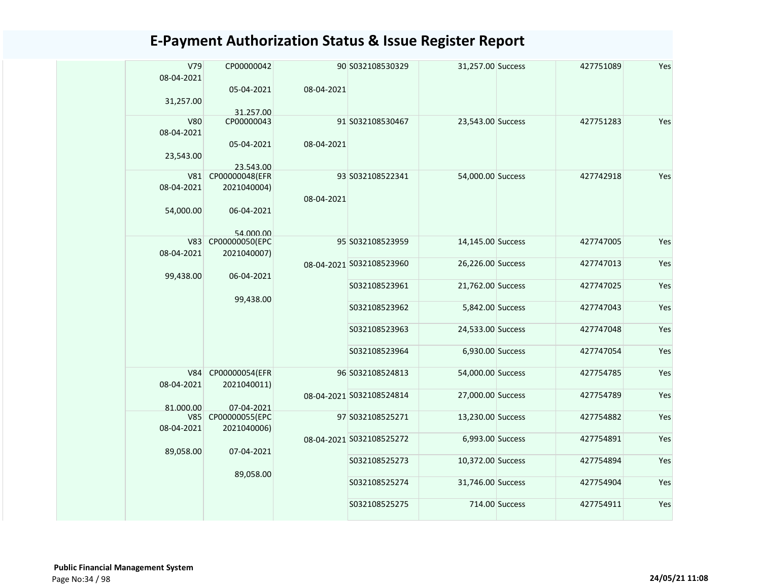# E-Payment Authorization Status & Issue Register Report

| | | | | | | | | |
|---|---|---|---|---|---|---|---|---|
| | V79 08-04-2021 31,257.00 | CP00000042 05-04-2021 31,257.00 | 90 08-04-2021 | S032108530329 | 31,257.00 | Success | 427751089 | Yes |
| | V80 08-04-2021 23,543.00 | CP00000043 05-04-2021 23,543.00 | 91 08-04-2021 | S032108530467 | 23,543.00 | Success | 427751283 | Yes |
| | V81 08-04-2021 54,000.00 | CP00000048(EFR 2021040004) 06-04-2021 54,000.00 | 93 08-04-2021 | S032108522341 | 54,000.00 | Success | 427742918 | Yes |
| | V83 08-04-2021 99,438.00 | CP00000050(EPC 2021040007) 06-04-2021 99,438.00 | 95 08-04-2021 | S032108523959 | 14,145.00 | Success | 427747005 | Yes |
| | | | | S032108523960 | 26,226.00 | Success | 427747013 | Yes |
| | | | | S032108523961 | 21,762.00 | Success | 427747025 | Yes |
| | | | | S032108523962 | 5,842.00 | Success | 427747043 | Yes |
| | | | | S032108523963 | 24,533.00 | Success | 427747048 | Yes |
| | | | | S032108523964 | 6,930.00 | Success | 427747054 | Yes |
| | V84 08-04-2021 81,000.00 | CP00000054(EFR 2021040011) 07-04-2021 | 96 08-04-2021 | S032108524813 | 54,000.00 | Success | 427754785 | Yes |
| | | | | S032108524814 | 27,000.00 | Success | 427754789 | Yes |
| | V85 08-04-2021 89,058.00 | CP00000055(EPC 2021040006) 07-04-2021 89,058.00 | 97 08-04-2021 | S032108525271 | 13,230.00 | Success | 427754882 | Yes |
| | | | | S032108525272 | 6,993.00 | Success | 427754891 | Yes |
| | | | | S032108525273 | 10,372.00 | Success | 427754894 | Yes |
| | | | | S032108525274 | 31,746.00 | Success | 427754904 | Yes |
| | | | | S032108525275 | 714.00 | Success | 427754911 | Yes |

**Public Financial Management System**

24/05/21 11:08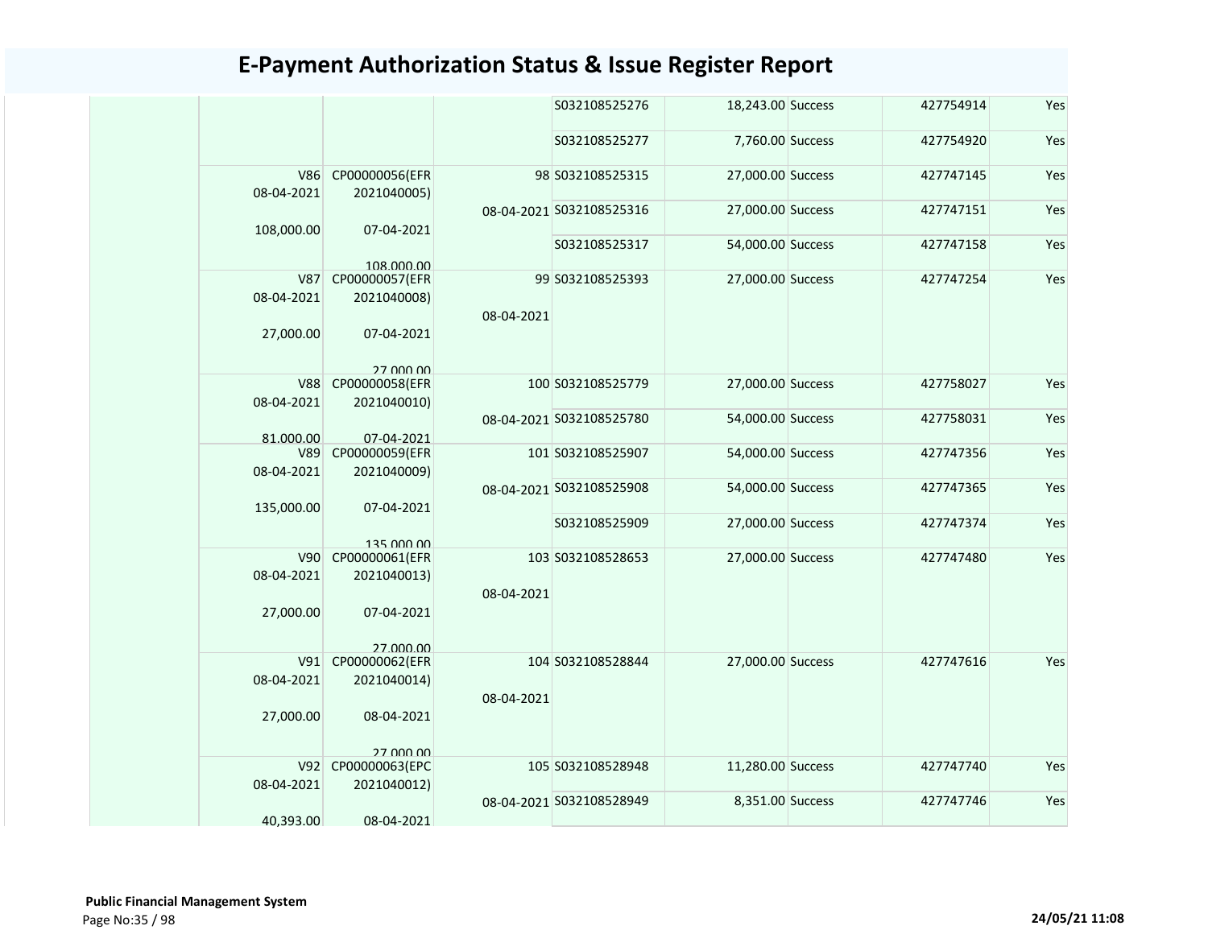# E-Payment Authorization Status & Issue Register Report

| | | | | | | | | |
|---|---|---|---|---|---|---|---|---|
| | | | | S032108525276 | 18,243.00 | Success | 427754914 | Yes |
| | | | | S032108525277 | 7,760.00 | Success | 427754920 | Yes |
| | V86 08-04-2021 108,000.00 | CP00000056(EFR 2021040005) 07-04-2021 108,000.00 | 98 08-04-2021 | S032108525315 | 27,000.00 | Success | 427747145 | Yes |
| | | | | S032108525316 | 27,000.00 | Success | 427747151 | Yes |
| | | | | S032108525317 | 54,000.00 | Success | 427747158 | Yes |
| | V87 08-04-2021 27,000.00 | CP00000057(EFR 2021040008) 07-04-2021 27,000.00 | 99 08-04-2021 | S032108525393 | 27,000.00 | Success | 427747254 | Yes |
| | V88 08-04-2021 81,000.00 | CP00000058(EFR 2021040010) 07-04-2021 | 100 08-04-2021 | S032108525779 | 27,000.00 | Success | 427758027 | Yes |
| | | | | S032108525780 | 54,000.00 | Success | 427758031 | Yes |
| | V89 08-04-2021 135,000.00 | CP00000059(EFR 2021040009) 07-04-2021 135,000.00 | 101 08-04-2021 | S032108525907 | 54,000.00 | Success | 427747356 | Yes |
| | | | | S032108525908 | 54,000.00 | Success | 427747365 | Yes |
| | | | | S032108525909 | 27,000.00 | Success | 427747374 | Yes |
| | V90 08-04-2021 27,000.00 | CP00000061(EFR 2021040013) 07-04-2021 27,000.00 | 103 08-04-2021 | S032108528653 | 27,000.00 | Success | 427747480 | Yes |
| | V91 08-04-2021 27,000.00 | CP00000062(EFR 2021040014) 08-04-2021 27,000.00 | 104 08-04-2021 | S032108528844 | 27,000.00 | Success | 427747616 | Yes |
| | V92 08-04-2021 40,393.00 | CP00000063(EPC 2021040012) 08-04-2021 | 105 08-04-2021 | S032108528948 | 11,280.00 | Success | 427747740 | Yes |
| | | | | S032108528949 | 8,351.00 | Success | 427747746 | Yes |

**Public Financial Management System**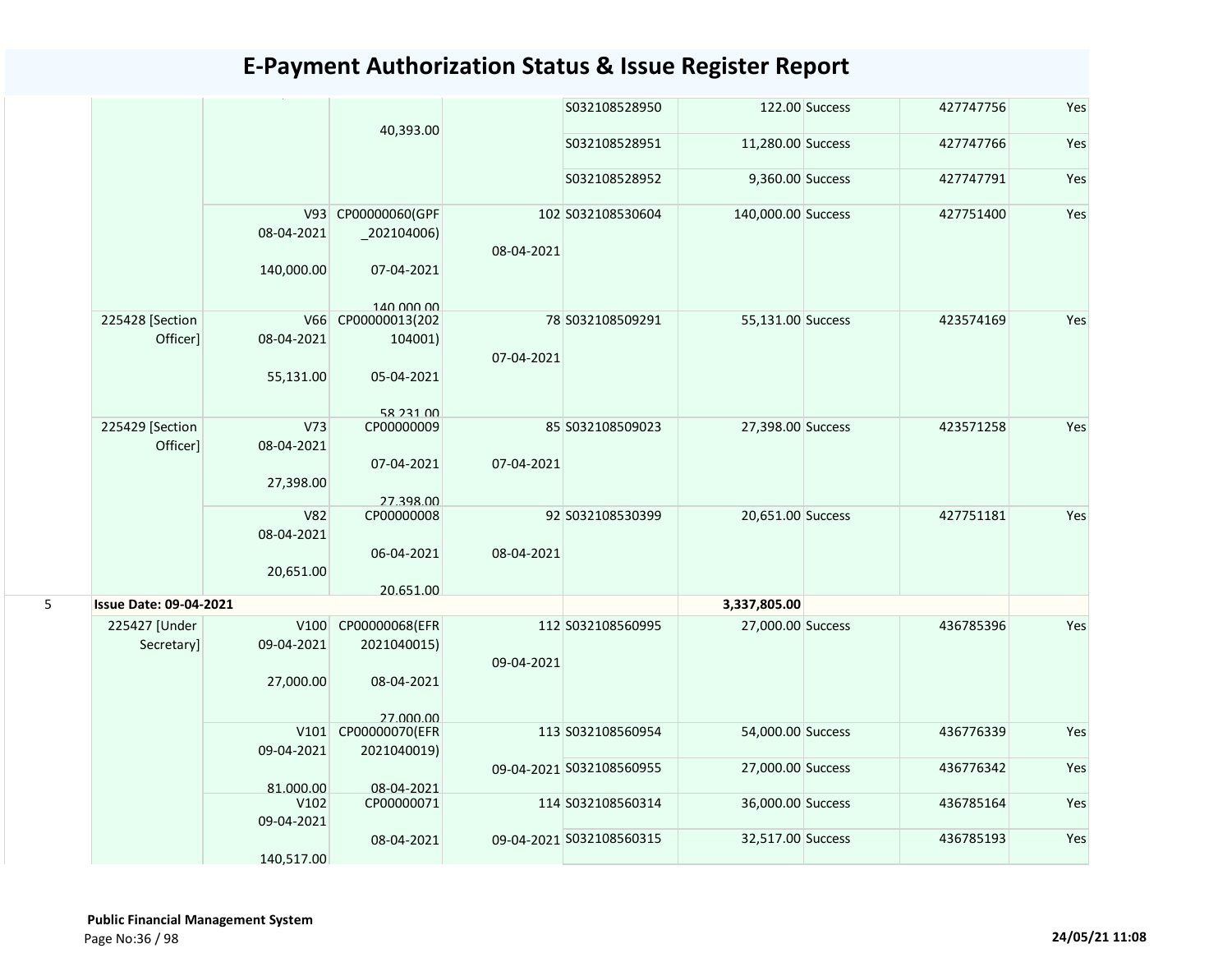# E-Payment Authorization Status & Issue Register Report

| | | | | | | | | | |
|---|---|---|---|---|---|---|---|---|---|
| | | | 40,393.00 | | S032108528950 | 122.00 | Success | 427747756 | Yes |
| | | | | | S032108528951 | 11,280.00 | Success | 427747766 | Yes |
| | | | | | S032108528952 | 9,360.00 | Success | 427747791 | Yes |
| | | V93 08-04-2021 140,000.00 | CP00000060(GPF _202104006) 07-04-2021 140,000.00 | 102 08-04-2021 | S032108530604 | 140,000.00 | Success | 427751400 | Yes |
| | 225428 [Section Officer] | V66 08-04-2021 55,131.00 | CP00000013(202 104001) 05-04-2021 58,231.00 | 78 07-04-2021 | S032108509291 | 55,131.00 | Success | 423574169 | Yes |
| | 225429 [Section Officer] | V73 08-04-2021 27,398.00 | CP00000009 07-04-2021 27,398.00 | 85 07-04-2021 | S032108509023 | 27,398.00 | Success | 423571258 | Yes |
| | | V82 08-04-2021 20,651.00 | CP00000008 06-04-2021 20,651.00 | 92 08-04-2021 | S032108530399 | 20,651.00 | Success | 427751181 | Yes |
| 5 | **Issue Date: 09-04-2021** | | | | | **3,337,805.00** | | | |
| | 225427 [Under Secretary] | V100 09-04-2021 27,000.00 | CP00000068(EFR 2021040015) 08-04-2021 27,000.00 | 112 09-04-2021 | S032108560995 | 27,000.00 | Success | 436785396 | Yes |
| | | V101 09-04-2021 81,000.00 | CP00000070(EFR 2021040019) 08-04-2021 | 113 09-04-2021 | S032108560954 | 54,000.00 | Success | 436776339 | Yes |
| | | | | | S032108560955 | 27,000.00 | Success | 436776342 | Yes |
| | | V102 09-04-2021 140,517.00 | CP00000071 08-04-2021 | 114 09-04-2021 | S032108560314 | 36,000.00 | Success | 436785164 | Yes |
| | | | | | S032108560315 | 32,517.00 | Success | 436785193 | Yes |

**Public Financial Management System**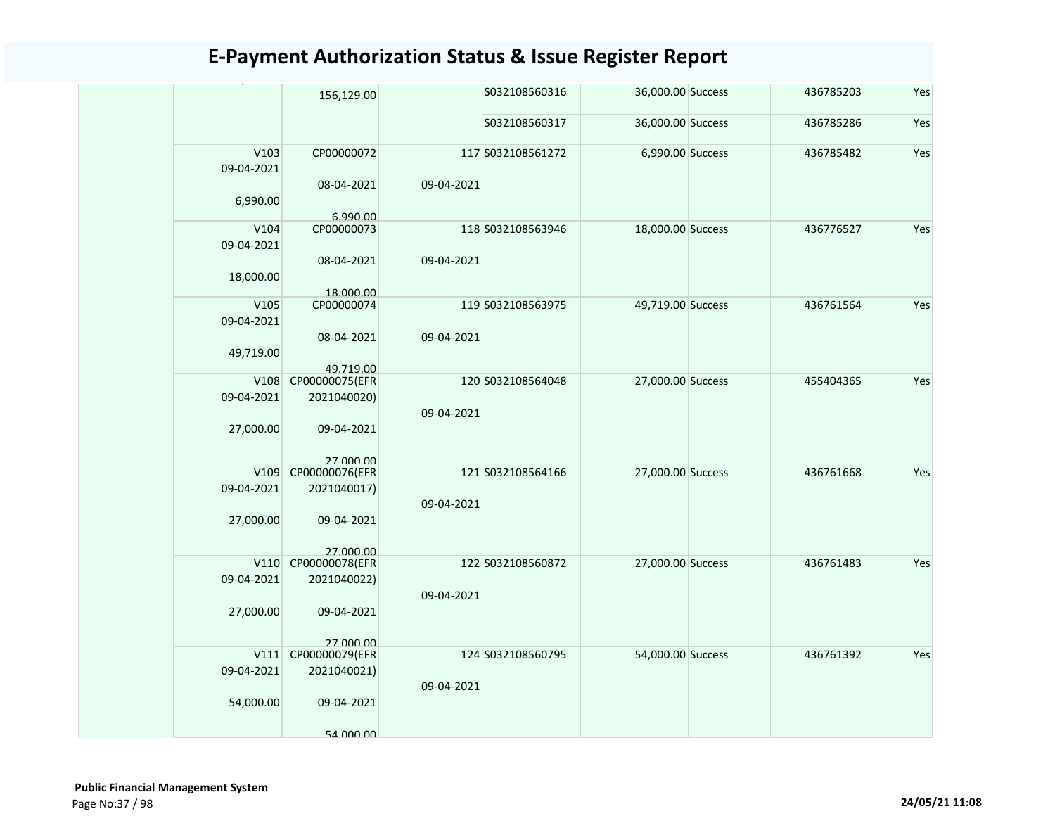# E-Payment Authorization Status & Issue Register Report

| | | | | | | | | |
|---|---|---|---|---|---|---|---|---|
| | | 156,129.00 | | S032108560316 | 36,000.00 | Success | 436785203 | Yes |
| | | | | S032108560317 | 36,000.00 | Success | 436785286 | Yes |
| | V103 09-04-2021 6,990.00 | CP00000072 08-04-2021 6,990.00 | 117 09-04-2021 | S032108561272 | 6,990.00 | Success | 436785482 | Yes |
| | V104 09-04-2021 18,000.00 | CP00000073 08-04-2021 18,000.00 | 118 09-04-2021 | S032108563946 | 18,000.00 | Success | 436776527 | Yes |
| | V105 09-04-2021 49,719.00 | CP00000074 08-04-2021 49,719.00 | 119 09-04-2021 | S032108563975 | 49,719.00 | Success | 436761564 | Yes |
| | V108 09-04-2021 27,000.00 | CP00000075(EFR 2021040020) 09-04-2021 27,000.00 | 120 09-04-2021 | S032108564048 | 27,000.00 | Success | 455404365 | Yes |
| | V109 09-04-2021 27,000.00 | CP00000076(EFR 2021040017) 09-04-2021 27,000.00 | 121 09-04-2021 | S032108564166 | 27,000.00 | Success | 436761668 | Yes |
| | V110 09-04-2021 27,000.00 | CP00000078(EFR 2021040022) 09-04-2021 27,000.00 | 122 09-04-2021 | S032108560872 | 27,000.00 | Success | 436761483 | Yes |
| | V111 09-04-2021 54,000.00 | CP00000079(EFR 2021040021) 09-04-2021 54,000.00 | 124 09-04-2021 | S032108560795 | 54,000.00 | Success | 436761392 | Yes |

**Public Financial Management System**

24/05/21 11:08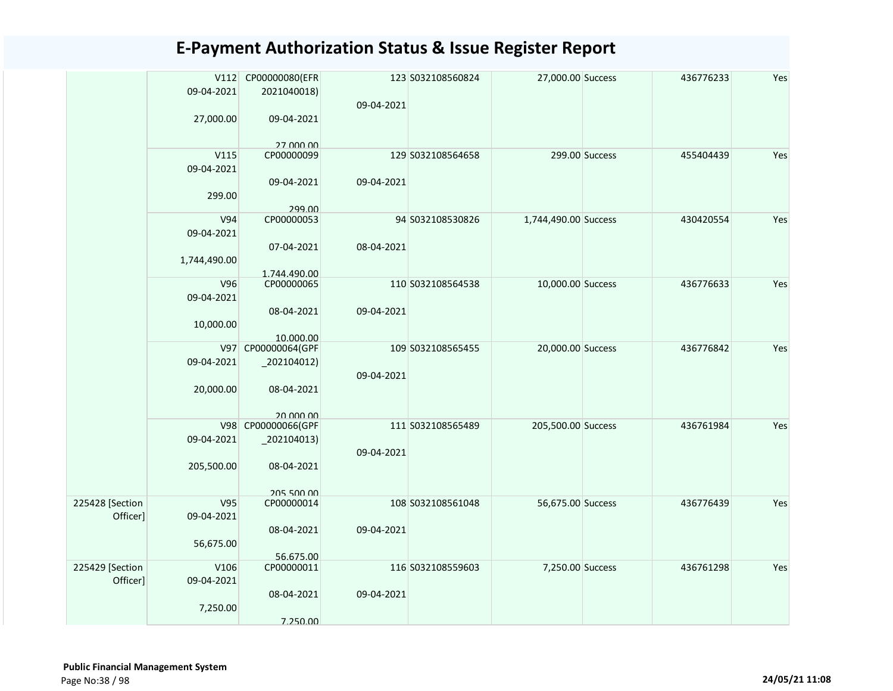# E-Payment Authorization Status & Issue Register Report

| | | | | | | | | |
|---|---|---|---|---|---|---|---|---|
| | V112 09-04-2021 27,000.00 | CP00000080(EFR 2021040018) 09-04-2021 27,000.00 | 123 09-04-2021 | S032108560824 | 27,000.00 | Success | 436776233 | Yes |
| | V115 09-04-2021 299.00 | CP00000099 09-04-2021 299.00 | 129 09-04-2021 | S032108564658 | 299.00 | Success | 455404439 | Yes |
| | V94 09-04-2021 1,744,490.00 | CP00000053 07-04-2021 1,744,490.00 | 94 08-04-2021 | S032108530826 | 1,744,490.00 | Success | 430420554 | Yes |
| | V96 09-04-2021 10,000.00 | CP00000065 08-04-2021 10,000.00 | 110 09-04-2021 | S032108564538 | 10,000.00 | Success | 436776633 | Yes |
| | V97 09-04-2021 20,000.00 | CP00000064(GPF _202104012) 08-04-2021 20,000.00 | 109 09-04-2021 | S032108565455 | 20,000.00 | Success | 436776842 | Yes |
| | V98 09-04-2021 205,500.00 | CP00000066(GPF _202104013) 08-04-2021 205,500.00 | 111 09-04-2021 | S032108565489 | 205,500.00 | Success | 436761984 | Yes |
| 225428 [Section Officer] | V95 09-04-2021 56,675.00 | CP00000014 08-04-2021 56,675.00 | 108 09-04-2021 | S032108561048 | 56,675.00 | Success | 436776439 | Yes |
| 225429 [Section Officer] | V106 09-04-2021 7,250.00 | CP00000011 08-04-2021 7,250.00 | 116 09-04-2021 | S032108559603 | 7,250.00 | Success | 436761298 | Yes |

**Public Financial Management System**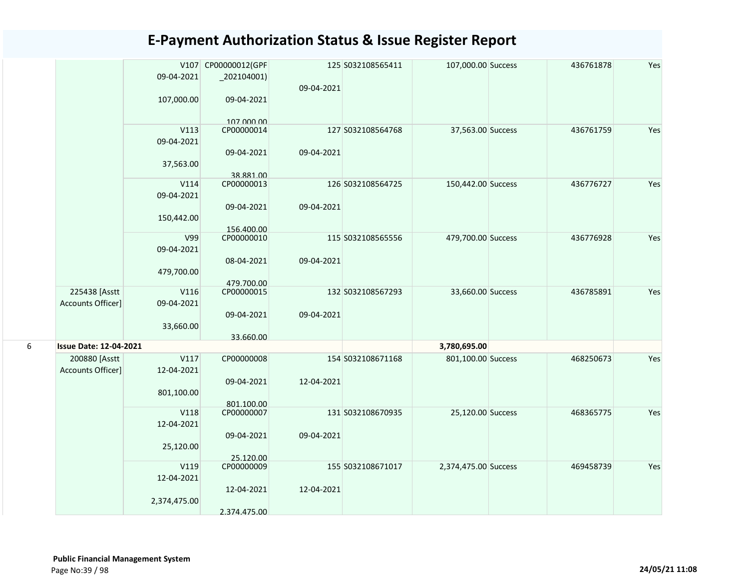# E-Payment Authorization Status & Issue Register Report

| | | | | | | | | | |
|---|---|---|---|---|---|---|---|---|---|
| | | V107 09-04-2021 107,000.00 | CP00000012(GPF _202104001) 09-04-2021 107,000.00 | 125 09-04-2021 | S032108565411 | 107,000.00 | Success | 436761878 | Yes |
| | | V113 09-04-2021 37,563.00 | CP00000014 09-04-2021 38,881.00 | 127 09-04-2021 | S032108564768 | 37,563.00 | Success | 436761759 | Yes |
| | | V114 09-04-2021 150,442.00 | CP00000013 09-04-2021 156,400.00 | 126 09-04-2021 | S032108564725 | 150,442.00 | Success | 436776727 | Yes |
| | | V99 09-04-2021 479,700.00 | CP00000010 08-04-2021 479,700.00 | 115 09-04-2021 | S032108565556 | 479,700.00 | Success | 436776928 | Yes |
| | 225438 [Asstt Accounts Officer] | V116 09-04-2021 33,660.00 | CP00000015 09-04-2021 33,660.00 | 132 09-04-2021 | S032108567293 | 33,660.00 | Success | 436785891 | Yes |
| 6 | **Issue Date: 12-04-2021** | | | | | **3,780,695.00** | | | |
| | 200880 [Asstt Accounts Officer] | V117 12-04-2021 801,100.00 | CP00000008 09-04-2021 801,100.00 | 154 12-04-2021 | S032108671168 | 801,100.00 | Success | 468250673 | Yes |
| | | V118 12-04-2021 25,120.00 | CP00000007 09-04-2021 25,120.00 | 131 09-04-2021 | S032108670935 | 25,120.00 | Success | 468365775 | Yes |
| | | V119 12-04-2021 2,374,475.00 | CP00000009 12-04-2021 2,374,475.00 | 155 12-04-2021 | S032108671017 | 2,374,475.00 | Success | 469458739 | Yes |

**Public Financial Management System**

**24/05/21 11:08**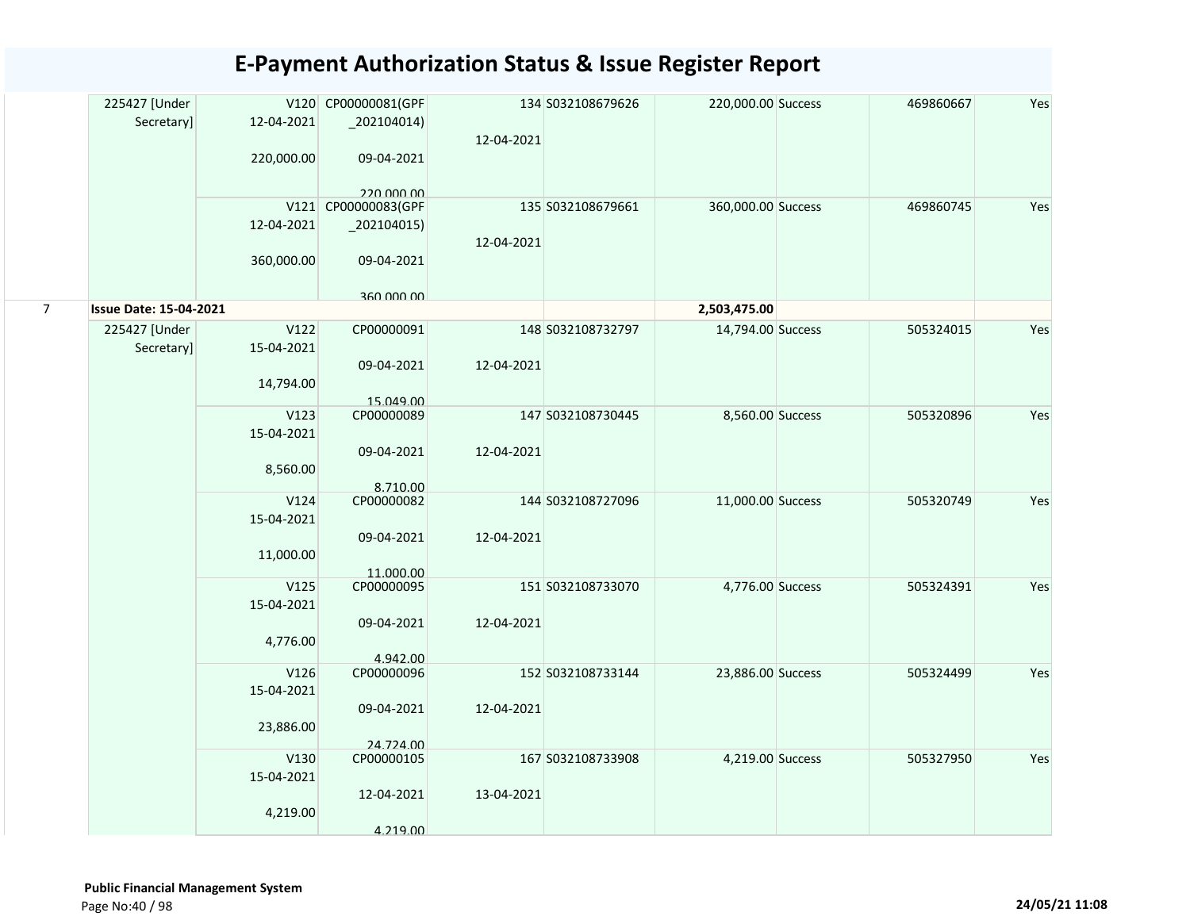# E-Payment Authorization Status & Issue Register Report

| | | | | | | | | | |
|---|---|---|---|---|---|---|---|---|---|
| | 225427 [Under Secretary] | V120 12-04-2021 220,000.00 | CP00000081(GPF_202104014) 09-04-2021 220,000.00 | 12-04-2021 | 134 S032108679626 | 220,000.00 | Success | 469860667 | Yes |
| | | V121 12-04-2021 360,000.00 | CP00000083(GPF_202104015) 09-04-2021 360,000.00 | 12-04-2021 | 135 S032108679661 | 360,000.00 | Success | 469860745 | Yes |
| 7 | **Issue Date: 15-04-2021** | | | | | **2,503,475.00** | | | |
| | 225427 [Under Secretary] | V122 15-04-2021 14,794.00 | CP00000091 09-04-2021 15,049.00 | 12-04-2021 | 148 S032108732797 | 14,794.00 | Success | 505324015 | Yes |
| | | V123 15-04-2021 8,560.00 | CP00000089 09-04-2021 8,710.00 | 12-04-2021 | 147 S032108730445 | 8,560.00 | Success | 505320896 | Yes |
| | | V124 15-04-2021 11,000.00 | CP00000082 09-04-2021 11,000.00 | 12-04-2021 | 144 S032108727096 | 11,000.00 | Success | 505320749 | Yes |
| | | V125 15-04-2021 4,776.00 | CP00000095 09-04-2021 4,942.00 | 12-04-2021 | 151 S032108733070 | 4,776.00 | Success | 505324391 | Yes |
| | | V126 15-04-2021 23,886.00 | CP00000096 09-04-2021 24,724.00 | 12-04-2021 | 152 S032108733144 | 23,886.00 | Success | 505324499 | Yes |
| | | V130 15-04-2021 4,219.00 | CP00000105 12-04-2021 4,219.00 | 13-04-2021 | 167 S032108733908 | 4,219.00 | Success | 505327950 | Yes |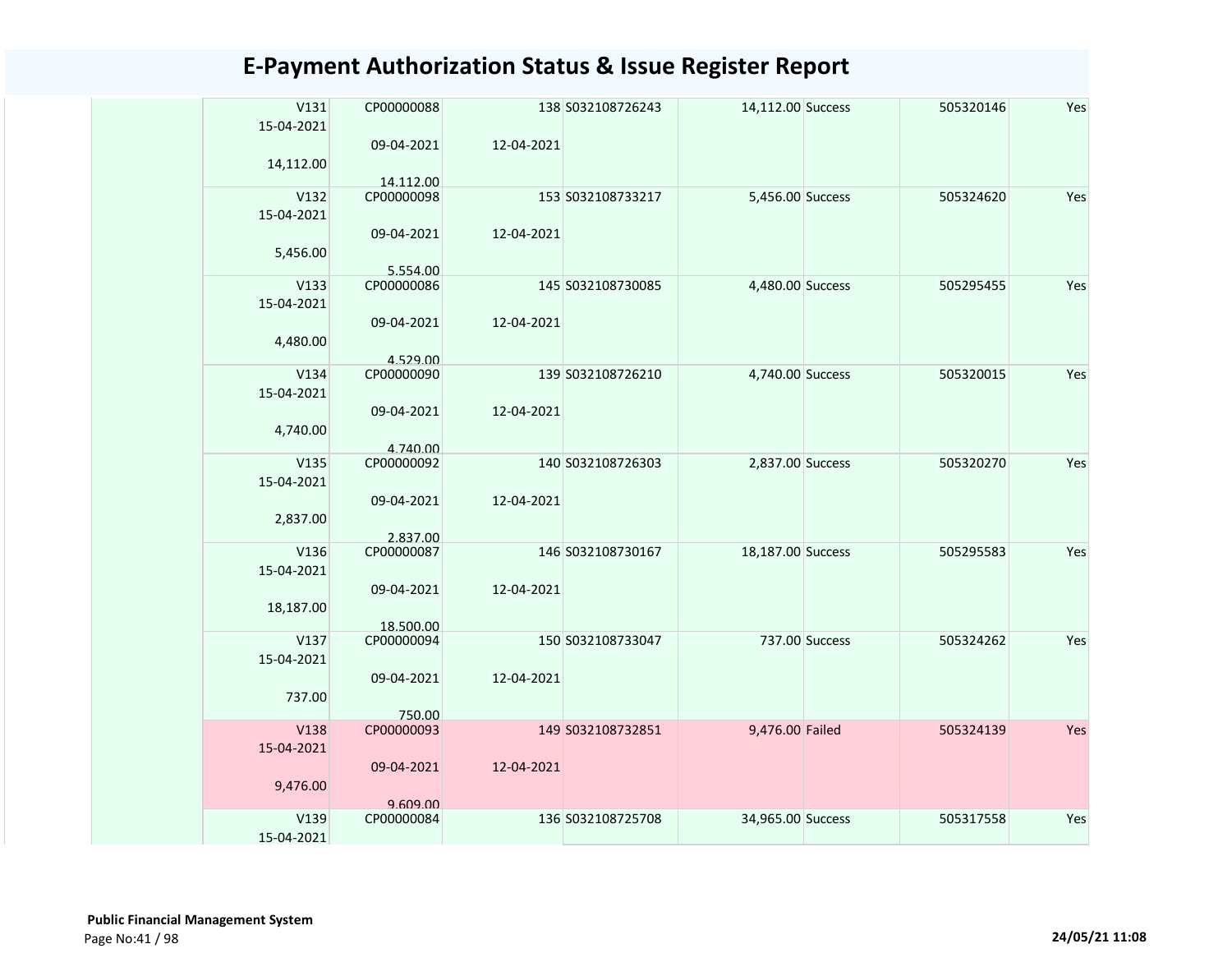# E-Payment Authorization Status & Issue Register Report

| | | | | | | | |
|---|---|---|---|---|---|---|---|
| V131 15-04-2021 14,112.00 | CP00000088 09-04-2021 14,112.00 | 138 12-04-2021 | S032108726243 | 14,112.00 | Success | 505320146 | Yes |
| V132 15-04-2021 5,456.00 | CP00000098 09-04-2021 5,554.00 | 153 12-04-2021 | S032108733217 | 5,456.00 | Success | 505324620 | Yes |
| V133 15-04-2021 4,480.00 | CP00000086 09-04-2021 4,529.00 | 145 12-04-2021 | S032108730085 | 4,480.00 | Success | 505295455 | Yes |
| V134 15-04-2021 4,740.00 | CP00000090 09-04-2021 4,740.00 | 139 12-04-2021 | S032108726210 | 4,740.00 | Success | 505320015 | Yes |
| V135 15-04-2021 2,837.00 | CP00000092 09-04-2021 2,837.00 | 140 12-04-2021 | S032108726303 | 2,837.00 | Success | 505320270 | Yes |
| V136 15-04-2021 18,187.00 | CP00000087 09-04-2021 18,500.00 | 146 12-04-2021 | S032108730167 | 18,187.00 | Success | 505295583 | Yes |
| V137 15-04-2021 737.00 | CP00000094 09-04-2021 750.00 | 150 12-04-2021 | S032108733047 | 737.00 | Success | 505324262 | Yes |
| V138 15-04-2021 9,476.00 | CP00000093 09-04-2021 9,609.00 | 149 12-04-2021 | S032108732851 | 9,476.00 | Failed | 505324139 | Yes |
| V139 15-04-2021 | CP00000084 | 136 | S032108725708 | 34,965.00 | Success | 505317558 | Yes |

**Public Financial Management System**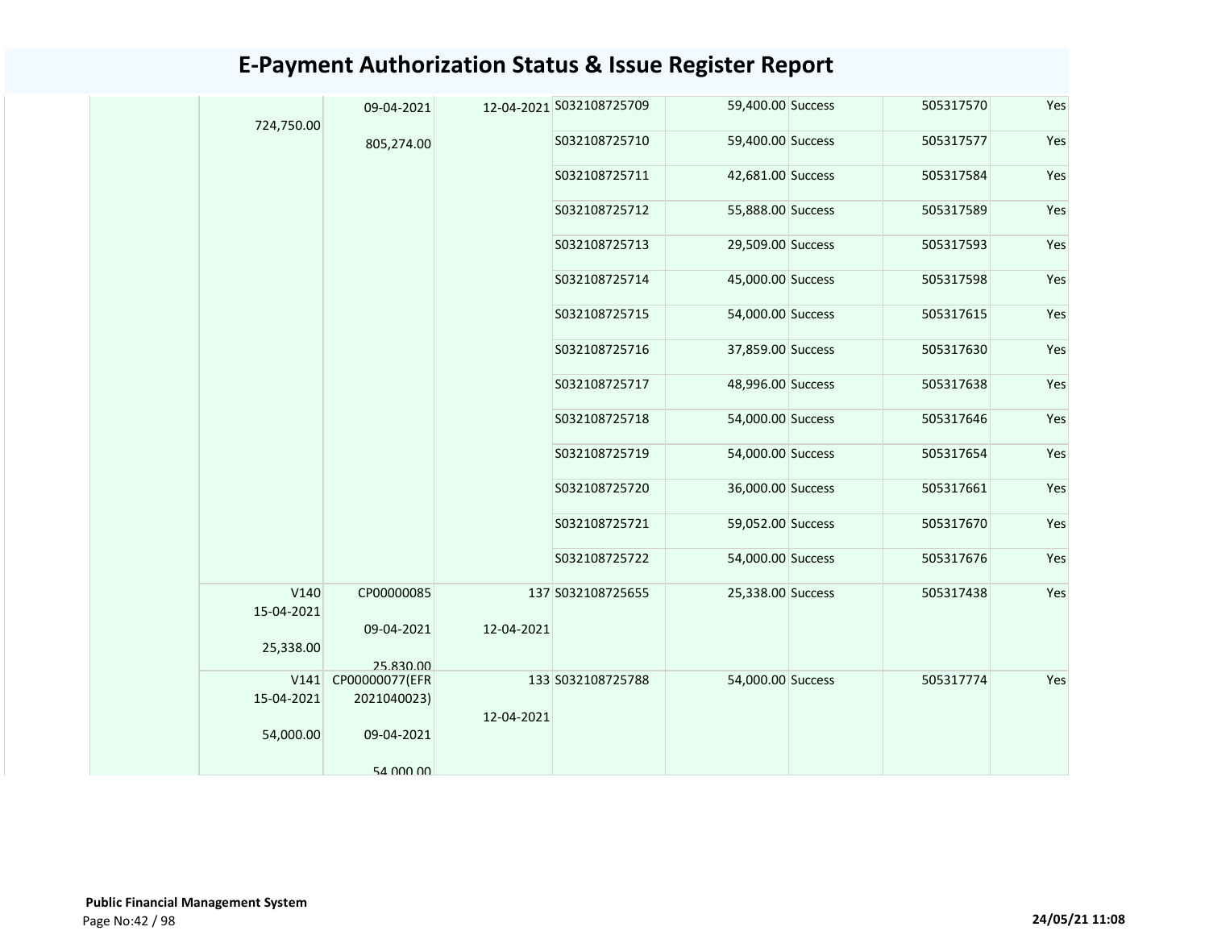# E-Payment Authorization Status & Issue Register Report

| | | | | | | | | |
|---|---|---|---|---|---|---|---|---|
| | 724,750.00 | 09-04-2021<br>805,274.00 | 12-04-2021 | S032108725709 | 59,400.00 | Success | 505317570 | Yes |
| | | | | S032108725710 | 59,400.00 | Success | 505317577 | Yes |
| | | | | S032108725711 | 42,681.00 | Success | 505317584 | Yes |
| | | | | S032108725712 | 55,888.00 | Success | 505317589 | Yes |
| | | | | S032108725713 | 29,509.00 | Success | 505317593 | Yes |
| | | | | S032108725714 | 45,000.00 | Success | 505317598 | Yes |
| | | | | S032108725715 | 54,000.00 | Success | 505317615 | Yes |
| | | | | S032108725716 | 37,859.00 | Success | 505317630 | Yes |
| | | | | S032108725717 | 48,996.00 | Success | 505317638 | Yes |
| | | | | S032108725718 | 54,000.00 | Success | 505317646 | Yes |
| | | | | S032108725719 | 54,000.00 | Success | 505317654 | Yes |
| | | | | S032108725720 | 36,000.00 | Success | 505317661 | Yes |
| | | | | S032108725721 | 59,052.00 | Success | 505317670 | Yes |
| | | | | S032108725722 | 54,000.00 | Success | 505317676 | Yes |
| | V140<br>15-04-2021<br>25,338.00 | CP00000085<br>09-04-2021<br>25,830.00 | 137<br>12-04-2021 | S032108725655 | 25,338.00 | Success | 505317438 | Yes |
| | V141<br>15-04-2021<br>54,000.00 | CP00000077(EFR 2021040023)<br>09-04-2021<br>54,000.00 | 133<br>12-04-2021 | S032108725788 | 54,000.00 | Success | 505317774 | Yes |

**Public Financial Management System**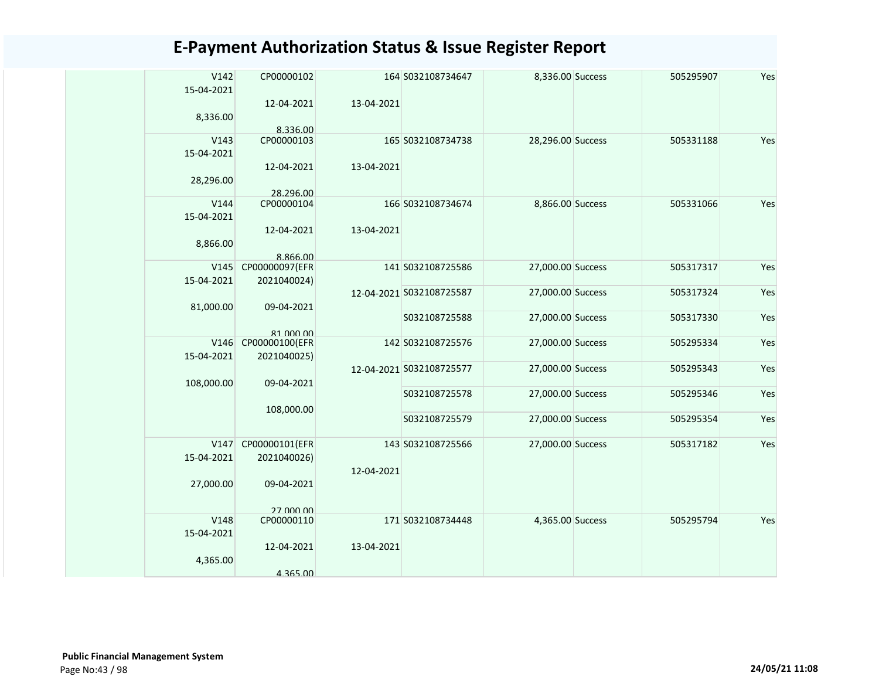# E-Payment Authorization Status & Issue Register Report

| | | | | | | | |
|---|---|---|---|---|---|---|---|
| V142<br>15-04-2021<br><br>8,336.00 | CP00000102<br><br>12-04-2021<br><br>8,336.00 | 164<br><br>13-04-2021 | S032108734647 | 8,336.00 | Success | 505295907 | Yes |
| V143<br>15-04-2021<br><br>28,296.00 | CP00000103<br><br>12-04-2021<br><br>28,296.00 | 165<br><br>13-04-2021 | S032108734738 | 28,296.00 | Success | 505331188 | Yes |
| V144<br>15-04-2021<br><br>8,866.00 | CP00000104<br><br>12-04-2021<br><br>8,866.00 | 166<br><br>13-04-2021 | S032108734674 | 8,866.00 | Success | 505331066 | Yes |
| V145<br>15-04-2021<br><br>81,000.00 | CP00000097(EFR 2021040024)<br><br>09-04-2021<br><br>81,000.00 | 141<br><br>12-04-2021 | S032108725586 | 27,000.00 | Success | 505317317 | Yes |
| | | | S032108725587 | 27,000.00 | Success | 505317324 | Yes |
| | | | S032108725588 | 27,000.00 | Success | 505317330 | Yes |
| V146<br>15-04-2021<br><br>108,000.00 | CP00000100(EFR 2021040025)<br><br>09-04-2021<br><br>108,000.00 | 142<br><br>12-04-2021 | S032108725576 | 27,000.00 | Success | 505295334 | Yes |
| | | | S032108725577 | 27,000.00 | Success | 505295343 | Yes |
| | | | S032108725578 | 27,000.00 | Success | 505295346 | Yes |
| | | | S032108725579 | 27,000.00 | Success | 505295354 | Yes |
| V147<br>15-04-2021<br><br>27,000.00 | CP00000101(EFR 2021040026)<br><br>09-04-2021<br><br>27,000.00 | 143<br><br>12-04-2021 | S032108725566 | 27,000.00 | Success | 505317182 | Yes |
| V148<br>15-04-2021<br><br>4,365.00 | CP00000110<br><br>12-04-2021<br><br>4,365.00 | 171<br><br>13-04-2021 | S032108734448 | 4,365.00 | Success | 505295794 | Yes |

**Public Financial Management System**

24/05/21 11:08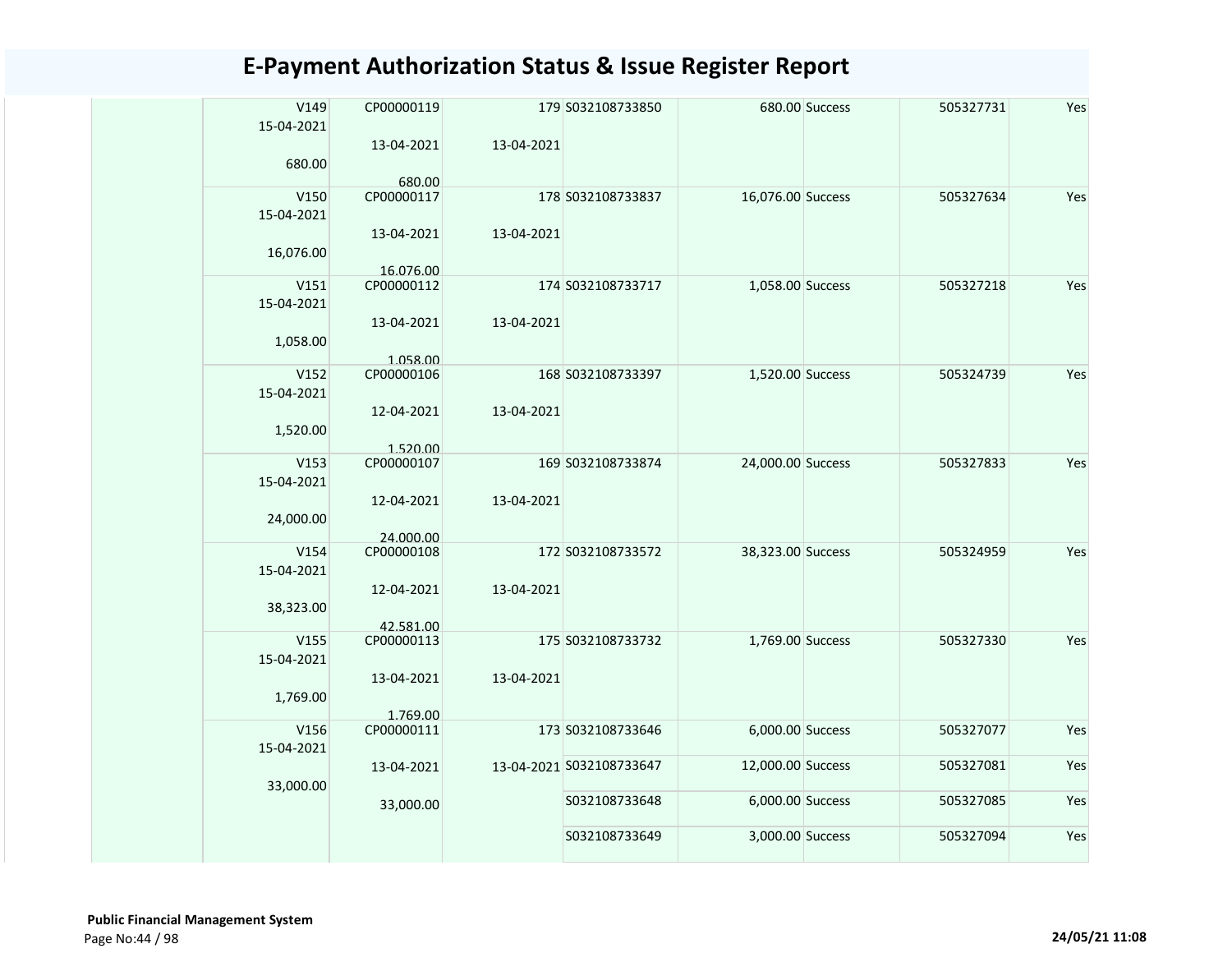# E-Payment Authorization Status & Issue Register Report

| | | | | | | | | |
|---|---|---|---|---|---|---|---|---|
| | V149 15-04-2021 680.00 | CP00000119 13-04-2021 680.00 | 179 13-04-2021 | S032108733850 | 680.00 | Success | 505327731 | Yes |
| | V150 15-04-2021 16,076.00 | CP00000117 13-04-2021 16,076.00 | 178 13-04-2021 | S032108733837 | 16,076.00 | Success | 505327634 | Yes |
| | V151 15-04-2021 1,058.00 | CP00000112 13-04-2021 1,058.00 | 174 13-04-2021 | S032108733717 | 1,058.00 | Success | 505327218 | Yes |
| | V152 15-04-2021 1,520.00 | CP00000106 12-04-2021 1,520.00 | 168 13-04-2021 | S032108733397 | 1,520.00 | Success | 505324739 | Yes |
| | V153 15-04-2021 24,000.00 | CP00000107 12-04-2021 24,000.00 | 169 13-04-2021 | S032108733874 | 24,000.00 | Success | 505327833 | Yes |
| | V154 15-04-2021 38,323.00 | CP00000108 12-04-2021 42,581.00 | 172 13-04-2021 | S032108733572 | 38,323.00 | Success | 505324959 | Yes |
| | V155 15-04-2021 1,769.00 | CP00000113 13-04-2021 1,769.00 | 175 13-04-2021 | S032108733732 | 1,769.00 | Success | 505327330 | Yes |
| | V156 15-04-2021 33,000.00 | CP00000111 13-04-2021 33,000.00 | 173 13-04-2021 | S032108733646 | 6,000.00 | Success | 505327077 | Yes |
| | | | | S032108733647 | 12,000.00 | Success | 505327081 | Yes |
| | | | | S032108733648 | 6,000.00 | Success | 505327085 | Yes |
| | | | | S032108733649 | 3,000.00 | Success | 505327094 | Yes |

**Public Financial Management System**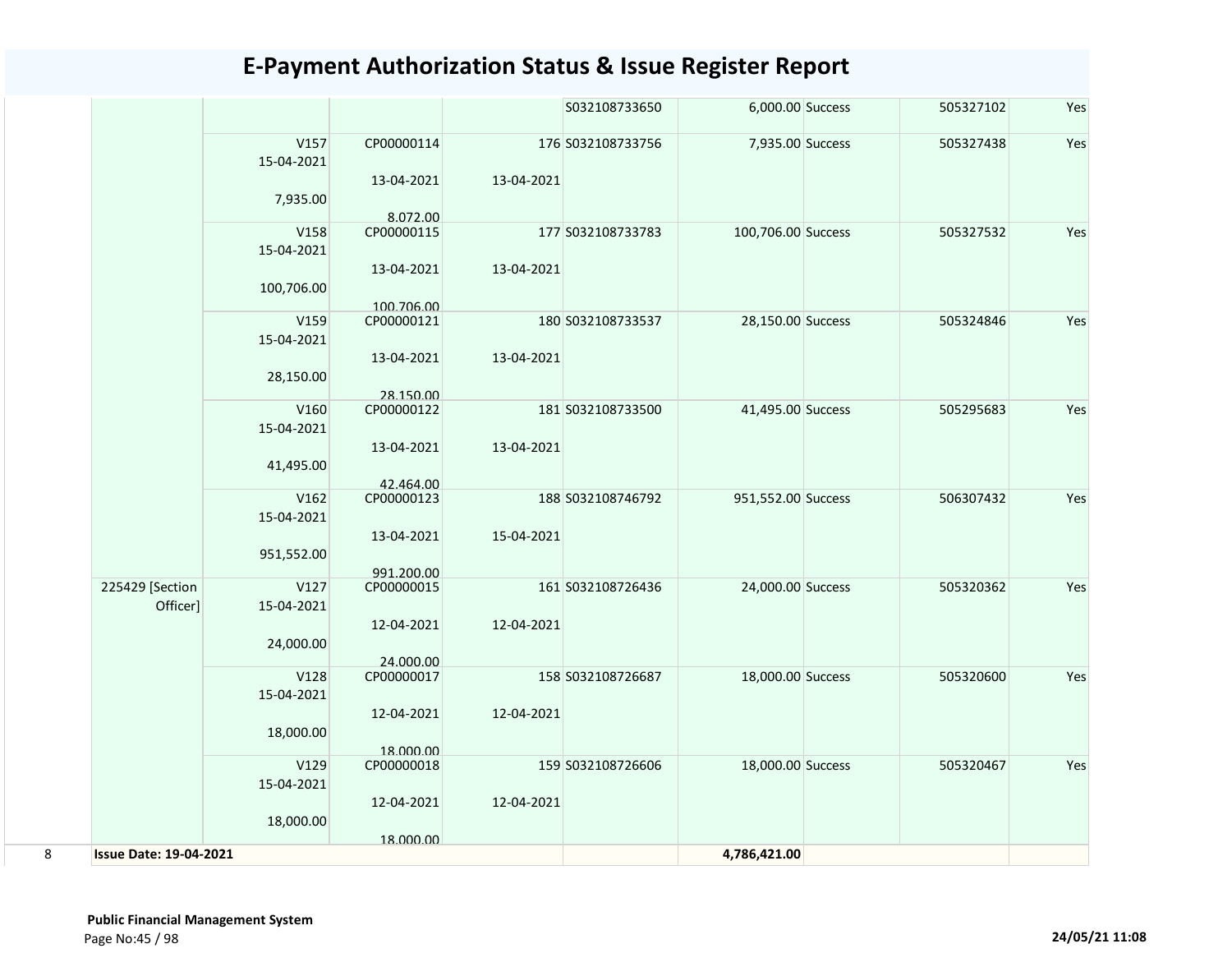# E-Payment Authorization Status & Issue Register Report

| | | | | | | | | | |
|---|---|---|---|---|---|---|---|---|---|
| | | | | | S032108733650 | 6,000.00 | Success | 505327102 | Yes |
| | | V157<br>15-04-2021<br>7,935.00 | CP00000114<br>13-04-2021<br>8,072.00 | 176<br>13-04-2021 | S032108733756 | 7,935.00 | Success | 505327438 | Yes |
| | | V158<br>15-04-2021<br>100,706.00 | CP00000115<br>13-04-2021<br>100,706.00 | 177<br>13-04-2021 | S032108733783 | 100,706.00 | Success | 505327532 | Yes |
| | | V159<br>15-04-2021<br>28,150.00 | CP00000121<br>13-04-2021<br>28,150.00 | 180<br>13-04-2021 | S032108733537 | 28,150.00 | Success | 505324846 | Yes |
| | | V160<br>15-04-2021<br>41,495.00 | CP00000122<br>13-04-2021<br>42,464.00 | 181<br>13-04-2021 | S032108733500 | 41,495.00 | Success | 505295683 | Yes |
| | | V162<br>15-04-2021<br>951,552.00 | CP00000123<br>13-04-2021<br>991,200.00 | 188<br>15-04-2021 | S032108746792 | 951,552.00 | Success | 506307432 | Yes |
| | 225429 [Section Officer] | V127<br>15-04-2021<br>24,000.00 | CP00000015<br>12-04-2021<br>24,000.00 | 161<br>12-04-2021 | S032108726436 | 24,000.00 | Success | 505320362 | Yes |
| | | V128<br>15-04-2021<br>18,000.00 | CP00000017<br>12-04-2021<br>18,000.00 | 158<br>12-04-2021 | S032108726687 | 18,000.00 | Success | 505320600 | Yes |
| | | V129<br>15-04-2021<br>18,000.00 | CP00000018<br>12-04-2021<br>18,000.00 | 159<br>12-04-2021 | S032108726606 | 18,000.00 | Success | 505320467 | Yes |
| 8 | **Issue Date: 19-04-2021** | | | | | **4,786,421.00** | | | |

**Public Financial Management System**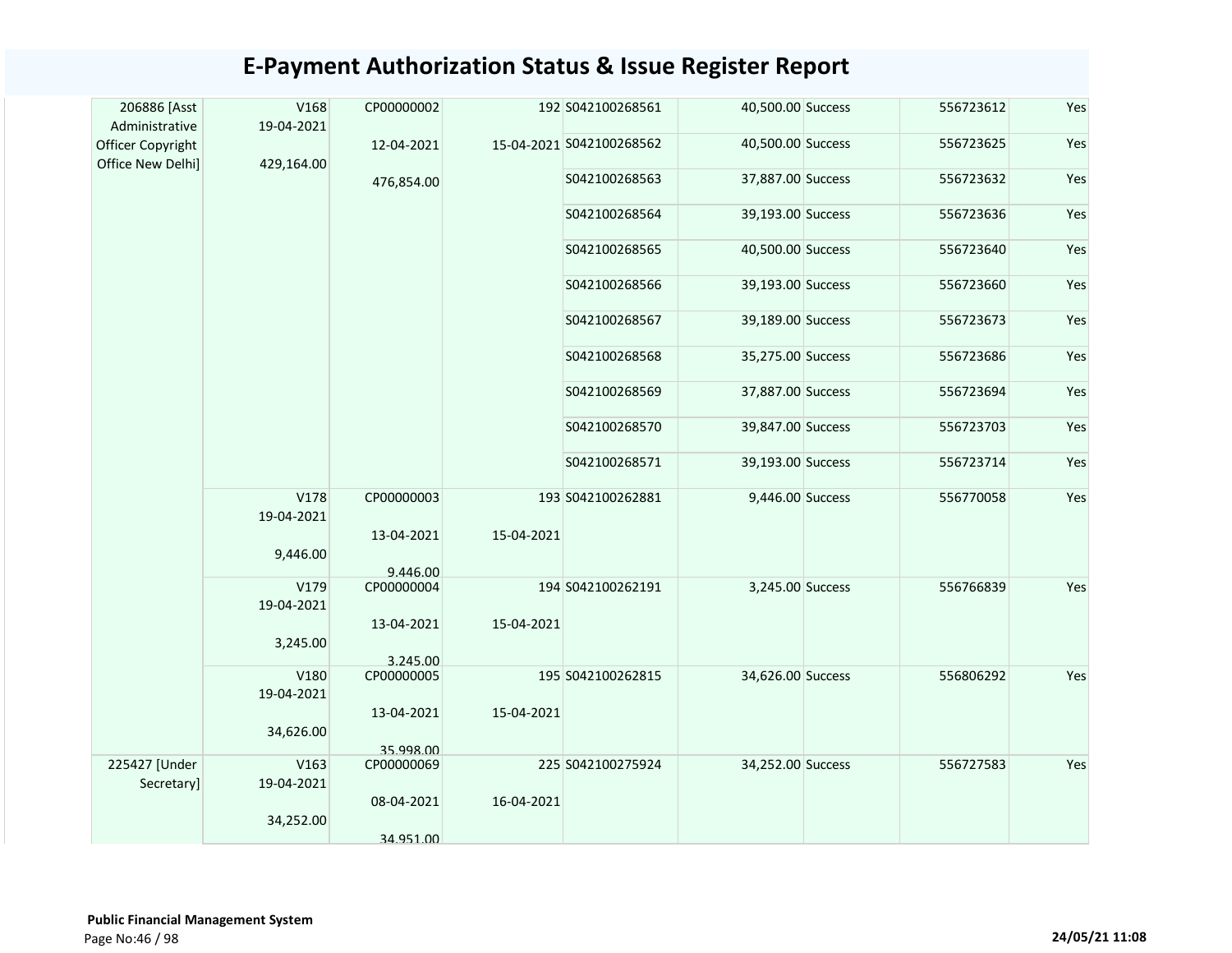# E-Payment Authorization Status & Issue Register Report

| | | | | | | | | |
|---|---|---|---|---|---|---|---|---|
| 206886 [Asst Administrative Officer Copyright Office New Delhi] | V168 19-04-2021 429,164.00 | CP00000002 12-04-2021 476,854.00 | 192 15-04-2021 | S042100268561 | 40,500.00 | Success | 556723612 | Yes |
| | | | | S042100268562 | 40,500.00 | Success | 556723625 | Yes |
| | | | | S042100268563 | 37,887.00 | Success | 556723632 | Yes |
| | | | | S042100268564 | 39,193.00 | Success | 556723636 | Yes |
| | | | | S042100268565 | 40,500.00 | Success | 556723640 | Yes |
| | | | | S042100268566 | 39,193.00 | Success | 556723660 | Yes |
| | | | | S042100268567 | 39,189.00 | Success | 556723673 | Yes |
| | | | | S042100268568 | 35,275.00 | Success | 556723686 | Yes |
| | | | | S042100268569 | 37,887.00 | Success | 556723694 | Yes |
| | | | | S042100268570 | 39,847.00 | Success | 556723703 | Yes |
| | | | | S042100268571 | 39,193.00 | Success | 556723714 | Yes |
| | V178 19-04-2021 9,446.00 | CP00000003 13-04-2021 9,446.00 | 193 15-04-2021 | S042100262881 | 9,446.00 | Success | 556770058 | Yes |
| | V179 19-04-2021 3,245.00 | CP00000004 13-04-2021 3,245.00 | 194 15-04-2021 | S042100262191 | 3,245.00 | Success | 556766839 | Yes |
| | V180 19-04-2021 34,626.00 | CP00000005 13-04-2021 35,998.00 | 195 15-04-2021 | S042100262815 | 34,626.00 | Success | 556806292 | Yes |
| 225427 [Under Secretary] | V163 19-04-2021 34,252.00 | CP00000069 08-04-2021 34,951.00 | 225 16-04-2021 | S042100275924 | 34,252.00 | Success | 556727583 | Yes |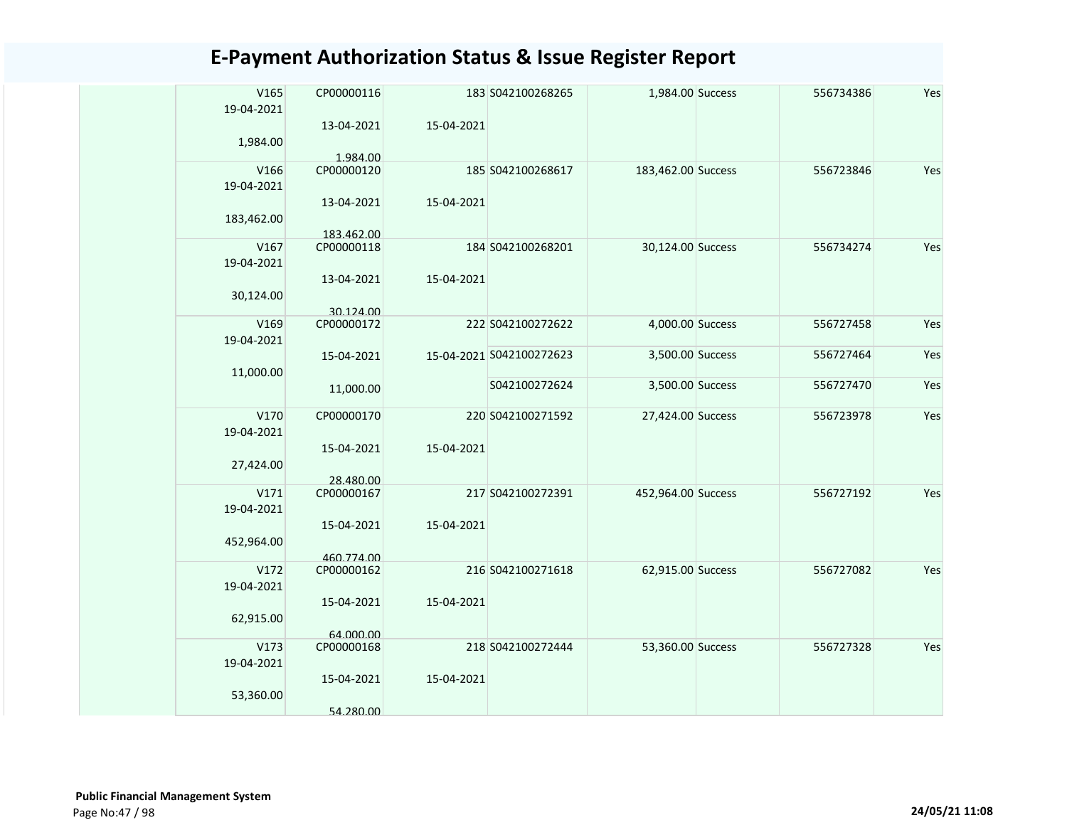# E-Payment Authorization Status & Issue Register Report

| | | | | | | | | |
|---|---|---|---|---|---|---|---|---|
| | V165<br>19-04-2021<br>1,984.00 | CP00000116<br>13-04-2021<br>1,984.00 | 183<br>15-04-2021 | S042100268265 | 1,984.00 | Success | 556734386 | Yes |
| | V166<br>19-04-2021<br>183,462.00 | CP00000120<br>13-04-2021<br>183,462.00 | 185<br>15-04-2021 | S042100268617 | 183,462.00 | Success | 556723846 | Yes |
| | V167<br>19-04-2021<br>30,124.00 | CP00000118<br>13-04-2021<br>30,124.00 | 184<br>15-04-2021 | S042100268201 | 30,124.00 | Success | 556734274 | Yes |
| | V169<br>19-04-2021<br>11,000.00 | CP00000172<br>15-04-2021<br>11,000.00 | 222<br>15-04-2021 | S042100272622 | 4,000.00 | Success | 556727458 | Yes |
| | | | | S042100272623 | 3,500.00 | Success | 556727464 | Yes |
| | | | | S042100272624 | 3,500.00 | Success | 556727470 | Yes |
| | V170<br>19-04-2021<br>27,424.00 | CP00000170<br>15-04-2021<br>28,480.00 | 220<br>15-04-2021 | S042100271592 | 27,424.00 | Success | 556723978 | Yes |
| | V171<br>19-04-2021<br>452,964.00 | CP00000167<br>15-04-2021<br>460,774.00 | 217<br>15-04-2021 | S042100272391 | 452,964.00 | Success | 556727192 | Yes |
| | V172<br>19-04-2021<br>62,915.00 | CP00000162<br>15-04-2021<br>64,000.00 | 216<br>15-04-2021 | S042100271618 | 62,915.00 | Success | 556727082 | Yes |
| | V173<br>19-04-2021<br>53,360.00 | CP00000168<br>15-04-2021<br>54,280.00 | 218<br>15-04-2021 | S042100272444 | 53,360.00 | Success | 556727328 | Yes |

**Public Financial Management System**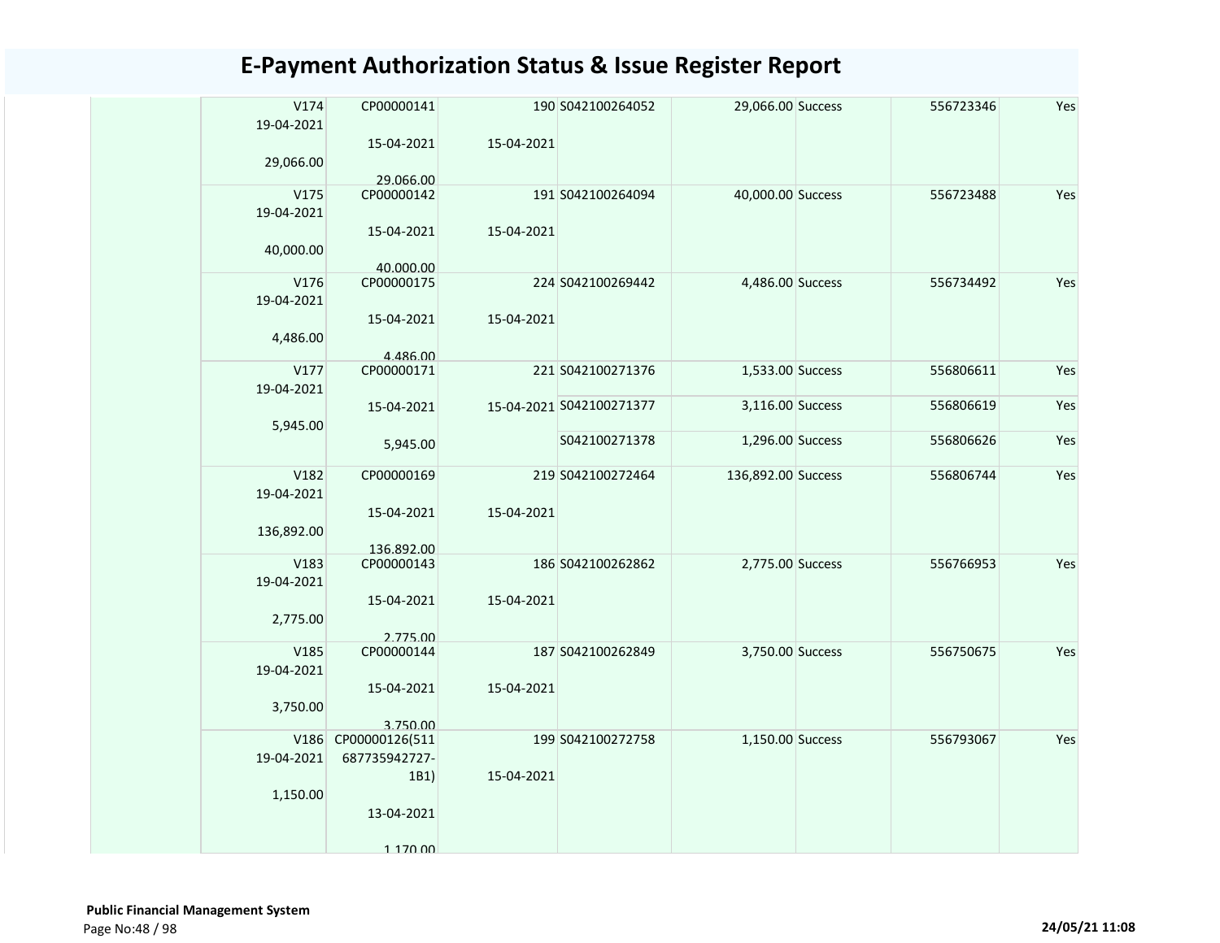# E-Payment Authorization Status & Issue Register Report

| | | | | | | | | |
|---|---|---|---|---|---|---|---|---|
| | V174<br>19-04-2021<br>29,066.00 | CP00000141<br>15-04-2021<br>29,066.00 | 190<br>15-04-2021 | S042100264052 | 29,066.00 | Success | 556723346 | Yes |
| | V175<br>19-04-2021<br>40,000.00 | CP00000142<br>15-04-2021<br>40,000.00 | 191<br>15-04-2021 | S042100264094 | 40,000.00 | Success | 556723488 | Yes |
| | V176<br>19-04-2021<br>4,486.00 | CP00000175<br>15-04-2021<br>4,486.00 | 224<br>15-04-2021 | S042100269442 | 4,486.00 | Success | 556734492 | Yes |
| | V177<br>19-04-2021<br>5,945.00 | CP00000171<br>15-04-2021<br>5,945.00 | 221<br>15-04-2021 | S042100271376 | 1,533.00 | Success | 556806611 | Yes |
| | | | | S042100271377 | 3,116.00 | Success | 556806619 | Yes |
| | | | | S042100271378 | 1,296.00 | Success | 556806626 | Yes |
| | V182<br>19-04-2021<br>136,892.00 | CP00000169<br>15-04-2021<br>136,892.00 | 219<br>15-04-2021 | S042100272464 | 136,892.00 | Success | 556806744 | Yes |
| | V183<br>19-04-2021<br>2,775.00 | CP00000143<br>15-04-2021<br>2,775.00 | 186<br>15-04-2021 | S042100262862 | 2,775.00 | Success | 556766953 | Yes |
| | V185<br>19-04-2021<br>3,750.00 | CP00000144<br>15-04-2021<br>3,750.00 | 187<br>15-04-2021 | S042100262849 | 3,750.00 | Success | 556750675 | Yes |
| | V186<br>19-04-2021<br>1,150.00 | CP00000126(511687735942727-1B1)<br>13-04-2021<br>1,170.00 | 199<br>15-04-2021 | S042100272758 | 1,150.00 | Success | 556793067 | Yes |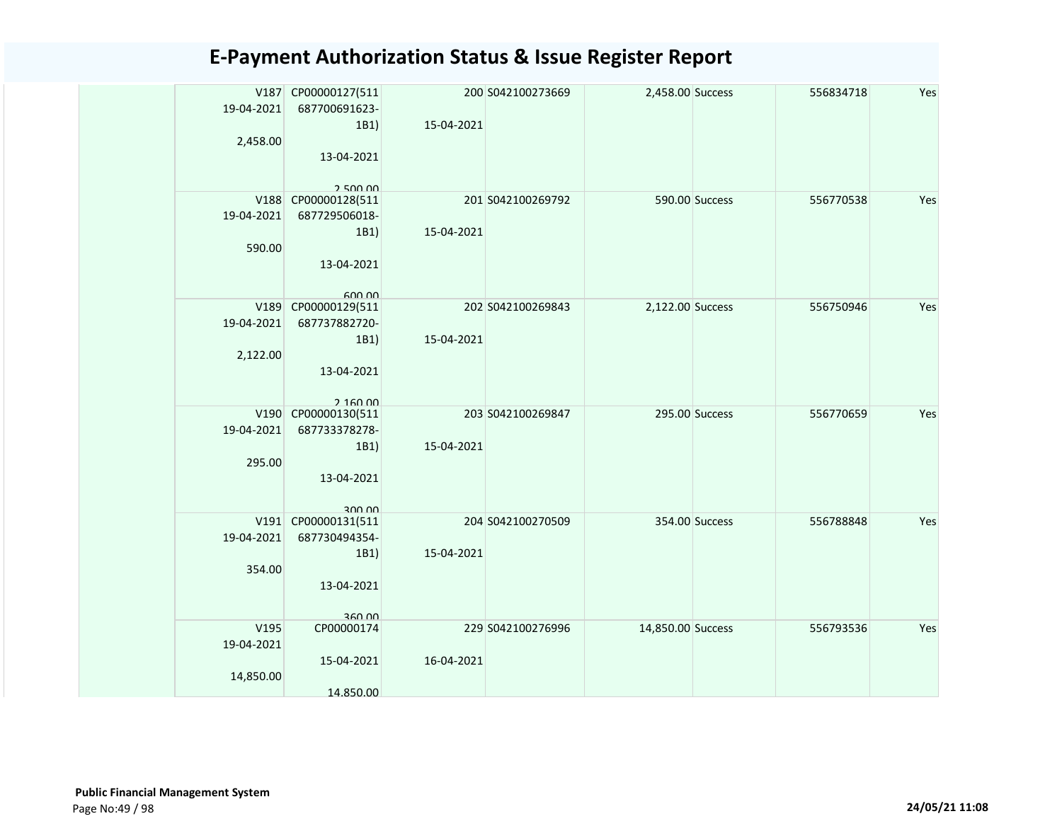# E-Payment Authorization Status & Issue Register Report

| | | | | | | | | |
|---|---|---|---|---|---|---|---|---|
| | V187 19-04-2021 2,458.00 | CP00000127(511687700691623-1B1) 13-04-2021 2,500.00 | 200 15-04-2021 | S042100273669 | 2,458.00 | Success | 556834718 | Yes |
| | V188 19-04-2021 590.00 | CP00000128(511687729506018-1B1) 13-04-2021 600.00 | 201 15-04-2021 | S042100269792 | 590.00 | Success | 556770538 | Yes |
| | V189 19-04-2021 2,122.00 | CP00000129(511687737882720-1B1) 13-04-2021 2,160.00 | 202 15-04-2021 | S042100269843 | 2,122.00 | Success | 556750946 | Yes |
| | V190 19-04-2021 295.00 | CP00000130(511687733378278-1B1) 13-04-2021 300.00 | 203 15-04-2021 | S042100269847 | 295.00 | Success | 556770659 | Yes |
| | V191 19-04-2021 354.00 | CP00000131(511687730494354-1B1) 13-04-2021 360.00 | 204 15-04-2021 | S042100270509 | 354.00 | Success | 556788848 | Yes |
| | V195 19-04-2021 14,850.00 | CP00000174 15-04-2021 14,850.00 | 229 16-04-2021 | S042100276996 | 14,850.00 | Success | 556793536 | Yes |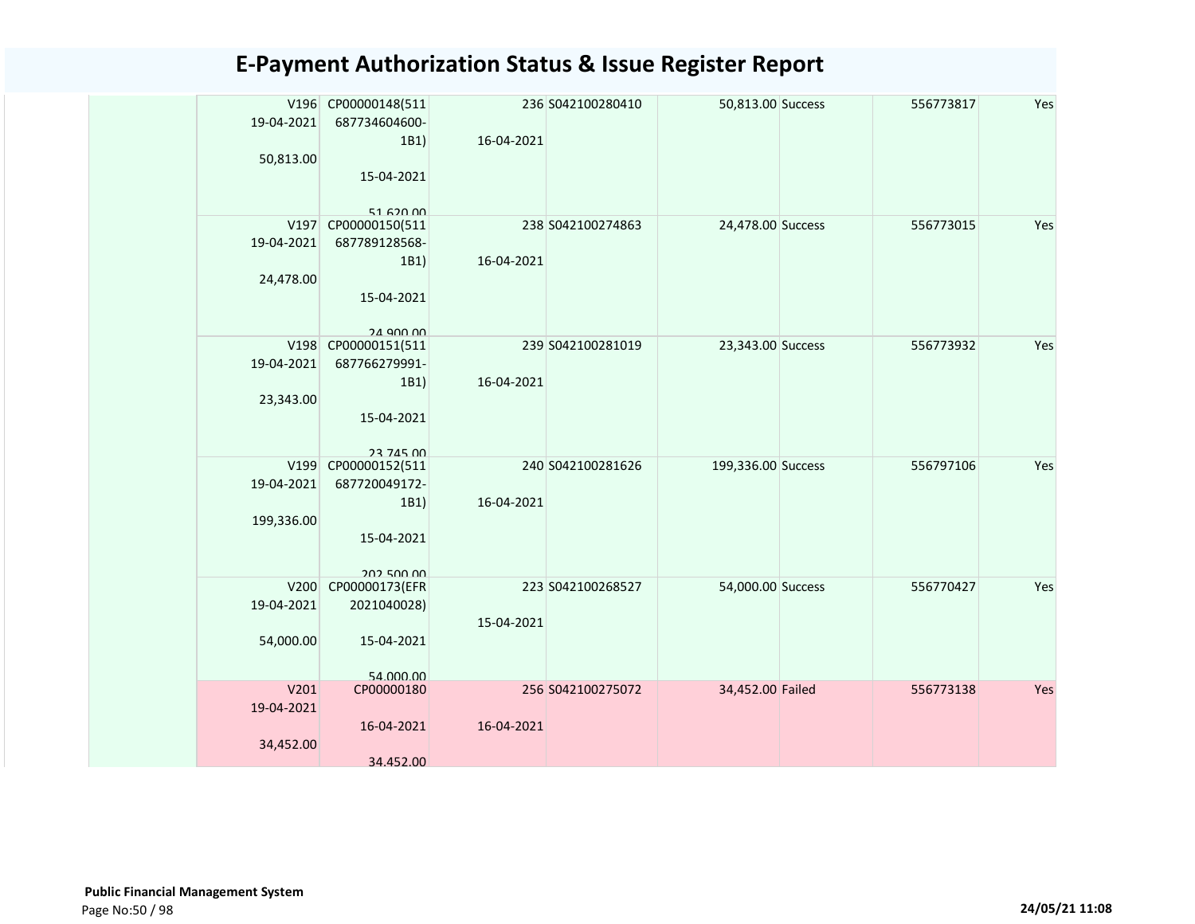# E-Payment Authorization Status & Issue Register Report

| | | | | | | | |
|---|---|---|---|---|---|---|---|
| | V196<br>19-04-2021<br><br>50,813.00 | CP00000148(511687734604600-1B1)<br><br>15-04-2021<br><br>51,620.00 | 236<br><br>16-04-2021 | S042100280410 | 50,813.00 | Success | 556773817 | Yes |
| | V197<br>19-04-2021<br><br>24,478.00 | CP00000150(511687789128568-1B1)<br><br>15-04-2021<br><br>24,900.00 | 238<br><br>16-04-2021 | S042100274863 | 24,478.00 | Success | 556773015 | Yes |
| | V198<br>19-04-2021<br><br>23,343.00 | CP00000151(511687766279991-1B1)<br><br>15-04-2021<br><br>23,745.00 | 239<br><br>16-04-2021 | S042100281019 | 23,343.00 | Success | 556773932 | Yes |
| | V199<br>19-04-2021<br><br>199,336.00 | CP00000152(511687720049172-1B1)<br><br>15-04-2021<br><br>202,500.00 | 240<br><br>16-04-2021 | S042100281626 | 199,336.00 | Success | 556797106 | Yes |
| | V200<br>19-04-2021<br><br>54,000.00 | CP00000173(EFR2021040028)<br><br>15-04-2021<br><br>54,000.00 | 223<br><br>15-04-2021 | S042100268527 | 54,000.00 | Success | 556770427 | Yes |
| | V201<br>19-04-2021<br><br>34,452.00 | CP00000180<br><br>16-04-2021<br><br>34,452.00 | 256<br><br>16-04-2021 | S042100275072 | 34,452.00 | Failed | 556773138 | Yes |

**Public Financial Management System**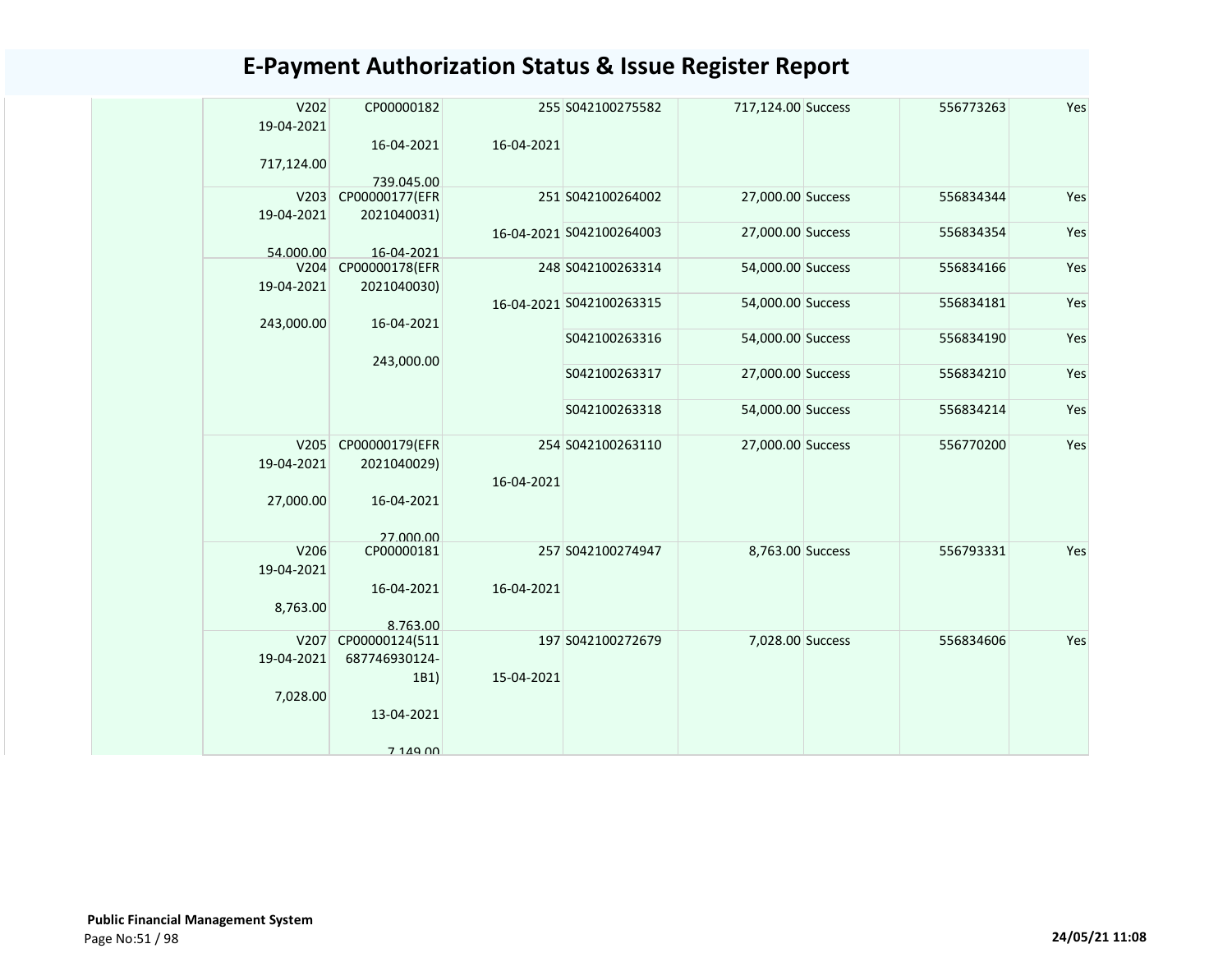# E-Payment Authorization Status & Issue Register Report

| | | | | | | | | |
|---|---|---|---|---|---|---|---|---|
| | V202<br>19-04-2021<br><br>717,124.00 | CP00000182<br><br>16-04-2021<br><br>739,045.00 | 255<br><br>16-04-2021 | S042100275582 | 717,124.00 | Success | 556773263 | Yes |
| | V203<br>19-04-2021<br><br>54,000.00 | CP00000177(EFR 2021040031)<br><br>16-04-2021 | 251<br><br>16-04-2021 | S042100264002 | 27,000.00 | Success | 556834344 | Yes |
| | | | | S042100264003 | 27,000.00 | Success | 556834354 | Yes |
| | V204<br>19-04-2021<br><br>243,000.00 | CP00000178(EFR 2021040030)<br><br>16-04-2021<br><br>243,000.00 | 248<br><br>16-04-2021 | S042100263314 | 54,000.00 | Success | 556834166 | Yes |
| | | | | S042100263315 | 54,000.00 | Success | 556834181 | Yes |
| | | | | S042100263316 | 54,000.00 | Success | 556834190 | Yes |
| | | | | S042100263317 | 27,000.00 | Success | 556834210 | Yes |
| | | | | S042100263318 | 54,000.00 | Success | 556834214 | Yes |
| | V205<br>19-04-2021<br><br>27,000.00 | CP00000179(EFR 2021040029)<br><br>16-04-2021<br><br>27,000.00 | 254<br><br>16-04-2021 | S042100263110 | 27,000.00 | Success | 556770200 | Yes |
| | V206<br>19-04-2021<br><br>8,763.00 | CP00000181<br><br>16-04-2021<br><br>8,763.00 | 257<br><br>16-04-2021 | S042100274947 | 8,763.00 | Success | 556793331 | Yes |
| | V207<br>19-04-2021<br><br>7,028.00 | CP00000124(511 687746930124-1B1)<br><br>13-04-2021<br><br>7,149.00 | 197<br><br>15-04-2021 | S042100272679 | 7,028.00 | Success | 556834606 | Yes |

**Public Financial Management System**

24/05/21 11:08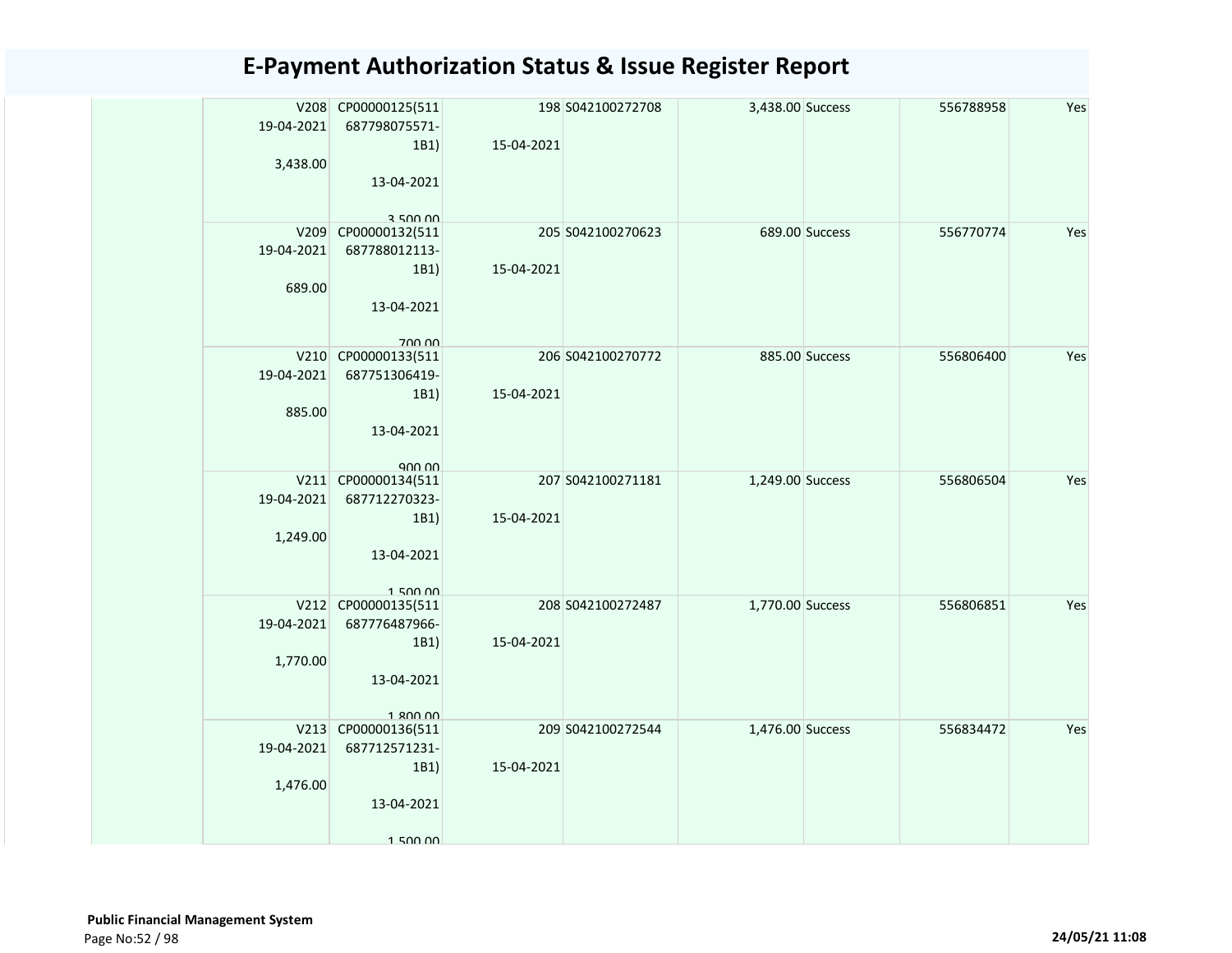# E-Payment Authorization Status & Issue Register Report

| | | | | | | | | |
|---|---|---|---|---|---|---|---|---|
| | V208 19-04-2021 3,438.00 | CP00000125(511 687798075571-1B1) 13-04-2021 3,500.00 | 198 15-04-2021 | S042100272708 | 3,438.00 | Success | 556788958 | Yes |
| | V209 19-04-2021 689.00 | CP00000132(511 687788012113-1B1) 13-04-2021 700.00 | 205 15-04-2021 | S042100270623 | 689.00 | Success | 556770774 | Yes |
| | V210 19-04-2021 885.00 | CP00000133(511 687751306419-1B1) 13-04-2021 900.00 | 206 15-04-2021 | S042100270772 | 885.00 | Success | 556806400 | Yes |
| | V211 19-04-2021 1,249.00 | CP00000134(511 687712270323-1B1) 13-04-2021 1,500.00 | 207 15-04-2021 | S042100271181 | 1,249.00 | Success | 556806504 | Yes |
| | V212 19-04-2021 1,770.00 | CP00000135(511 687776487966-1B1) 13-04-2021 1,800.00 | 208 15-04-2021 | S042100272487 | 1,770.00 | Success | 556806851 | Yes |
| | V213 19-04-2021 1,476.00 | CP00000136(511 687712571231-1B1) 13-04-2021 1,500.00 | 209 15-04-2021 | S042100272544 | 1,476.00 | Success | 556834472 | Yes |

**Public Financial Management System**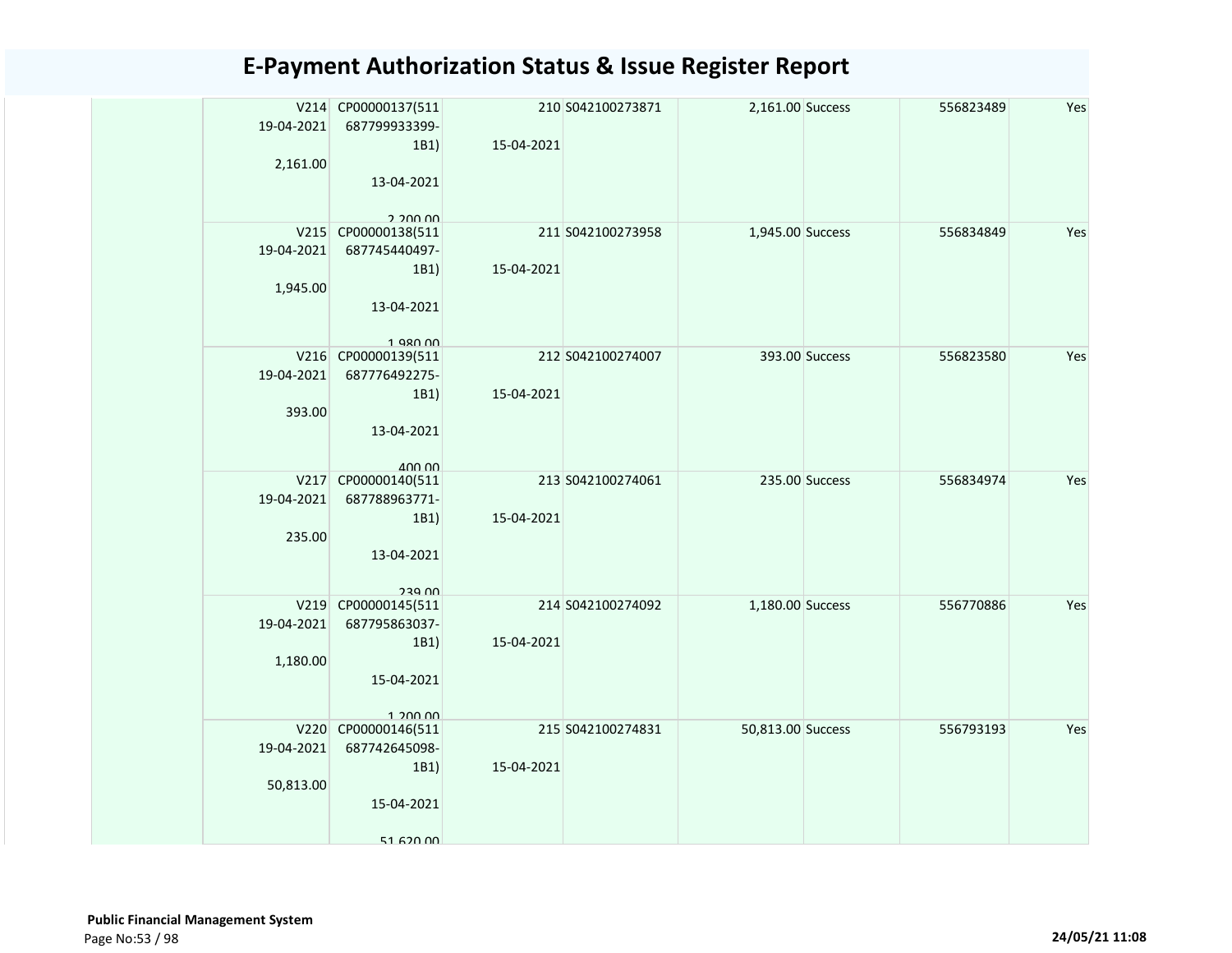# E-Payment Authorization Status & Issue Register Report

| | | | | | | | | |
|---|---|---|---|---|---|---|---|---|
| | V214 19-04-2021 2,161.00 | CP00000137(511 687799933399-1B1) 13-04-2021 2,200.00 | 210 15-04-2021 | S042100273871 | 2,161.00 | Success | 556823489 | Yes |
| | V215 19-04-2021 1,945.00 | CP00000138(511 687745440497-1B1) 13-04-2021 1,980.00 | 211 15-04-2021 | S042100273958 | 1,945.00 | Success | 556834849 | Yes |
| | V216 19-04-2021 393.00 | CP00000139(511 687776492275-1B1) 13-04-2021 400.00 | 212 15-04-2021 | S042100274007 | 393.00 | Success | 556823580 | Yes |
| | V217 19-04-2021 235.00 | CP00000140(511 687788963771-1B1) 13-04-2021 239.00 | 213 15-04-2021 | S042100274061 | 235.00 | Success | 556834974 | Yes |
| | V219 19-04-2021 1,180.00 | CP00000145(511 687795863037-1B1) 15-04-2021 1,200.00 | 214 15-04-2021 | S042100274092 | 1,180.00 | Success | 556770886 | Yes |
| | V220 19-04-2021 50,813.00 | CP00000146(511 687742645098-1B1) 15-04-2021 51,620.00 | 215 15-04-2021 | S042100274831 | 50,813.00 | Success | 556793193 | Yes |

**Public Financial Management System**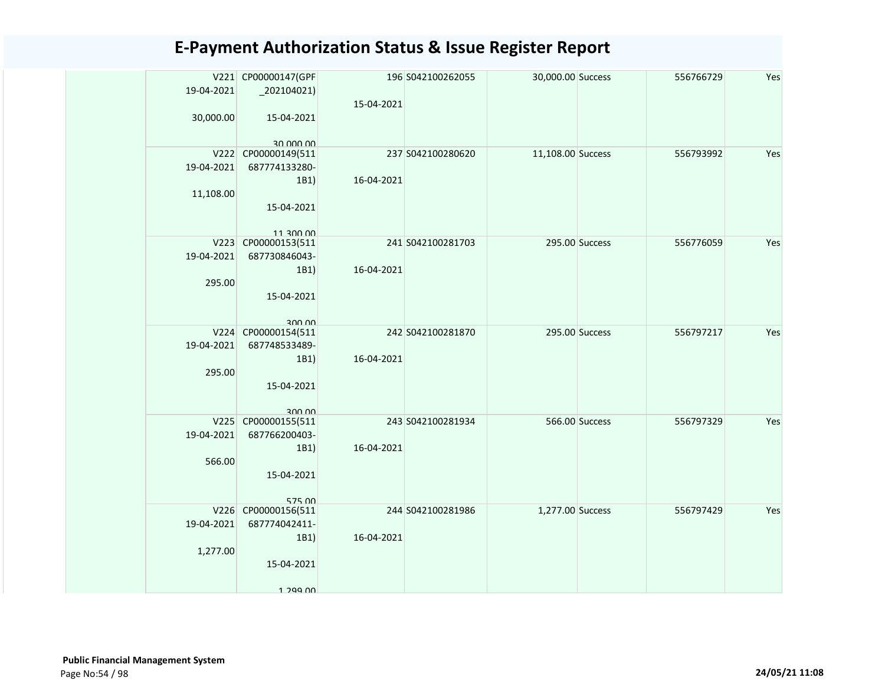# E-Payment Authorization Status & Issue Register Report

| | | | | | | | |
|---|---|---|---|---|---|---|---|
| | V221<br>19-04-2021<br><br>30,000.00 | CP00000147(GPF_202104021)<br><br>15-04-2021<br><br>30,000.00 | 196<br><br>15-04-2021 | S042100262055 | 30,000.00 Success | 556766729 | Yes |
| | V222<br>19-04-2021<br><br>11,108.00 | CP00000149(511687774133280-1B1)<br><br>15-04-2021<br><br>11,300.00 | 237<br><br>16-04-2021 | S042100280620 | 11,108.00 Success | 556793992 | Yes |
| | V223<br>19-04-2021<br><br>295.00 | CP00000153(511687730846043-1B1)<br><br>15-04-2021<br><br>300.00 | 241<br><br>16-04-2021 | S042100281703 | 295.00 Success | 556776059 | Yes |
| | V224<br>19-04-2021<br><br>295.00 | CP00000154(511687748533489-1B1)<br><br>15-04-2021<br><br>300.00 | 242<br><br>16-04-2021 | S042100281870 | 295.00 Success | 556797217 | Yes |
| | V225<br>19-04-2021<br><br>566.00 | CP00000155(511687766200403-1B1)<br><br>15-04-2021<br><br>575.00 | 243<br><br>16-04-2021 | S042100281934 | 566.00 Success | 556797329 | Yes |
| | V226<br>19-04-2021<br><br>1,277.00 | CP00000156(511687774042411-1B1)<br><br>15-04-2021<br><br>1,299.00 | 244<br><br>16-04-2021 | S042100281986 | 1,277.00 Success | 556797429 | Yes |

**Public Financial Management System**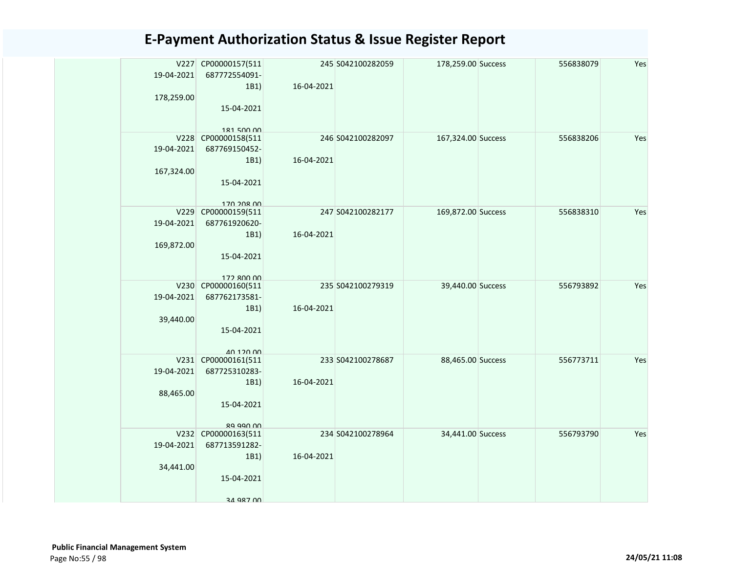# E-Payment Authorization Status & Issue Register Report

| | | | | | | | | |
|---|---|---|---|---|---|---|---|---|
| | V227 19-04-2021 178,259.00 | CP00000157(511 687772554091-1B1) 15-04-2021 181,500.00 | 245 16-04-2021 | S042100282059 | 178,259.00 | Success | 556838079 | Yes |
| | V228 19-04-2021 167,324.00 | CP00000158(511 687769150452-1B1) 15-04-2021 170,208.00 | 246 16-04-2021 | S042100282097 | 167,324.00 | Success | 556838206 | Yes |
| | V229 19-04-2021 169,872.00 | CP00000159(511 687761920620-1B1) 15-04-2021 172,800.00 | 247 16-04-2021 | S042100282177 | 169,872.00 | Success | 556838310 | Yes |
| | V230 19-04-2021 39,440.00 | CP00000160(511 687762173581-1B1) 15-04-2021 40,120.00 | 235 16-04-2021 | S042100279319 | 39,440.00 | Success | 556793892 | Yes |
| | V231 19-04-2021 88,465.00 | CP00000161(511 687725310283-1B1) 15-04-2021 89,990.00 | 233 16-04-2021 | S042100278687 | 88,465.00 | Success | 556773711 | Yes |
| | V232 19-04-2021 34,441.00 | CP00000163(511 687713591282-1B1) 15-04-2021 34,987.00 | 234 16-04-2021 | S042100278964 | 34,441.00 | Success | 556793790 | Yes |

**Public Financial Management System**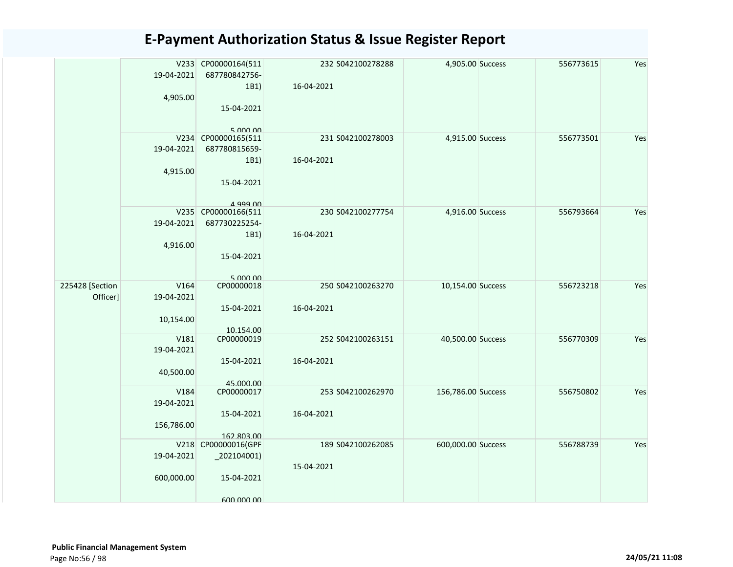# E-Payment Authorization Status & Issue Register Report

| | | | | | | | | |
|---|---|---|---|---|---|---|---|---|
| | V233 19-04-2021 4,905.00 | CP00000164(511 687780842756-1B1) 15-04-2021 5,000.00 | 232 16-04-2021 | S042100278288 | 4,905.00 | Success | 556773615 | Yes |
| | V234 19-04-2021 4,915.00 | CP00000165(511 687780815659-1B1) 15-04-2021 4,999.00 | 231 16-04-2021 | S042100278003 | 4,915.00 | Success | 556773501 | Yes |
| | V235 19-04-2021 4,916.00 | CP00000166(511 687730225254-1B1) 15-04-2021 5,000.00 | 230 16-04-2021 | S042100277754 | 4,916.00 | Success | 556793664 | Yes |
| 225428 [Section Officer] | V164 19-04-2021 10,154.00 | CP00000018 15-04-2021 10,154.00 | 250 16-04-2021 | S042100263270 | 10,154.00 | Success | 556723218 | Yes |
| | V181 19-04-2021 40,500.00 | CP00000019 15-04-2021 45,000.00 | 252 16-04-2021 | S042100263151 | 40,500.00 | Success | 556770309 | Yes |
| | V184 19-04-2021 156,786.00 | CP00000017 15-04-2021 162,803.00 | 253 16-04-2021 | S042100262970 | 156,786.00 | Success | 556750802 | Yes |
| | V218 19-04-2021 600,000.00 | CP00000016(GPF _202104001) 15-04-2021 600,000.00 | 189 15-04-2021 | S042100262085 | 600,000.00 | Success | 556788739 | Yes |

**Public Financial Management System**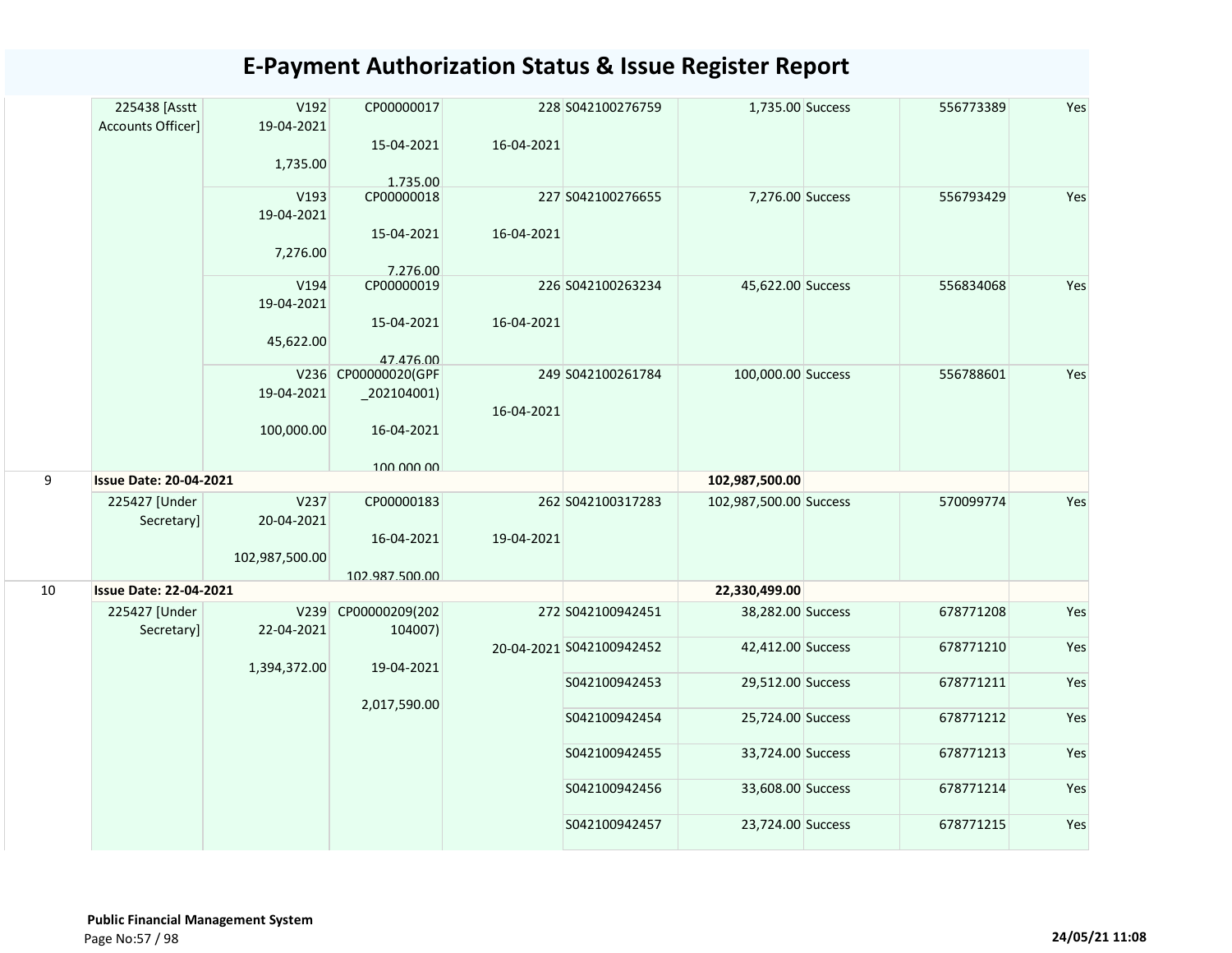# E-Payment Authorization Status & Issue Register Report

| | | | | | | | | | |
|---|---|---|---|---|---|---|---|---|---|
| | 225438 [Asstt Accounts Officer] | V192<br>19-04-2021<br><br>1,735.00 | CP00000017<br><br>15-04-2021<br><br>1,735.00 | 228<br><br>16-04-2021 | S042100276759 | 1,735.00 | Success | 556773389 | Yes |
| | | V193<br>19-04-2021<br><br>7,276.00 | CP00000018<br><br>15-04-2021<br><br>7,276.00 | 227<br><br>16-04-2021 | S042100276655 | 7,276.00 | Success | 556793429 | Yes |
| | | V194<br>19-04-2021<br><br>45,622.00 | CP00000019<br><br>15-04-2021<br><br>47,476.00 | 226<br><br>16-04-2021 | S042100263234 | 45,622.00 | Success | 556834068 | Yes |
| | | V236<br>19-04-2021<br><br>100,000.00 | CP00000020(GPF_202104001)<br><br>16-04-2021<br><br>100,000.00 | 249<br><br>16-04-2021 | S042100261784 | 100,000.00 | Success | 556788601 | Yes |
| 9 | **Issue Date: 20-04-2021** | | | | | 102,987,500.00 | | | |
| | 225427 [Under Secretary] | V237<br>20-04-2021<br><br>102,987,500.00 | CP00000183<br><br>16-04-2021<br><br>102,987,500.00 | 262<br><br>19-04-2021 | S042100317283 | 102,987,500.00 | Success | 570099774 | Yes |
| 10 | **Issue Date: 22-04-2021** | | | | | 22,330,499.00 | | | |
| | 225427 [Under Secretary] | V239<br>22-04-2021<br><br>1,394,372.00 | CP00000209(202104007)<br><br>19-04-2021<br><br>2,017,590.00 | 272<br><br>20-04-2021 | S042100942451 | 38,282.00 | Success | 678771208 | Yes |
| | | | | | S042100942452 | 42,412.00 | Success | 678771210 | Yes |
| | | | | | S042100942453 | 29,512.00 | Success | 678771211 | Yes |
| | | | | | S042100942454 | 25,724.00 | Success | 678771212 | Yes |
| | | | | | S042100942455 | 33,724.00 | Success | 678771213 | Yes |
| | | | | | S042100942456 | 33,608.00 | Success | 678771214 | Yes |
| | | | | | S042100942457 | 23,724.00 | Success | 678771215 | Yes |

**Public Financial Management System**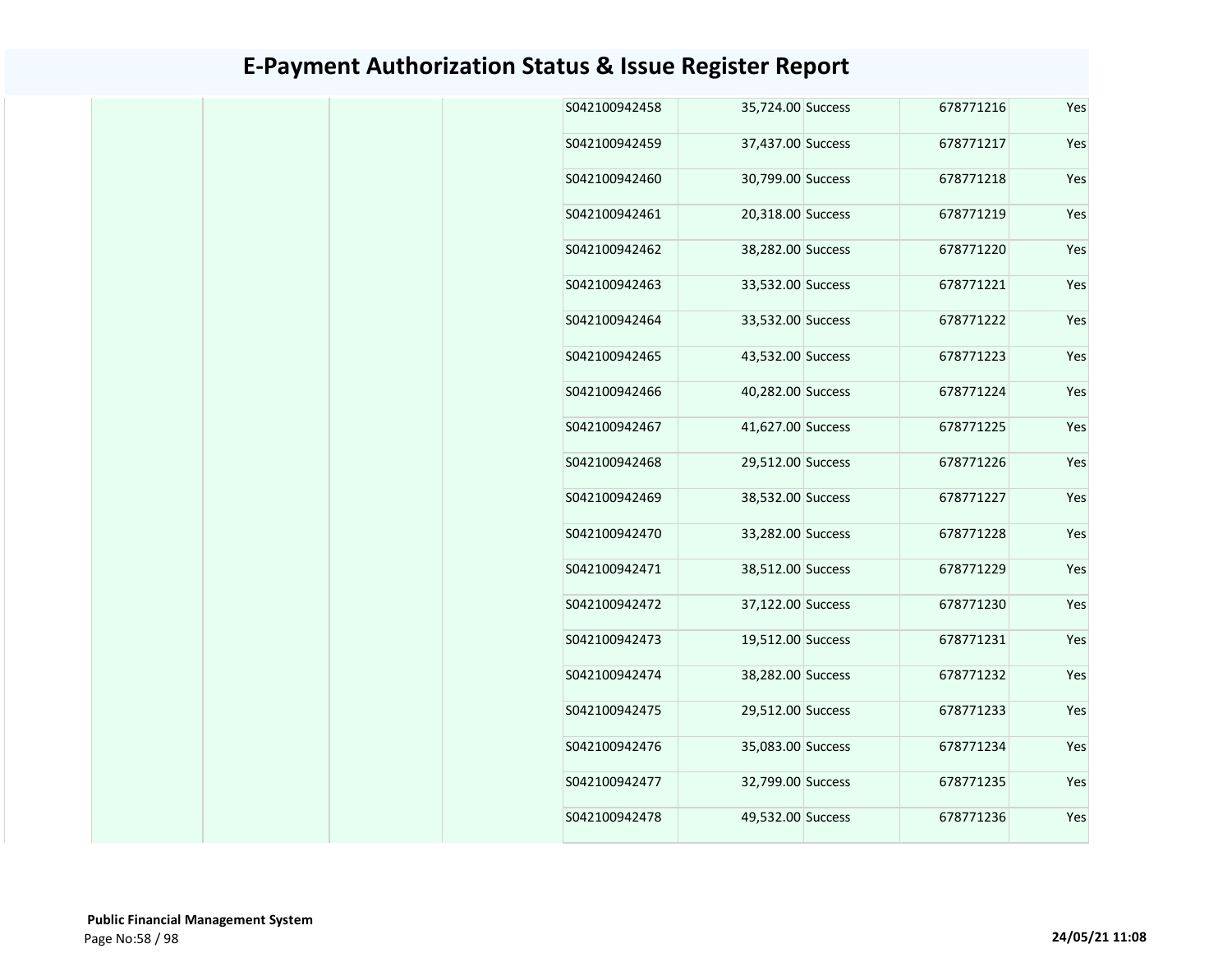# E-Payment Authorization Status & Issue Register Report

| | | | | | | | | |
|---|---|---|---|---|---|---|---|---|
| | | | | S042100942458 | 35,724.00 | Success | 678771216 | Yes |
| | | | | S042100942459 | 37,437.00 | Success | 678771217 | Yes |
| | | | | S042100942460 | 30,799.00 | Success | 678771218 | Yes |
| | | | | S042100942461 | 20,318.00 | Success | 678771219 | Yes |
| | | | | S042100942462 | 38,282.00 | Success | 678771220 | Yes |
| | | | | S042100942463 | 33,532.00 | Success | 678771221 | Yes |
| | | | | S042100942464 | 33,532.00 | Success | 678771222 | Yes |
| | | | | S042100942465 | 43,532.00 | Success | 678771223 | Yes |
| | | | | S042100942466 | 40,282.00 | Success | 678771224 | Yes |
| | | | | S042100942467 | 41,627.00 | Success | 678771225 | Yes |
| | | | | S042100942468 | 29,512.00 | Success | 678771226 | Yes |
| | | | | S042100942469 | 38,532.00 | Success | 678771227 | Yes |
| | | | | S042100942470 | 33,282.00 | Success | 678771228 | Yes |
| | | | | S042100942471 | 38,512.00 | Success | 678771229 | Yes |
| | | | | S042100942472 | 37,122.00 | Success | 678771230 | Yes |
| | | | | S042100942473 | 19,512.00 | Success | 678771231 | Yes |
| | | | | S042100942474 | 38,282.00 | Success | 678771232 | Yes |
| | | | | S042100942475 | 29,512.00 | Success | 678771233 | Yes |
| | | | | S042100942476 | 35,083.00 | Success | 678771234 | Yes |
| | | | | S042100942477 | 32,799.00 | Success | 678771235 | Yes |
| | | | | S042100942478 | 49,532.00 | Success | 678771236 | Yes |

**Public Financial Management System**

**24/05/21 11:08**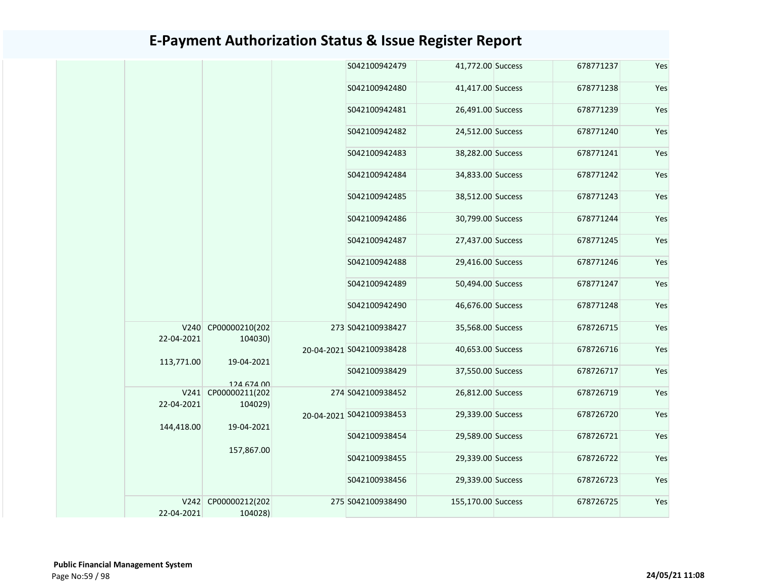# E-Payment Authorization Status & Issue Register Report

| | | | | | | | | |
|---|---|---|---|---|---|---|---|---|
| | | | | S042100942479 | 41,772.00 | Success | 678771237 | Yes |
| | | | | S042100942480 | 41,417.00 | Success | 678771238 | Yes |
| | | | | S042100942481 | 26,491.00 | Success | 678771239 | Yes |
| | | | | S042100942482 | 24,512.00 | Success | 678771240 | Yes |
| | | | | S042100942483 | 38,282.00 | Success | 678771241 | Yes |
| | | | | S042100942484 | 34,833.00 | Success | 678771242 | Yes |
| | | | | S042100942485 | 38,512.00 | Success | 678771243 | Yes |
| | | | | S042100942486 | 30,799.00 | Success | 678771244 | Yes |
| | | | | S042100942487 | 27,437.00 | Success | 678771245 | Yes |
| | | | | S042100942488 | 29,416.00 | Success | 678771246 | Yes |
| | | | | S042100942489 | 50,494.00 | Success | 678771247 | Yes |
| | | | | S042100942490 | 46,676.00 | Success | 678771248 | Yes |
| | V240 22-04-2021 113,771.00 | CP00000210(202104030) 19-04-2021 124,674.00 | 273 20-04-2021 | S042100938427 | 35,568.00 | Success | 678726715 | Yes |
| | | | | S042100938428 | 40,653.00 | Success | 678726716 | Yes |
| | | | | S042100938429 | 37,550.00 | Success | 678726717 | Yes |
| | V241 22-04-2021 144,418.00 | CP00000211(202104029) 19-04-2021 157,867.00 | 274 20-04-2021 | S042100938452 | 26,812.00 | Success | 678726719 | Yes |
| | | | | S042100938453 | 29,339.00 | Success | 678726720 | Yes |
| | | | | S042100938454 | 29,589.00 | Success | 678726721 | Yes |
| | | | | S042100938455 | 29,339.00 | Success | 678726722 | Yes |
| | | | | S042100938456 | 29,339.00 | Success | 678726723 | Yes |
| | V242 22-04-2021 | CP00000212(202104028) | 275 | S042100938490 | 155,170.00 | Success | 678726725 | Yes |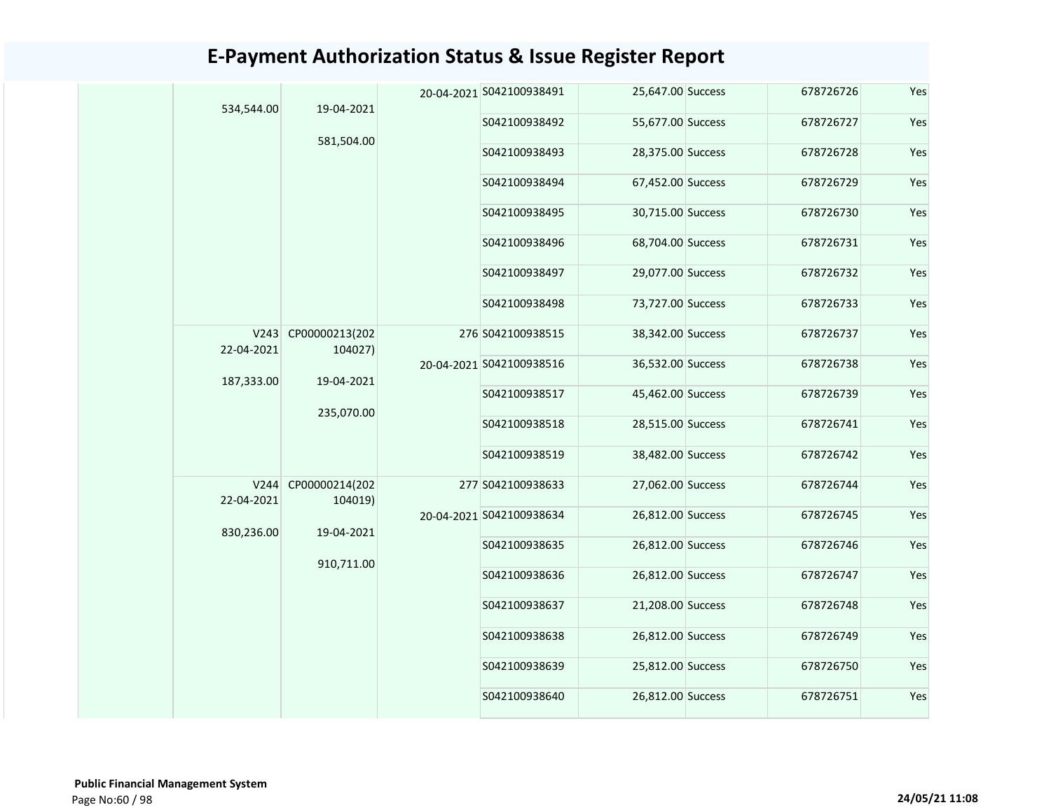# E-Payment Authorization Status & Issue Register Report

| | | | | | | | | |
|---|---|---|---|---|---|---|---|---|
| | 534,544.00 | 19-04-2021<br>581,504.00 | 20-04-2021 | S042100938491 | 25,647.00 | Success | 678726726 | Yes |
| | | | | S042100938492 | 55,677.00 | Success | 678726727 | Yes |
| | | | | S042100938493 | 28,375.00 | Success | 678726728 | Yes |
| | | | | S042100938494 | 67,452.00 | Success | 678726729 | Yes |
| | | | | S042100938495 | 30,715.00 | Success | 678726730 | Yes |
| | | | | S042100938496 | 68,704.00 | Success | 678726731 | Yes |
| | | | | S042100938497 | 29,077.00 | Success | 678726732 | Yes |
| | | | | S042100938498 | 73,727.00 | Success | 678726733 | Yes |
| | V243<br>22-04-2021<br>187,333.00 | CP00000213(202104027)<br>19-04-2021<br>235,070.00 | 276<br>20-04-2021 | S042100938515 | 38,342.00 | Success | 678726737 | Yes |
| | | | | S042100938516 | 36,532.00 | Success | 678726738 | Yes |
| | | | | S042100938517 | 45,462.00 | Success | 678726739 | Yes |
| | | | | S042100938518 | 28,515.00 | Success | 678726741 | Yes |
| | | | | S042100938519 | 38,482.00 | Success | 678726742 | Yes |
| | V244<br>22-04-2021<br>830,236.00 | CP00000214(202104019)<br>19-04-2021<br>910,711.00 | 277<br>20-04-2021 | S042100938633 | 27,062.00 | Success | 678726744 | Yes |
| | | | | S042100938634 | 26,812.00 | Success | 678726745 | Yes |
| | | | | S042100938635 | 26,812.00 | Success | 678726746 | Yes |
| | | | | S042100938636 | 26,812.00 | Success | 678726747 | Yes |
| | | | | S042100938637 | 21,208.00 | Success | 678726748 | Yes |
| | | | | S042100938638 | 26,812.00 | Success | 678726749 | Yes |
| | | | | S042100938639 | 25,812.00 | Success | 678726750 | Yes |
| | | | | S042100938640 | 26,812.00 | Success | 678726751 | Yes |

**Public Financial Management System**

**24/05/21 11:08**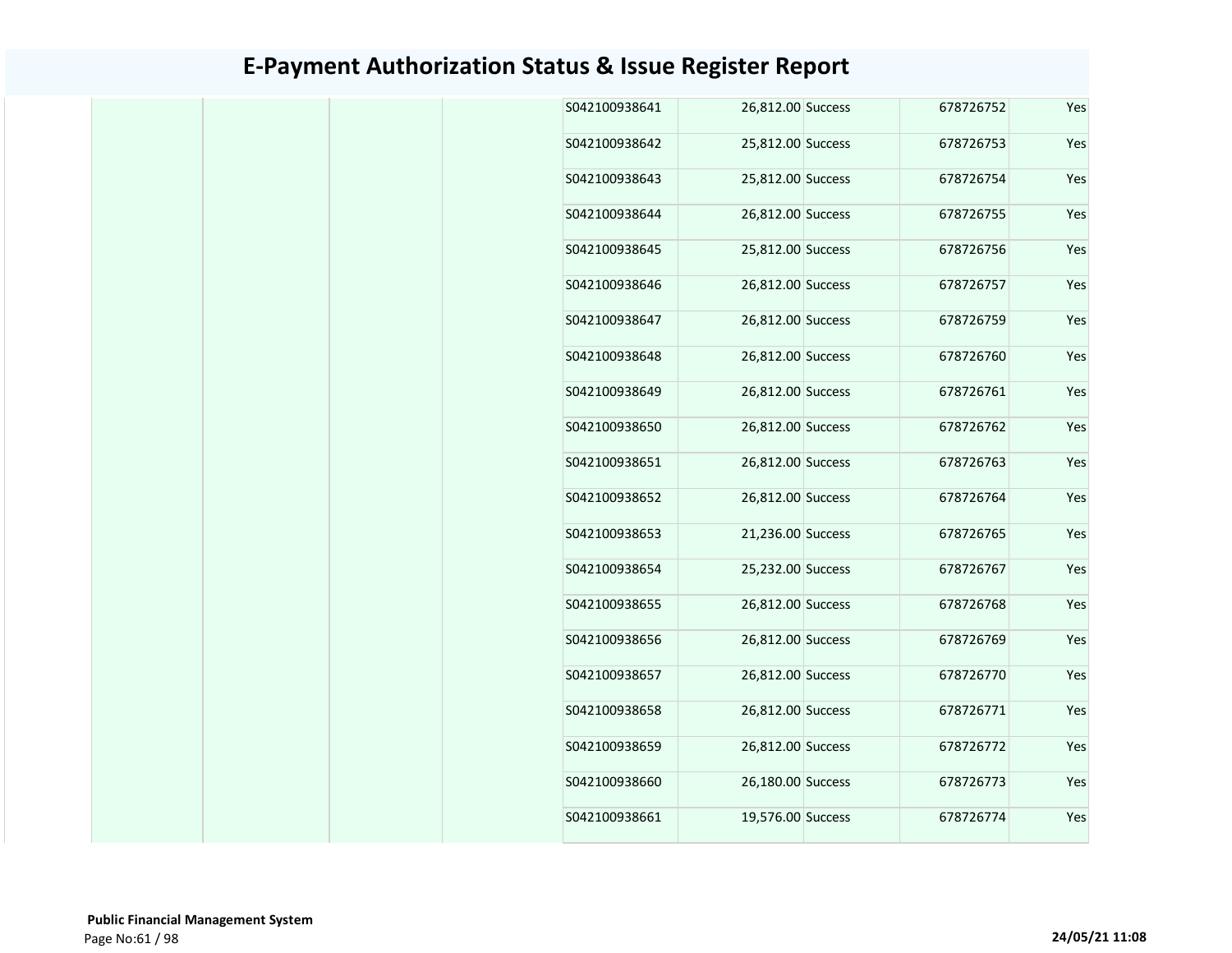# E-Payment Authorization Status & Issue Register Report

| | | | | | | | | |
|---|---|---|---|---|---|---|---|---|
| | | | | S042100938641 | 26,812.00 | Success | 678726752 | Yes |
| | | | | S042100938642 | 25,812.00 | Success | 678726753 | Yes |
| | | | | S042100938643 | 25,812.00 | Success | 678726754 | Yes |
| | | | | S042100938644 | 26,812.00 | Success | 678726755 | Yes |
| | | | | S042100938645 | 25,812.00 | Success | 678726756 | Yes |
| | | | | S042100938646 | 26,812.00 | Success | 678726757 | Yes |
| | | | | S042100938647 | 26,812.00 | Success | 678726759 | Yes |
| | | | | S042100938648 | 26,812.00 | Success | 678726760 | Yes |
| | | | | S042100938649 | 26,812.00 | Success | 678726761 | Yes |
| | | | | S042100938650 | 26,812.00 | Success | 678726762 | Yes |
| | | | | S042100938651 | 26,812.00 | Success | 678726763 | Yes |
| | | | | S042100938652 | 26,812.00 | Success | 678726764 | Yes |
| | | | | S042100938653 | 21,236.00 | Success | 678726765 | Yes |
| | | | | S042100938654 | 25,232.00 | Success | 678726767 | Yes |
| | | | | S042100938655 | 26,812.00 | Success | 678726768 | Yes |
| | | | | S042100938656 | 26,812.00 | Success | 678726769 | Yes |
| | | | | S042100938657 | 26,812.00 | Success | 678726770 | Yes |
| | | | | S042100938658 | 26,812.00 | Success | 678726771 | Yes |
| | | | | S042100938659 | 26,812.00 | Success | 678726772 | Yes |
| | | | | S042100938660 | 26,180.00 | Success | 678726773 | Yes |
| | | | | S042100938661 | 19,576.00 | Success | 678726774 | Yes |

**Public Financial Management System**

**24/05/21 11:08**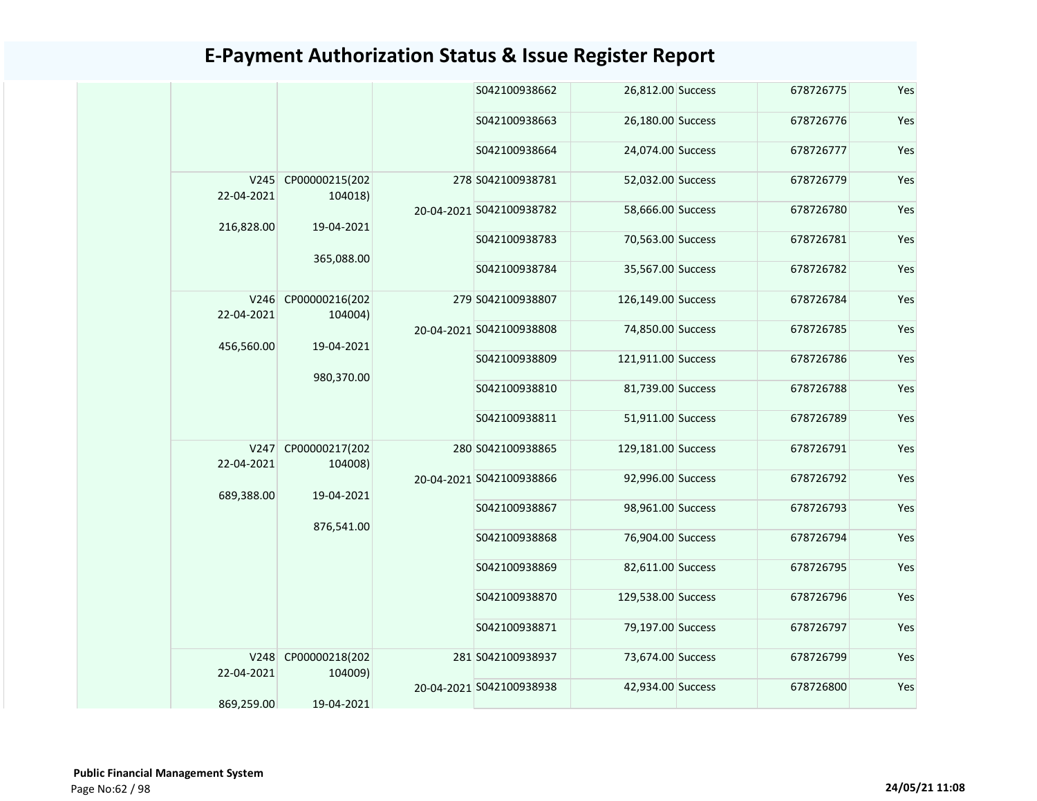# E-Payment Authorization Status & Issue Register Report

| | | | | | | | | |
|---|---|---|---|---|---|---|---|---|
| | | | | S042100938662 | 26,812.00 | Success | 678726775 | Yes |
| | | | | S042100938663 | 26,180.00 | Success | 678726776 | Yes |
| | | | | S042100938664 | 24,074.00 | Success | 678726777 | Yes |
| | V245 22-04-2021 216,828.00 | CP00000215(202 104018) 19-04-2021 365,088.00 | 278 20-04-2021 | S042100938781 | 52,032.00 | Success | 678726779 | Yes |
| | | | | S042100938782 | 58,666.00 | Success | 678726780 | Yes |
| | | | | S042100938783 | 70,563.00 | Success | 678726781 | Yes |
| | | | | S042100938784 | 35,567.00 | Success | 678726782 | Yes |
| | V246 22-04-2021 456,560.00 | CP00000216(202 104004) 19-04-2021 980,370.00 | 279 20-04-2021 | S042100938807 | 126,149.00 | Success | 678726784 | Yes |
| | | | | S042100938808 | 74,850.00 | Success | 678726785 | Yes |
| | | | | S042100938809 | 121,911.00 | Success | 678726786 | Yes |
| | | | | S042100938810 | 81,739.00 | Success | 678726788 | Yes |
| | | | | S042100938811 | 51,911.00 | Success | 678726789 | Yes |
| | V247 22-04-2021 689,388.00 | CP00000217(202 104008) 19-04-2021 876,541.00 | 280 20-04-2021 | S042100938865 | 129,181.00 | Success | 678726791 | Yes |
| | | | | S042100938866 | 92,996.00 | Success | 678726792 | Yes |
| | | | | S042100938867 | 98,961.00 | Success | 678726793 | Yes |
| | | | | S042100938868 | 76,904.00 | Success | 678726794 | Yes |
| | | | | S042100938869 | 82,611.00 | Success | 678726795 | Yes |
| | | | | S042100938870 | 129,538.00 | Success | 678726796 | Yes |
| | | | | S042100938871 | 79,197.00 | Success | 678726797 | Yes |
| | V248 22-04-2021 869,259.00 | CP00000218(202 104009) 19-04-2021 | 281 20-04-2021 | S042100938937 | 73,674.00 | Success | 678726799 | Yes |
| | | | | S042100938938 | 42,934.00 | Success | 678726800 | Yes |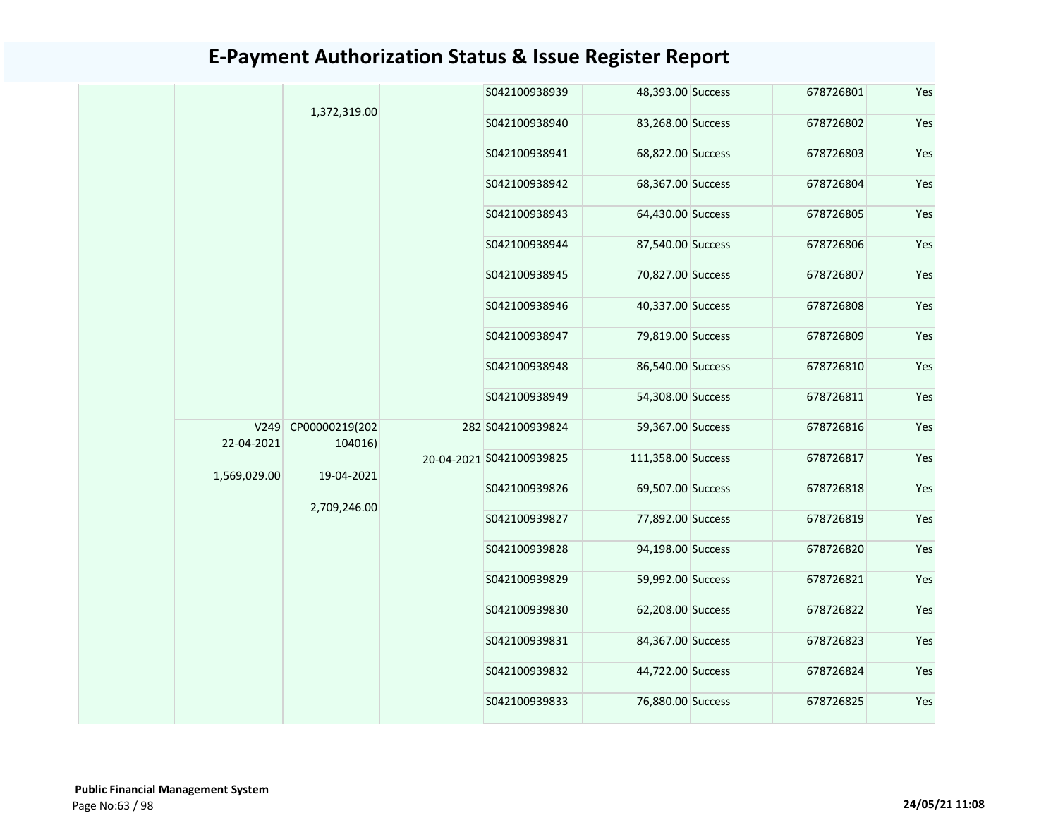# E-Payment Authorization Status & Issue Register Report

| | | | | | | | | |
|---|---|---|---|---|---|---|---|---|
| | | 1,372,319.00 | | S042100938939 | 48,393.00 | Success | 678726801 | Yes |
| | | | | S042100938940 | 83,268.00 | Success | 678726802 | Yes |
| | | | | S042100938941 | 68,822.00 | Success | 678726803 | Yes |
| | | | | S042100938942 | 68,367.00 | Success | 678726804 | Yes |
| | | | | S042100938943 | 64,430.00 | Success | 678726805 | Yes |
| | | | | S042100938944 | 87,540.00 | Success | 678726806 | Yes |
| | | | | S042100938945 | 70,827.00 | Success | 678726807 | Yes |
| | | | | S042100938946 | 40,337.00 | Success | 678726808 | Yes |
| | | | | S042100938947 | 79,819.00 | Success | 678726809 | Yes |
| | | | | S042100938948 | 86,540.00 | Success | 678726810 | Yes |
| | | | | S042100938949 | 54,308.00 | Success | 678726811 | Yes |
| | V249 22-04-2021 1,569,029.00 | CP00000219(202104016) 19-04-2021 2,709,246.00 | 282 20-04-2021 | S042100939824 | 59,367.00 | Success | 678726816 | Yes |
| | | | | S042100939825 | 111,358.00 | Success | 678726817 | Yes |
| | | | | S042100939826 | 69,507.00 | Success | 678726818 | Yes |
| | | | | S042100939827 | 77,892.00 | Success | 678726819 | Yes |
| | | | | S042100939828 | 94,198.00 | Success | 678726820 | Yes |
| | | | | S042100939829 | 59,992.00 | Success | 678726821 | Yes |
| | | | | S042100939830 | 62,208.00 | Success | 678726822 | Yes |
| | | | | S042100939831 | 84,367.00 | Success | 678726823 | Yes |
| | | | | S042100939832 | 44,722.00 | Success | 678726824 | Yes |
| | | | | S042100939833 | 76,880.00 | Success | 678726825 | Yes |

**Public Financial Management System**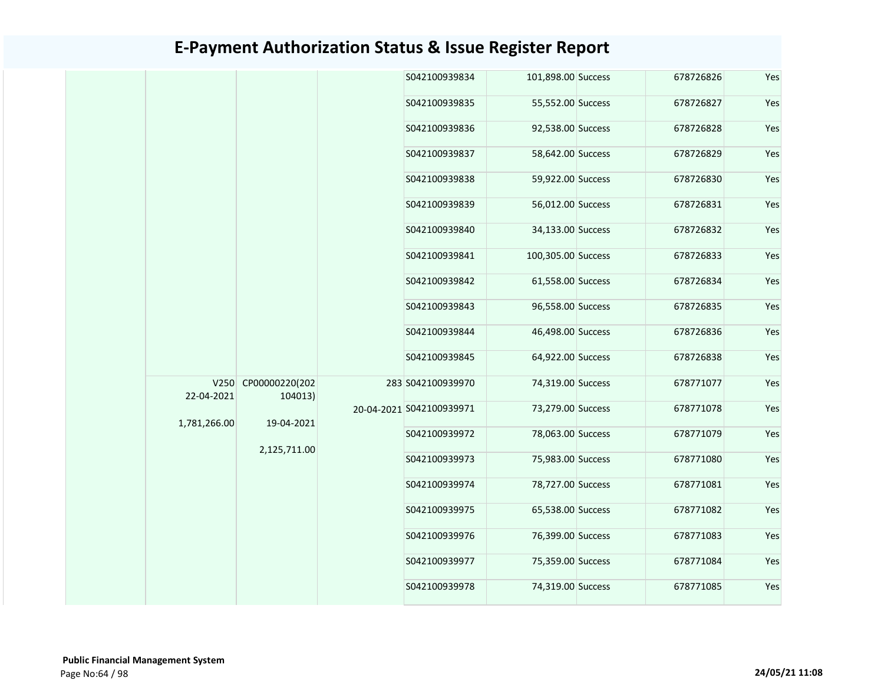# E-Payment Authorization Status & Issue Register Report

| | | | | | | | | |
|---|---|---|---|---|---|---|---|---|
| | | | | S042100939834 | 101,898.00 | Success | 678726826 | Yes |
| | | | | S042100939835 | 55,552.00 | Success | 678726827 | Yes |
| | | | | S042100939836 | 92,538.00 | Success | 678726828 | Yes |
| | | | | S042100939837 | 58,642.00 | Success | 678726829 | Yes |
| | | | | S042100939838 | 59,922.00 | Success | 678726830 | Yes |
| | | | | S042100939839 | 56,012.00 | Success | 678726831 | Yes |
| | | | | S042100939840 | 34,133.00 | Success | 678726832 | Yes |
| | | | | S042100939841 | 100,305.00 | Success | 678726833 | Yes |
| | | | | S042100939842 | 61,558.00 | Success | 678726834 | Yes |
| | | | | S042100939843 | 96,558.00 | Success | 678726835 | Yes |
| | | | | S042100939844 | 46,498.00 | Success | 678726836 | Yes |
| | | | | S042100939845 | 64,922.00 | Success | 678726838 | Yes |
| | V250 22-04-2021 1,781,266.00 | CP00000220(202104013) 19-04-2021 2,125,711.00 | 283 20-04-2021 | S042100939970 | 74,319.00 | Success | 678771077 | Yes |
| | | | | S042100939971 | 73,279.00 | Success | 678771078 | Yes |
| | | | | S042100939972 | 78,063.00 | Success | 678771079 | Yes |
| | | | | S042100939973 | 75,983.00 | Success | 678771080 | Yes |
| | | | | S042100939974 | 78,727.00 | Success | 678771081 | Yes |
| | | | | S042100939975 | 65,538.00 | Success | 678771082 | Yes |
| | | | | S042100939976 | 76,399.00 | Success | 678771083 | Yes |
| | | | | S042100939977 | 75,359.00 | Success | 678771084 | Yes |
| | | | | S042100939978 | 74,319.00 | Success | 678771085 | Yes |

**Public Financial Management System**

24/05/21 11:08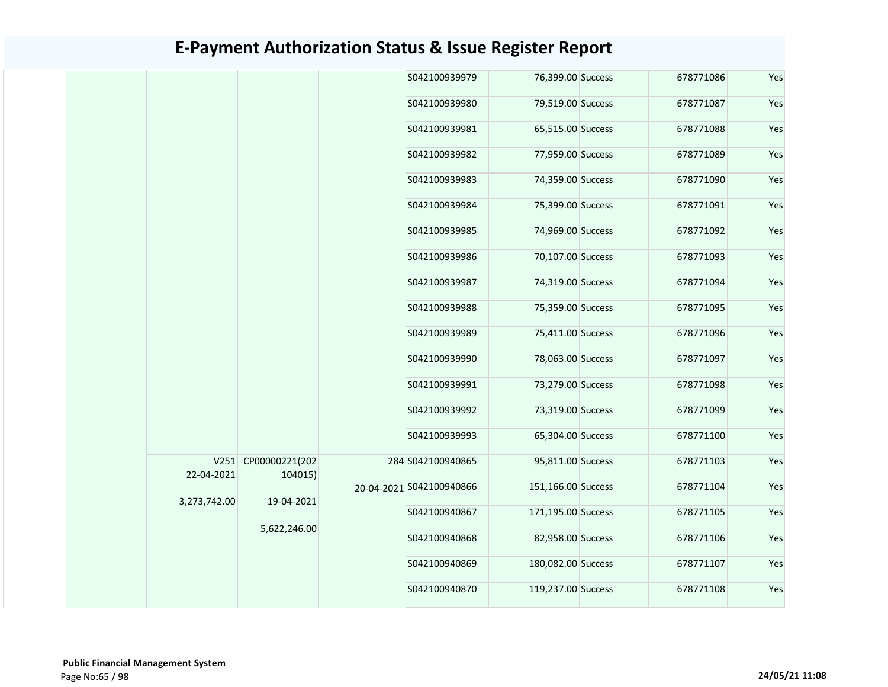# E-Payment Authorization Status & Issue Register Report

| | | | | | | | | |
|---|---|---|---|---|---|---|---|---|
| | | | | S042100939979 | 76,399.00 | Success | 678771086 | Yes |
| | | | | S042100939980 | 79,519.00 | Success | 678771087 | Yes |
| | | | | S042100939981 | 65,515.00 | Success | 678771088 | Yes |
| | | | | S042100939982 | 77,959.00 | Success | 678771089 | Yes |
| | | | | S042100939983 | 74,359.00 | Success | 678771090 | Yes |
| | | | | S042100939984 | 75,399.00 | Success | 678771091 | Yes |
| | | | | S042100939985 | 74,969.00 | Success | 678771092 | Yes |
| | | | | S042100939986 | 70,107.00 | Success | 678771093 | Yes |
| | | | | S042100939987 | 74,319.00 | Success | 678771094 | Yes |
| | | | | S042100939988 | 75,359.00 | Success | 678771095 | Yes |
| | | | | S042100939989 | 75,411.00 | Success | 678771096 | Yes |
| | | | | S042100939990 | 78,063.00 | Success | 678771097 | Yes |
| | | | | S042100939991 | 73,279.00 | Success | 678771098 | Yes |
| | | | | S042100939992 | 73,319.00 | Success | 678771099 | Yes |
| | | | | S042100939993 | 65,304.00 | Success | 678771100 | Yes |
| | V251 22-04-2021 3,273,742.00 | CP00000221(202104015) 19-04-2021 5,622,246.00 | 284 20-04-2021 | S042100940865 | 95,811.00 | Success | 678771103 | Yes |
| | | | | S042100940866 | 151,166.00 | Success | 678771104 | Yes |
| | | | | S042100940867 | 171,195.00 | Success | 678771105 | Yes |
| | | | | S042100940868 | 82,958.00 | Success | 678771106 | Yes |
| | | | | S042100940869 | 180,082.00 | Success | 678771107 | Yes |
| | | | | S042100940870 | 119,237.00 | Success | 678771108 | Yes |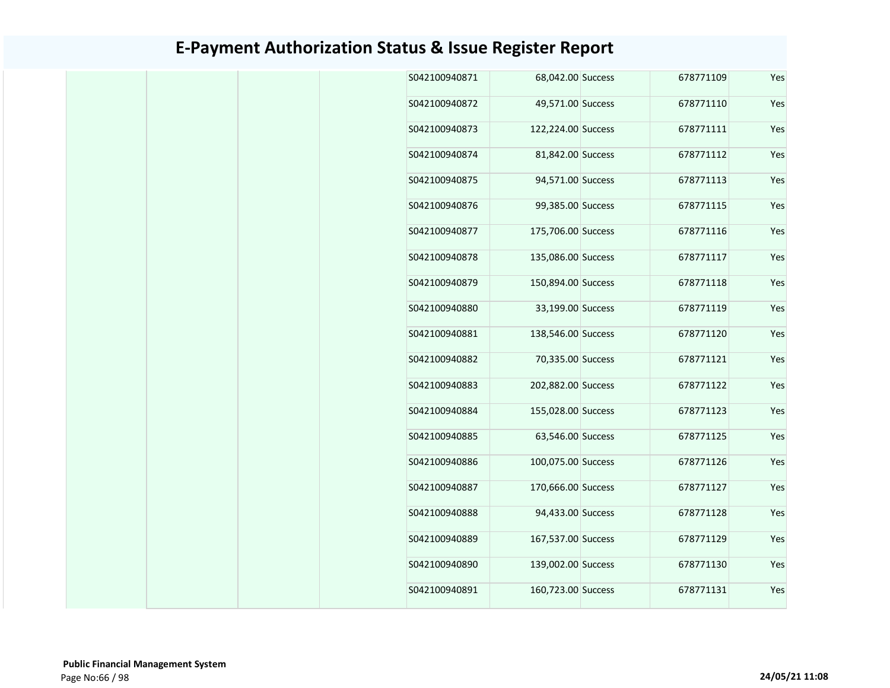# E-Payment Authorization Status & Issue Register Report

| | | | | | | | | |
|---|---|---|---|---|---|---|---|---|
| | | | | S042100940871 | 68,042.00 | Success | 678771109 | Yes |
| | | | | S042100940872 | 49,571.00 | Success | 678771110 | Yes |
| | | | | S042100940873 | 122,224.00 | Success | 678771111 | Yes |
| | | | | S042100940874 | 81,842.00 | Success | 678771112 | Yes |
| | | | | S042100940875 | 94,571.00 | Success | 678771113 | Yes |
| | | | | S042100940876 | 99,385.00 | Success | 678771115 | Yes |
| | | | | S042100940877 | 175,706.00 | Success | 678771116 | Yes |
| | | | | S042100940878 | 135,086.00 | Success | 678771117 | Yes |
| | | | | S042100940879 | 150,894.00 | Success | 678771118 | Yes |
| | | | | S042100940880 | 33,199.00 | Success | 678771119 | Yes |
| | | | | S042100940881 | 138,546.00 | Success | 678771120 | Yes |
| | | | | S042100940882 | 70,335.00 | Success | 678771121 | Yes |
| | | | | S042100940883 | 202,882.00 | Success | 678771122 | Yes |
| | | | | S042100940884 | 155,028.00 | Success | 678771123 | Yes |
| | | | | S042100940885 | 63,546.00 | Success | 678771125 | Yes |
| | | | | S042100940886 | 100,075.00 | Success | 678771126 | Yes |
| | | | | S042100940887 | 170,666.00 | Success | 678771127 | Yes |
| | | | | S042100940888 | 94,433.00 | Success | 678771128 | Yes |
| | | | | S042100940889 | 167,537.00 | Success | 678771129 | Yes |
| | | | | S042100940890 | 139,002.00 | Success | 678771130 | Yes |
| | | | | S042100940891 | 160,723.00 | Success | 678771131 | Yes |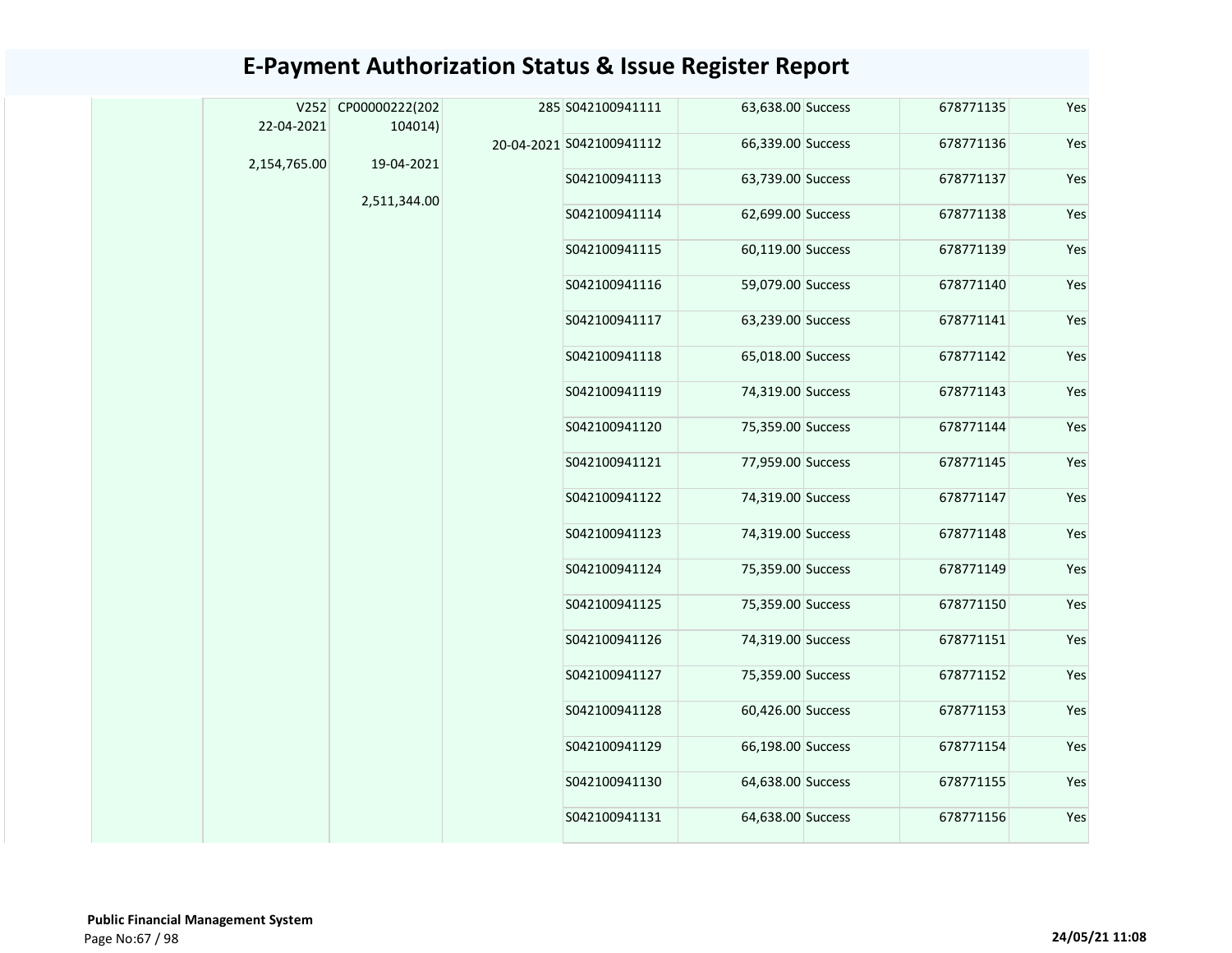# E-Payment Authorization Status & Issue Register Report

| | | | | | | | | |
|---|---|---|---|---|---|---|---|---|
| | V252 22-04-2021 2,154,765.00 | CP00000222(202 104014) 19-04-2021 2,511,344.00 | 285 20-04-2021 | S042100941111 | 63,638.00 | Success | 678771135 | Yes |
| | | | | S042100941112 | 66,339.00 | Success | 678771136 | Yes |
| | | | | S042100941113 | 63,739.00 | Success | 678771137 | Yes |
| | | | | S042100941114 | 62,699.00 | Success | 678771138 | Yes |
| | | | | S042100941115 | 60,119.00 | Success | 678771139 | Yes |
| | | | | S042100941116 | 59,079.00 | Success | 678771140 | Yes |
| | | | | S042100941117 | 63,239.00 | Success | 678771141 | Yes |
| | | | | S042100941118 | 65,018.00 | Success | 678771142 | Yes |
| | | | | S042100941119 | 74,319.00 | Success | 678771143 | Yes |
| | | | | S042100941120 | 75,359.00 | Success | 678771144 | Yes |
| | | | | S042100941121 | 77,959.00 | Success | 678771145 | Yes |
| | | | | S042100941122 | 74,319.00 | Success | 678771147 | Yes |
| | | | | S042100941123 | 74,319.00 | Success | 678771148 | Yes |
| | | | | S042100941124 | 75,359.00 | Success | 678771149 | Yes |
| | | | | S042100941125 | 75,359.00 | Success | 678771150 | Yes |
| | | | | S042100941126 | 74,319.00 | Success | 678771151 | Yes |
| | | | | S042100941127 | 75,359.00 | Success | 678771152 | Yes |
| | | | | S042100941128 | 60,426.00 | Success | 678771153 | Yes |
| | | | | S042100941129 | 66,198.00 | Success | 678771154 | Yes |
| | | | | S042100941130 | 64,638.00 | Success | 678771155 | Yes |
| | | | | S042100941131 | 64,638.00 | Success | 678771156 | Yes |

**Public Financial Management System**

**24/05/21 11:08**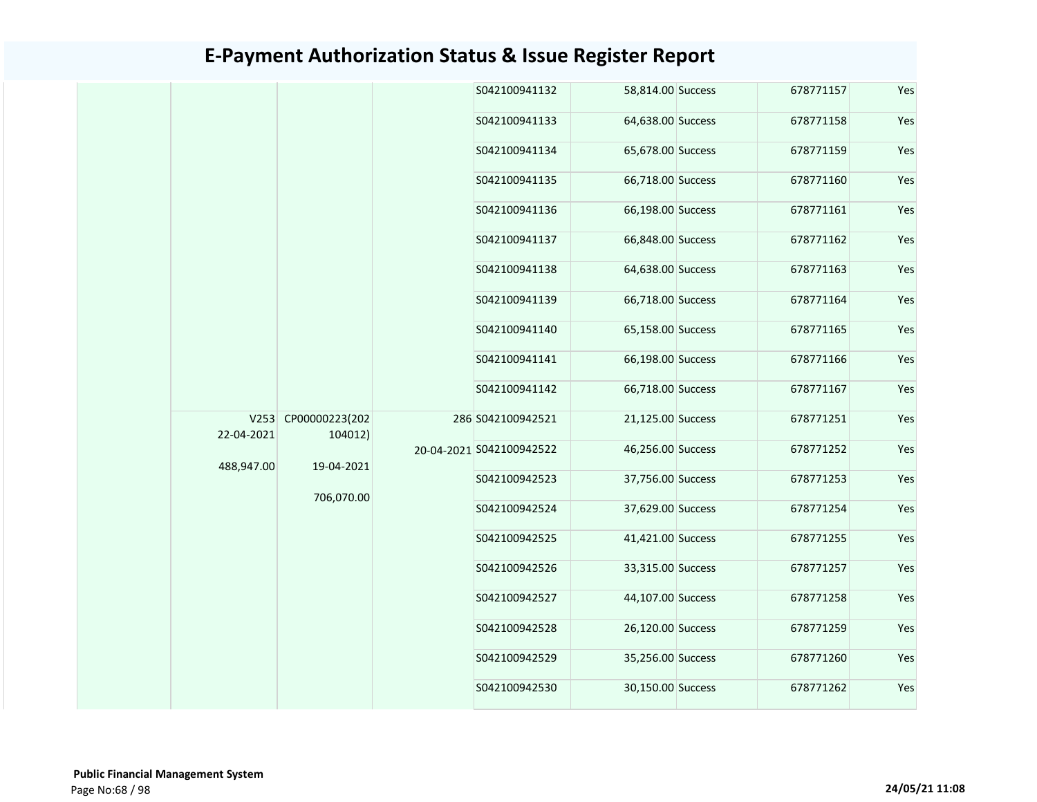# E-Payment Authorization Status & Issue Register Report

| | | | | | | | | |
|---|---|---|---|---|---|---|---|---|
| | | | | S042100941132 | 58,814.00 | Success | 678771157 | Yes |
| | | | | S042100941133 | 64,638.00 | Success | 678771158 | Yes |
| | | | | S042100941134 | 65,678.00 | Success | 678771159 | Yes |
| | | | | S042100941135 | 66,718.00 | Success | 678771160 | Yes |
| | | | | S042100941136 | 66,198.00 | Success | 678771161 | Yes |
| | | | | S042100941137 | 66,848.00 | Success | 678771162 | Yes |
| | | | | S042100941138 | 64,638.00 | Success | 678771163 | Yes |
| | | | | S042100941139 | 66,718.00 | Success | 678771164 | Yes |
| | | | | S042100941140 | 65,158.00 | Success | 678771165 | Yes |
| | | | | S042100941141 | 66,198.00 | Success | 678771166 | Yes |
| | | | | S042100941142 | 66,718.00 | Success | 678771167 | Yes |
| | V253 22-04-2021 488,947.00 | CP00000223(202104012) 19-04-2021 706,070.00 | 286 20-04-2021 | S042100942521 | 21,125.00 | Success | 678771251 | Yes |
| | | | | S042100942522 | 46,256.00 | Success | 678771252 | Yes |
| | | | | S042100942523 | 37,756.00 | Success | 678771253 | Yes |
| | | | | S042100942524 | 37,629.00 | Success | 678771254 | Yes |
| | | | | S042100942525 | 41,421.00 | Success | 678771255 | Yes |
| | | | | S042100942526 | 33,315.00 | Success | 678771257 | Yes |
| | | | | S042100942527 | 44,107.00 | Success | 678771258 | Yes |
| | | | | S042100942528 | 26,120.00 | Success | 678771259 | Yes |
| | | | | S042100942529 | 35,256.00 | Success | 678771260 | Yes |
| | | | | S042100942530 | 30,150.00 | Success | 678771262 | Yes |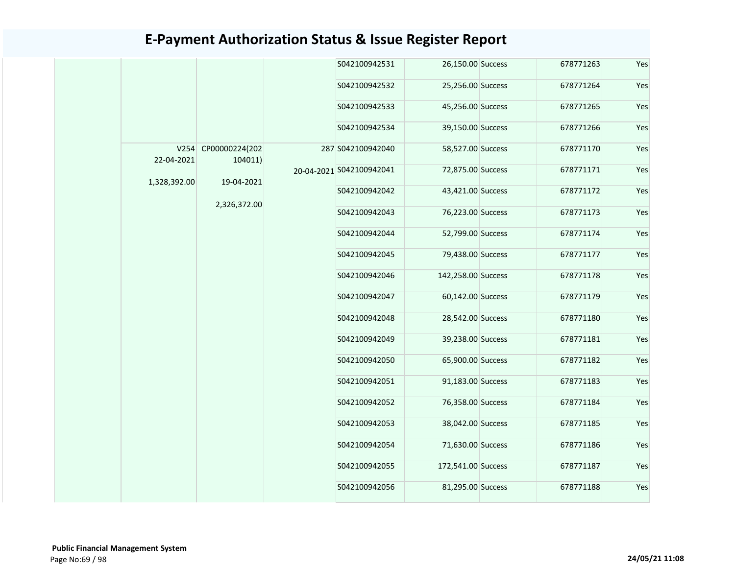# E-Payment Authorization Status & Issue Register Report

| | | | | | | | | |
|---|---|---|---|---|---|---|---|---|
| | | | | S042100942531 | 26,150.00 | Success | 678771263 | Yes |
| | | | | S042100942532 | 25,256.00 | Success | 678771264 | Yes |
| | | | | S042100942533 | 45,256.00 | Success | 678771265 | Yes |
| | | | | S042100942534 | 39,150.00 | Success | 678771266 | Yes |
| | V254 22-04-2021 1,328,392.00 | CP00000224(202104011) 19-04-2021 2,326,372.00 | 287 20-04-2021 | S042100942040 | 58,527.00 | Success | 678771170 | Yes |
| | | | | S042100942041 | 72,875.00 | Success | 678771171 | Yes |
| | | | | S042100942042 | 43,421.00 | Success | 678771172 | Yes |
| | | | | S042100942043 | 76,223.00 | Success | 678771173 | Yes |
| | | | | S042100942044 | 52,799.00 | Success | 678771174 | Yes |
| | | | | S042100942045 | 79,438.00 | Success | 678771177 | Yes |
| | | | | S042100942046 | 142,258.00 | Success | 678771178 | Yes |
| | | | | S042100942047 | 60,142.00 | Success | 678771179 | Yes |
| | | | | S042100942048 | 28,542.00 | Success | 678771180 | Yes |
| | | | | S042100942049 | 39,238.00 | Success | 678771181 | Yes |
| | | | | S042100942050 | 65,900.00 | Success | 678771182 | Yes |
| | | | | S042100942051 | 91,183.00 | Success | 678771183 | Yes |
| | | | | S042100942052 | 76,358.00 | Success | 678771184 | Yes |
| | | | | S042100942053 | 38,042.00 | Success | 678771185 | Yes |
| | | | | S042100942054 | 71,630.00 | Success | 678771186 | Yes |
| | | | | S042100942055 | 172,541.00 | Success | 678771187 | Yes |
| | | | | S042100942056 | 81,295.00 | Success | 678771188 | Yes |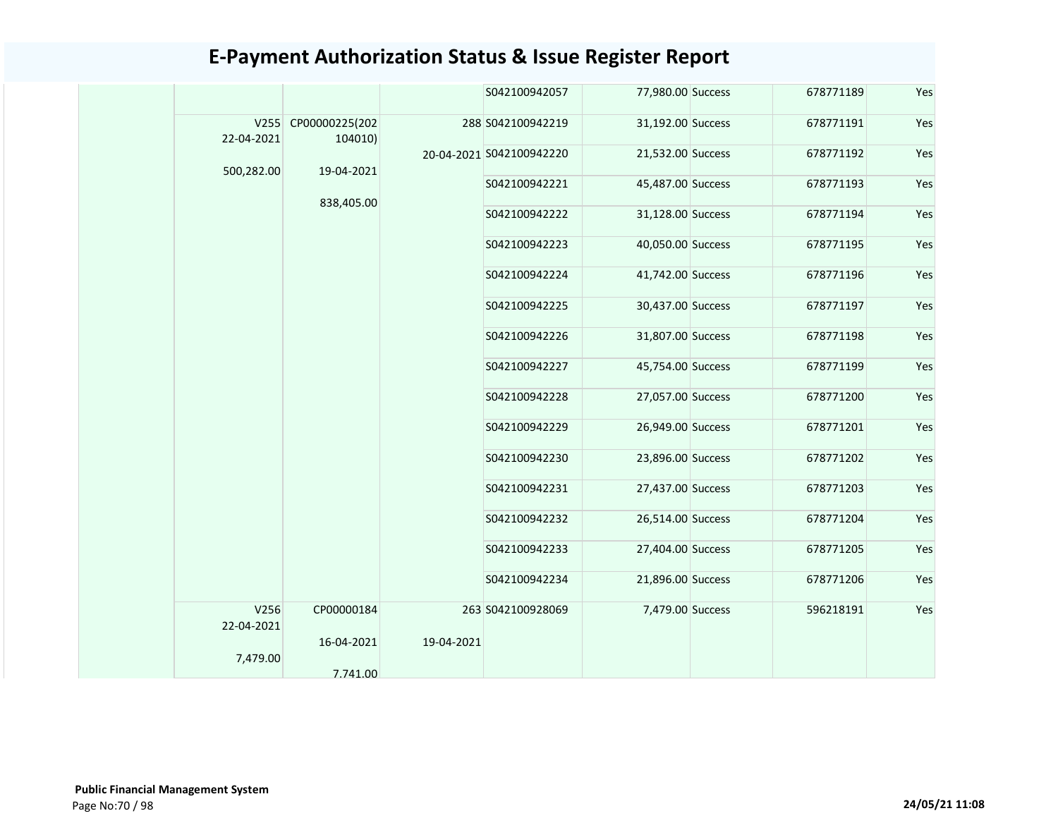# E-Payment Authorization Status & Issue Register Report

| | | | | | | | | |
|---|---|---|---|---|---|---|---|---|
| | | | | S042100942057 | 77,980.00 | Success | 678771189 | Yes |
| | V255 22-04-2021 500,282.00 | CP00000225(202104010) 19-04-2021 838,405.00 | 288 20-04-2021 | S042100942219 | 31,192.00 | Success | 678771191 | Yes |
| | | | | S042100942220 | 21,532.00 | Success | 678771192 | Yes |
| | | | | S042100942221 | 45,487.00 | Success | 678771193 | Yes |
| | | | | S042100942222 | 31,128.00 | Success | 678771194 | Yes |
| | | | | S042100942223 | 40,050.00 | Success | 678771195 | Yes |
| | | | | S042100942224 | 41,742.00 | Success | 678771196 | Yes |
| | | | | S042100942225 | 30,437.00 | Success | 678771197 | Yes |
| | | | | S042100942226 | 31,807.00 | Success | 678771198 | Yes |
| | | | | S042100942227 | 45,754.00 | Success | 678771199 | Yes |
| | | | | S042100942228 | 27,057.00 | Success | 678771200 | Yes |
| | | | | S042100942229 | 26,949.00 | Success | 678771201 | Yes |
| | | | | S042100942230 | 23,896.00 | Success | 678771202 | Yes |
| | | | | S042100942231 | 27,437.00 | Success | 678771203 | Yes |
| | | | | S042100942232 | 26,514.00 | Success | 678771204 | Yes |
| | | | | S042100942233 | 27,404.00 | Success | 678771205 | Yes |
| | | | | S042100942234 | 21,896.00 | Success | 678771206 | Yes |
| | V256 22-04-2021 7,479.00 | CP00000184 16-04-2021 7,741.00 | 263 19-04-2021 | S042100928069 | 7,479.00 | Success | 596218191 | Yes |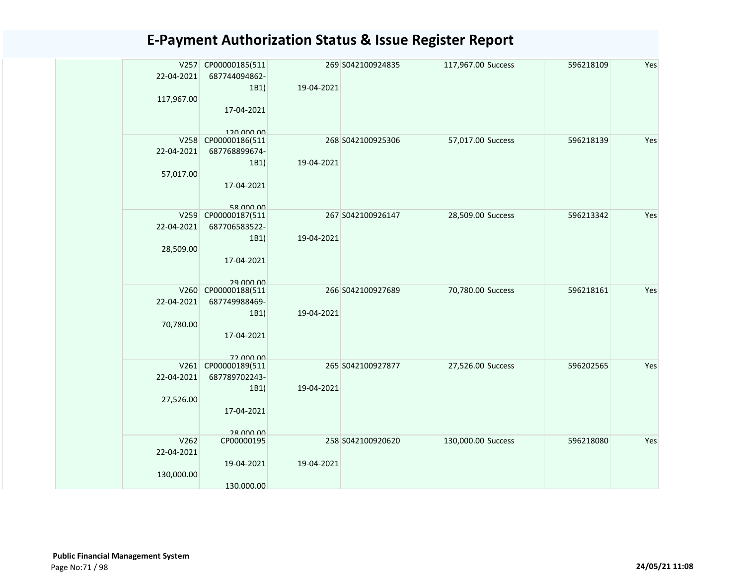# E-Payment Authorization Status & Issue Register Report

| | | | | | | | | |
|---|---|---|---|---|---|---|---|---|
| | V257<br>22-04-2021<br>117,967.00 | CP00000185(511687744094862-1B1)<br>17-04-2021<br>120,000.00 | 269<br>19-04-2021 | S042100924835 | 117,967.00 | Success | 596218109 | Yes |
| | V258<br>22-04-2021<br>57,017.00 | CP00000186(511687768899674-1B1)<br>17-04-2021<br>58,000.00 | 268<br>19-04-2021 | S042100925306 | 57,017.00 | Success | 596218139 | Yes |
| | V259<br>22-04-2021<br>28,509.00 | CP00000187(511687706583522-1B1)<br>17-04-2021<br>29,000.00 | 267<br>19-04-2021 | S042100926147 | 28,509.00 | Success | 596213342 | Yes |
| | V260<br>22-04-2021<br>70,780.00 | CP00000188(511687749988469-1B1)<br>17-04-2021<br>72,000.00 | 266<br>19-04-2021 | S042100927689 | 70,780.00 | Success | 596218161 | Yes |
| | V261<br>22-04-2021<br>27,526.00 | CP00000189(511687789702243-1B1)<br>17-04-2021<br>28,000.00 | 265<br>19-04-2021 | S042100927877 | 27,526.00 | Success | 596202565 | Yes |
| | V262<br>22-04-2021<br>130,000.00 | CP00000195<br>19-04-2021<br>130,000.00 | 258<br>19-04-2021 | S042100920620 | 130,000.00 | Success | 596218080 | Yes |

**Public Financial Management System**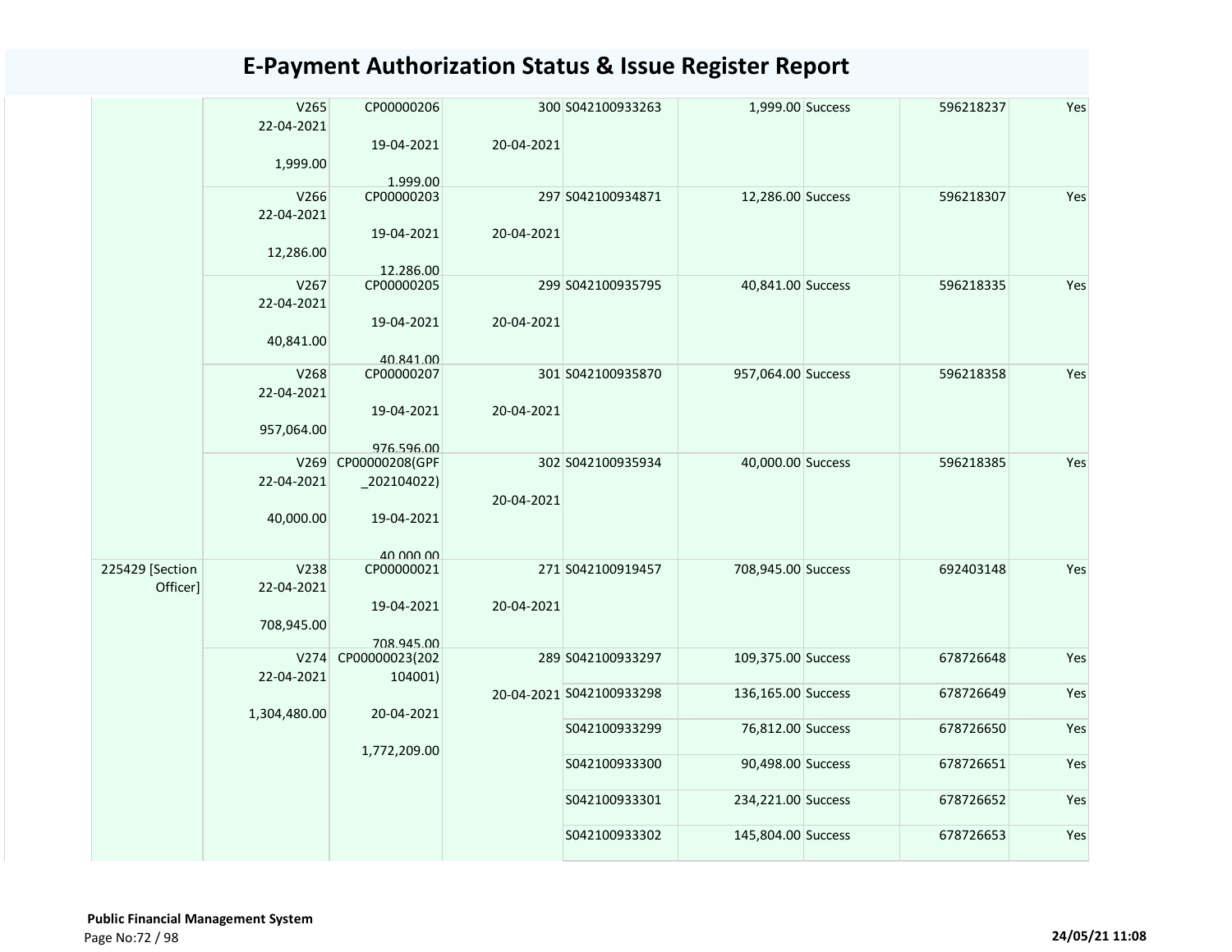# E-Payment Authorization Status & Issue Register Report

| | | | | | | | | |
|---|---|---|---|---|---|---|---|---|
| | V265 22-04-2021 1,999.00 | CP00000206 19-04-2021 1,999.00 | 300 20-04-2021 | S042100933263 | 1,999.00 | Success | 596218237 | Yes |
| | V266 22-04-2021 12,286.00 | CP00000203 19-04-2021 12,286.00 | 297 20-04-2021 | S042100934871 | 12,286.00 | Success | 596218307 | Yes |
| | V267 22-04-2021 40,841.00 | CP00000205 19-04-2021 40,841.00 | 299 20-04-2021 | S042100935795 | 40,841.00 | Success | 596218335 | Yes |
| | V268 22-04-2021 957,064.00 | CP00000207 19-04-2021 976,596.00 | 301 20-04-2021 | S042100935870 | 957,064.00 | Success | 596218358 | Yes |
| | V269 22-04-2021 40,000.00 | CP00000208(GPF_202104022) 19-04-2021 40,000.00 | 302 20-04-2021 | S042100935934 | 40,000.00 | Success | 596218385 | Yes |
| 225429 [Section Officer] | V238 22-04-2021 708,945.00 | CP00000021 19-04-2021 708,945.00 | 271 20-04-2021 | S042100919457 | 708,945.00 | Success | 692403148 | Yes |
| | V274 22-04-2021 1,304,480.00 | CP00000023(202104001) 20-04-2021 1,772,209.00 | 289 20-04-2021 | S042100933297 | 109,375.00 | Success | 678726648 | Yes |
| | | | | S042100933298 | 136,165.00 | Success | 678726649 | Yes |
| | | | | S042100933299 | 76,812.00 | Success | 678726650 | Yes |
| | | | | S042100933300 | 90,498.00 | Success | 678726651 | Yes |
| | | | | S042100933301 | 234,221.00 | Success | 678726652 | Yes |
| | | | | S042100933302 | 145,804.00 | Success | 678726653 | Yes |

**Public Financial Management System**

24/05/21 11:08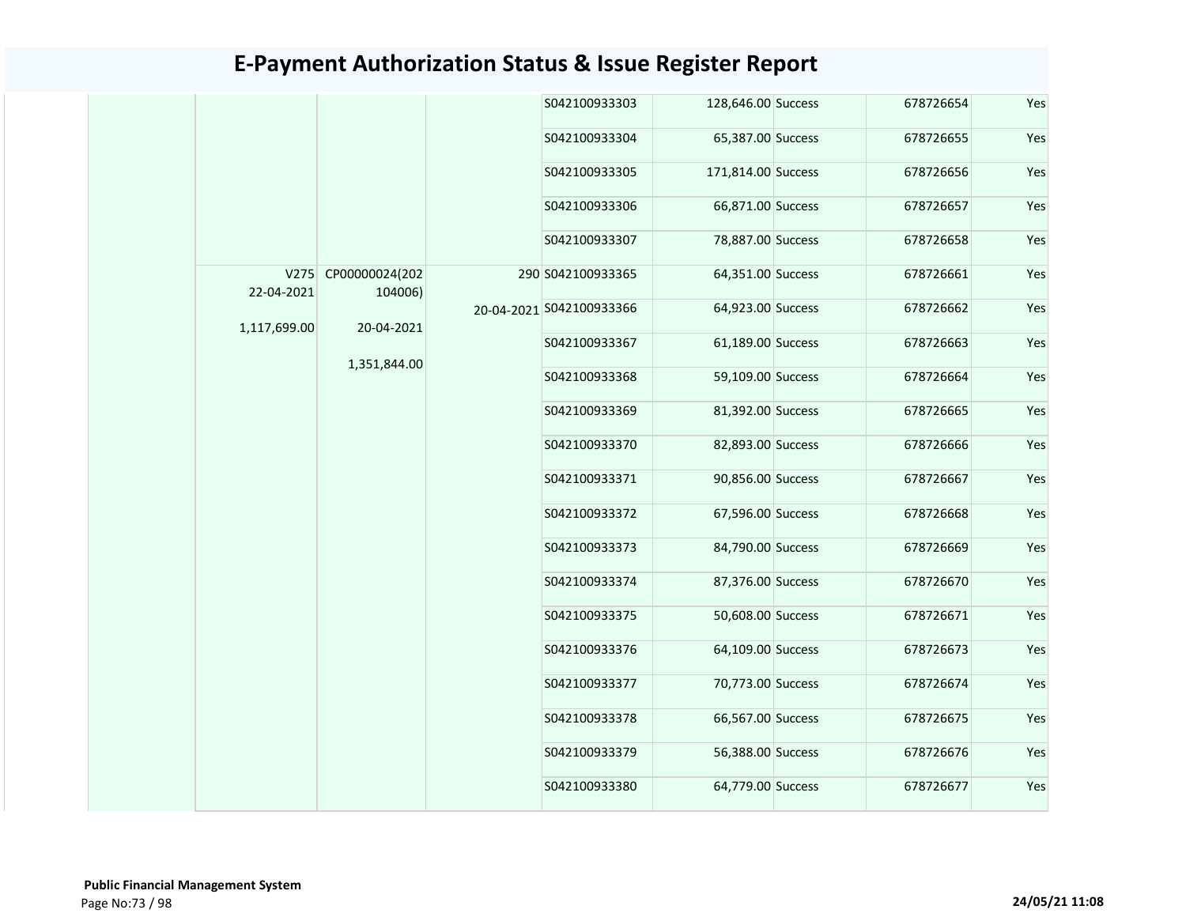# E-Payment Authorization Status & Issue Register Report

| | | | | | | | | |
|---|---|---|---|---|---|---|---|---|
| | | | | S042100933303 | 128,646.00 | Success | 678726654 | Yes |
| | | | | S042100933304 | 65,387.00 | Success | 678726655 | Yes |
| | | | | S042100933305 | 171,814.00 | Success | 678726656 | Yes |
| | | | | S042100933306 | 66,871.00 | Success | 678726657 | Yes |
| | | | | S042100933307 | 78,887.00 | Success | 678726658 | Yes |
| | V275 22-04-2021 1,117,699.00 | CP00000024(202104006) 20-04-2021 1,351,844.00 | 290 20-04-2021 | S042100933365 | 64,351.00 | Success | 678726661 | Yes |
| | | | | S042100933366 | 64,923.00 | Success | 678726662 | Yes |
| | | | | S042100933367 | 61,189.00 | Success | 678726663 | Yes |
| | | | | S042100933368 | 59,109.00 | Success | 678726664 | Yes |
| | | | | S042100933369 | 81,392.00 | Success | 678726665 | Yes |
| | | | | S042100933370 | 82,893.00 | Success | 678726666 | Yes |
| | | | | S042100933371 | 90,856.00 | Success | 678726667 | Yes |
| | | | | S042100933372 | 67,596.00 | Success | 678726668 | Yes |
| | | | | S042100933373 | 84,790.00 | Success | 678726669 | Yes |
| | | | | S042100933374 | 87,376.00 | Success | 678726670 | Yes |
| | | | | S042100933375 | 50,608.00 | Success | 678726671 | Yes |
| | | | | S042100933376 | 64,109.00 | Success | 678726673 | Yes |
| | | | | S042100933377 | 70,773.00 | Success | 678726674 | Yes |
| | | | | S042100933378 | 66,567.00 | Success | 678726675 | Yes |
| | | | | S042100933379 | 56,388.00 | Success | 678726676 | Yes |
| | | | | S042100933380 | 64,779.00 | Success | 678726677 | Yes |

**Public Financial Management System**

24/05/21 11:08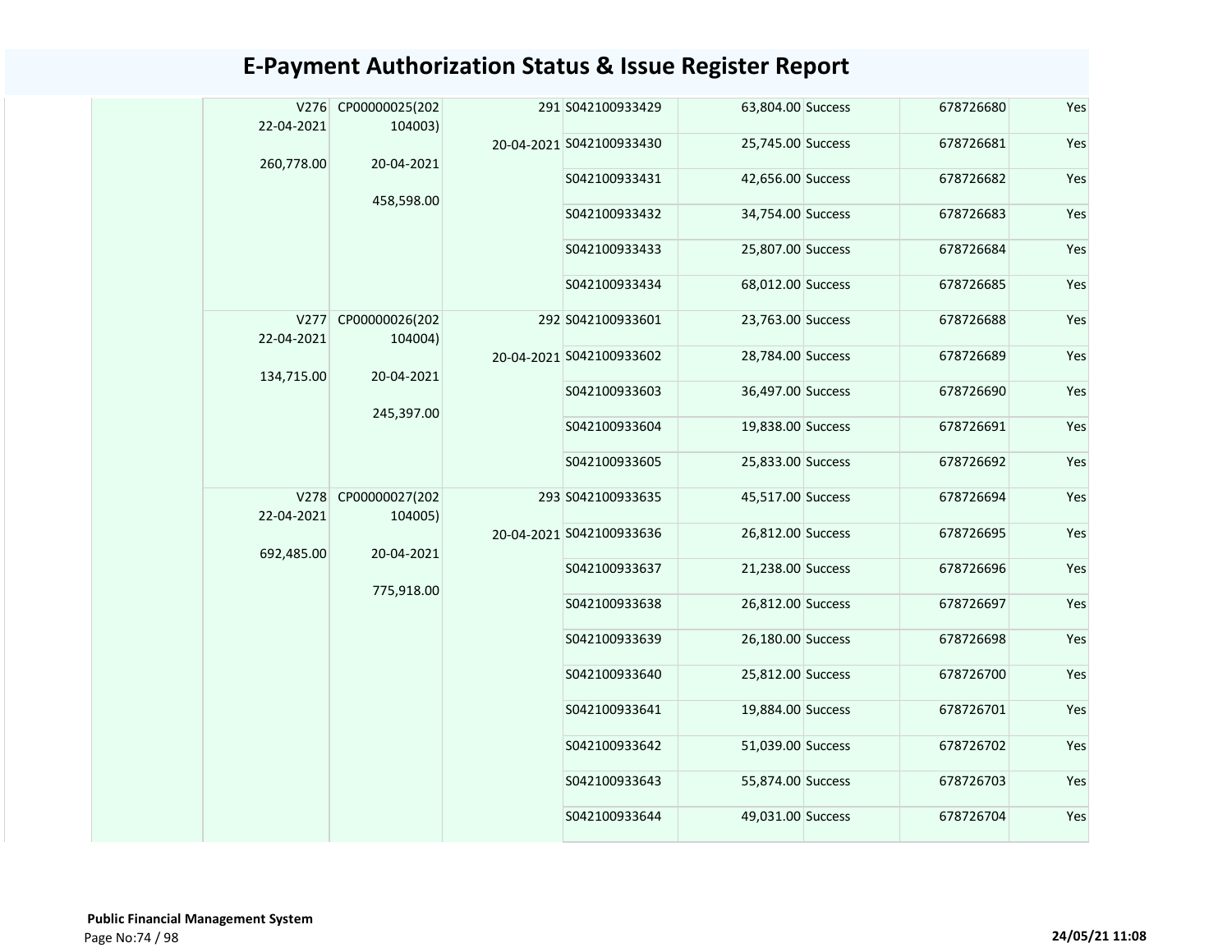# E-Payment Authorization Status & Issue Register Report

| | | | | | | | | |
|---|---|---|---|---|---|---|---|---|
| | V276 22-04-2021 260,778.00 | CP00000025(202104003) 20-04-2021 458,598.00 | 291 20-04-2021 | S042100933429 | 63,804.00 | Success | 678726680 | Yes |
| | | | | S042100933430 | 25,745.00 | Success | 678726681 | Yes |
| | | | | S042100933431 | 42,656.00 | Success | 678726682 | Yes |
| | | | | S042100933432 | 34,754.00 | Success | 678726683 | Yes |
| | | | | S042100933433 | 25,807.00 | Success | 678726684 | Yes |
| | | | | S042100933434 | 68,012.00 | Success | 678726685 | Yes |
| | V277 22-04-2021 134,715.00 | CP00000026(202104004) 20-04-2021 245,397.00 | 292 20-04-2021 | S042100933601 | 23,763.00 | Success | 678726688 | Yes |
| | | | | S042100933602 | 28,784.00 | Success | 678726689 | Yes |
| | | | | S042100933603 | 36,497.00 | Success | 678726690 | Yes |
| | | | | S042100933604 | 19,838.00 | Success | 678726691 | Yes |
| | | | | S042100933605 | 25,833.00 | Success | 678726692 | Yes |
| | V278 22-04-2021 692,485.00 | CP00000027(202104005) 20-04-2021 775,918.00 | 293 20-04-2021 | S042100933635 | 45,517.00 | Success | 678726694 | Yes |
| | | | | S042100933636 | 26,812.00 | Success | 678726695 | Yes |
| | | | | S042100933637 | 21,238.00 | Success | 678726696 | Yes |
| | | | | S042100933638 | 26,812.00 | Success | 678726697 | Yes |
| | | | | S042100933639 | 26,180.00 | Success | 678726698 | Yes |
| | | | | S042100933640 | 25,812.00 | Success | 678726700 | Yes |
| | | | | S042100933641 | 19,884.00 | Success | 678726701 | Yes |
| | | | | S042100933642 | 51,039.00 | Success | 678726702 | Yes |
| | | | | S042100933643 | 55,874.00 | Success | 678726703 | Yes |
| | | | | S042100933644 | 49,031.00 | Success | 678726704 | Yes |

**Public Financial Management System**

24/05/21 11:08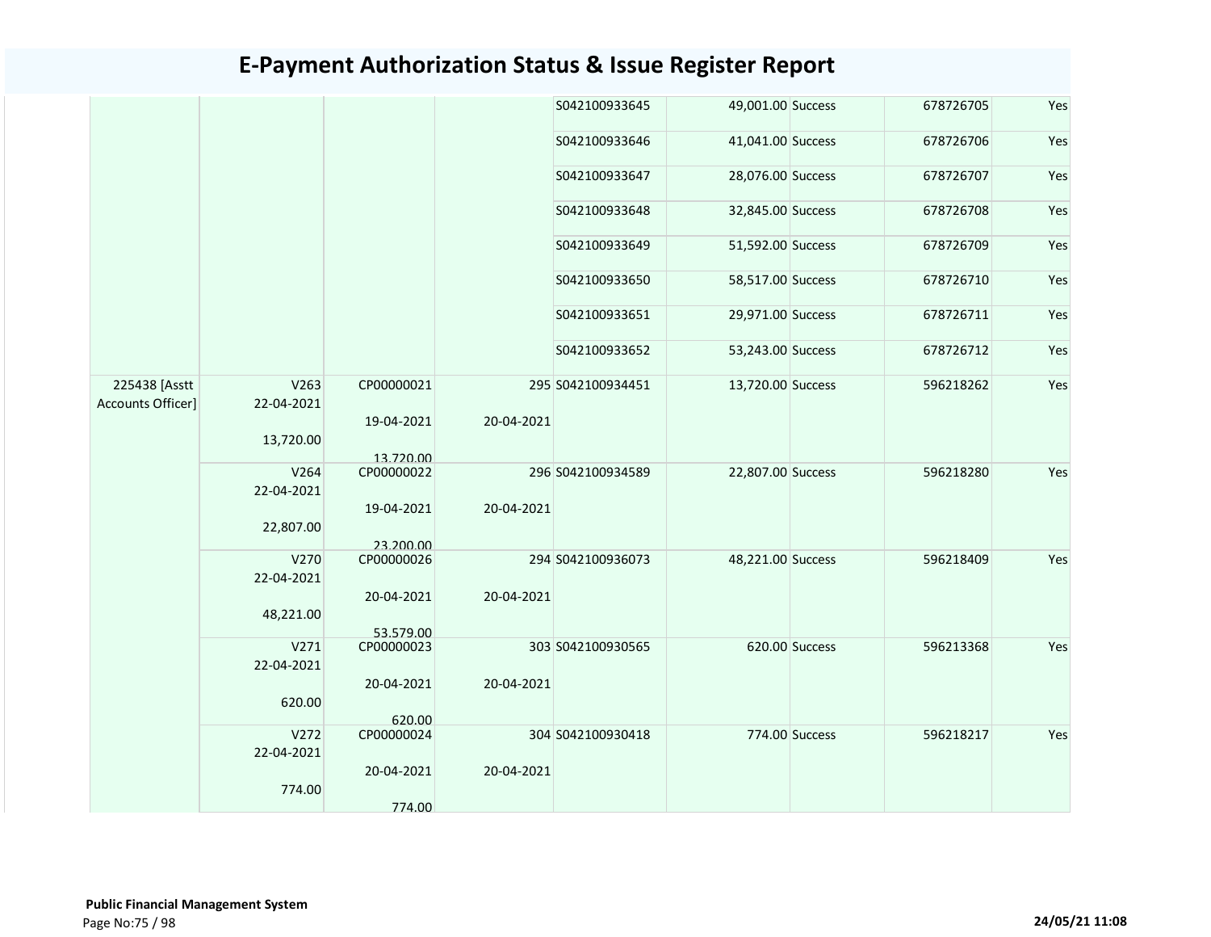# E-Payment Authorization Status & Issue Register Report

| | | | | | | | | |
|---|---|---|---|---|---|---|---|---|
| | | | | S042100933645 | 49,001.00 | Success | 678726705 | Yes |
| | | | | S042100933646 | 41,041.00 | Success | 678726706 | Yes |
| | | | | S042100933647 | 28,076.00 | Success | 678726707 | Yes |
| | | | | S042100933648 | 32,845.00 | Success | 678726708 | Yes |
| | | | | S042100933649 | 51,592.00 | Success | 678726709 | Yes |
| | | | | S042100933650 | 58,517.00 | Success | 678726710 | Yes |
| | | | | S042100933651 | 29,971.00 | Success | 678726711 | Yes |
| | | | | S042100933652 | 53,243.00 | Success | 678726712 | Yes |
| 225438 [Asstt Accounts Officer] | V263 22-04-2021 13,720.00 | CP00000021 19-04-2021 13,720.00 | 295 20-04-2021 | S042100934451 | 13,720.00 | Success | 596218262 | Yes |
| | V264 22-04-2021 22,807.00 | CP00000022 19-04-2021 23,200.00 | 296 20-04-2021 | S042100934589 | 22,807.00 | Success | 596218280 | Yes |
| | V270 22-04-2021 48,221.00 | CP00000026 20-04-2021 53,579.00 | 294 20-04-2021 | S042100936073 | 48,221.00 | Success | 596218409 | Yes |
| | V271 22-04-2021 620.00 | CP00000023 20-04-2021 620.00 | 303 20-04-2021 | S042100930565 | 620.00 | Success | 596213368 | Yes |
| | V272 22-04-2021 774.00 | CP00000024 20-04-2021 774.00 | 304 20-04-2021 | S042100930418 | 774.00 | Success | 596218217 | Yes |

**Public Financial Management System**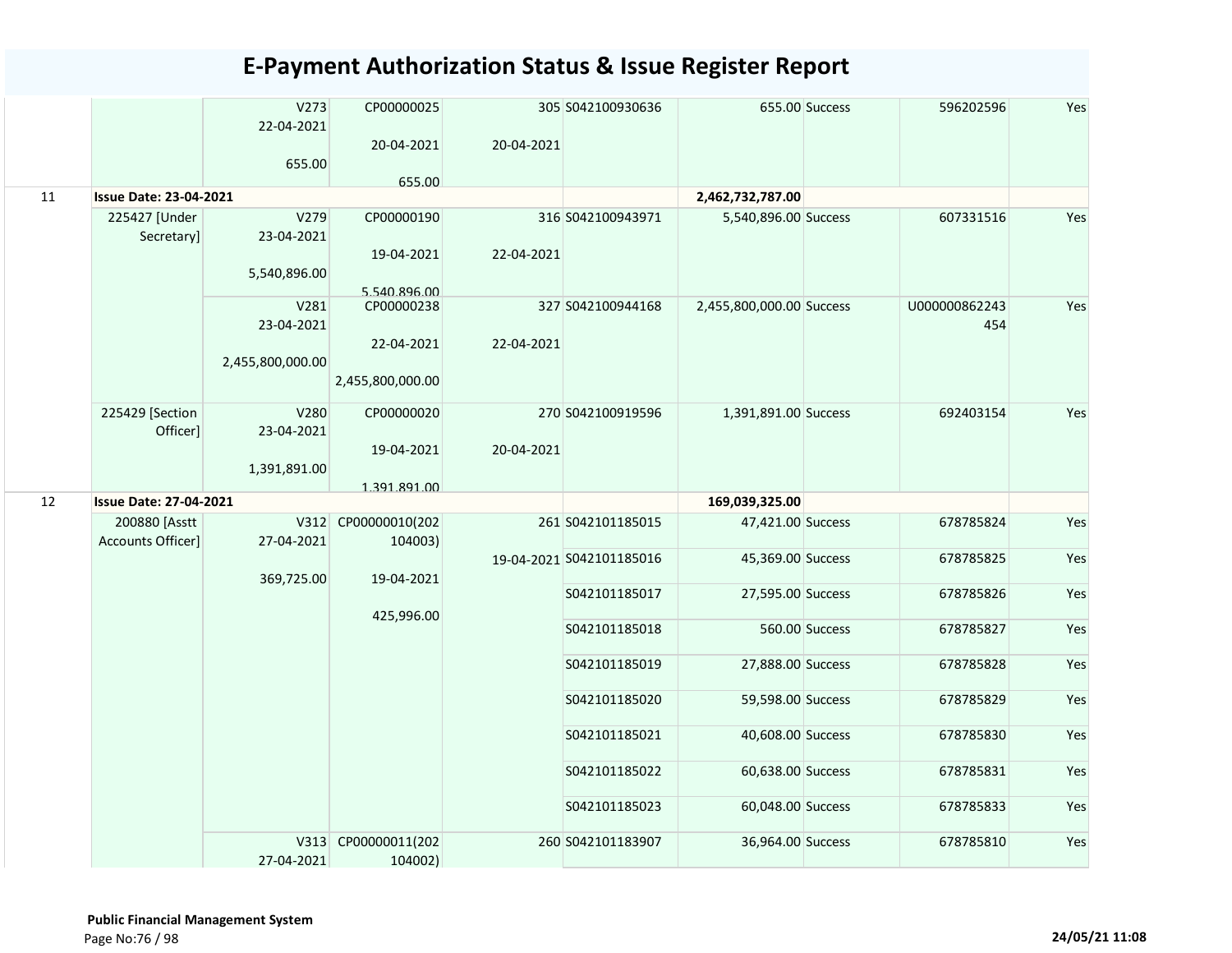# E-Payment Authorization Status & Issue Register Report

| | | | | | | | | | |
|---|---|---|---|---|---|---|---|---|---|
| | | V273<br>22-04-2021<br><br>655.00 | CP00000025<br><br>20-04-2021<br><br>655.00 | 305<br><br>20-04-2021 | S042100930636 | 655.00 | Success | 596202596 | Yes |
| 11 | **Issue Date: 23-04-2021** | | | | | **2,462,732,787.00** | | | |
| | 225427 [Under Secretary] | V279<br>23-04-2021<br><br>5,540,896.00 | CP00000190<br><br>19-04-2021<br><br>5,540,896.00 | 316<br><br>22-04-2021 | S042100943971 | 5,540,896.00 | Success | 607331516 | Yes |
| | | V281<br>23-04-2021<br><br>2,455,800,000.00 | CP00000238<br><br>22-04-2021<br><br>2,455,800,000.00 | 327<br><br>22-04-2021 | S042100944168 | 2,455,800,000.00 | Success | U000000862243454 | Yes |
| | 225429 [Section Officer] | V280<br>23-04-2021<br><br>1,391,891.00 | CP00000020<br><br>19-04-2021<br><br>1,391,891.00 | 270<br><br>20-04-2021 | S042100919596 | 1,391,891.00 | Success | 692403154 | Yes |
| 12 | **Issue Date: 27-04-2021** | | | | | **169,039,325.00** | | | |
| | 200880 [Asstt Accounts Officer] | V312<br>27-04-2021<br><br>369,725.00 | CP00000010(202104003)<br><br>19-04-2021<br><br>425,996.00 | 261<br><br>19-04-2021 | S042101185015 | 47,421.00 | Success | 678785824 | Yes |
| | | | | | S042101185016 | 45,369.00 | Success | 678785825 | Yes |
| | | | | | S042101185017 | 27,595.00 | Success | 678785826 | Yes |
| | | | | | S042101185018 | 560.00 | Success | 678785827 | Yes |
| | | | | | S042101185019 | 27,888.00 | Success | 678785828 | Yes |
| | | | | | S042101185020 | 59,598.00 | Success | 678785829 | Yes |
| | | | | | S042101185021 | 40,608.00 | Success | 678785830 | Yes |
| | | | | | S042101185022 | 60,638.00 | Success | 678785831 | Yes |
| | | | | | S042101185023 | 60,048.00 | Success | 678785833 | Yes |
| | | V313<br>27-04-2021 | CP00000011(202104002) | 260 | S042101183907 | 36,964.00 | Success | 678785810 | Yes |

**Public Financial Management System**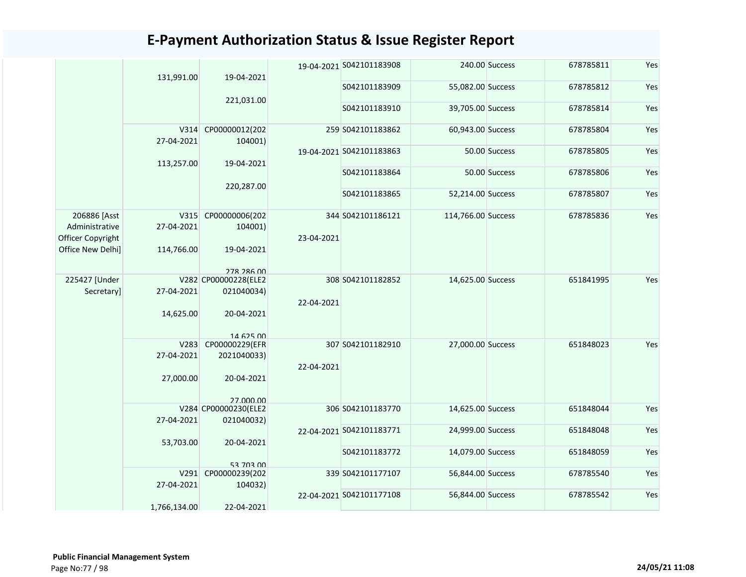# E-Payment Authorization Status & Issue Register Report

| | | | | | | | | |
|---|---|---|---|---|---|---|---|---|
| | 131,991.00 | 19-04-2021<br><br>221,031.00 | 19-04-2021 | S042101183908 | 240.00 | Success | 678785811 | Yes |
| | | | | S042101183909 | 55,082.00 | Success | 678785812 | Yes |
| | | | | S042101183910 | 39,705.00 | Success | 678785814 | Yes |
| | V314<br>27-04-2021<br><br>113,257.00 | CP00000012(202104001)<br><br>19-04-2021<br><br>220,287.00 | 259<br><br>19-04-2021 | S042101183862 | 60,943.00 | Success | 678785804 | Yes |
| | | | | S042101183863 | 50.00 | Success | 678785805 | Yes |
| | | | | S042101183864 | 50.00 | Success | 678785806 | Yes |
| | | | | S042101183865 | 52,214.00 | Success | 678785807 | Yes |
| 206886 [Asst Administrative Officer Copyright Office New Delhi] | V315<br>27-04-2021<br><br>114,766.00 | CP00000006(202104001)<br><br>19-04-2021<br><br>278,286.00 | 344<br><br>23-04-2021 | S042101186121 | 114,766.00 | Success | 678785836 | Yes |
| 225427 [Under Secretary] | V282<br>27-04-2021<br><br>14,625.00 | CP00000228(ELE2021040034)<br><br>20-04-2021<br><br>14,625.00 | 308<br><br>22-04-2021 | S042101182852 | 14,625.00 | Success | 651841995 | Yes |
| | V283<br>27-04-2021<br><br>27,000.00 | CP00000229(EFR2021040033)<br><br>20-04-2021<br><br>27,000.00 | 307<br><br>22-04-2021 | S042101182910 | 27,000.00 | Success | 651848023 | Yes |
| | V284<br>27-04-2021<br><br>53,703.00 | CP00000230(ELE2021040032)<br><br>20-04-2021<br><br>53,703.00 | 306<br><br>22-04-2021 | S042101183770 | 14,625.00 | Success | 651848044 | Yes |
| | | | | S042101183771 | 24,999.00 | Success | 651848048 | Yes |
| | | | | S042101183772 | 14,079.00 | Success | 651848059 | Yes |
| | V291<br>27-04-2021<br><br>1,766,134.00 | CP00000239(202104032)<br><br>22-04-2021 | 339<br><br>22-04-2021 | S042101177107 | 56,844.00 | Success | 678785540 | Yes |
| | | | | S042101177108 | 56,844.00 | Success | 678785542 | Yes |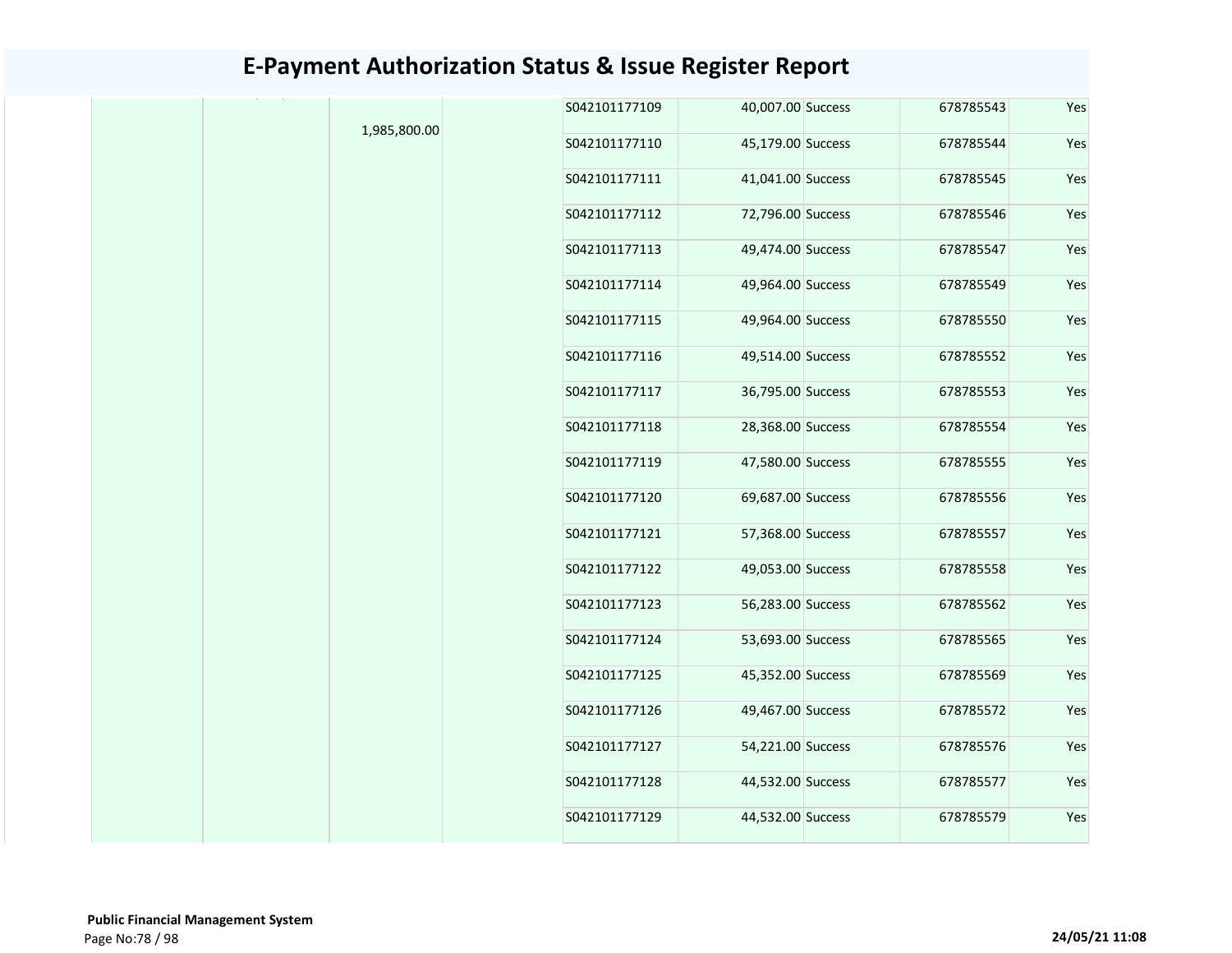# E-Payment Authorization Status & Issue Register Report

| | | | | | | | | |
|---|---|---|---|---|---|---|---|---|
| | | 1,985,800.00 | | S042101177109 | 40,007.00 | Success | 678785543 | Yes |
| | | | | S042101177110 | 45,179.00 | Success | 678785544 | Yes |
| | | | | S042101177111 | 41,041.00 | Success | 678785545 | Yes |
| | | | | S042101177112 | 72,796.00 | Success | 678785546 | Yes |
| | | | | S042101177113 | 49,474.00 | Success | 678785547 | Yes |
| | | | | S042101177114 | 49,964.00 | Success | 678785549 | Yes |
| | | | | S042101177115 | 49,964.00 | Success | 678785550 | Yes |
| | | | | S042101177116 | 49,514.00 | Success | 678785552 | Yes |
| | | | | S042101177117 | 36,795.00 | Success | 678785553 | Yes |
| | | | | S042101177118 | 28,368.00 | Success | 678785554 | Yes |
| | | | | S042101177119 | 47,580.00 | Success | 678785555 | Yes |
| | | | | S042101177120 | 69,687.00 | Success | 678785556 | Yes |
| | | | | S042101177121 | 57,368.00 | Success | 678785557 | Yes |
| | | | | S042101177122 | 49,053.00 | Success | 678785558 | Yes |
| | | | | S042101177123 | 56,283.00 | Success | 678785562 | Yes |
| | | | | S042101177124 | 53,693.00 | Success | 678785565 | Yes |
| | | | | S042101177125 | 45,352.00 | Success | 678785569 | Yes |
| | | | | S042101177126 | 49,467.00 | Success | 678785572 | Yes |
| | | | | S042101177127 | 54,221.00 | Success | 678785576 | Yes |
| | | | | S042101177128 | 44,532.00 | Success | 678785577 | Yes |
| | | | | S042101177129 | 44,532.00 | Success | 678785579 | Yes |

**Public Financial Management System**

24/05/21 11:08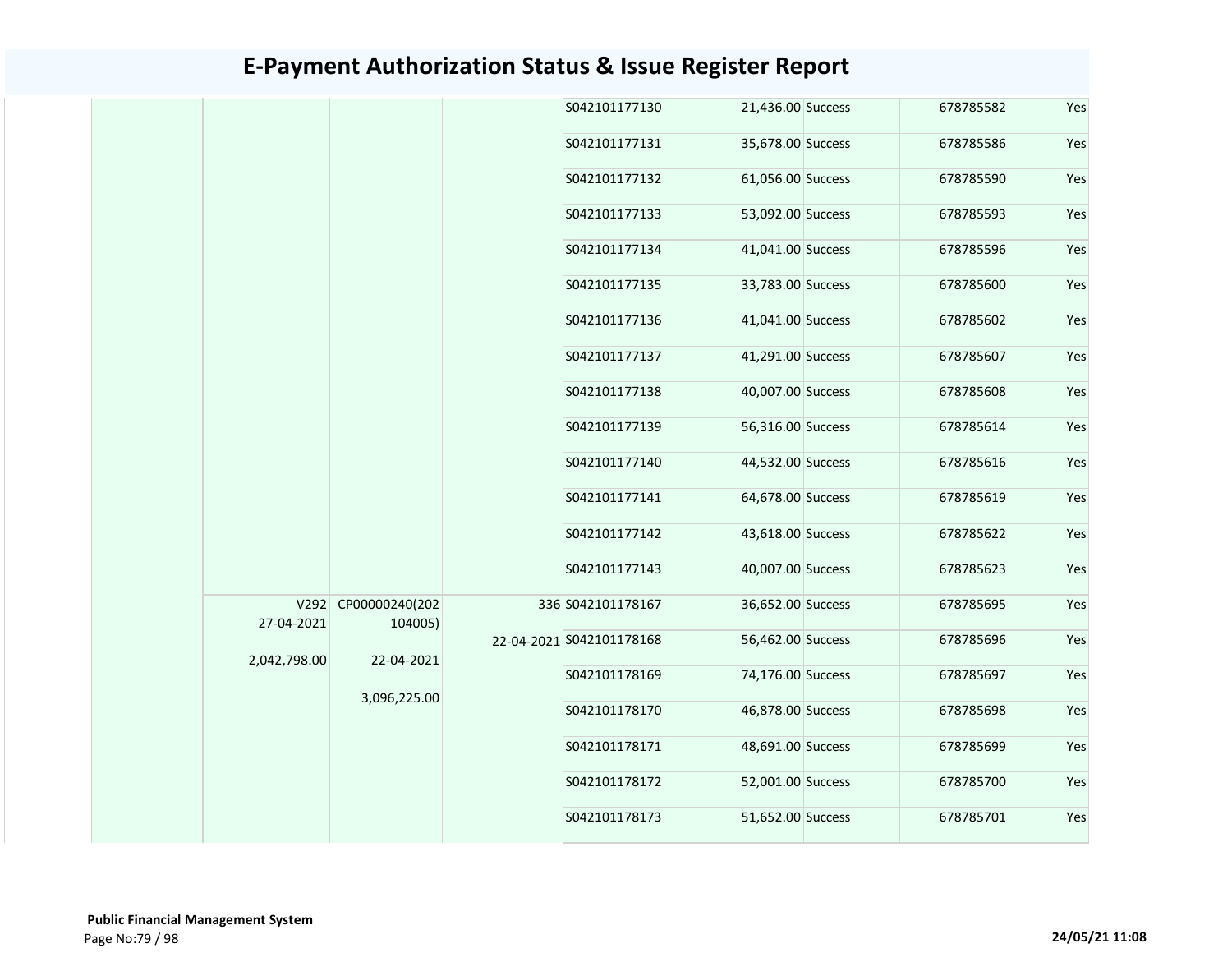# E-Payment Authorization Status & Issue Register Report

| | | | | | | | | |
|---|---|---|---|---|---|---|---|---|
| | | | | S042101177130 | 21,436.00 | Success | 678785582 | Yes |
| | | | | S042101177131 | 35,678.00 | Success | 678785586 | Yes |
| | | | | S042101177132 | 61,056.00 | Success | 678785590 | Yes |
| | | | | S042101177133 | 53,092.00 | Success | 678785593 | Yes |
| | | | | S042101177134 | 41,041.00 | Success | 678785596 | Yes |
| | | | | S042101177135 | 33,783.00 | Success | 678785600 | Yes |
| | | | | S042101177136 | 41,041.00 | Success | 678785602 | Yes |
| | | | | S042101177137 | 41,291.00 | Success | 678785607 | Yes |
| | | | | S042101177138 | 40,007.00 | Success | 678785608 | Yes |
| | | | | S042101177139 | 56,316.00 | Success | 678785614 | Yes |
| | | | | S042101177140 | 44,532.00 | Success | 678785616 | Yes |
| | | | | S042101177141 | 64,678.00 | Success | 678785619 | Yes |
| | | | | S042101177142 | 43,618.00 | Success | 678785622 | Yes |
| | | | | S042101177143 | 40,007.00 | Success | 678785623 | Yes |
| | V292 27-04-2021 2,042,798.00 | CP00000240(202104005) 22-04-2021 3,096,225.00 | 336 22-04-2021 | S042101178167 | 36,652.00 | Success | 678785695 | Yes |
| | | | | S042101178168 | 56,462.00 | Success | 678785696 | Yes |
| | | | | S042101178169 | 74,176.00 | Success | 678785697 | Yes |
| | | | | S042101178170 | 46,878.00 | Success | 678785698 | Yes |
| | | | | S042101178171 | 48,691.00 | Success | 678785699 | Yes |
| | | | | S042101178172 | 52,001.00 | Success | 678785700 | Yes |
| | | | | S042101178173 | 51,652.00 | Success | 678785701 | Yes |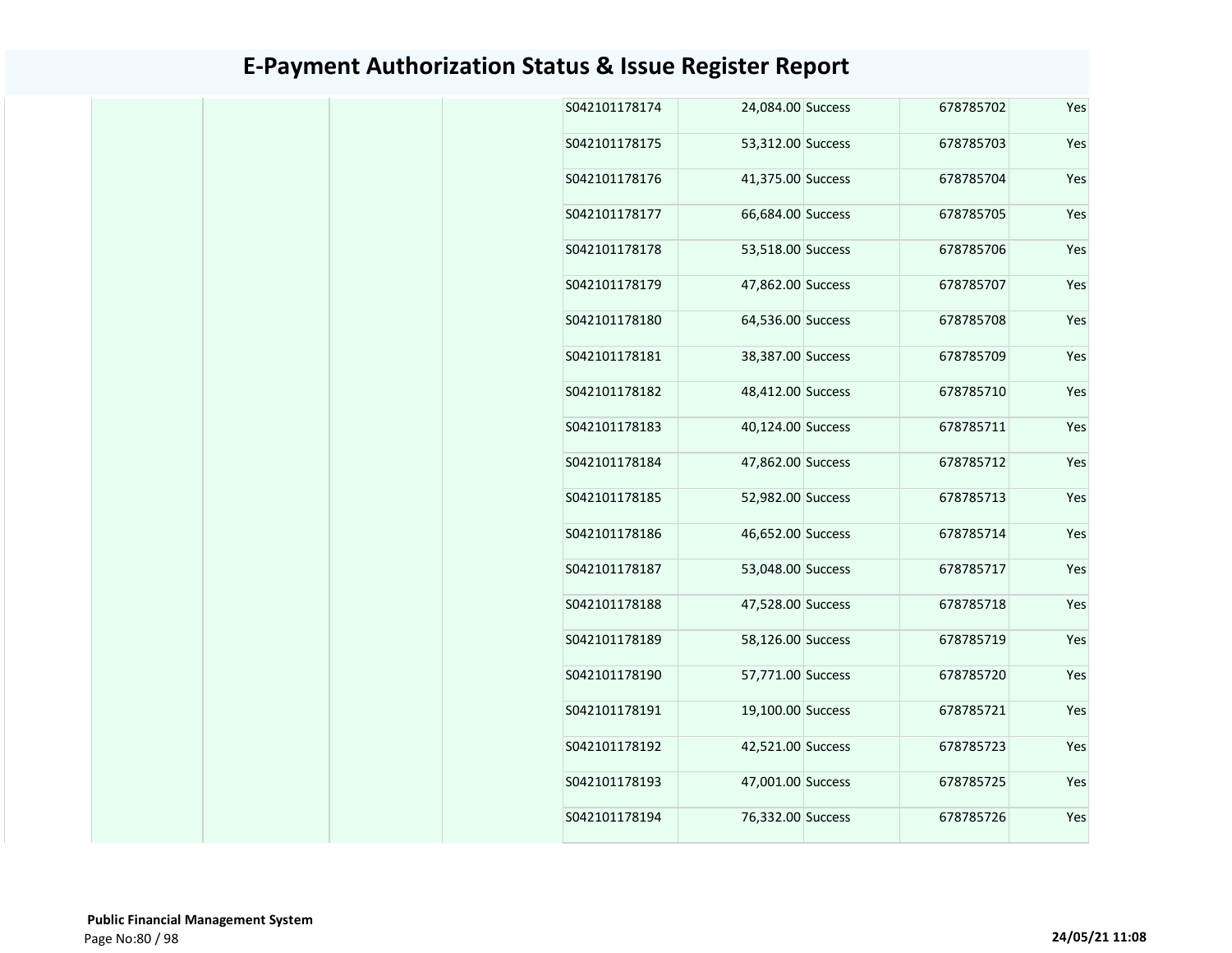# E-Payment Authorization Status & Issue Register Report

| | | | | | | | | |
|---|---|---|---|---|---|---|---|---|
| | | | | S042101178174 | 24,084.00 | Success | 678785702 | Yes |
| | | | | S042101178175 | 53,312.00 | Success | 678785703 | Yes |
| | | | | S042101178176 | 41,375.00 | Success | 678785704 | Yes |
| | | | | S042101178177 | 66,684.00 | Success | 678785705 | Yes |
| | | | | S042101178178 | 53,518.00 | Success | 678785706 | Yes |
| | | | | S042101178179 | 47,862.00 | Success | 678785707 | Yes |
| | | | | S042101178180 | 64,536.00 | Success | 678785708 | Yes |
| | | | | S042101178181 | 38,387.00 | Success | 678785709 | Yes |
| | | | | S042101178182 | 48,412.00 | Success | 678785710 | Yes |
| | | | | S042101178183 | 40,124.00 | Success | 678785711 | Yes |
| | | | | S042101178184 | 47,862.00 | Success | 678785712 | Yes |
| | | | | S042101178185 | 52,982.00 | Success | 678785713 | Yes |
| | | | | S042101178186 | 46,652.00 | Success | 678785714 | Yes |
| | | | | S042101178187 | 53,048.00 | Success | 678785717 | Yes |
| | | | | S042101178188 | 47,528.00 | Success | 678785718 | Yes |
| | | | | S042101178189 | 58,126.00 | Success | 678785719 | Yes |
| | | | | S042101178190 | 57,771.00 | Success | 678785720 | Yes |
| | | | | S042101178191 | 19,100.00 | Success | 678785721 | Yes |
| | | | | S042101178192 | 42,521.00 | Success | 678785723 | Yes |
| | | | | S042101178193 | 47,001.00 | Success | 678785725 | Yes |
| | | | | S042101178194 | 76,332.00 | Success | 678785726 | Yes |

**Public Financial Management System**

**24/05/21 11:08**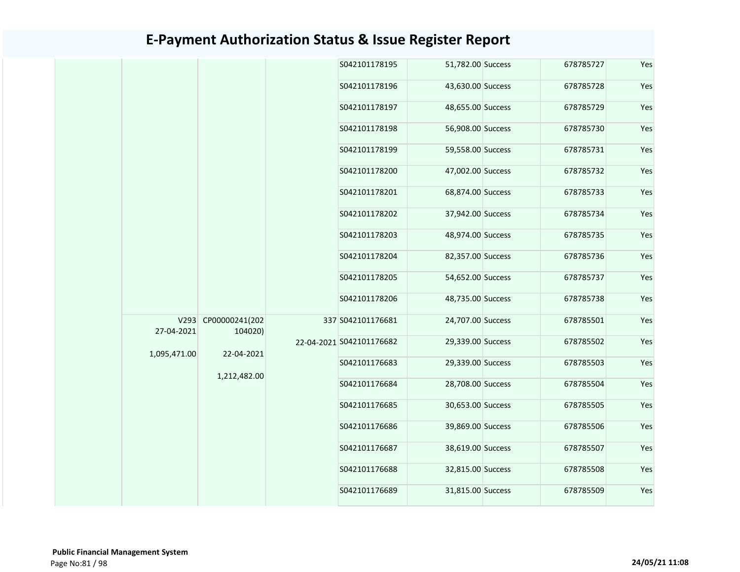# E-Payment Authorization Status & Issue Register Report

| | | | | | | | | |
|---|---|---|---|---|---|---|---|---|
| | | | | S042101178195 | 51,782.00 | Success | 678785727 | Yes |
| | | | | S042101178196 | 43,630.00 | Success | 678785728 | Yes |
| | | | | S042101178197 | 48,655.00 | Success | 678785729 | Yes |
| | | | | S042101178198 | 56,908.00 | Success | 678785730 | Yes |
| | | | | S042101178199 | 59,558.00 | Success | 678785731 | Yes |
| | | | | S042101178200 | 47,002.00 | Success | 678785732 | Yes |
| | | | | S042101178201 | 68,874.00 | Success | 678785733 | Yes |
| | | | | S042101178202 | 37,942.00 | Success | 678785734 | Yes |
| | | | | S042101178203 | 48,974.00 | Success | 678785735 | Yes |
| | | | | S042101178204 | 82,357.00 | Success | 678785736 | Yes |
| | | | | S042101178205 | 54,652.00 | Success | 678785737 | Yes |
| | | | | S042101178206 | 48,735.00 | Success | 678785738 | Yes |
| | V293 27-04-2021 1,095,471.00 | CP00000241(202104020) 22-04-2021 1,212,482.00 | 337 22-04-2021 | S042101176681 | 24,707.00 | Success | 678785501 | Yes |
| | | | | S042101176682 | 29,339.00 | Success | 678785502 | Yes |
| | | | | S042101176683 | 29,339.00 | Success | 678785503 | Yes |
| | | | | S042101176684 | 28,708.00 | Success | 678785504 | Yes |
| | | | | S042101176685 | 30,653.00 | Success | 678785505 | Yes |
| | | | | S042101176686 | 39,869.00 | Success | 678785506 | Yes |
| | | | | S042101176687 | 38,619.00 | Success | 678785507 | Yes |
| | | | | S042101176688 | 32,815.00 | Success | 678785508 | Yes |
| | | | | S042101176689 | 31,815.00 | Success | 678785509 | Yes |

**Public Financial Management System**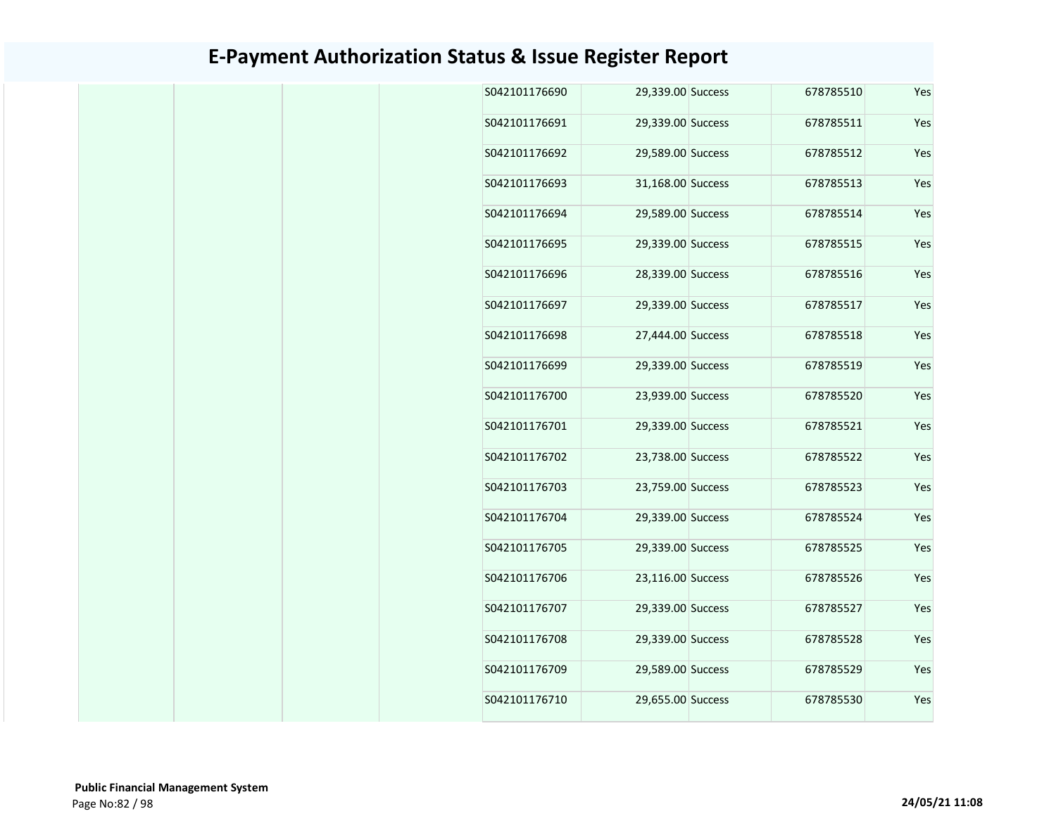# E-Payment Authorization Status & Issue Register Report

| | | | | | | | | |
|---|---|---|---|---|---|---|---|---|
| | | | | S042101176690 | 29,339.00 | Success | 678785510 | Yes |
| | | | | S042101176691 | 29,339.00 | Success | 678785511 | Yes |
| | | | | S042101176692 | 29,589.00 | Success | 678785512 | Yes |
| | | | | S042101176693 | 31,168.00 | Success | 678785513 | Yes |
| | | | | S042101176694 | 29,589.00 | Success | 678785514 | Yes |
| | | | | S042101176695 | 29,339.00 | Success | 678785515 | Yes |
| | | | | S042101176696 | 28,339.00 | Success | 678785516 | Yes |
| | | | | S042101176697 | 29,339.00 | Success | 678785517 | Yes |
| | | | | S042101176698 | 27,444.00 | Success | 678785518 | Yes |
| | | | | S042101176699 | 29,339.00 | Success | 678785519 | Yes |
| | | | | S042101176700 | 23,939.00 | Success | 678785520 | Yes |
| | | | | S042101176701 | 29,339.00 | Success | 678785521 | Yes |
| | | | | S042101176702 | 23,738.00 | Success | 678785522 | Yes |
| | | | | S042101176703 | 23,759.00 | Success | 678785523 | Yes |
| | | | | S042101176704 | 29,339.00 | Success | 678785524 | Yes |
| | | | | S042101176705 | 29,339.00 | Success | 678785525 | Yes |
| | | | | S042101176706 | 23,116.00 | Success | 678785526 | Yes |
| | | | | S042101176707 | 29,339.00 | Success | 678785527 | Yes |
| | | | | S042101176708 | 29,339.00 | Success | 678785528 | Yes |
| | | | | S042101176709 | 29,589.00 | Success | 678785529 | Yes |
| | | | | S042101176710 | 29,655.00 | Success | 678785530 | Yes |

**Public Financial Management System**

**24/05/21 11:08**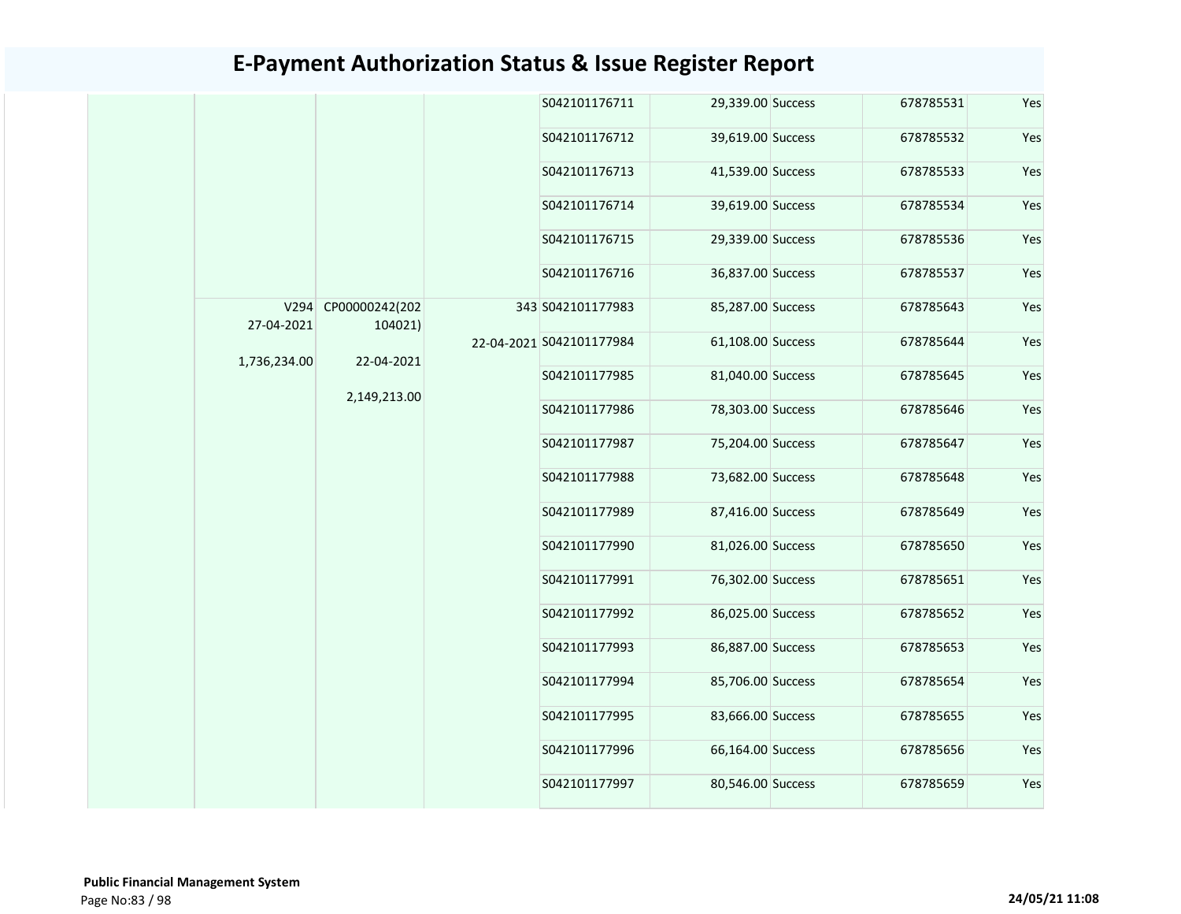# E-Payment Authorization Status & Issue Register Report

| | | | | | | | | |
|---|---|---|---|---|---|---|---|---|
| | | | | S042101176711 | 29,339.00 | Success | 678785531 | Yes |
| | | | | S042101176712 | 39,619.00 | Success | 678785532 | Yes |
| | | | | S042101176713 | 41,539.00 | Success | 678785533 | Yes |
| | | | | S042101176714 | 39,619.00 | Success | 678785534 | Yes |
| | | | | S042101176715 | 29,339.00 | Success | 678785536 | Yes |
| | | | | S042101176716 | 36,837.00 | Success | 678785537 | Yes |
| | V294 27-04-2021 1,736,234.00 | CP00000242(202104021) 22-04-2021 2,149,213.00 | 343 22-04-2021 | S042101177983 | 85,287.00 | Success | 678785643 | Yes |
| | | | | S042101177984 | 61,108.00 | Success | 678785644 | Yes |
| | | | | S042101177985 | 81,040.00 | Success | 678785645 | Yes |
| | | | | S042101177986 | 78,303.00 | Success | 678785646 | Yes |
| | | | | S042101177987 | 75,204.00 | Success | 678785647 | Yes |
| | | | | S042101177988 | 73,682.00 | Success | 678785648 | Yes |
| | | | | S042101177989 | 87,416.00 | Success | 678785649 | Yes |
| | | | | S042101177990 | 81,026.00 | Success | 678785650 | Yes |
| | | | | S042101177991 | 76,302.00 | Success | 678785651 | Yes |
| | | | | S042101177992 | 86,025.00 | Success | 678785652 | Yes |
| | | | | S042101177993 | 86,887.00 | Success | 678785653 | Yes |
| | | | | S042101177994 | 85,706.00 | Success | 678785654 | Yes |
| | | | | S042101177995 | 83,666.00 | Success | 678785655 | Yes |
| | | | | S042101177996 | 66,164.00 | Success | 678785656 | Yes |
| | | | | S042101177997 | 80,546.00 | Success | 678785659 | Yes |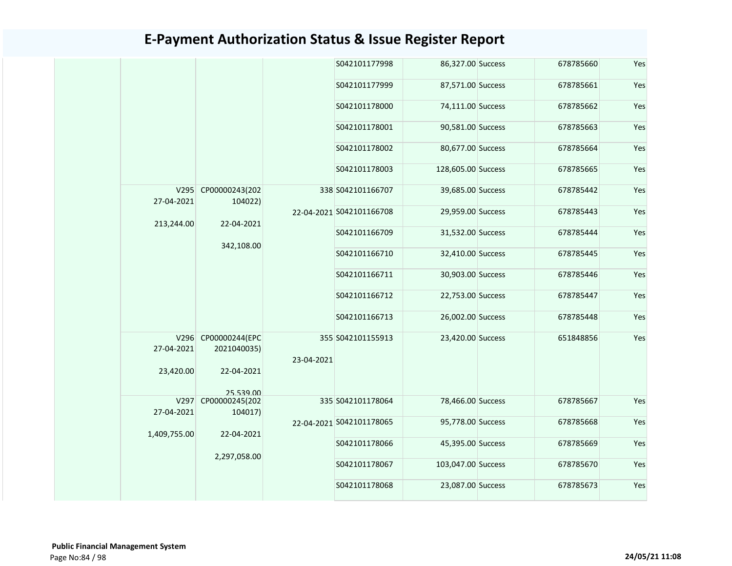# E-Payment Authorization Status & Issue Register Report

| | | | | | | | | |
|---|---|---|---|---|---|---|---|---|
| | | | | S042101177998 | 86,327.00 | Success | 678785660 | Yes |
| | | | | S042101177999 | 87,571.00 | Success | 678785661 | Yes |
| | | | | S042101178000 | 74,111.00 | Success | 678785662 | Yes |
| | | | | S042101178001 | 90,581.00 | Success | 678785663 | Yes |
| | | | | S042101178002 | 80,677.00 | Success | 678785664 | Yes |
| | | | | S042101178003 | 128,605.00 | Success | 678785665 | Yes |
| | V295 27-04-2021 213,244.00 | CP00000243(202104022) 22-04-2021 342,108.00 | 338 22-04-2021 | S042101166707 | 39,685.00 | Success | 678785442 | Yes |
| | | | | S042101166708 | 29,959.00 | Success | 678785443 | Yes |
| | | | | S042101166709 | 31,532.00 | Success | 678785444 | Yes |
| | | | | S042101166710 | 32,410.00 | Success | 678785445 | Yes |
| | | | | S042101166711 | 30,903.00 | Success | 678785446 | Yes |
| | | | | S042101166712 | 22,753.00 | Success | 678785447 | Yes |
| | | | | S042101166713 | 26,002.00 | Success | 678785448 | Yes |
| | V296 27-04-2021 23,420.00 | CP00000244(EPC2021040035) 22-04-2021 25,539.00 | 355 23-04-2021 | S042101155913 | 23,420.00 | Success | 651848856 | Yes |
| | V297 27-04-2021 1,409,755.00 | CP00000245(202104017) 22-04-2021 2,297,058.00 | 335 22-04-2021 | S042101178064 | 78,466.00 | Success | 678785667 | Yes |
| | | | | S042101178065 | 95,778.00 | Success | 678785668 | Yes |
| | | | | S042101178066 | 45,395.00 | Success | 678785669 | Yes |
| | | | | S042101178067 | 103,047.00 | Success | 678785670 | Yes |
| | | | | S042101178068 | 23,087.00 | Success | 678785673 | Yes |

**Public Financial Management System**

24/05/21 11:08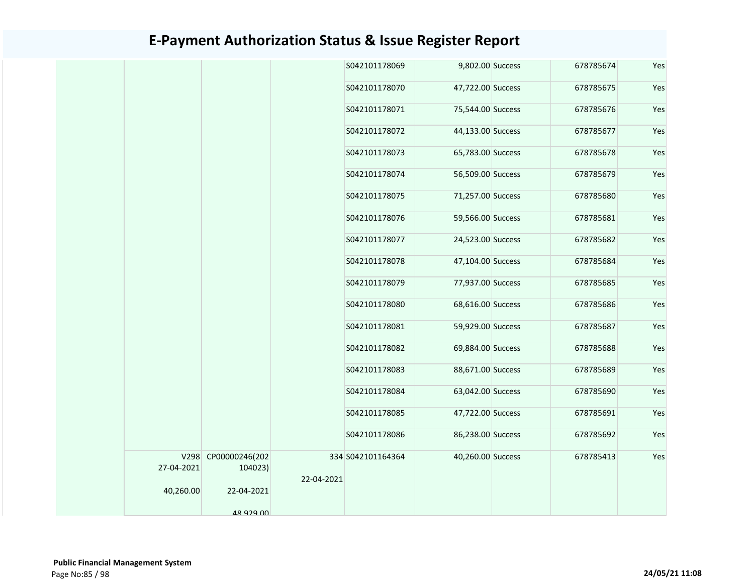# E-Payment Authorization Status & Issue Register Report

| | | | | | | | | |
|---|---|---|---|---|---|---|---|---|
| | | | | S042101178069 | 9,802.00 | Success | 678785674 | Yes |
| | | | | S042101178070 | 47,722.00 | Success | 678785675 | Yes |
| | | | | S042101178071 | 75,544.00 | Success | 678785676 | Yes |
| | | | | S042101178072 | 44,133.00 | Success | 678785677 | Yes |
| | | | | S042101178073 | 65,783.00 | Success | 678785678 | Yes |
| | | | | S042101178074 | 56,509.00 | Success | 678785679 | Yes |
| | | | | S042101178075 | 71,257.00 | Success | 678785680 | Yes |
| | | | | S042101178076 | 59,566.00 | Success | 678785681 | Yes |
| | | | | S042101178077 | 24,523.00 | Success | 678785682 | Yes |
| | | | | S042101178078 | 47,104.00 | Success | 678785684 | Yes |
| | | | | S042101178079 | 77,937.00 | Success | 678785685 | Yes |
| | | | | S042101178080 | 68,616.00 | Success | 678785686 | Yes |
| | | | | S042101178081 | 59,929.00 | Success | 678785687 | Yes |
| | | | | S042101178082 | 69,884.00 | Success | 678785688 | Yes |
| | | | | S042101178083 | 88,671.00 | Success | 678785689 | Yes |
| | | | | S042101178084 | 63,042.00 | Success | 678785690 | Yes |
| | | | | S042101178085 | 47,722.00 | Success | 678785691 | Yes |
| | | | | S042101178086 | 86,238.00 | Success | 678785692 | Yes |
| | V298 27-04-2021 40,260.00 | CP00000246(202104023) 22-04-2021 48,929.00 | 334 22-04-2021 | S042101164364 | 40,260.00 | Success | 678785413 | Yes |

**Public Financial Management System**

24/05/21 11:08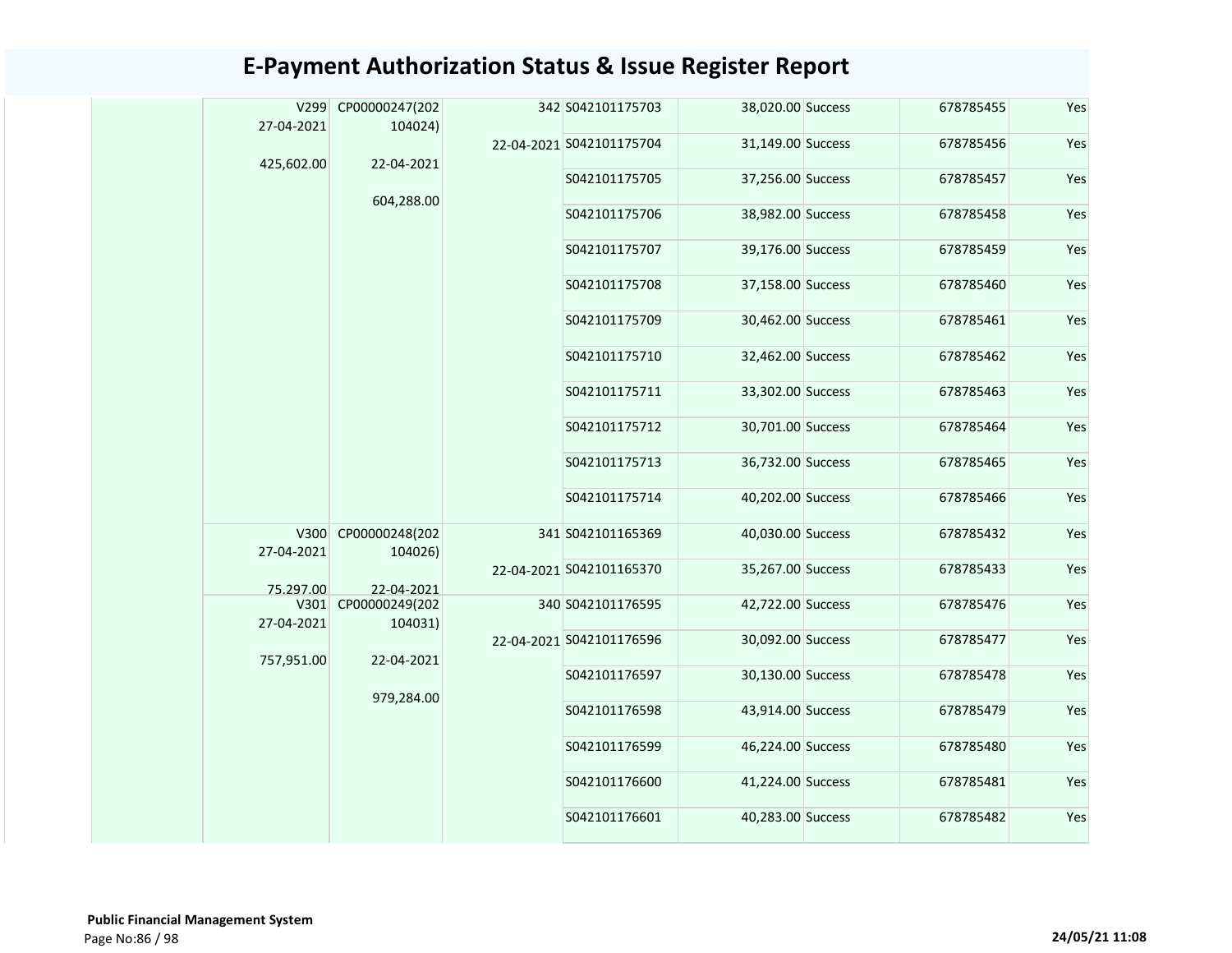# E-Payment Authorization Status & Issue Register Report

| | | | | | | | |
|---|---|---|---|---|---|---|---|
| | V299 27-04-2021 425,602.00 | CP00000247(202104024) 22-04-2021 604,288.00 | 342 22-04-2021 | S042101175703 | 38,020.00 | Success | 678785455 | Yes |
| | | | | S042101175704 | 31,149.00 | Success | 678785456 | Yes |
| | | | | S042101175705 | 37,256.00 | Success | 678785457 | Yes |
| | | | | S042101175706 | 38,982.00 | Success | 678785458 | Yes |
| | | | | S042101175707 | 39,176.00 | Success | 678785459 | Yes |
| | | | | S042101175708 | 37,158.00 | Success | 678785460 | Yes |
| | | | | S042101175709 | 30,462.00 | Success | 678785461 | Yes |
| | | | | S042101175710 | 32,462.00 | Success | 678785462 | Yes |
| | | | | S042101175711 | 33,302.00 | Success | 678785463 | Yes |
| | | | | S042101175712 | 30,701.00 | Success | 678785464 | Yes |
| | | | | S042101175713 | 36,732.00 | Success | 678785465 | Yes |
| | | | | S042101175714 | 40,202.00 | Success | 678785466 | Yes |
| | V300 27-04-2021 75,297.00 | CP00000248(202104026) 22-04-2021 | 341 22-04-2021 | S042101165369 | 40,030.00 | Success | 678785432 | Yes |
| | | | | S042101165370 | 35,267.00 | Success | 678785433 | Yes |
| | V301 27-04-2021 757,951.00 | CP00000249(202104031) 22-04-2021 979,284.00 | 340 22-04-2021 | S042101176595 | 42,722.00 | Success | 678785476 | Yes |
| | | | | S042101176596 | 30,092.00 | Success | 678785477 | Yes |
| | | | | S042101176597 | 30,130.00 | Success | 678785478 | Yes |
| | | | | S042101176598 | 43,914.00 | Success | 678785479 | Yes |
| | | | | S042101176599 | 46,224.00 | Success | 678785480 | Yes |
| | | | | S042101176600 | 41,224.00 | Success | 678785481 | Yes |
| | | | | S042101176601 | 40,283.00 | Success | 678785482 | Yes |

**Public Financial Management System**
Page No:86 / 98 **24/05/21 11:08**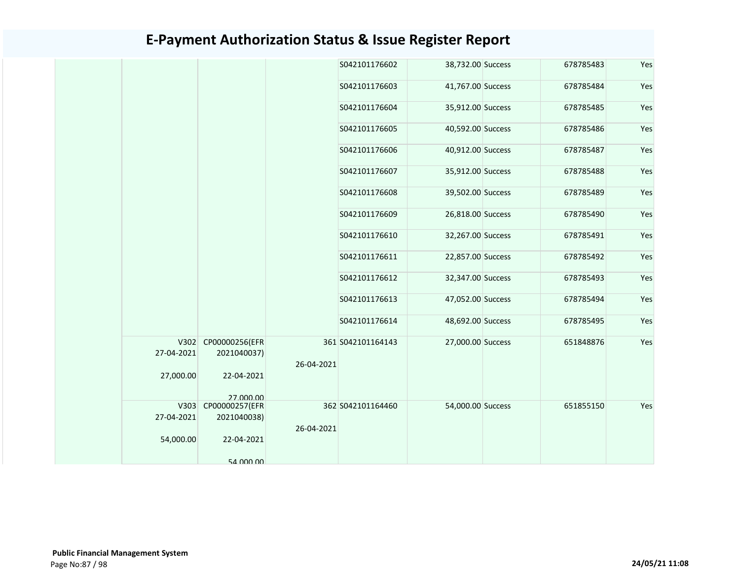# E-Payment Authorization Status & Issue Register Report

| | | | | | | | | |
|---|---|---|---|---|---|---|---|---|
| | | | | S042101176602 | 38,732.00 | Success | 678785483 | Yes |
| | | | | S042101176603 | 41,767.00 | Success | 678785484 | Yes |
| | | | | S042101176604 | 35,912.00 | Success | 678785485 | Yes |
| | | | | S042101176605 | 40,592.00 | Success | 678785486 | Yes |
| | | | | S042101176606 | 40,912.00 | Success | 678785487 | Yes |
| | | | | S042101176607 | 35,912.00 | Success | 678785488 | Yes |
| | | | | S042101176608 | 39,502.00 | Success | 678785489 | Yes |
| | | | | S042101176609 | 26,818.00 | Success | 678785490 | Yes |
| | | | | S042101176610 | 32,267.00 | Success | 678785491 | Yes |
| | | | | S042101176611 | 22,857.00 | Success | 678785492 | Yes |
| | | | | S042101176612 | 32,347.00 | Success | 678785493 | Yes |
| | | | | S042101176613 | 47,052.00 | Success | 678785494 | Yes |
| | | | | S042101176614 | 48,692.00 | Success | 678785495 | Yes |
| | V302 27-04-2021 27,000.00 | CP00000256(EFR 2021040037) 22-04-2021 27,000.00 | 361 26-04-2021 | S042101164143 | 27,000.00 | Success | 651848876 | Yes |
| | V303 27-04-2021 54,000.00 | CP00000257(EFR 2021040038) 22-04-2021 54,000.00 | 362 26-04-2021 | S042101164460 | 54,000.00 | Success | 651855150 | Yes |

**Public Financial Management System**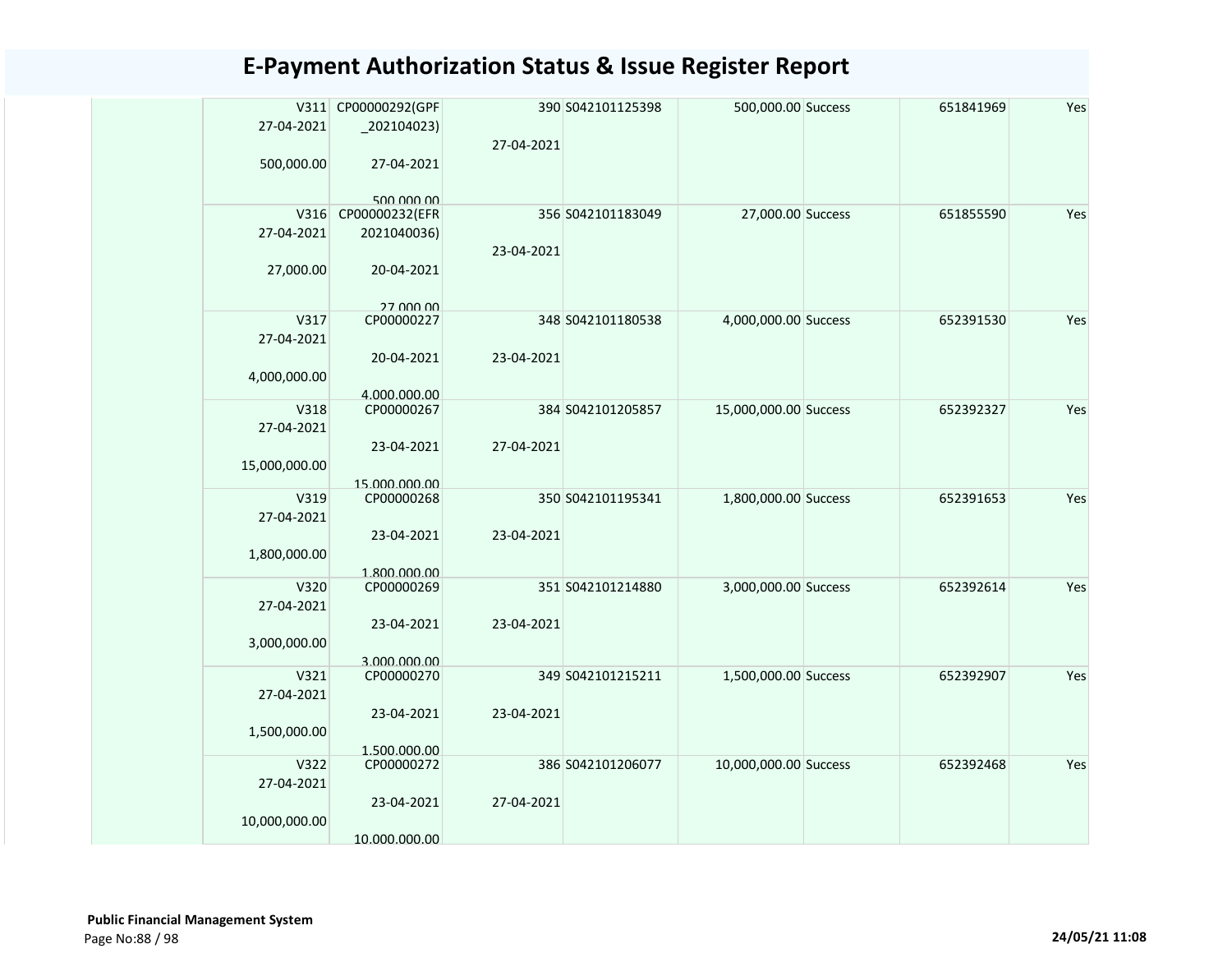# E-Payment Authorization Status & Issue Register Report

| | | | | | | | | |
|---|---|---|---|---|---|---|---|---|
| | V311 27-04-2021 500,000.00 | CP00000292(GPF _202104023) 27-04-2021 500,000.00 | 390 27-04-2021 | S042101125398 | 500,000.00 | Success | 651841969 | Yes |
| | V316 27-04-2021 27,000.00 | CP00000232(EFR 2021040036) 20-04-2021 27,000.00 | 356 23-04-2021 | S042101183049 | 27,000.00 | Success | 651855590 | Yes |
| | V317 27-04-2021 4,000,000.00 | CP00000227 20-04-2021 4,000,000.00 | 348 23-04-2021 | S042101180538 | 4,000,000.00 | Success | 652391530 | Yes |
| | V318 27-04-2021 15,000,000.00 | CP00000267 23-04-2021 15,000,000.00 | 384 27-04-2021 | S042101205857 | 15,000,000.00 | Success | 652392327 | Yes |
| | V319 27-04-2021 1,800,000.00 | CP00000268 23-04-2021 1,800,000.00 | 350 23-04-2021 | S042101195341 | 1,800,000.00 | Success | 652391653 | Yes |
| | V320 27-04-2021 3,000,000.00 | CP00000269 23-04-2021 3,000,000.00 | 351 23-04-2021 | S042101214880 | 3,000,000.00 | Success | 652392614 | Yes |
| | V321 27-04-2021 1,500,000.00 | CP00000270 23-04-2021 1,500,000.00 | 349 23-04-2021 | S042101215211 | 1,500,000.00 | Success | 652392907 | Yes |
| | V322 27-04-2021 10,000,000.00 | CP00000272 23-04-2021 10,000,000.00 | 386 27-04-2021 | S042101206077 | 10,000,000.00 | Success | 652392468 | Yes |

**Public Financial Management System**

24/05/21 11:08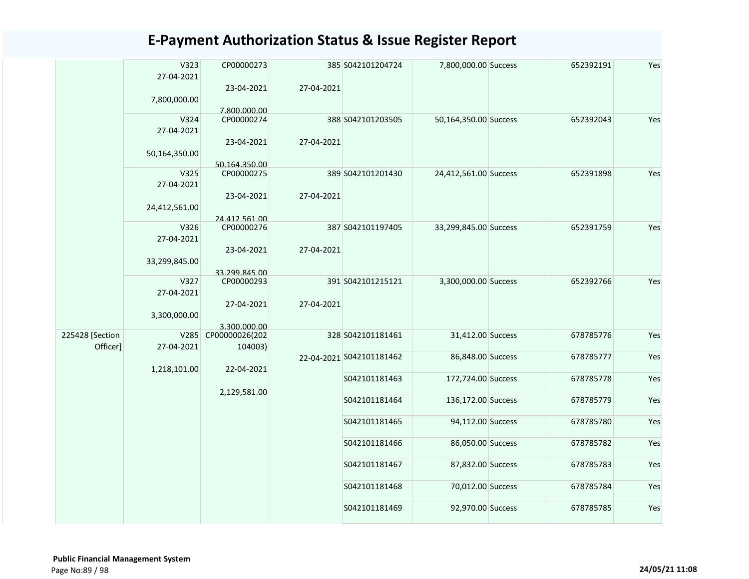# E-Payment Authorization Status & Issue Register Report

|  |  |  |  |  |  |  |  |  |
|---|---|---|---|---|---|---|---|---|
|  | V323 27-04-2021 7,800,000.00 | CP00000273 23-04-2021 7,800,000.00 | 385 27-04-2021 | S042101204724 | 7,800,000.00 | Success | 652392191 | Yes |
|  | V324 27-04-2021 50,164,350.00 | CP00000274 23-04-2021 50,164,350.00 | 388 27-04-2021 | S042101203505 | 50,164,350.00 | Success | 652392043 | Yes |
|  | V325 27-04-2021 24,412,561.00 | CP00000275 23-04-2021 24,412,561.00 | 389 27-04-2021 | S042101201430 | 24,412,561.00 | Success | 652391898 | Yes |
|  | V326 27-04-2021 33,299,845.00 | CP00000276 23-04-2021 33,299,845.00 | 387 27-04-2021 | S042101197405 | 33,299,845.00 | Success | 652391759 | Yes |
|  | V327 27-04-2021 3,300,000.00 | CP00000293 27-04-2021 3,300,000.00 | 391 27-04-2021 | S042101215121 | 3,300,000.00 | Success | 652392766 | Yes |
| 225428 [Section Officer] | V285 27-04-2021 1,218,101.00 | CP00000026(202104003) 22-04-2021 2,129,581.00 | 328 22-04-2021 | S042101181461 | 31,412.00 | Success | 678785776 | Yes |
|  |  |  |  | S042101181462 | 86,848.00 | Success | 678785777 | Yes |
|  |  |  |  | S042101181463 | 172,724.00 | Success | 678785778 | Yes |
|  |  |  |  | S042101181464 | 136,172.00 | Success | 678785779 | Yes |
|  |  |  |  | S042101181465 | 94,112.00 | Success | 678785780 | Yes |
|  |  |  |  | S042101181466 | 86,050.00 | Success | 678785782 | Yes |
|  |  |  |  | S042101181467 | 87,832.00 | Success | 678785783 | Yes |
|  |  |  |  | S042101181468 | 70,012.00 | Success | 678785784 | Yes |
|  |  |  |  | S042101181469 | 92,970.00 | Success | 678785785 | Yes |

**Public Financial Management System**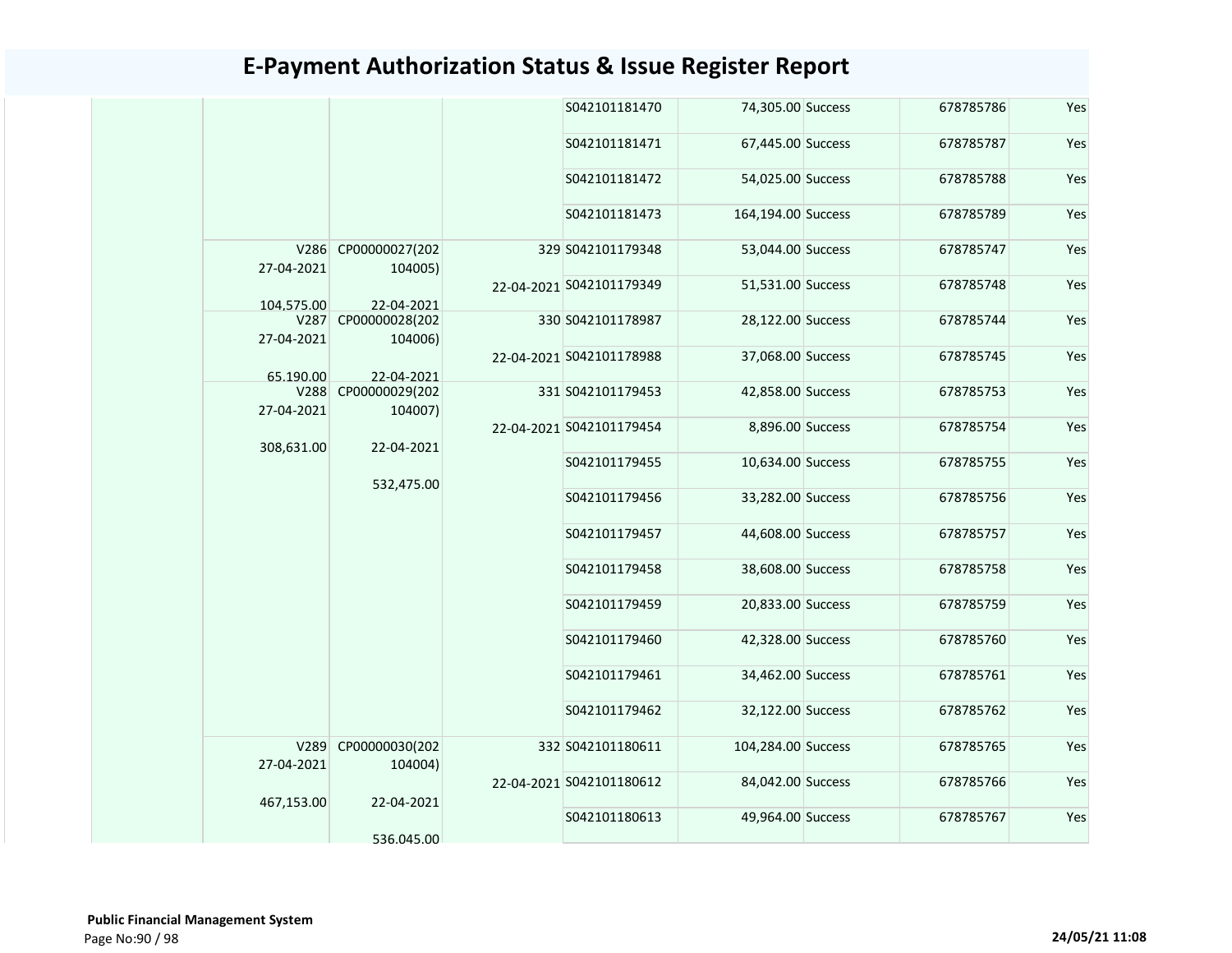# E-Payment Authorization Status & Issue Register Report

| | | | | | | | | |
|---|---|---|---|---|---|---|---|---|
| | | | | S042101181470 | 74,305.00 | Success | 678785786 | Yes |
| | | | | S042101181471 | 67,445.00 | Success | 678785787 | Yes |
| | | | | S042101181472 | 54,025.00 | Success | 678785788 | Yes |
| | | | | S042101181473 | 164,194.00 | Success | 678785789 | Yes |
| | V286 27-04-2021 104,575.00 | CP00000027(202104005) 22-04-2021 | 329 | S042101179348 | 53,044.00 | Success | 678785747 | Yes |
| | | | 22-04-2021 | S042101179349 | 51,531.00 | Success | 678785748 | Yes |
| | V287 27-04-2021 65,190.00 | CP00000028(202104006) 22-04-2021 | 330 | S042101178987 | 28,122.00 | Success | 678785744 | Yes |
| | | | 22-04-2021 | S042101178988 | 37,068.00 | Success | 678785745 | Yes |
| | V288 27-04-2021 308,631.00 | CP00000029(202104007) 22-04-2021 532,475.00 | 331 | S042101179453 | 42,858.00 | Success | 678785753 | Yes |
| | | | 22-04-2021 | S042101179454 | 8,896.00 | Success | 678785754 | Yes |
| | | | | S042101179455 | 10,634.00 | Success | 678785755 | Yes |
| | | | | S042101179456 | 33,282.00 | Success | 678785756 | Yes |
| | | | | S042101179457 | 44,608.00 | Success | 678785757 | Yes |
| | | | | S042101179458 | 38,608.00 | Success | 678785758 | Yes |
| | | | | S042101179459 | 20,833.00 | Success | 678785759 | Yes |
| | | | | S042101179460 | 42,328.00 | Success | 678785760 | Yes |
| | | | | S042101179461 | 34,462.00 | Success | 678785761 | Yes |
| | | | | S042101179462 | 32,122.00 | Success | 678785762 | Yes |
| | V289 27-04-2021 467,153.00 | CP00000030(202104004) 22-04-2021 536,045.00 | 332 | S042101180611 | 104,284.00 | Success | 678785765 | Yes |
| | | | 22-04-2021 | S042101180612 | 84,042.00 | Success | 678785766 | Yes |
| | | | | S042101180613 | 49,964.00 | Success | 678785767 | Yes |

**Public Financial Management System**

24/05/21 11:08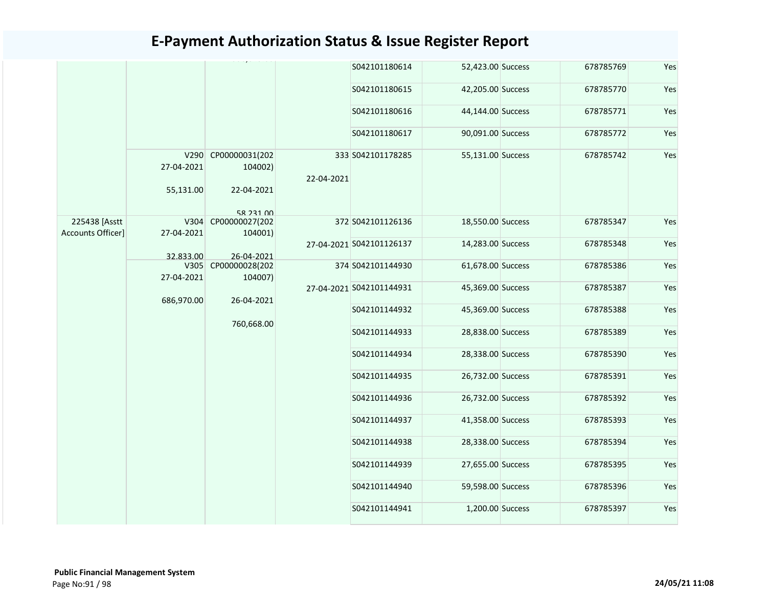# E-Payment Authorization Status & Issue Register Report

| | | | | | | | | |
|---|---|---|---|---|---|---|---|---|
| | | | | S042101180614 | 52,423.00 | Success | 678785769 | Yes |
| | | | | S042101180615 | 42,205.00 | Success | 678785770 | Yes |
| | | | | S042101180616 | 44,144.00 | Success | 678785771 | Yes |
| | | | | S042101180617 | 90,091.00 | Success | 678785772 | Yes |
| | V290 27-04-2021 55,131.00 | CP00000031(202104002) 22-04-2021 58,231.00 | 333 22-04-2021 | S042101178285 | 55,131.00 | Success | 678785742 | Yes |
| 225438 [Asstt Accounts Officer] | V304 27-04-2021 32,833.00 | CP00000027(202104001) 26-04-2021 | 372 27-04-2021 | S042101126136 | 18,550.00 | Success | 678785347 | Yes |
| | | | | S042101126137 | 14,283.00 | Success | 678785348 | Yes |
| | V305 27-04-2021 686,970.00 | CP00000028(202104007) 26-04-2021 760,668.00 | 374 27-04-2021 | S042101144930 | 61,678.00 | Success | 678785386 | Yes |
| | | | | S042101144931 | 45,369.00 | Success | 678785387 | Yes |
| | | | | S042101144932 | 45,369.00 | Success | 678785388 | Yes |
| | | | | S042101144933 | 28,838.00 | Success | 678785389 | Yes |
| | | | | S042101144934 | 28,338.00 | Success | 678785390 | Yes |
| | | | | S042101144935 | 26,732.00 | Success | 678785391 | Yes |
| | | | | S042101144936 | 26,732.00 | Success | 678785392 | Yes |
| | | | | S042101144937 | 41,358.00 | Success | 678785393 | Yes |
| | | | | S042101144938 | 28,338.00 | Success | 678785394 | Yes |
| | | | | S042101144939 | 27,655.00 | Success | 678785395 | Yes |
| | | | | S042101144940 | 59,598.00 | Success | 678785396 | Yes |
| | | | | S042101144941 | 1,200.00 | Success | 678785397 | Yes |

**Public Financial Management System**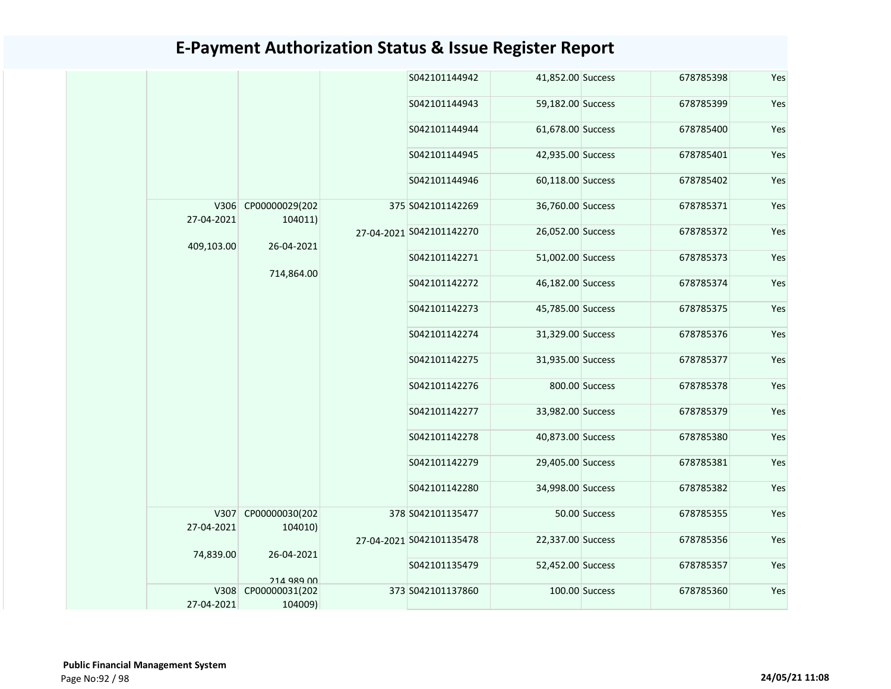# E-Payment Authorization Status & Issue Register Report

| | | | | | | | | |
|---|---|---|---|---|---|---|---|---|
| | | | | S042101144942 | 41,852.00 | Success | 678785398 | Yes |
| | | | | S042101144943 | 59,182.00 | Success | 678785399 | Yes |
| | | | | S042101144944 | 61,678.00 | Success | 678785400 | Yes |
| | | | | S042101144945 | 42,935.00 | Success | 678785401 | Yes |
| | | | | S042101144946 | 60,118.00 | Success | 678785402 | Yes |
| | V306 27-04-2021 409,103.00 | CP00000029(202104011) 26-04-2021 714,864.00 | 375 27-04-2021 | S042101142269 | 36,760.00 | Success | 678785371 | Yes |
| | | | | S042101142270 | 26,052.00 | Success | 678785372 | Yes |
| | | | | S042101142271 | 51,002.00 | Success | 678785373 | Yes |
| | | | | S042101142272 | 46,182.00 | Success | 678785374 | Yes |
| | | | | S042101142273 | 45,785.00 | Success | 678785375 | Yes |
| | | | | S042101142274 | 31,329.00 | Success | 678785376 | Yes |
| | | | | S042101142275 | 31,935.00 | Success | 678785377 | Yes |
| | | | | S042101142276 | 800.00 | Success | 678785378 | Yes |
| | | | | S042101142277 | 33,982.00 | Success | 678785379 | Yes |
| | | | | S042101142278 | 40,873.00 | Success | 678785380 | Yes |
| | | | | S042101142279 | 29,405.00 | Success | 678785381 | Yes |
| | | | | S042101142280 | 34,998.00 | Success | 678785382 | Yes |
| | V307 27-04-2021 74,839.00 | CP00000030(202104010) 26-04-2021 214,989.00 | 378 27-04-2021 | S042101135477 | 50.00 | Success | 678785355 | Yes |
| | | | | S042101135478 | 22,337.00 | Success | 678785356 | Yes |
| | | | | S042101135479 | 52,452.00 | Success | 678785357 | Yes |
| | V308 27-04-2021 | CP00000031(202104009) | 373 | S042101137860 | 100.00 | Success | 678785360 | Yes |

**Public Financial Management System**

24/05/21 11:08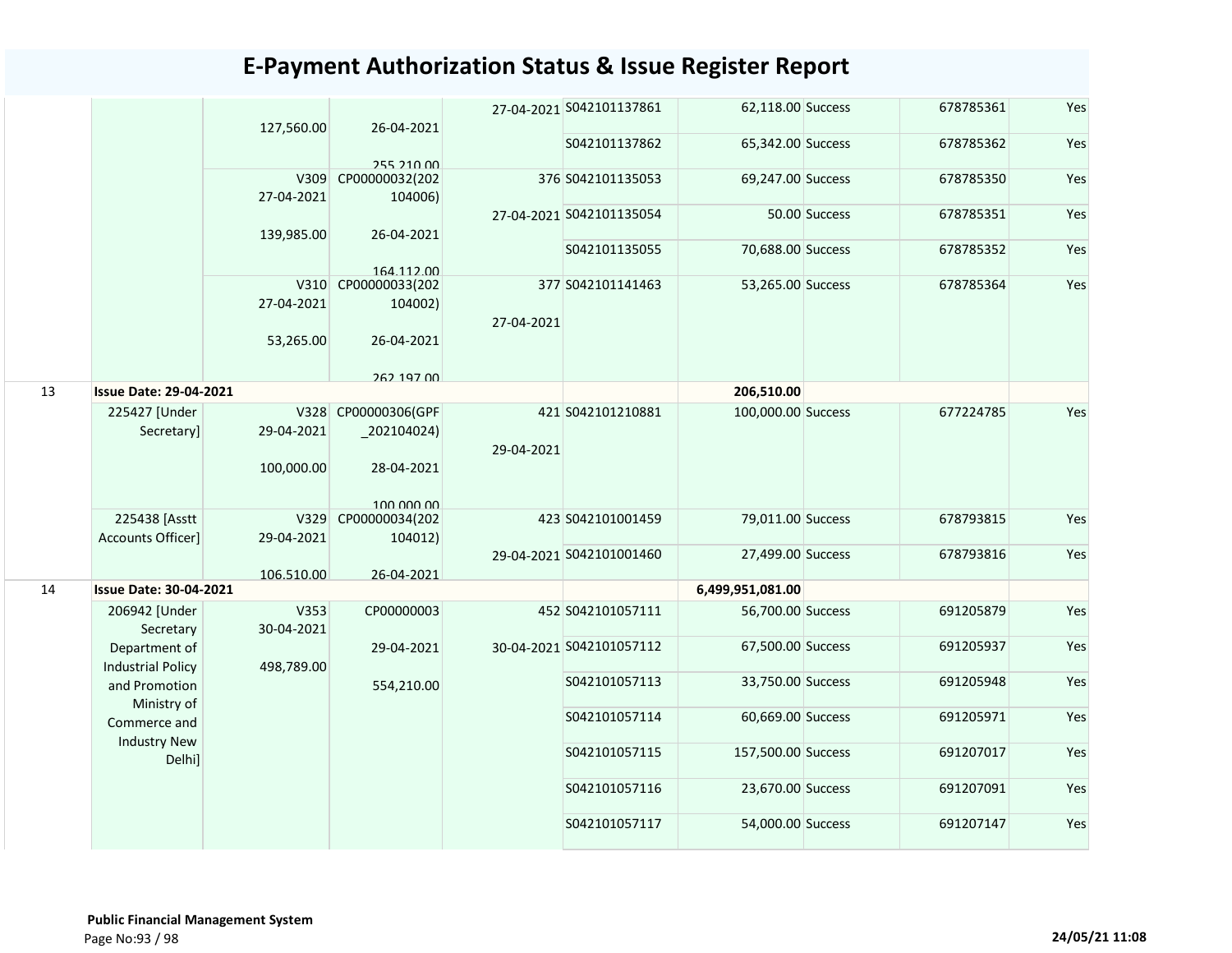# E-Payment Authorization Status & Issue Register Report

| | | | | | | | | | |
|---|---|---|---|---|---|---|---|---|---|
| | | 127,560.00 | 26-04-2021<br>255,210.00 | 27-04-2021 | S042101137861 | 62,118.00 | Success | 678785361 | Yes |
| | | | | | S042101137862 | 65,342.00 | Success | 678785362 | Yes |
| | | V309<br>27-04-2021<br>139,985.00 | CP00000032(202104006)<br>26-04-2021<br>164,112.00 | 376<br>27-04-2021 | S042101135053 | 69,247.00 | Success | 678785350 | Yes |
| | | | | | S042101135054 | 50.00 | Success | 678785351 | Yes |
| | | | | | S042101135055 | 70,688.00 | Success | 678785352 | Yes |
| | | V310<br>27-04-2021<br>53,265.00 | CP00000033(202104002)<br>26-04-2021<br>262,197.00 | 377<br>27-04-2021 | S042101141463 | 53,265.00 | Success | 678785364 | Yes |
| 13 | **Issue Date: 29-04-2021** | | | | | **206,510.00** | | | |
| | 225427 [Under Secretary] | V328<br>29-04-2021<br>100,000.00 | CP00000306(GPF_202104024)<br>28-04-2021<br>100,000.00 | 421<br>29-04-2021 | S042101210881 | 100,000.00 | Success | 677224785 | Yes |
| | 225438 [Asstt Accounts Officer] | V329<br>29-04-2021<br>106,510.00 | CP00000034(202104012)<br>26-04-2021 | 423<br>29-04-2021 | S042101001459 | 79,011.00 | Success | 678793815 | Yes |
| | | | | | S042101001460 | 27,499.00 | Success | 678793816 | Yes |
| 14 | **Issue Date: 30-04-2021** | | | | | **6,499,951,081.00** | | | |
| | 206942 [Under Secretary Department of Industrial Policy and Promotion Ministry of Commerce and Industry New Delhi] | V353<br>30-04-2021<br>498,789.00 | CP00000003<br>29-04-2021<br>554,210.00 | 452<br>30-04-2021 | S042101057111 | 56,700.00 | Success | 691205879 | Yes |
| | | | | | S042101057112 | 67,500.00 | Success | 691205937 | Yes |
| | | | | | S042101057113 | 33,750.00 | Success | 691205948 | Yes |
| | | | | | S042101057114 | 60,669.00 | Success | 691205971 | Yes |
| | | | | | S042101057115 | 157,500.00 | Success | 691207017 | Yes |
| | | | | | S042101057116 | 23,670.00 | Success | 691207091 | Yes |
| | | | | | S042101057117 | 54,000.00 | Success | 691207147 | Yes |

**Public Financial Management System**

**24/05/21 11:08**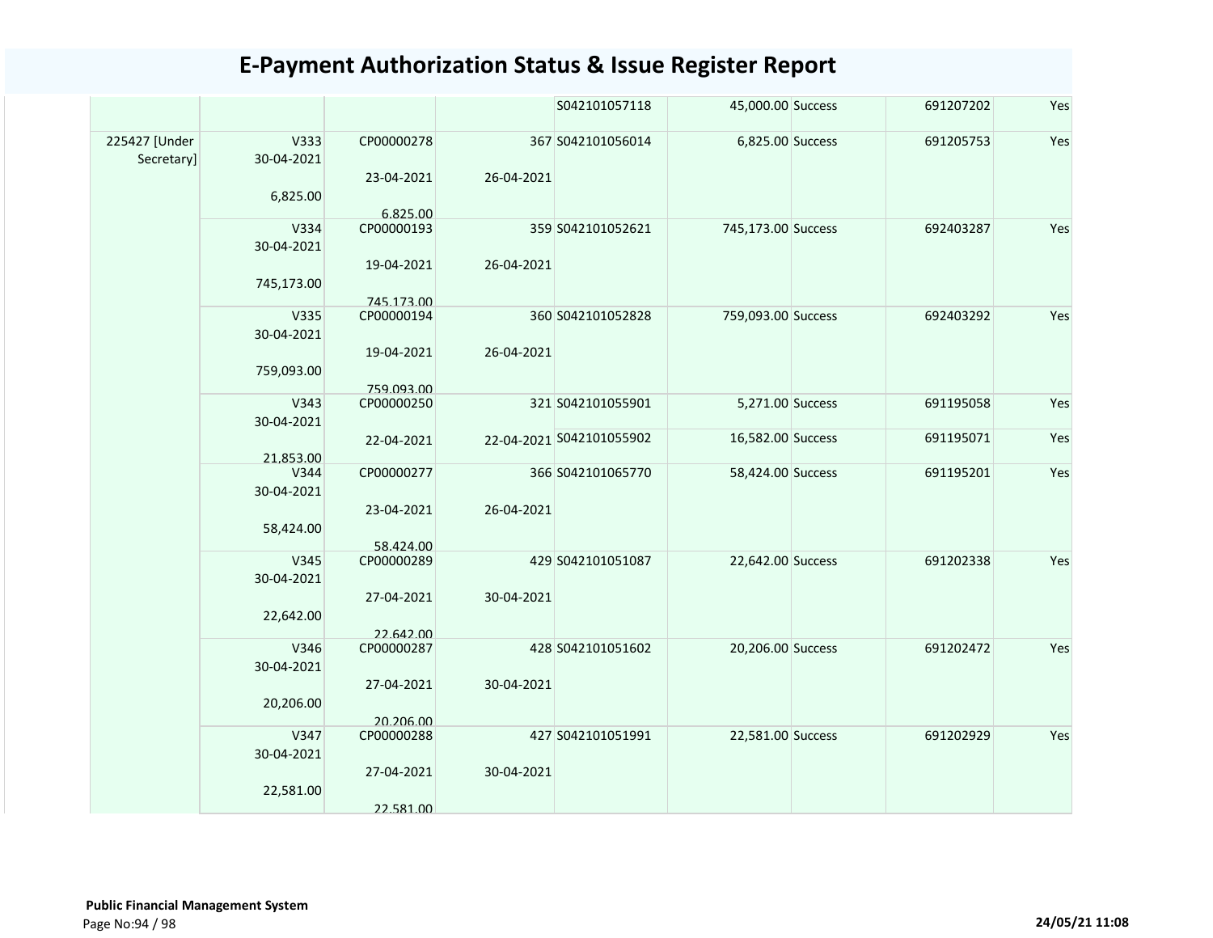# E-Payment Authorization Status & Issue Register Report

| | | | | | | | | |
|---|---|---|---|---|---|---|---|---|
| | | | | S042101057118 | 45,000.00 | Success | 691207202 | Yes |
| 225427 [Under Secretary] | V333 30-04-2021 6,825.00 | CP00000278 23-04-2021 6,825.00 | 367 26-04-2021 | S042101056014 | 6,825.00 | Success | 691205753 | Yes |
| | V334 30-04-2021 745,173.00 | CP00000193 19-04-2021 745,173.00 | 359 26-04-2021 | S042101052621 | 745,173.00 | Success | 692403287 | Yes |
| | V335 30-04-2021 759,093.00 | CP00000194 19-04-2021 759,093.00 | 360 26-04-2021 | S042101052828 | 759,093.00 | Success | 692403292 | Yes |
| | V343 30-04-2021 21,853.00 | CP00000250 22-04-2021 | 321 22-04-2021 | S042101055901 | 5,271.00 | Success | 691195058 | Yes |
| | | | | S042101055902 | 16,582.00 | Success | 691195071 | Yes |
| | V344 30-04-2021 58,424.00 | CP00000277 23-04-2021 58,424.00 | 366 26-04-2021 | S042101065770 | 58,424.00 | Success | 691195201 | Yes |
| | V345 30-04-2021 22,642.00 | CP00000289 27-04-2021 22,642.00 | 429 30-04-2021 | S042101051087 | 22,642.00 | Success | 691202338 | Yes |
| | V346 30-04-2021 20,206.00 | CP00000287 27-04-2021 20,206.00 | 428 30-04-2021 | S042101051602 | 20,206.00 | Success | 691202472 | Yes |
| | V347 30-04-2021 22,581.00 | CP00000288 27-04-2021 22,581.00 | 427 30-04-2021 | S042101051991 | 22,581.00 | Success | 691202929 | Yes |

**Public Financial Management System**

24/05/21 11:08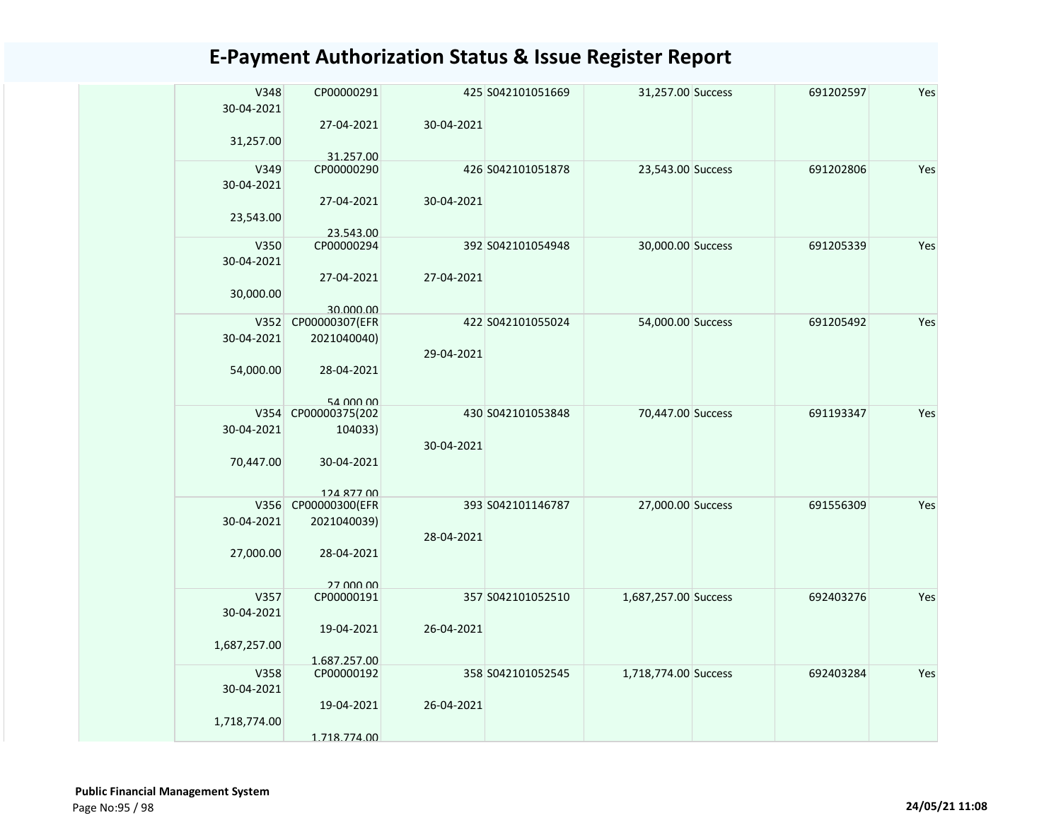# E-Payment Authorization Status & Issue Register Report

| | | | | | | | | | |
|---|---|---|---|---|---|---|---|---|---|
| | V348<br>30-04-2021<br><br>31,257.00 | CP00000291<br><br>27-04-2021<br><br>31,257.00 | 425<br><br>30-04-2021 | S042101051669 | 31,257.00 | Success | | 691202597 | Yes |
| | V349<br>30-04-2021<br><br>23,543.00 | CP00000290<br><br>27-04-2021<br><br>23,543.00 | 426<br><br>30-04-2021 | S042101051878 | 23,543.00 | Success | | 691202806 | Yes |
| | V350<br>30-04-2021<br><br>30,000.00 | CP00000294<br><br>27-04-2021<br><br>30,000.00 | 392<br><br>27-04-2021 | S042101054948 | 30,000.00 | Success | | 691205339 | Yes |
| | V352<br>30-04-2021<br><br>54,000.00 | CP00000307(EFR 2021040040)<br><br>28-04-2021<br><br>54,000.00 | 422<br><br>29-04-2021 | S042101055024 | 54,000.00 | Success | | 691205492 | Yes |
| | V354<br>30-04-2021<br><br>70,447.00 | CP00000375(202 104033)<br><br>30-04-2021<br><br>124,877.00 | 430<br><br>30-04-2021 | S042101053848 | 70,447.00 | Success | | 691193347 | Yes |
| | V356<br>30-04-2021<br><br>27,000.00 | CP00000300(EFR 2021040039)<br><br>28-04-2021<br><br>27,000.00 | 393<br><br>28-04-2021 | S042101146787 | 27,000.00 | Success | | 691556309 | Yes |
| | V357<br>30-04-2021<br><br>1,687,257.00 | CP00000191<br><br>19-04-2021<br><br>1,687,257.00 | 357<br><br>26-04-2021 | S042101052510 | 1,687,257.00 | Success | | 692403276 | Yes |
| | V358<br>30-04-2021<br><br>1,718,774.00 | CP00000192<br><br>19-04-2021<br><br>1,718,774.00 | 358<br><br>26-04-2021 | S042101052545 | 1,718,774.00 | Success | | 692403284 | Yes |

**Public Financial Management System**

24/05/21 11:08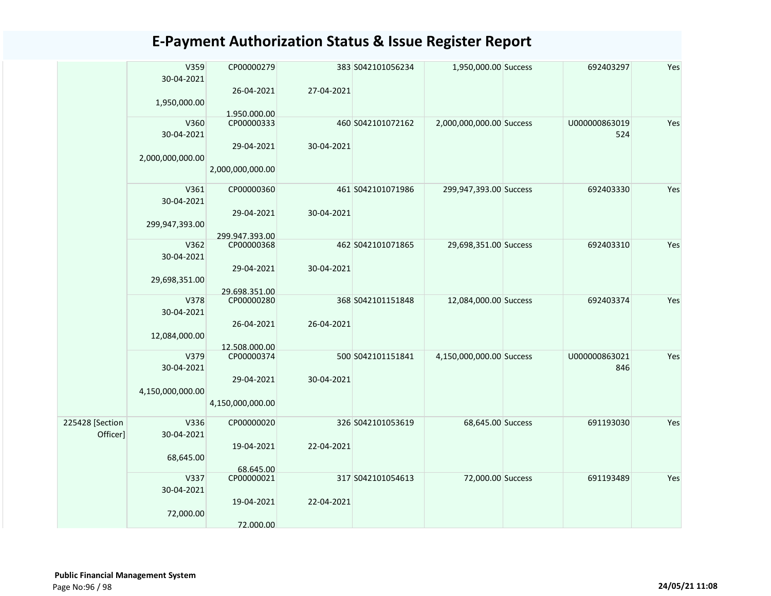# E-Payment Authorization Status & Issue Register Report

| | | | | | | | | |
|---|---|---|---|---|---|---|---|---|
| | V359<br>30-04-2021<br><br>1,950,000.00 | CP00000279<br><br>26-04-2021<br><br>1,950,000.00 | 383<br><br>27-04-2021 | S042101056234 | 1,950,000.00 | Success | 692403297 | Yes |
| | V360<br>30-04-2021<br><br>2,000,000,000.00 | CP00000333<br><br>29-04-2021<br><br>2,000,000,000.00 | 460<br><br>30-04-2021 | S042101072162 | 2,000,000,000.00 | Success | U000000863019524 | Yes |
| | V361<br>30-04-2021<br><br>299,947,393.00 | CP00000360<br><br>29-04-2021<br><br>299,947,393.00 | 461<br><br>30-04-2021 | S042101071986 | 299,947,393.00 | Success | 692403330 | Yes |
| | V362<br>30-04-2021<br><br>29,698,351.00 | CP00000368<br><br>29-04-2021<br><br>29,698,351.00 | 462<br><br>30-04-2021 | S042101071865 | 29,698,351.00 | Success | 692403310 | Yes |
| | V378<br>30-04-2021<br><br>12,084,000.00 | CP00000280<br><br>26-04-2021<br><br>12,508,000.00 | 368<br><br>26-04-2021 | S042101151848 | 12,084,000.00 | Success | 692403374 | Yes |
| | V379<br>30-04-2021<br><br>4,150,000,000.00 | CP00000374<br><br>29-04-2021<br><br>4,150,000,000.00 | 500<br><br>30-04-2021 | S042101151841 | 4,150,000,000.00 | Success | U000000863021846 | Yes |
| 225428 [Section Officer] | V336<br>30-04-2021<br><br>68,645.00 | CP00000020<br><br>19-04-2021<br><br>68,645.00 | 326<br><br>22-04-2021 | S042101053619 | 68,645.00 | Success | 691193030 | Yes |
| | V337<br>30-04-2021<br><br>72,000.00 | CP00000021<br><br>19-04-2021<br><br>72,000.00 | 317<br><br>22-04-2021 | S042101054613 | 72,000.00 | Success | 691193489 | Yes |

**Public Financial Management System**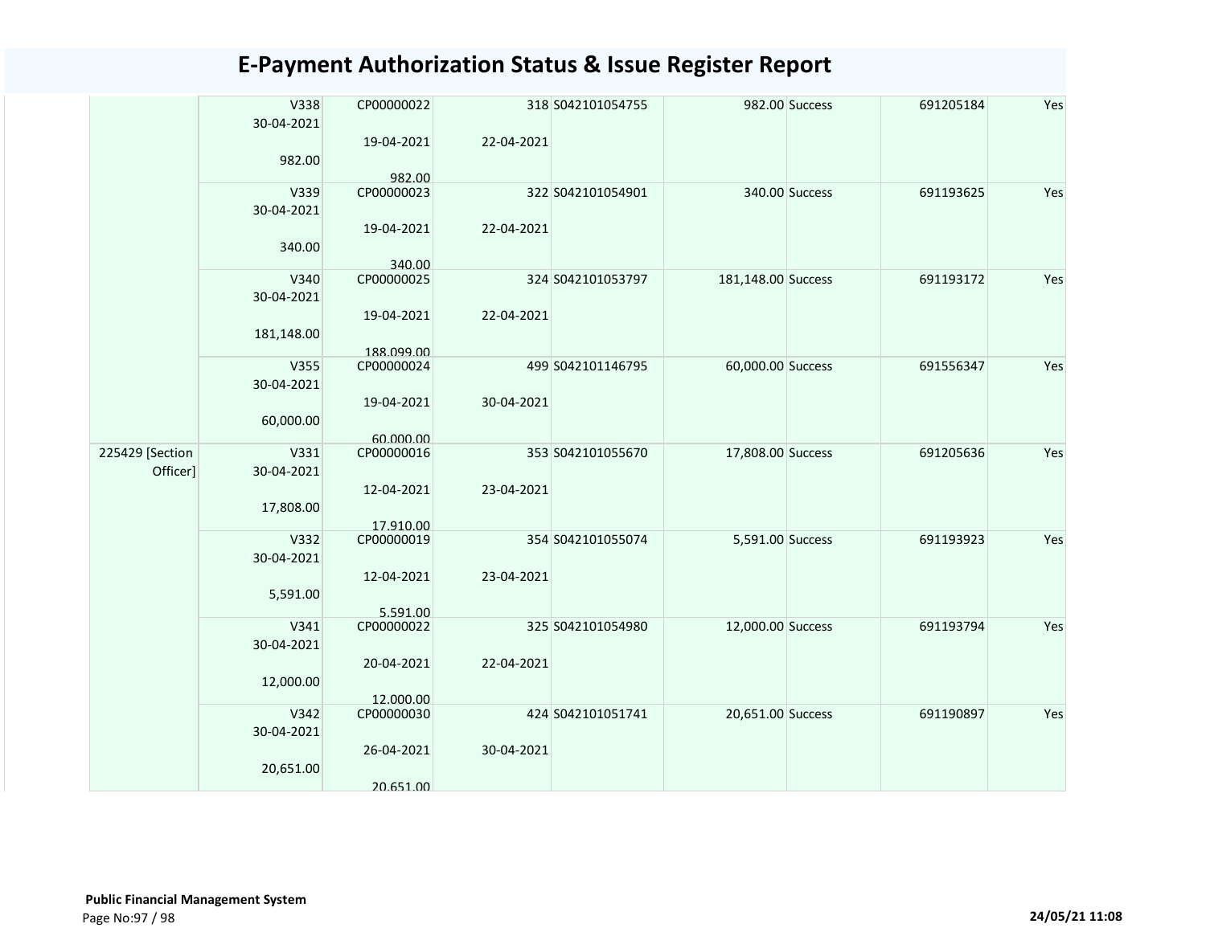# E-Payment Authorization Status & Issue Register Report

| | | | | | | | | |
|---|---|---|---|---|---|---|---|---|
| | V338<br>30-04-2021<br><br>982.00 | CP00000022<br><br>19-04-2021<br><br>982.00 | 318<br><br>22-04-2021 | S042101054755 | 982.00 | Success | 691205184 | Yes |
| | V339<br>30-04-2021<br><br>340.00 | CP00000023<br><br>19-04-2021<br><br>340.00 | 322<br><br>22-04-2021 | S042101054901 | 340.00 | Success | 691193625 | Yes |
| | V340<br>30-04-2021<br><br>181,148.00 | CP00000025<br><br>19-04-2021<br><br>188,099.00 | 324<br><br>22-04-2021 | S042101053797 | 181,148.00 | Success | 691193172 | Yes |
| | V355<br>30-04-2021<br><br>60,000.00 | CP00000024<br><br>19-04-2021<br><br>60,000.00 | 499<br><br>30-04-2021 | S042101146795 | 60,000.00 | Success | 691556347 | Yes |
| 225429 [Section Officer] | V331<br>30-04-2021<br><br>17,808.00 | CP00000016<br><br>12-04-2021<br><br>17,910.00 | 353<br><br>23-04-2021 | S042101055670 | 17,808.00 | Success | 691205636 | Yes |
| | V332<br>30-04-2021<br><br>5,591.00 | CP00000019<br><br>12-04-2021<br><br>5,591.00 | 354<br><br>23-04-2021 | S042101055074 | 5,591.00 | Success | 691193923 | Yes |
| | V341<br>30-04-2021<br><br>12,000.00 | CP00000022<br><br>20-04-2021<br><br>12,000.00 | 325<br><br>22-04-2021 | S042101054980 | 12,000.00 | Success | 691193794 | Yes |
| | V342<br>30-04-2021<br><br>20,651.00 | CP00000030<br><br>26-04-2021<br><br>20,651.00 | 424<br><br>30-04-2021 | S042101051741 | 20,651.00 | Success | 691190897 | Yes |

**Public Financial Management System**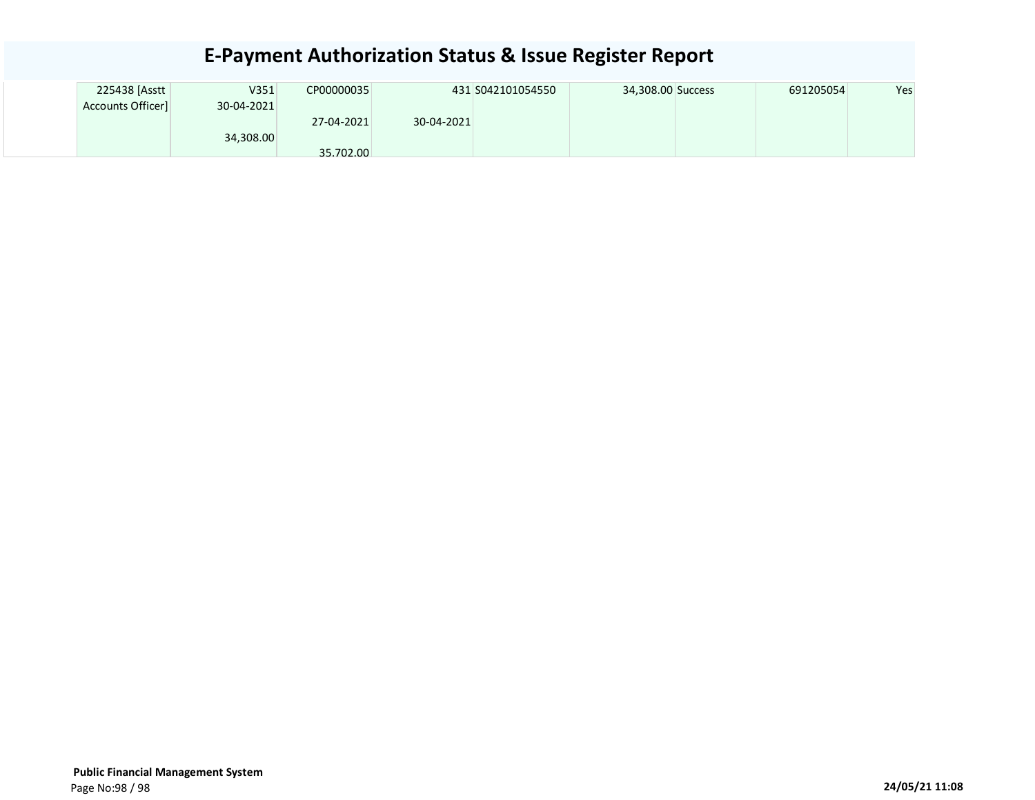# E-Payment Authorization Status & Issue Register Report

| | | | | | | | | | |
|---|---|---|---|---|---|---|---|---|---|
| | 225438 [Asstt Accounts Officer] | V351 30-04-2021 34,308.00 | CP00000035 27-04-2021 35,702.00 | 431 30-04-2021 | S042101054550 | 34,308.00 | Success | 691205054 | Yes |

**Public Financial Management System**

24/05/21 11:08